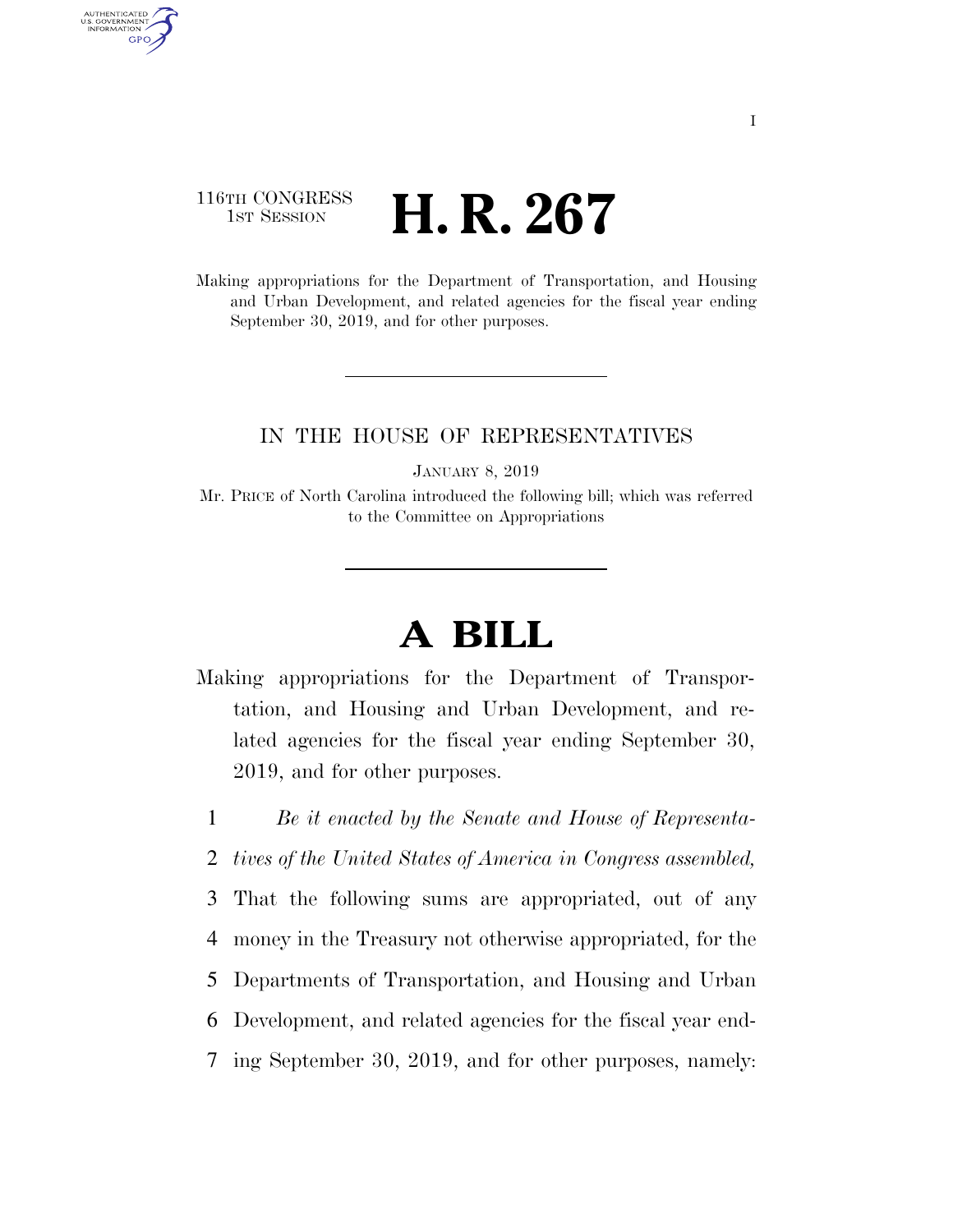116TH CONGRESS
1ST SESSION

# H. R. 267

Making appropriations for the Department of Transportation, and Housing and Urban Development, and related agencies for the fiscal year ending September 30, 2019, and for other purposes.

---

IN THE HOUSE OF REPRESENTATIVES

JANUARY 8, 2019

Mr. PRICE of North Carolina introduced the following bill; which was referred to the Committee on Appropriations

---

# A BILL

Making appropriations for the Department of Transportation, and Housing and Urban Development, and related agencies for the fiscal year ending September 30, 2019, and for other purposes.

1 *Be it enacted by the Senate and House of Representa-*
2 *tives of the United States of America in Congress assembled,*
3 That the following sums are appropriated, out of any
4 money in the Treasury not otherwise appropriated, for the
5 Departments of Transportation, and Housing and Urban
6 Development, and related agencies for the fiscal year end-
7 ing September 30, 2019, and for other purposes, namely: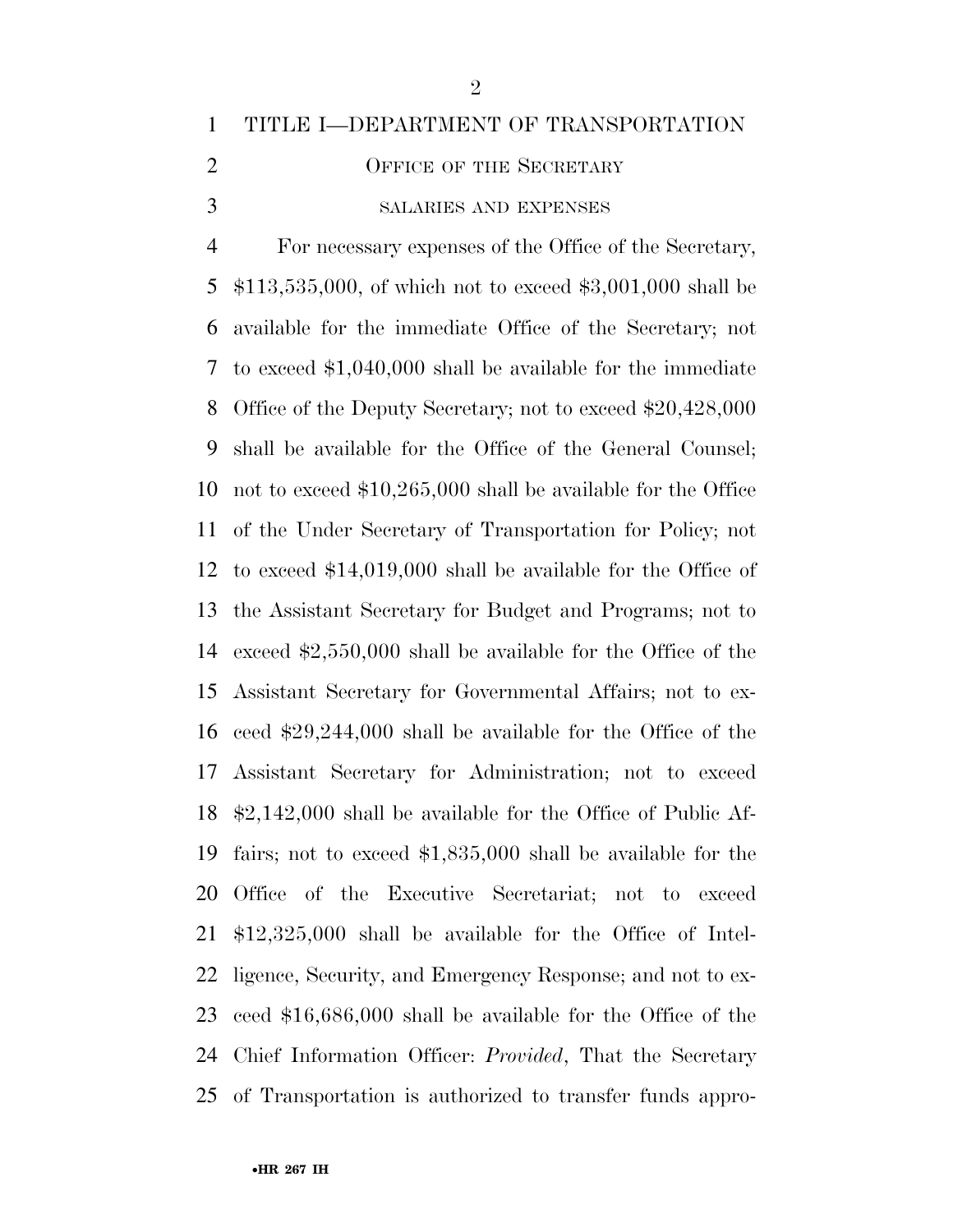# TITLE I—DEPARTMENT OF TRANSPORTATION

## OFFICE OF THE SECRETARY

### SALARIES AND EXPENSES

For necessary expenses of the Office of the Secretary, $113,535,000, of which not to exceed $3,001,000 shall be available for the immediate Office of the Secretary; not to exceed $1,040,000 shall be available for the immediate Office of the Deputy Secretary; not to exceed $20,428,000 shall be available for the Office of the General Counsel; not to exceed $10,265,000 shall be available for the Office of the Under Secretary of Transportation for Policy; not to exceed $14,019,000 shall be available for the Office of the Assistant Secretary for Budget and Programs; not to exceed $2,550,000 shall be available for the Office of the Assistant Secretary for Governmental Affairs; not to exceed $29,244,000 shall be available for the Office of the Assistant Secretary for Administration; not to exceed $2,142,000 shall be available for the Office of Public Affairs; not to exceed $1,835,000 shall be available for the Office of the Executive Secretariat; not to exceed $12,325,000 shall be available for the Office of Intelligence, Security, and Emergency Response; and not to exceed $16,686,000 shall be available for the Office of the Chief Information Officer: *Provided*, That the Secretary of Transportation is authorized to transfer funds appro-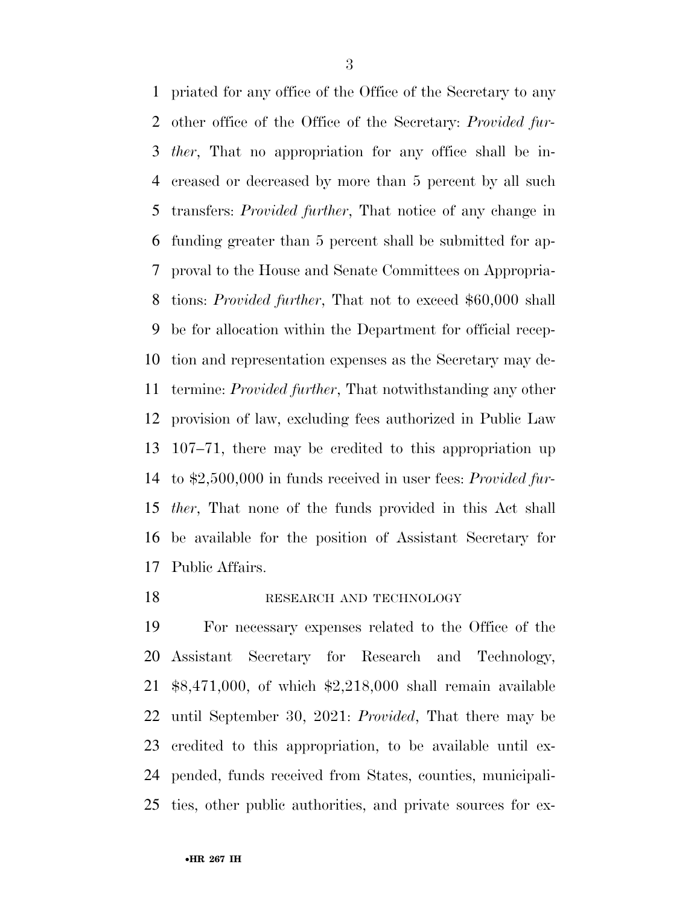priated for any office of the Office of the Secretary to any other office of the Office of the Secretary: *Provided further*, That no appropriation for any office shall be increased or decreased by more than 5 percent by all such transfers: *Provided further*, That notice of any change in funding greater than 5 percent shall be submitted for approval to the House and Senate Committees on Appropriations: *Provided further*, That not to exceed $60,000 shall be for allocation within the Department for official reception and representation expenses as the Secretary may determine: *Provided further*, That notwithstanding any other provision of law, excluding fees authorized in Public Law 107–71, there may be credited to this appropriation up to $2,500,000 in funds received in user fees: *Provided further*, That none of the funds provided in this Act shall be available for the position of Assistant Secretary for Public Affairs.

RESEARCH AND TECHNOLOGY

For necessary expenses related to the Office of the Assistant Secretary for Research and Technology, $8,471,000, of which $2,218,000 shall remain available until September 30, 2021: *Provided*, That there may be credited to this appropriation, to be available until expended, funds received from States, counties, municipalities, other public authorities, and private sources for ex-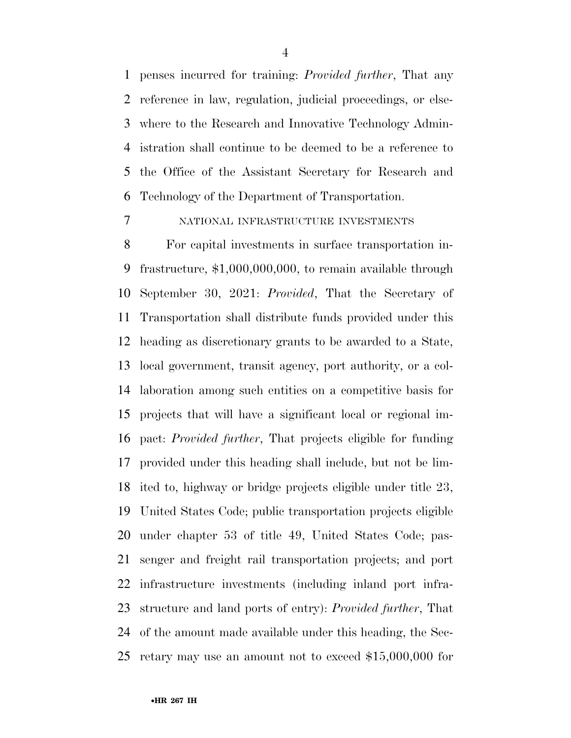penses incurred for training: *Provided further*, That any reference in law, regulation, judicial proceedings, or elsewhere to the Research and Innovative Technology Administration shall continue to be deemed to be a reference to the Office of the Assistant Secretary for Research and Technology of the Department of Transportation.

NATIONAL INFRASTRUCTURE INVESTMENTS

For capital investments in surface transportation infrastructure, $1,000,000,000, to remain available through September 30, 2021: *Provided*, That the Secretary of Transportation shall distribute funds provided under this heading as discretionary grants to be awarded to a State, local government, transit agency, port authority, or a collaboration among such entities on a competitive basis for projects that will have a significant local or regional impact: *Provided further*, That projects eligible for funding provided under this heading shall include, but not be limited to, highway or bridge projects eligible under title 23, United States Code; public transportation projects eligible under chapter 53 of title 49, United States Code; passenger and freight rail transportation projects; and port infrastructure investments (including inland port infrastructure and land ports of entry): *Provided further*, That of the amount made available under this heading, the Secretary may use an amount not to exceed $15,000,000 for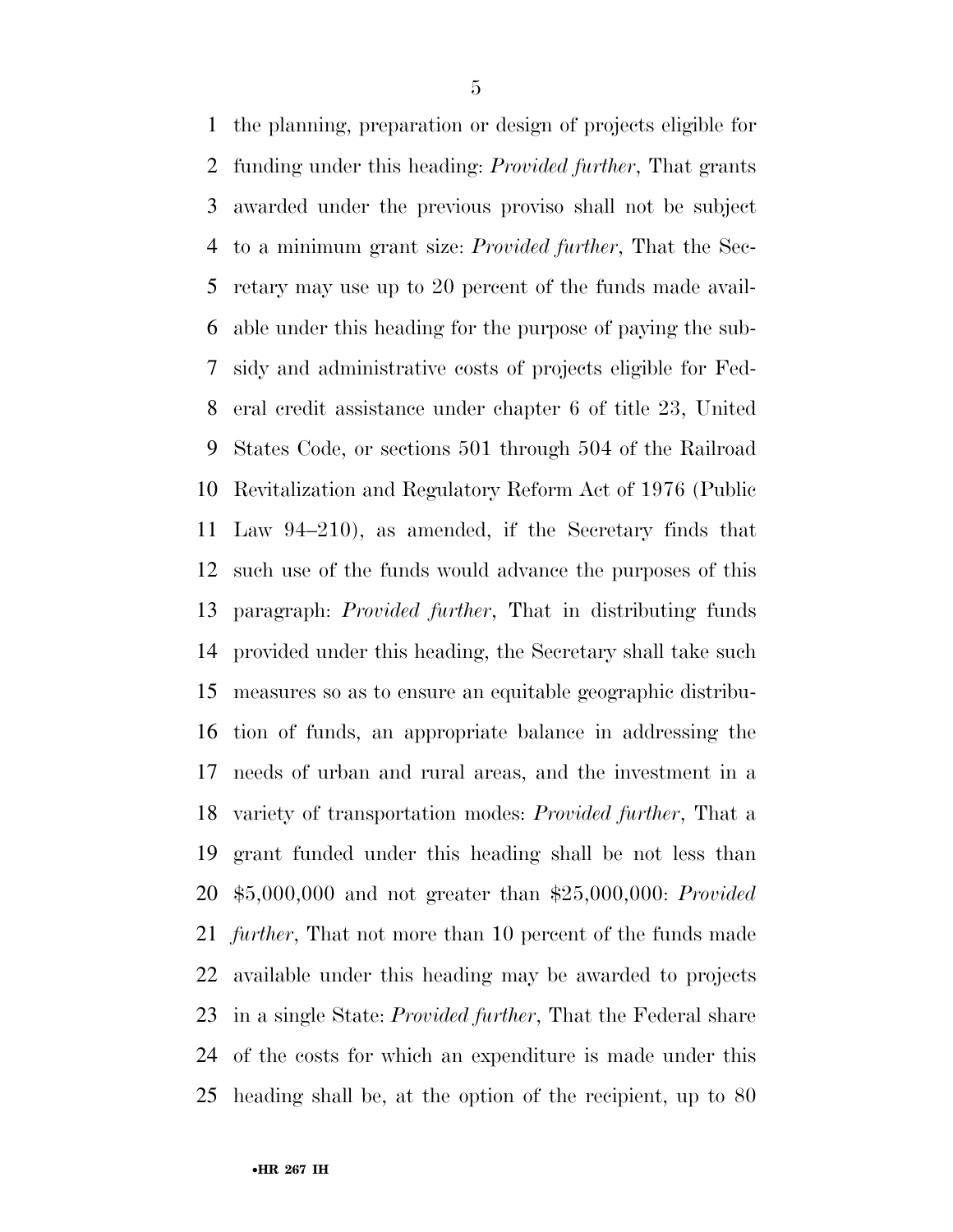the planning, preparation or design of projects eligible for funding under this heading: *Provided further*, That grants awarded under the previous proviso shall not be subject to a minimum grant size: *Provided further*, That the Secretary may use up to 20 percent of the funds made available under this heading for the purpose of paying the subsidy and administrative costs of projects eligible for Federal credit assistance under chapter 6 of title 23, United States Code, or sections 501 through 504 of the Railroad Revitalization and Regulatory Reform Act of 1976 (Public Law 94–210), as amended, if the Secretary finds that such use of the funds would advance the purposes of this paragraph: *Provided further*, That in distributing funds provided under this heading, the Secretary shall take such measures so as to ensure an equitable geographic distribution of funds, an appropriate balance in addressing the needs of urban and rural areas, and the investment in a variety of transportation modes: *Provided further*, That a grant funded under this heading shall be not less than $5,000,000 and not greater than $25,000,000: *Provided further*, That not more than 10 percent of the funds made available under this heading may be awarded to projects in a single State: *Provided further*, That the Federal share of the costs for which an expenditure is made under this heading shall be, at the option of the recipient, up to 80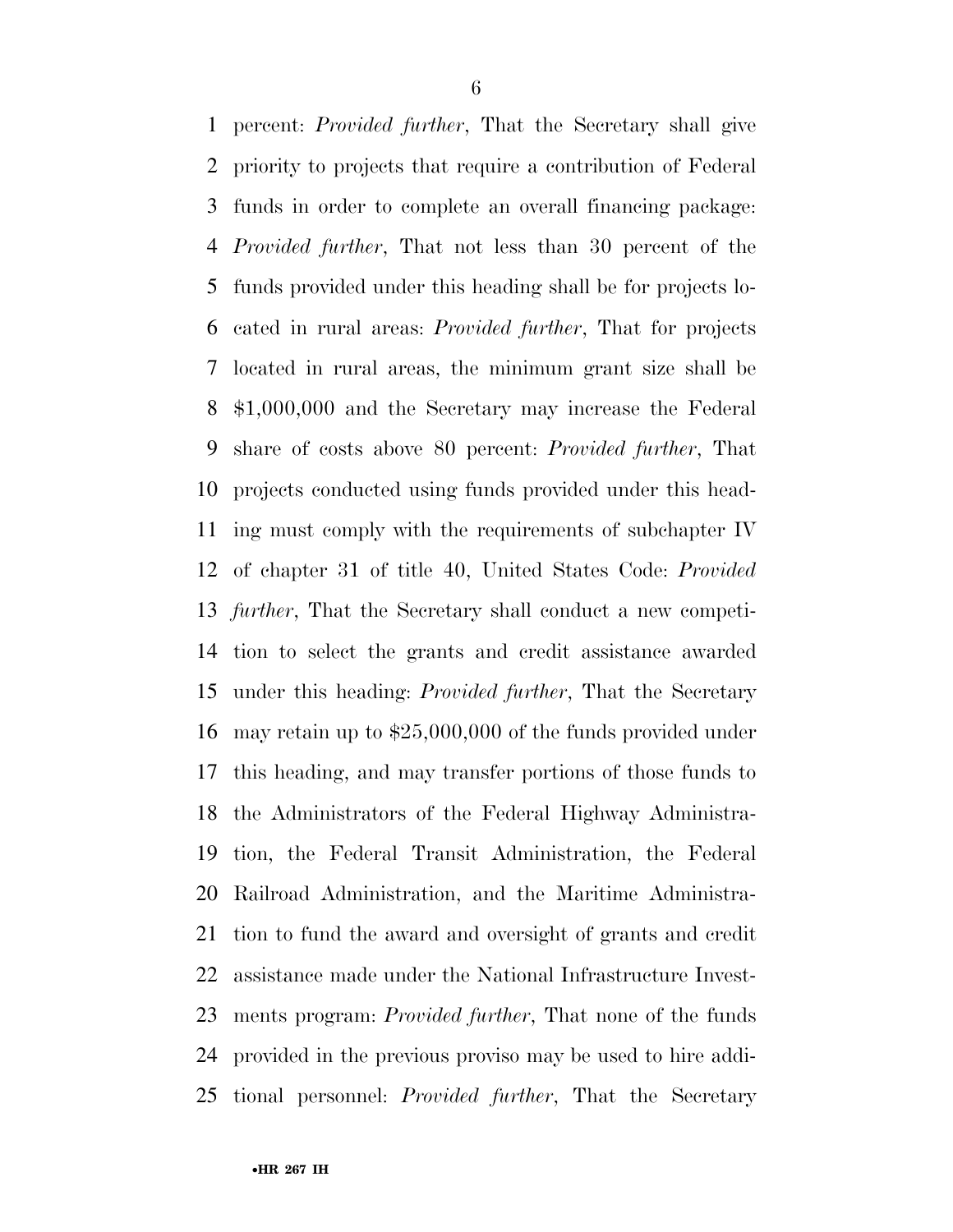percent: *Provided further*, That the Secretary shall give priority to projects that require a contribution of Federal funds in order to complete an overall financing package: *Provided further*, That not less than 30 percent of the funds provided under this heading shall be for projects located in rural areas: *Provided further*, That for projects located in rural areas, the minimum grant size shall be $1,000,000 and the Secretary may increase the Federal share of costs above 80 percent: *Provided further*, That projects conducted using funds provided under this heading must comply with the requirements of subchapter IV of chapter 31 of title 40, United States Code: *Provided further*, That the Secretary shall conduct a new competition to select the grants and credit assistance awarded under this heading: *Provided further*, That the Secretary may retain up to $25,000,000 of the funds provided under this heading, and may transfer portions of those funds to the Administrators of the Federal Highway Administration, the Federal Transit Administration, the Federal Railroad Administration, and the Maritime Administration to fund the award and oversight of grants and credit assistance made under the National Infrastructure Investments program: *Provided further*, That none of the funds provided in the previous proviso may be used to hire additional personnel: *Provided further*, That the Secretary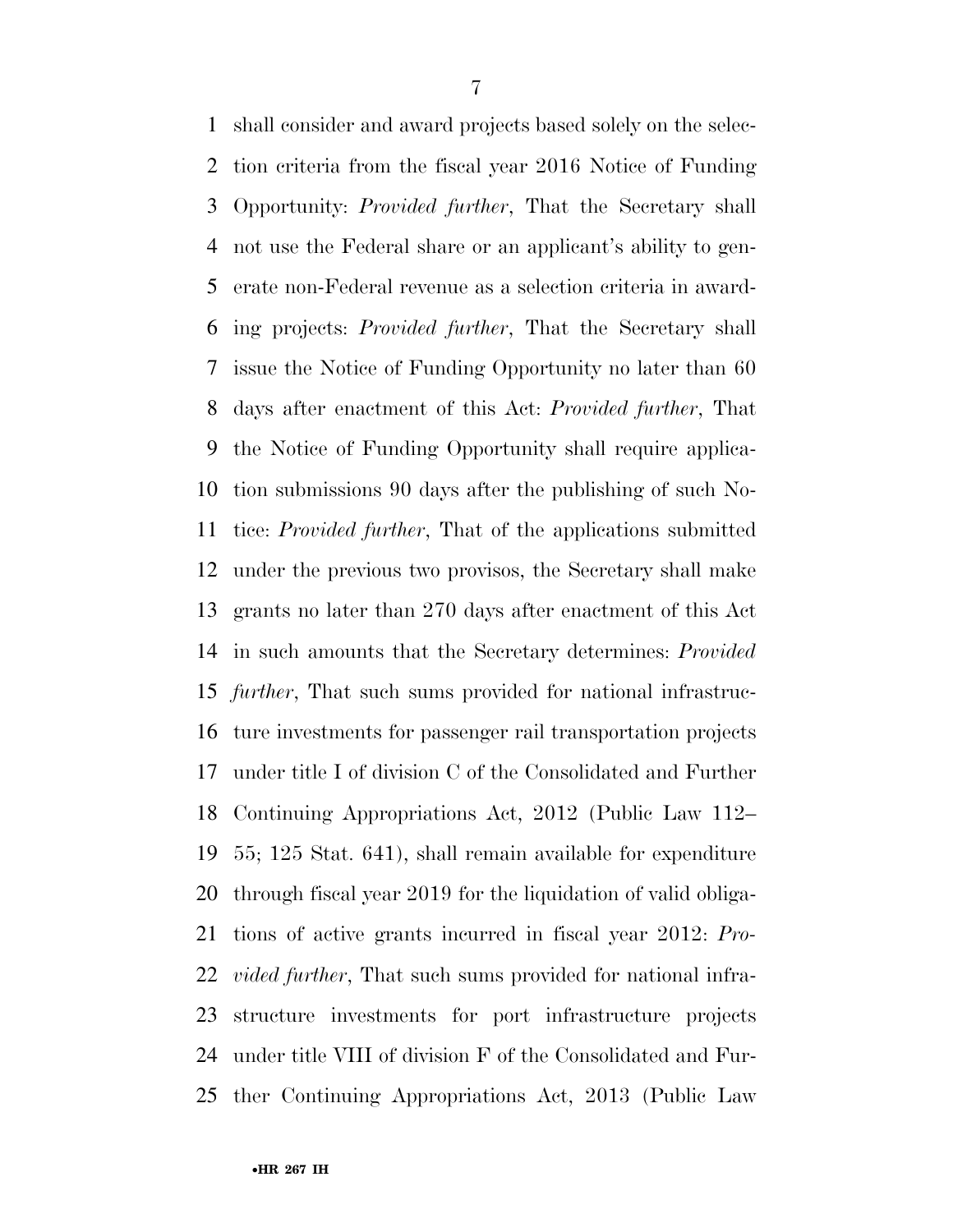shall consider and award projects based solely on the selection criteria from the fiscal year 2016 Notice of Funding Opportunity: *Provided further*, That the Secretary shall not use the Federal share or an applicant's ability to generate non-Federal revenue as a selection criteria in awarding projects: *Provided further*, That the Secretary shall issue the Notice of Funding Opportunity no later than 60 days after enactment of this Act: *Provided further*, That the Notice of Funding Opportunity shall require application submissions 90 days after the publishing of such Notice: *Provided further*, That of the applications submitted under the previous two provisos, the Secretary shall make grants no later than 270 days after enactment of this Act in such amounts that the Secretary determines: *Provided further*, That such sums provided for national infrastructure investments for passenger rail transportation projects under title I of division C of the Consolidated and Further Continuing Appropriations Act, 2012 (Public Law 112–55; 125 Stat. 641), shall remain available for expenditure through fiscal year 2019 for the liquidation of valid obligations of active grants incurred in fiscal year 2012: *Provided further*, That such sums provided for national infrastructure investments for port infrastructure projects under title VIII of division F of the Consolidated and Further Continuing Appropriations Act, 2013 (Public Law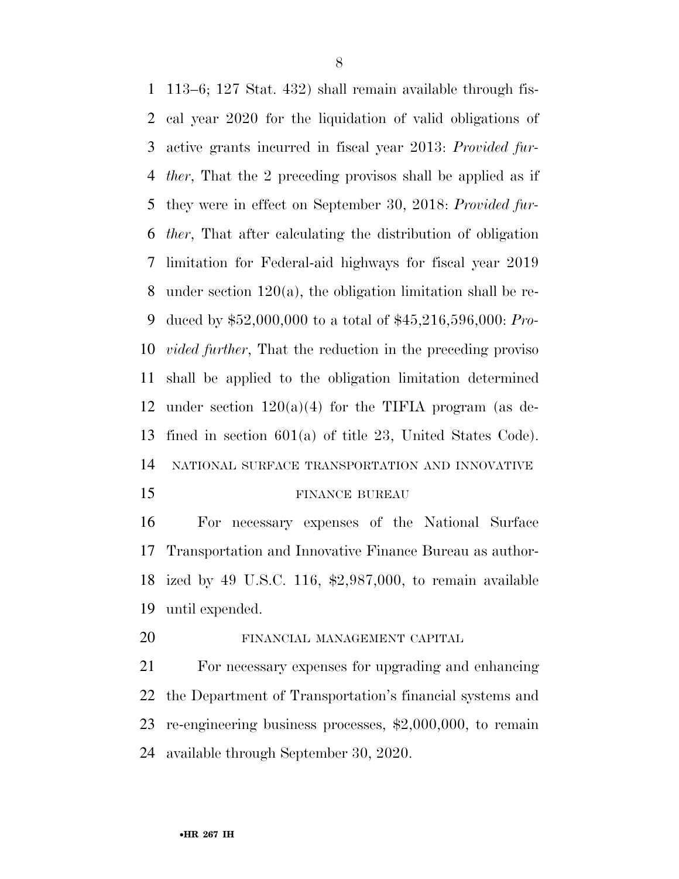113–6; 127 Stat. 432) shall remain available through fiscal year 2020 for the liquidation of valid obligations of active grants incurred in fiscal year 2013: *Provided further*, That the 2 preceding provisos shall be applied as if they were in effect on September 30, 2018: *Provided further*, That after calculating the distribution of obligation limitation for Federal-aid highways for fiscal year 2019 under section 120(a), the obligation limitation shall be reduced by $52,000,000 to a total of $45,216,596,000: *Provided further*, That the reduction in the preceding proviso shall be applied to the obligation limitation determined under section 120(a)(4) for the TIFIA program (as defined in section 601(a) of title 23, United States Code).

NATIONAL SURFACE TRANSPORTATION AND INNOVATIVE FINANCE BUREAU

For necessary expenses of the National Surface Transportation and Innovative Finance Bureau as authorized by 49 U.S.C. 116, $2,987,000, to remain available until expended.

FINANCIAL MANAGEMENT CAPITAL

For necessary expenses for upgrading and enhancing the Department of Transportation's financial systems and re-engineering business processes, $2,000,000, to remain available through September 30, 2020.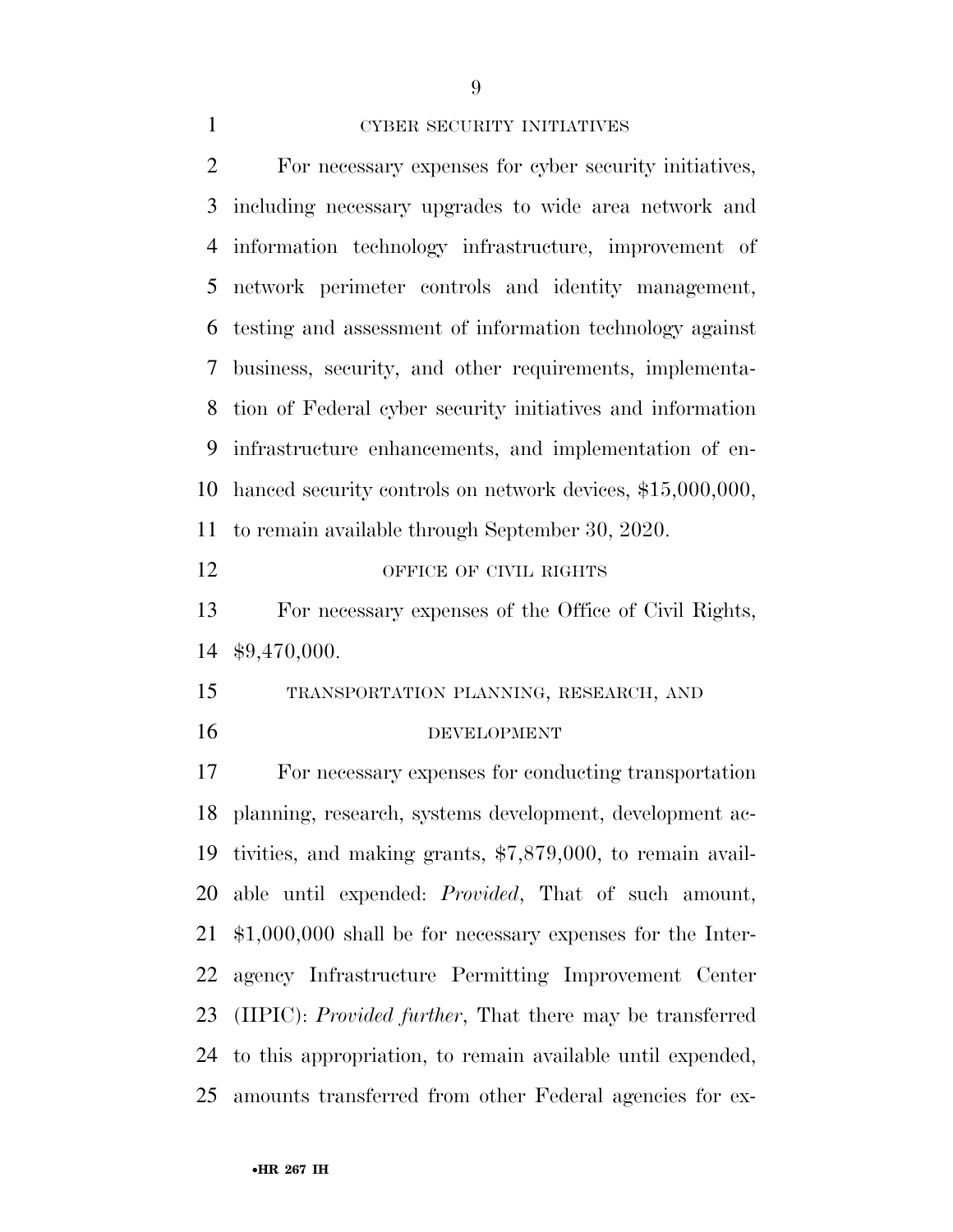CYBER SECURITY INITIATIVES

For necessary expenses for cyber security initiatives, including necessary upgrades to wide area network and information technology infrastructure, improvement of network perimeter controls and identity management, testing and assessment of information technology against business, security, and other requirements, implementation of Federal cyber security initiatives and information infrastructure enhancements, and implementation of enhanced security controls on network devices, $15,000,000, to remain available through September 30, 2020.

OFFICE OF CIVIL RIGHTS

For necessary expenses of the Office of Civil Rights, $9,470,000.

TRANSPORTATION PLANNING, RESEARCH, AND DEVELOPMENT

For necessary expenses for conducting transportation planning, research, systems development, development activities, and making grants, $7,879,000, to remain available until expended: *Provided*, That of such amount, $1,000,000 shall be for necessary expenses for the Interagency Infrastructure Permitting Improvement Center (IIPIC): *Provided further*, That there may be transferred to this appropriation, to remain available until expended, amounts transferred from other Federal agencies for ex-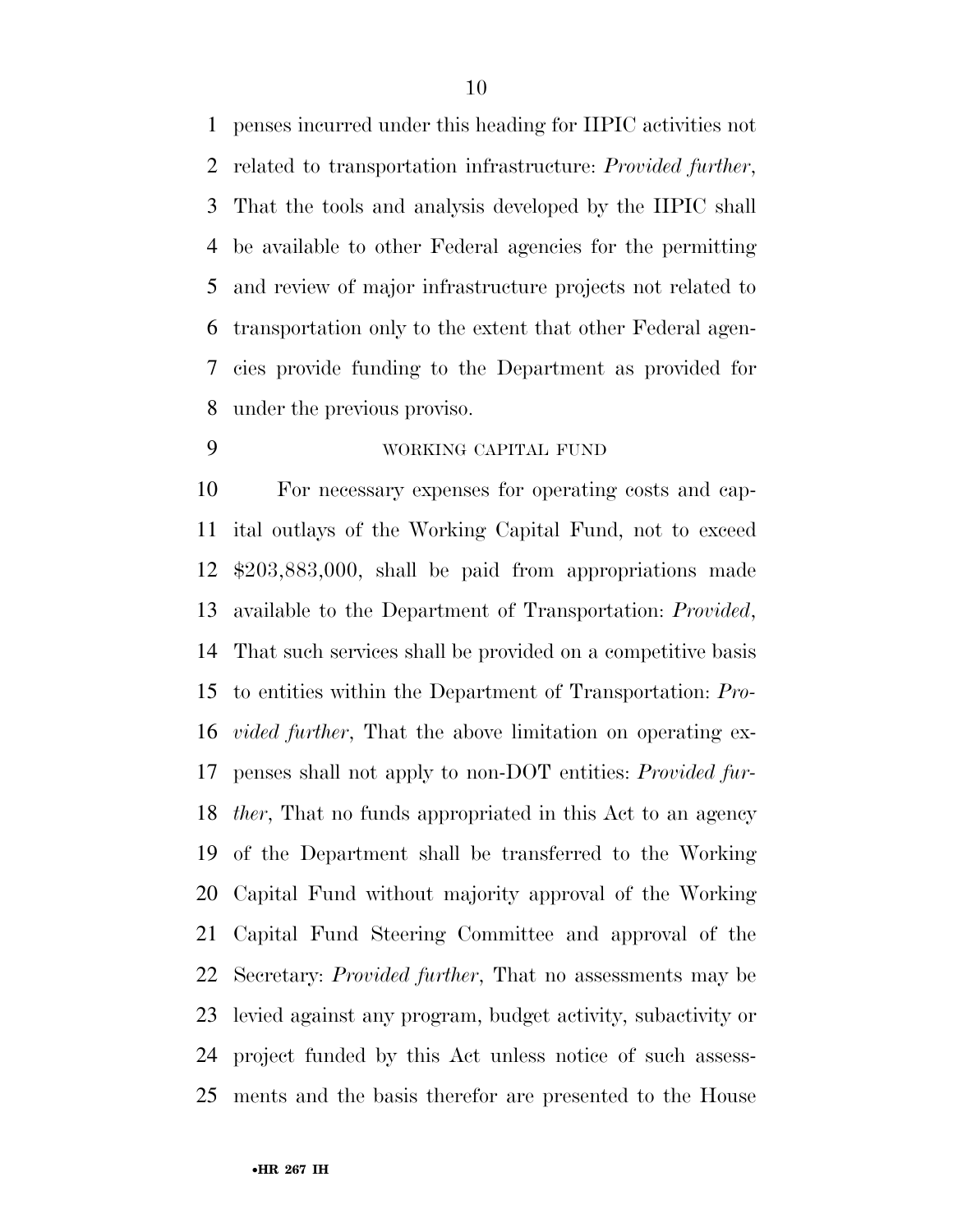penses incurred under this heading for IIPIC activities not related to transportation infrastructure: *Provided further*, That the tools and analysis developed by the IIPIC shall be available to other Federal agencies for the permitting and review of major infrastructure projects not related to transportation only to the extent that other Federal agencies provide funding to the Department as provided for under the previous proviso.

WORKING CAPITAL FUND

For necessary expenses for operating costs and capital outlays of the Working Capital Fund, not to exceed $203,883,000, shall be paid from appropriations made available to the Department of Transportation: *Provided*, That such services shall be provided on a competitive basis to entities within the Department of Transportation: *Provided further*, That the above limitation on operating expenses shall not apply to non-DOT entities: *Provided further*, That no funds appropriated in this Act to an agency of the Department shall be transferred to the Working Capital Fund without majority approval of the Working Capital Fund Steering Committee and approval of the Secretary: *Provided further*, That no assessments may be levied against any program, budget activity, subactivity or project funded by this Act unless notice of such assessments and the basis therefor are presented to the House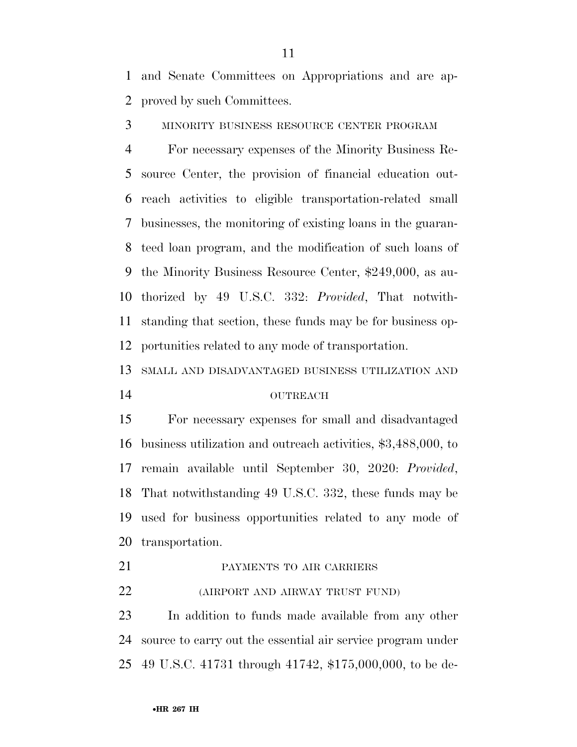and Senate Committees on Appropriations and are approved by such Committees.

MINORITY BUSINESS RESOURCE CENTER PROGRAM

For necessary expenses of the Minority Business Resource Center, the provision of financial education outreach activities to eligible transportation-related small businesses, the monitoring of existing loans in the guaranteed loan program, and the modification of such loans of the Minority Business Resource Center, $249,000, as authorized by 49 U.S.C. 332: *Provided*, That notwithstanding that section, these funds may be for business opportunities related to any mode of transportation.

SMALL AND DISADVANTAGED BUSINESS UTILIZATION AND OUTREACH

For necessary expenses for small and disadvantaged business utilization and outreach activities, $3,488,000, to remain available until September 30, 2020: *Provided*, That notwithstanding 49 U.S.C. 332, these funds may be used for business opportunities related to any mode of transportation.

PAYMENTS TO AIR CARRIERS

(AIRPORT AND AIRWAY TRUST FUND)

In addition to funds made available from any other source to carry out the essential air service program under 49 U.S.C. 41731 through 41742, $175,000,000, to be de-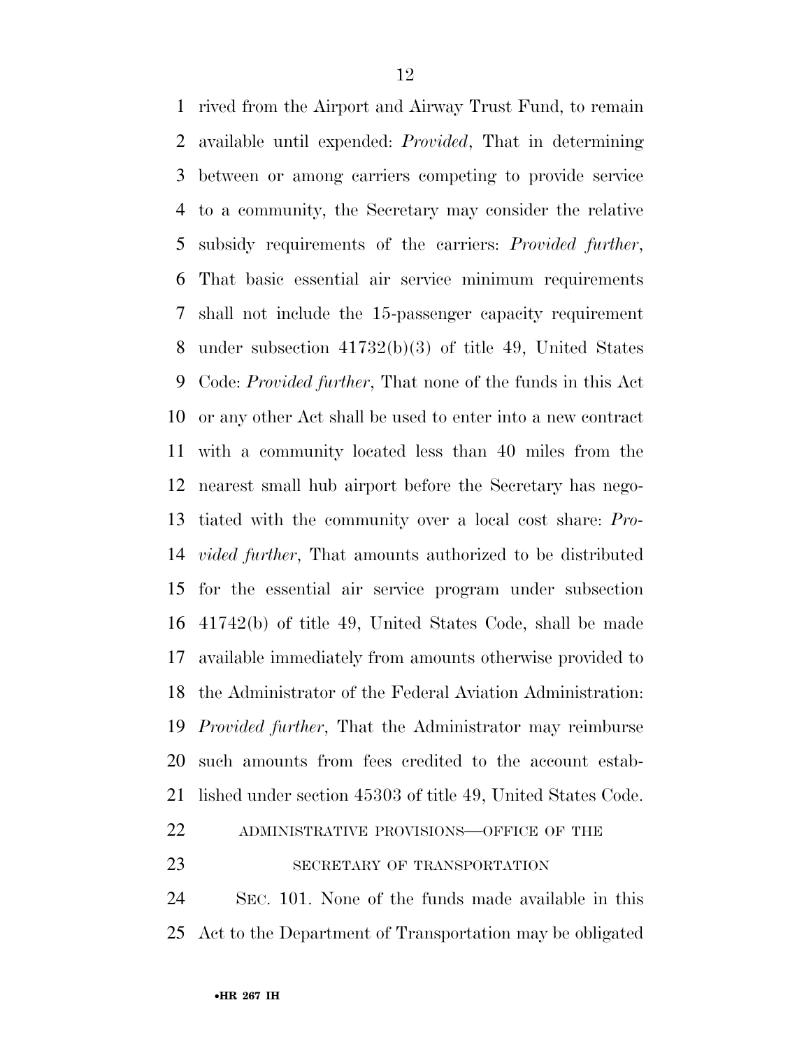rived from the Airport and Airway Trust Fund, to remain available until expended: *Provided*, That in determining between or among carriers competing to provide service to a community, the Secretary may consider the relative subsidy requirements of the carriers: *Provided further*, That basic essential air service minimum requirements shall not include the 15-passenger capacity requirement under subsection 41732(b)(3) of title 49, United States Code: *Provided further*, That none of the funds in this Act or any other Act shall be used to enter into a new contract with a community located less than 40 miles from the nearest small hub airport before the Secretary has negotiated with the community over a local cost share: *Provided further*, That amounts authorized to be distributed for the essential air service program under subsection 41742(b) of title 49, United States Code, shall be made available immediately from amounts otherwise provided to the Administrator of the Federal Aviation Administration: *Provided further*, That the Administrator may reimburse such amounts from fees credited to the account established under section 45303 of title 49, United States Code.

ADMINISTRATIVE PROVISIONS—OFFICE OF THE SECRETARY OF TRANSPORTATION

SEC. 101. None of the funds made available in this Act to the Department of Transportation may be obligated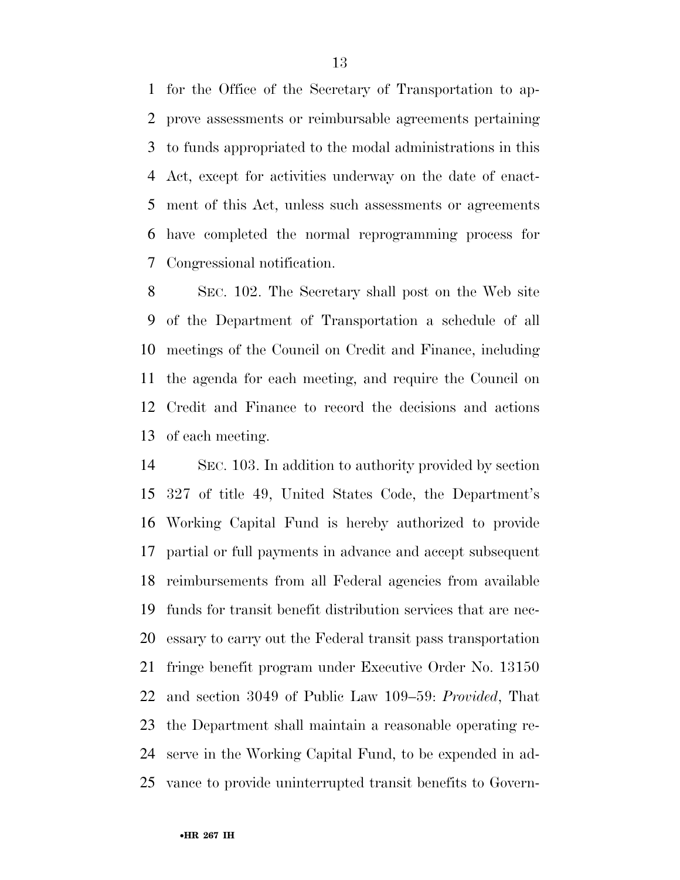for the Office of the Secretary of Transportation to approve assessments or reimbursable agreements pertaining to funds appropriated to the modal administrations in this Act, except for activities underway on the date of enactment of this Act, unless such assessments or agreements have completed the normal reprogramming process for Congressional notification.

SEC. 102. The Secretary shall post on the Web site of the Department of Transportation a schedule of all meetings of the Council on Credit and Finance, including the agenda for each meeting, and require the Council on Credit and Finance to record the decisions and actions of each meeting.

SEC. 103. In addition to authority provided by section 327 of title 49, United States Code, the Department's Working Capital Fund is hereby authorized to provide partial or full payments in advance and accept subsequent reimbursements from all Federal agencies from available funds for transit benefit distribution services that are necessary to carry out the Federal transit pass transportation fringe benefit program under Executive Order No. 13150 and section 3049 of Public Law 109–59: *Provided*, That the Department shall maintain a reasonable operating reserve in the Working Capital Fund, to be expended in advance to provide uninterrupted transit benefits to Govern-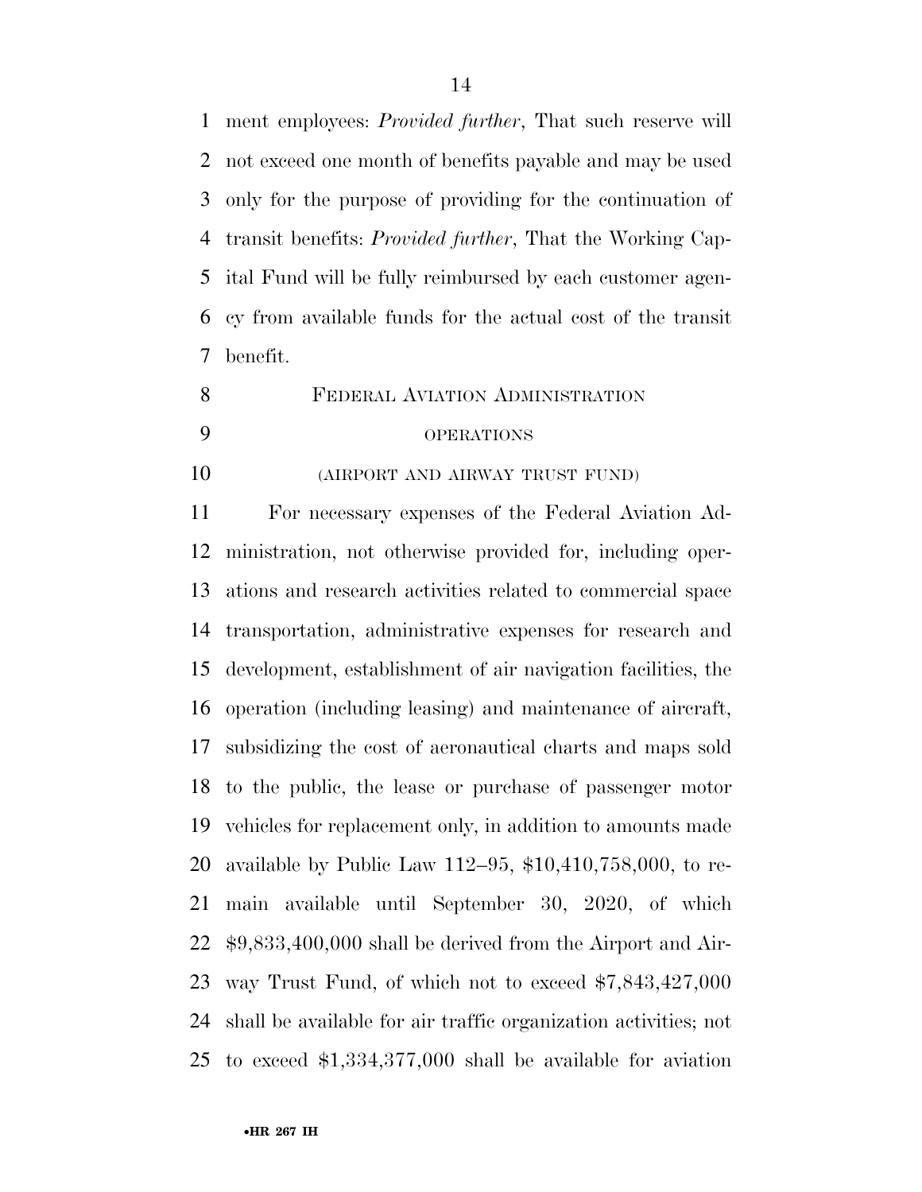ment employees: *Provided further*, That such reserve will not exceed one month of benefits payable and may be used only for the purpose of providing for the continuation of transit benefits: *Provided further*, That the Working Capital Fund will be fully reimbursed by each customer agency from available funds for the actual cost of the transit benefit.

FEDERAL AVIATION ADMINISTRATION

OPERATIONS

(AIRPORT AND AIRWAY TRUST FUND)

For necessary expenses of the Federal Aviation Administration, not otherwise provided for, including operations and research activities related to commercial space transportation, administrative expenses for research and development, establishment of air navigation facilities, the operation (including leasing) and maintenance of aircraft, subsidizing the cost of aeronautical charts and maps sold to the public, the lease or purchase of passenger motor vehicles for replacement only, in addition to amounts made available by Public Law 112–95, $10,410,758,000, to remain available until September 30, 2020, of which $9,833,400,000 shall be derived from the Airport and Airway Trust Fund, of which not to exceed $7,843,427,000 shall be available for air traffic organization activities; not to exceed $1,334,377,000 shall be available for aviation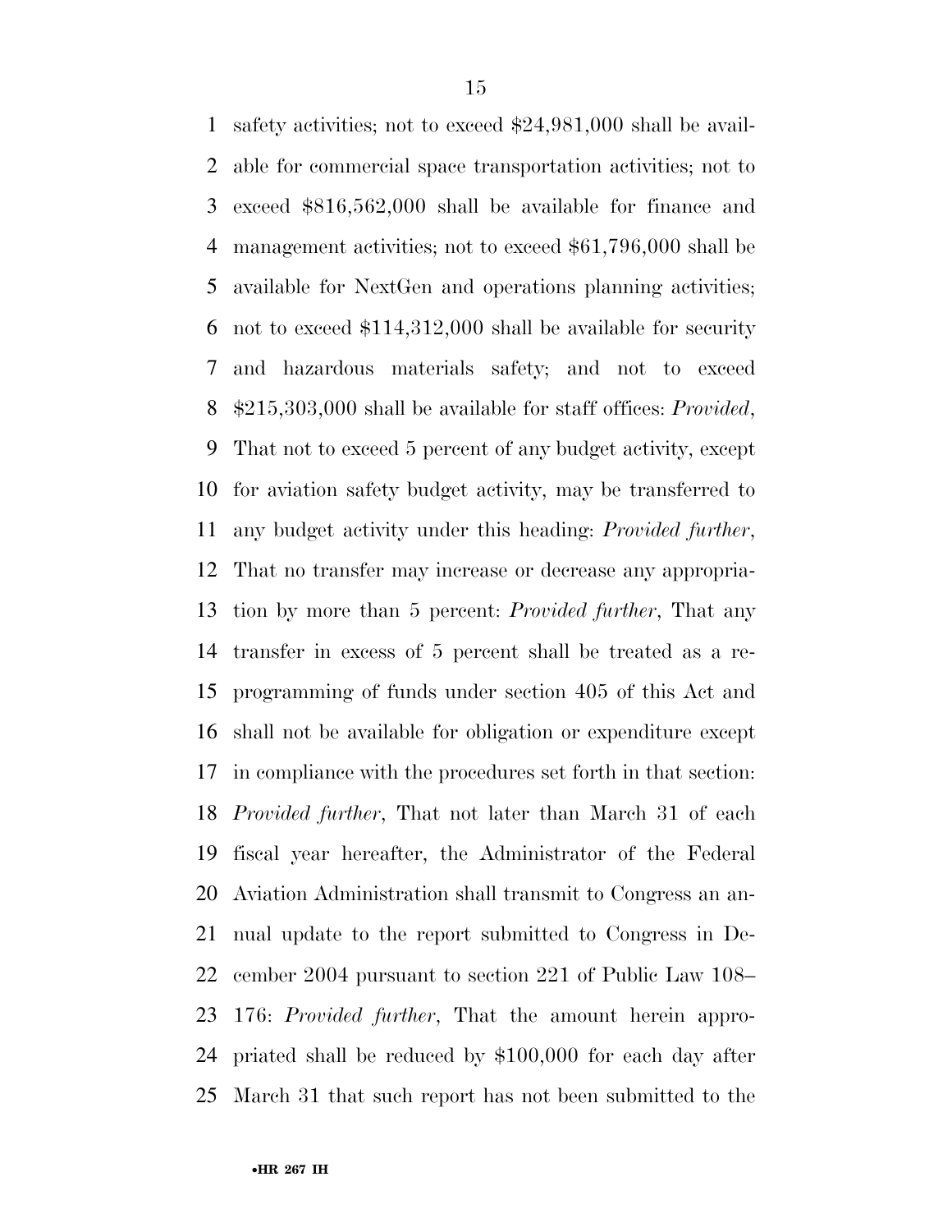safety activities; not to exceed $24,981,000 shall be available for commercial space transportation activities; not to exceed $816,562,000 shall be available for finance and management activities; not to exceed $61,796,000 shall be available for NextGen and operations planning activities; not to exceed $114,312,000 shall be available for security and hazardous materials safety; and not to exceed $215,303,000 shall be available for staff offices: *Provided*, That not to exceed 5 percent of any budget activity, except for aviation safety budget activity, may be transferred to any budget activity under this heading: *Provided further*, That no transfer may increase or decrease any appropriation by more than 5 percent: *Provided further*, That any transfer in excess of 5 percent shall be treated as a reprogramming of funds under section 405 of this Act and shall not be available for obligation or expenditure except in compliance with the procedures set forth in that section: *Provided further*, That not later than March 31 of each fiscal year hereafter, the Administrator of the Federal Aviation Administration shall transmit to Congress an annual update to the report submitted to Congress in December 2004 pursuant to section 221 of Public Law 108–176: *Provided further*, That the amount herein appropriated shall be reduced by $100,000 for each day after March 31 that such report has not been submitted to the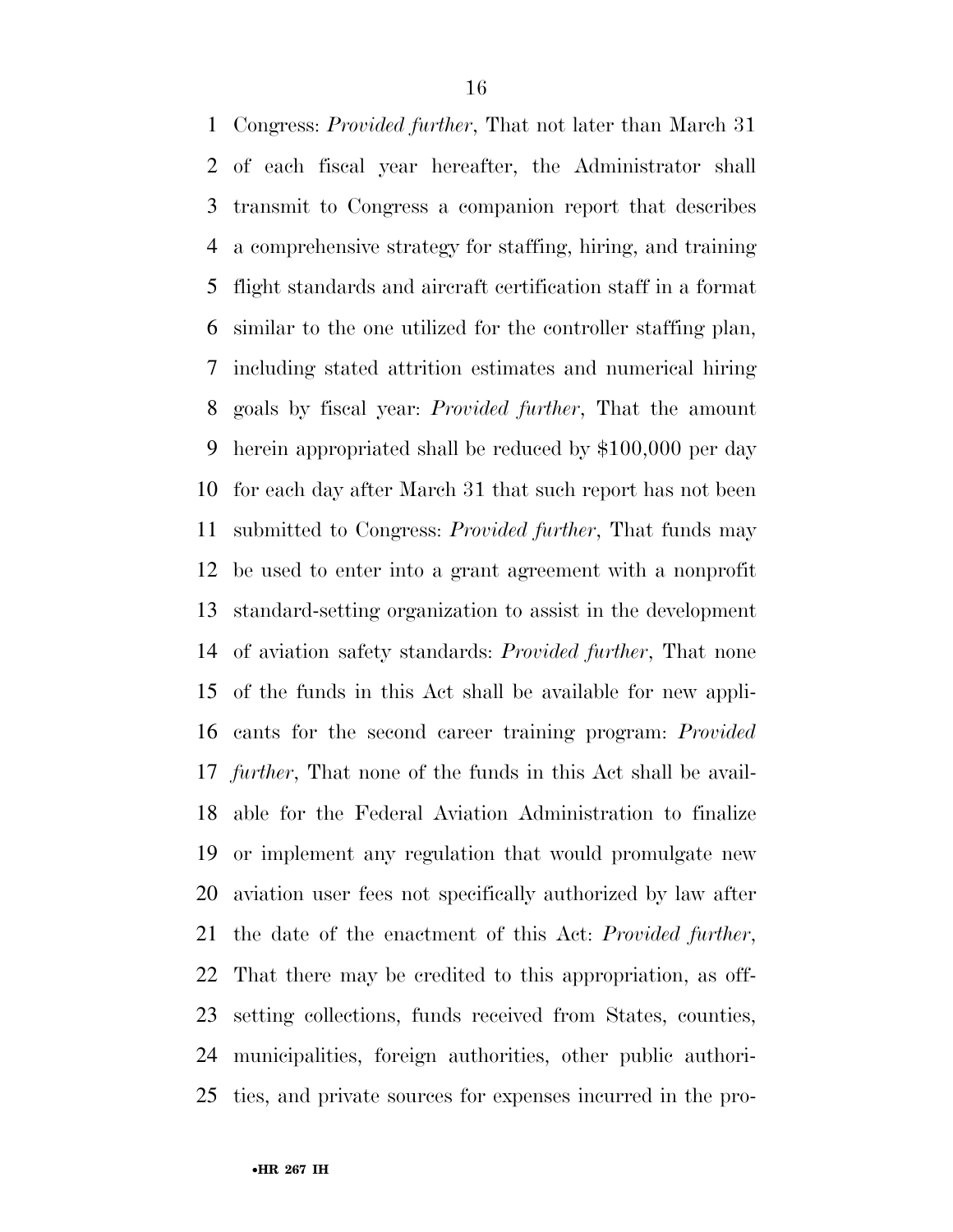Congress: *Provided further*, That not later than March 31 of each fiscal year hereafter, the Administrator shall transmit to Congress a companion report that describes a comprehensive strategy for staffing, hiring, and training flight standards and aircraft certification staff in a format similar to the one utilized for the controller staffing plan, including stated attrition estimates and numerical hiring goals by fiscal year: *Provided further*, That the amount herein appropriated shall be reduced by $100,000 per day for each day after March 31 that such report has not been submitted to Congress: *Provided further*, That funds may be used to enter into a grant agreement with a nonprofit standard-setting organization to assist in the development of aviation safety standards: *Provided further*, That none of the funds in this Act shall be available for new applicants for the second career training program: *Provided further*, That none of the funds in this Act shall be available for the Federal Aviation Administration to finalize or implement any regulation that would promulgate new aviation user fees not specifically authorized by law after the date of the enactment of this Act: *Provided further*, That there may be credited to this appropriation, as offsetting collections, funds received from States, counties, municipalities, foreign authorities, other public authorities, and private sources for expenses incurred in the pro-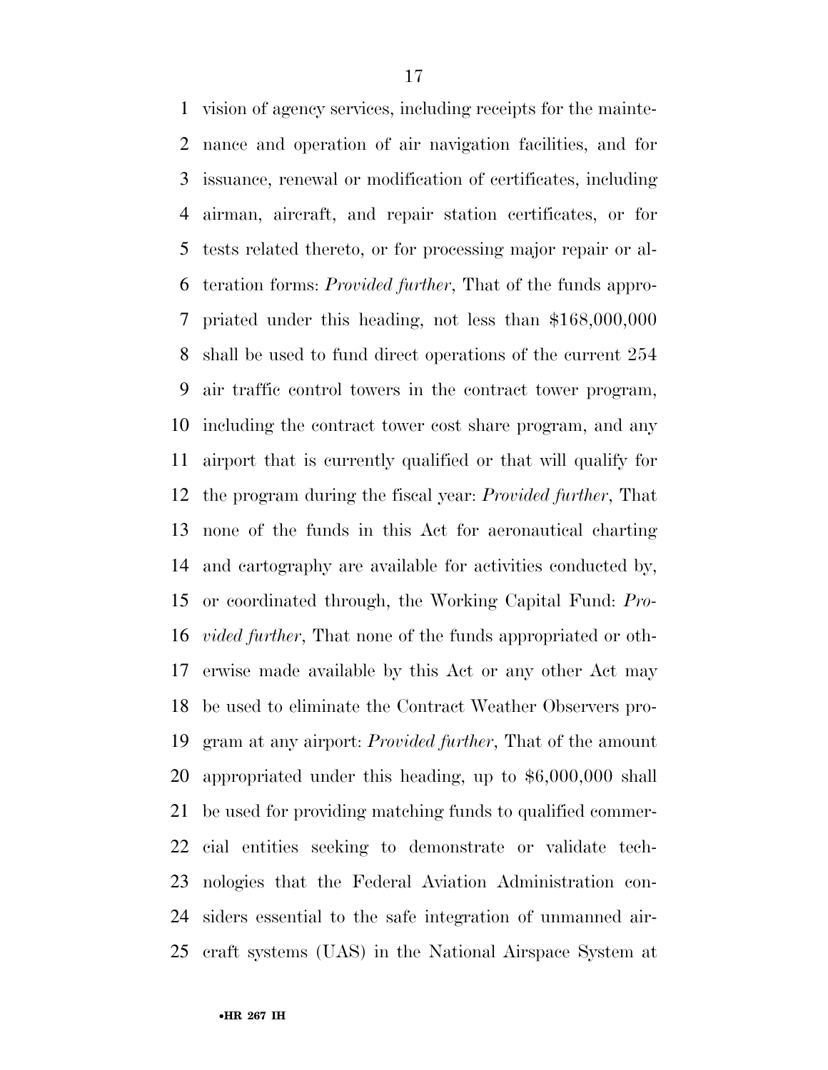vision of agency services, including receipts for the maintenance and operation of air navigation facilities, and for issuance, renewal or modification of certificates, including airman, aircraft, and repair station certificates, or for tests related thereto, or for processing major repair or alteration forms: *Provided further*, That of the funds appropriated under this heading, not less than $168,000,000 shall be used to fund direct operations of the current 254 air traffic control towers in the contract tower program, including the contract tower cost share program, and any airport that is currently qualified or that will qualify for the program during the fiscal year: *Provided further*, That none of the funds in this Act for aeronautical charting and cartography are available for activities conducted by, or coordinated through, the Working Capital Fund: *Provided further*, That none of the funds appropriated or otherwise made available by this Act or any other Act may be used to eliminate the Contract Weather Observers program at any airport: *Provided further*, That of the amount appropriated under this heading, up to $6,000,000 shall be used for providing matching funds to qualified commercial entities seeking to demonstrate or validate technologies that the Federal Aviation Administration considers essential to the safe integration of unmanned aircraft systems (UAS) in the National Airspace System at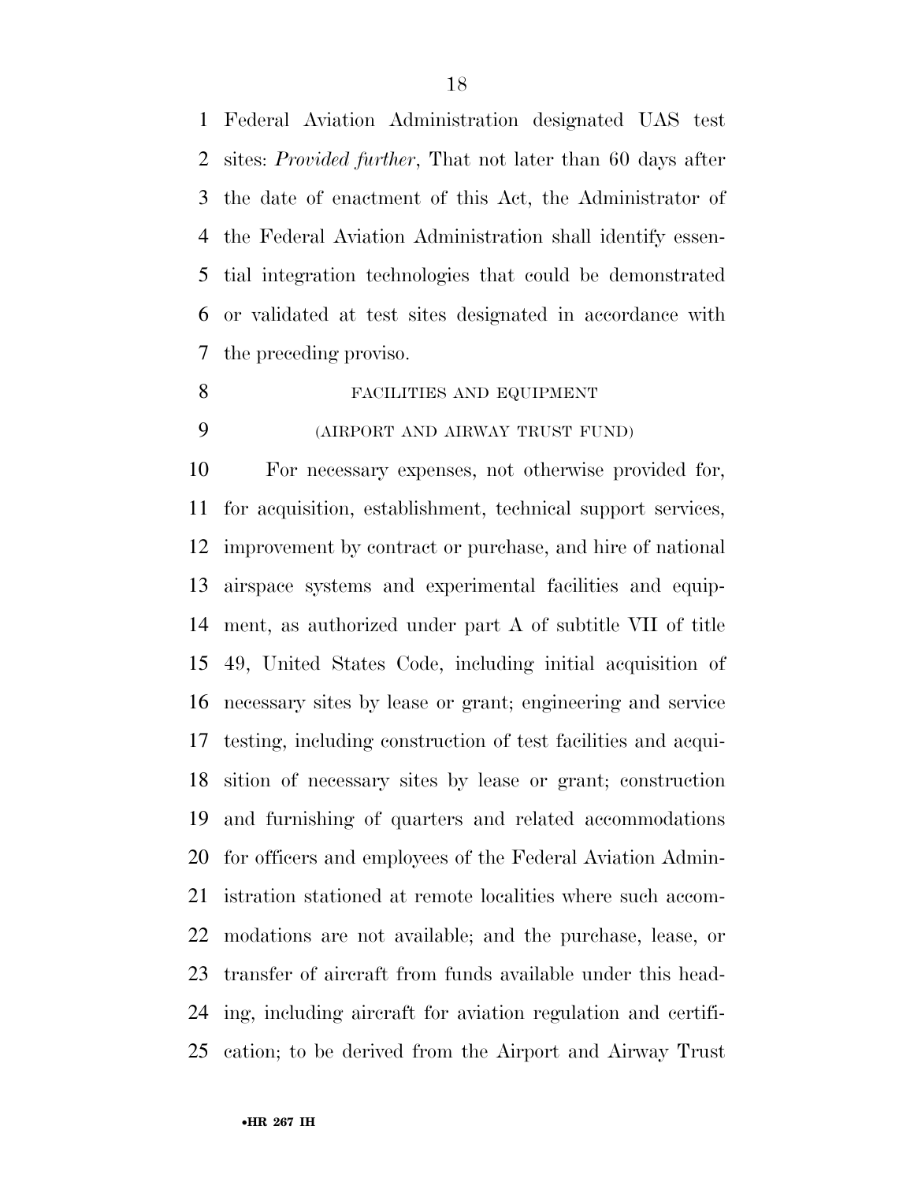Federal Aviation Administration designated UAS test sites: *Provided further*, That not later than 60 days after the date of enactment of this Act, the Administrator of the Federal Aviation Administration shall identify essential integration technologies that could be demonstrated or validated at test sites designated in accordance with the preceding proviso.

FACILITIES AND EQUIPMENT

(AIRPORT AND AIRWAY TRUST FUND)

For necessary expenses, not otherwise provided for, for acquisition, establishment, technical support services, improvement by contract or purchase, and hire of national airspace systems and experimental facilities and equipment, as authorized under part A of subtitle VII of title 49, United States Code, including initial acquisition of necessary sites by lease or grant; engineering and service testing, including construction of test facilities and acquisition of necessary sites by lease or grant; construction and furnishing of quarters and related accommodations for officers and employees of the Federal Aviation Administration stationed at remote localities where such accommodations are not available; and the purchase, lease, or transfer of aircraft from funds available under this heading, including aircraft for aviation regulation and certification; to be derived from the Airport and Airway Trust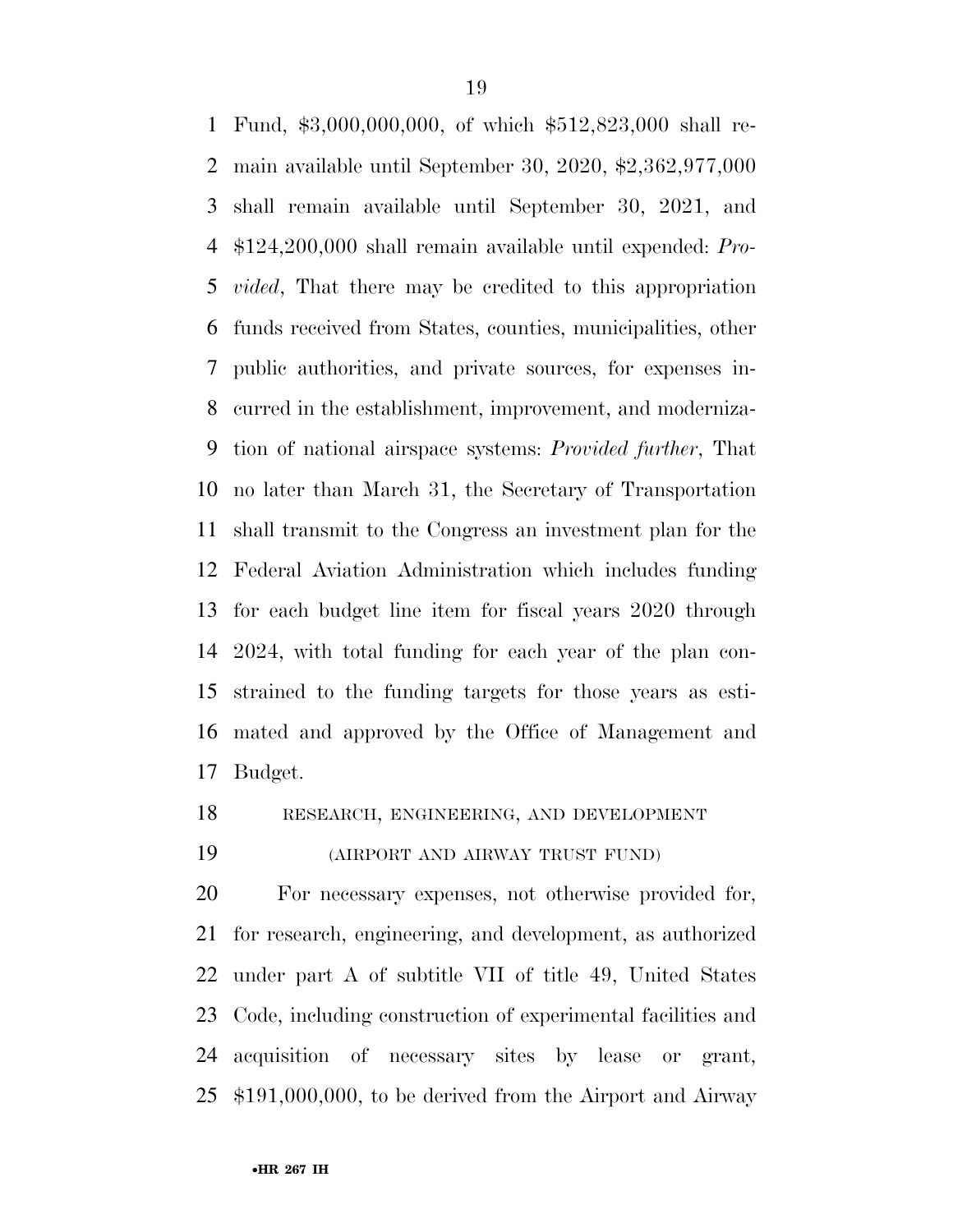Fund, $3,000,000,000, of which $512,823,000 shall remain available until September 30, 2020, $2,362,977,000 shall remain available until September 30, 2021, and $124,200,000 shall remain available until expended: *Provided*, That there may be credited to this appropriation funds received from States, counties, municipalities, other public authorities, and private sources, for expenses incurred in the establishment, improvement, and modernization of national airspace systems: *Provided further*, That no later than March 31, the Secretary of Transportation shall transmit to the Congress an investment plan for the Federal Aviation Administration which includes funding for each budget line item for fiscal years 2020 through 2024, with total funding for each year of the plan constrained to the funding targets for those years as estimated and approved by the Office of Management and Budget.

RESEARCH, ENGINEERING, AND DEVELOPMENT

(AIRPORT AND AIRWAY TRUST FUND)

For necessary expenses, not otherwise provided for, for research, engineering, and development, as authorized under part A of subtitle VII of title 49, United States Code, including construction of experimental facilities and acquisition of necessary sites by lease or grant, $191,000,000, to be derived from the Airport and Airway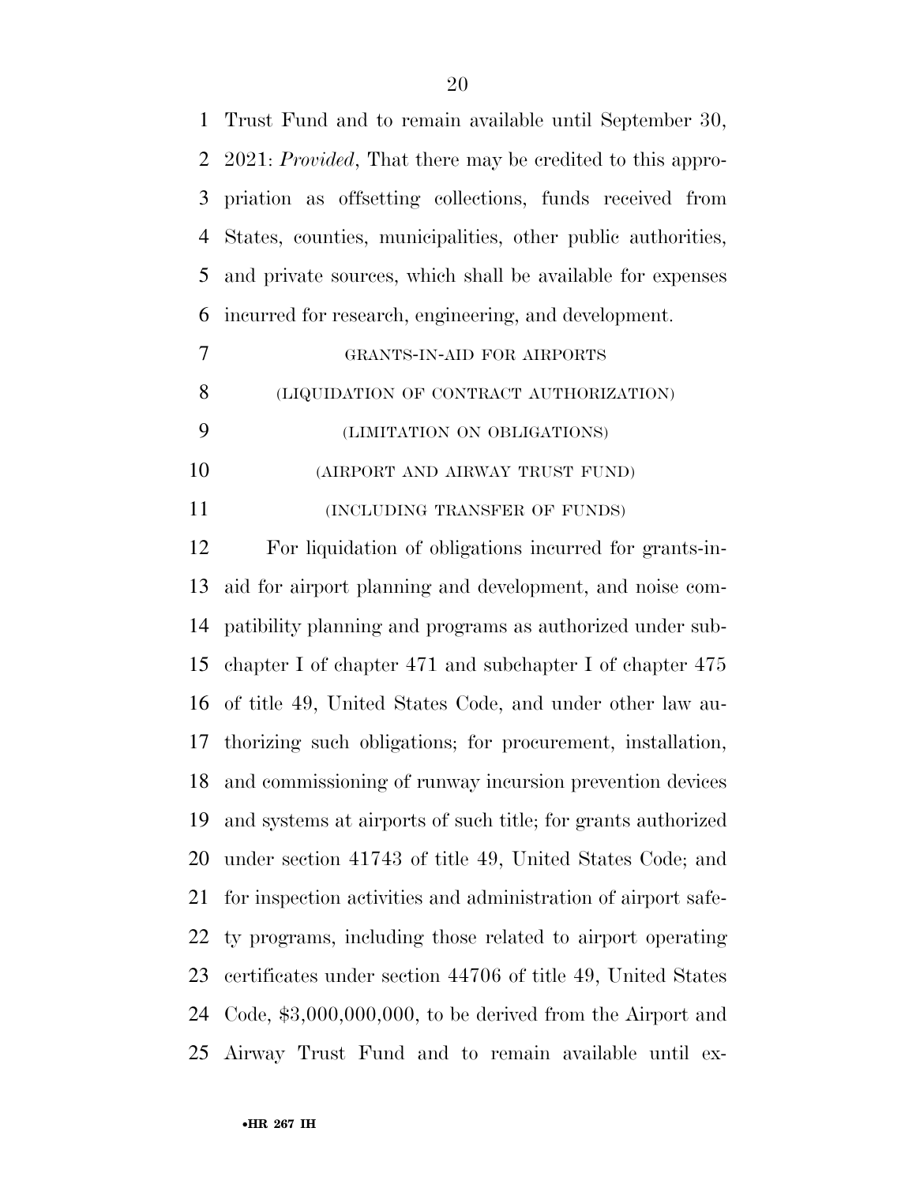Trust Fund and to remain available until September 30, 2021: *Provided*, That there may be credited to this appropriation as offsetting collections, funds received from States, counties, municipalities, other public authorities, and private sources, which shall be available for expenses incurred for research, engineering, and development.

GRANTS-IN-AID FOR AIRPORTS

(LIQUIDATION OF CONTRACT AUTHORIZATION)

(LIMITATION ON OBLIGATIONS)

(AIRPORT AND AIRWAY TRUST FUND)

(INCLUDING TRANSFER OF FUNDS)

For liquidation of obligations incurred for grants-in-aid for airport planning and development, and noise compatibility planning and programs as authorized under subchapter I of chapter 471 and subchapter I of chapter 475 of title 49, United States Code, and under other law authorizing such obligations; for procurement, installation, and commissioning of runway incursion prevention devices and systems at airports of such title; for grants authorized under section 41743 of title 49, United States Code; and for inspection activities and administration of airport safety programs, including those related to airport operating certificates under section 44706 of title 49, United States Code, $3,000,000,000, to be derived from the Airport and Airway Trust Fund and to remain available until ex-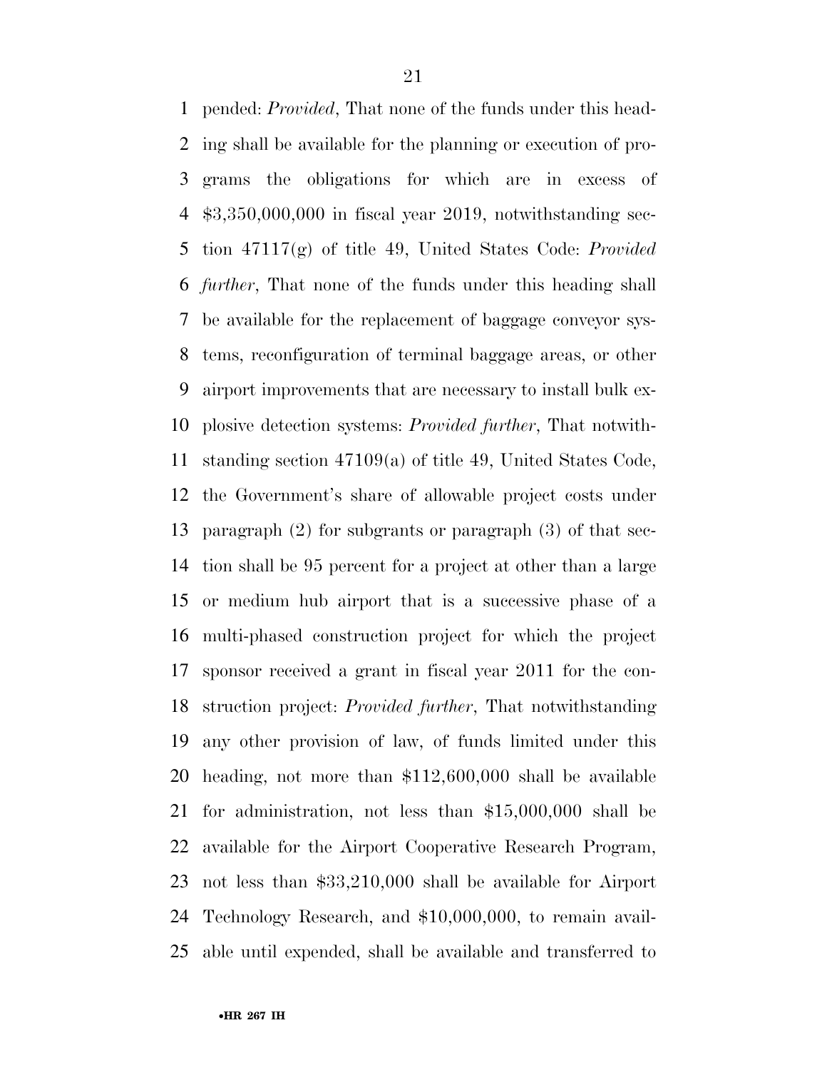pended: *Provided*, That none of the funds under this heading shall be available for the planning or execution of programs the obligations for which are in excess of $3,350,000,000 in fiscal year 2019, notwithstanding section 47117(g) of title 49, United States Code: *Provided further*, That none of the funds under this heading shall be available for the replacement of baggage conveyor systems, reconfiguration of terminal baggage areas, or other airport improvements that are necessary to install bulk explosive detection systems: *Provided further*, That notwithstanding section 47109(a) of title 49, United States Code, the Government's share of allowable project costs under paragraph (2) for subgrants or paragraph (3) of that section shall be 95 percent for a project at other than a large or medium hub airport that is a successive phase of a multi-phased construction project for which the project sponsor received a grant in fiscal year 2011 for the construction project: *Provided further*, That notwithstanding any other provision of law, of funds limited under this heading, not more than $112,600,000 shall be available for administration, not less than $15,000,000 shall be available for the Airport Cooperative Research Program, not less than $33,210,000 shall be available for Airport Technology Research, and $10,000,000, to remain available until expended, shall be available and transferred to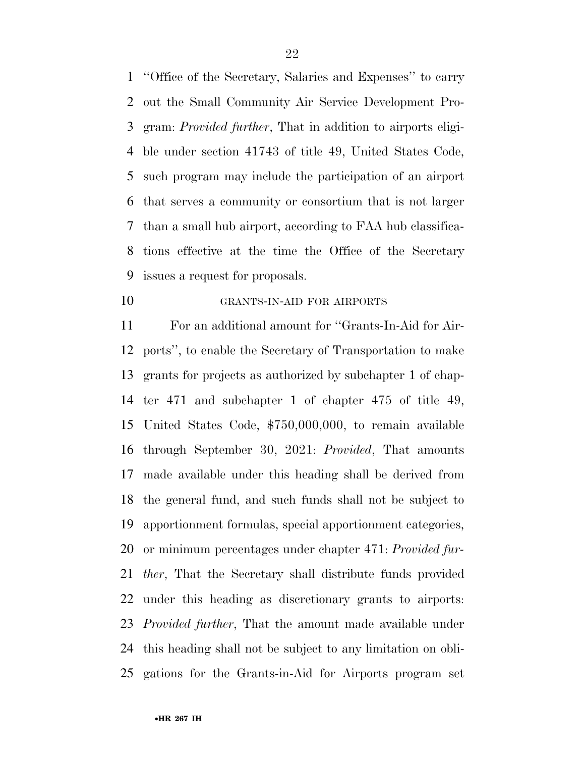"Office of the Secretary, Salaries and Expenses" to carry out the Small Community Air Service Development Program: *Provided further*, That in addition to airports eligible under section 41743 of title 49, United States Code, such program may include the participation of an airport that serves a community or consortium that is not larger than a small hub airport, according to FAA hub classifications effective at the time the Office of the Secretary issues a request for proposals.

GRANTS-IN-AID FOR AIRPORTS

For an additional amount for "Grants-In-Aid for Airports", to enable the Secretary of Transportation to make grants for projects as authorized by subchapter 1 of chapter 471 and subchapter 1 of chapter 475 of title 49, United States Code, $750,000,000, to remain available through September 30, 2021: *Provided*, That amounts made available under this heading shall be derived from the general fund, and such funds shall not be subject to apportionment formulas, special apportionment categories, or minimum percentages under chapter 471: *Provided further*, That the Secretary shall distribute funds provided under this heading as discretionary grants to airports: *Provided further*, That the amount made available under this heading shall not be subject to any limitation on obligations for the Grants-in-Aid for Airports program set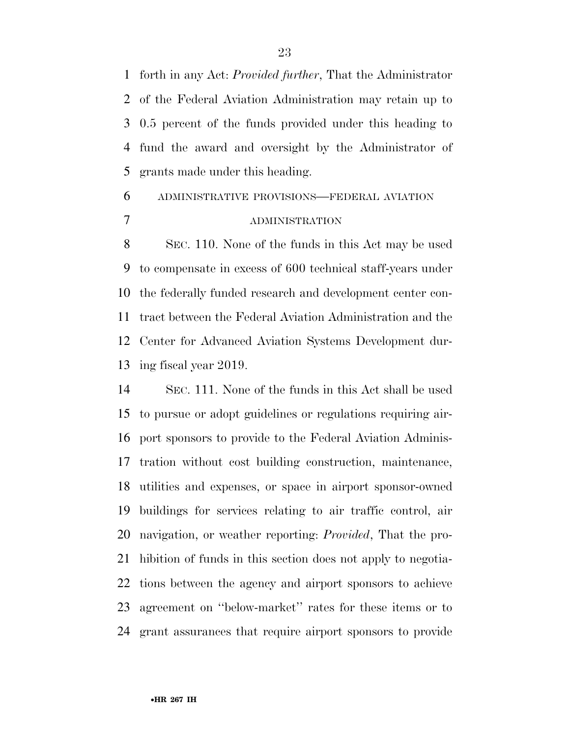forth in any Act: *Provided further*, That the Administrator of the Federal Aviation Administration may retain up to 0.5 percent of the funds provided under this heading to fund the award and oversight by the Administrator of grants made under this heading.

## ADMINISTRATIVE PROVISIONS—FEDERAL AVIATION ADMINISTRATION

SEC. 110. None of the funds in this Act may be used to compensate in excess of 600 technical staff-years under the federally funded research and development center contract between the Federal Aviation Administration and the Center for Advanced Aviation Systems Development during fiscal year 2019.

SEC. 111. None of the funds in this Act shall be used to pursue or adopt guidelines or regulations requiring airport sponsors to provide to the Federal Aviation Administration without cost building construction, maintenance, utilities and expenses, or space in airport sponsor-owned buildings for services relating to air traffic control, air navigation, or weather reporting: *Provided*, That the prohibition of funds in this section does not apply to negotiations between the agency and airport sponsors to achieve agreement on ''below-market'' rates for these items or to grant assurances that require airport sponsors to provide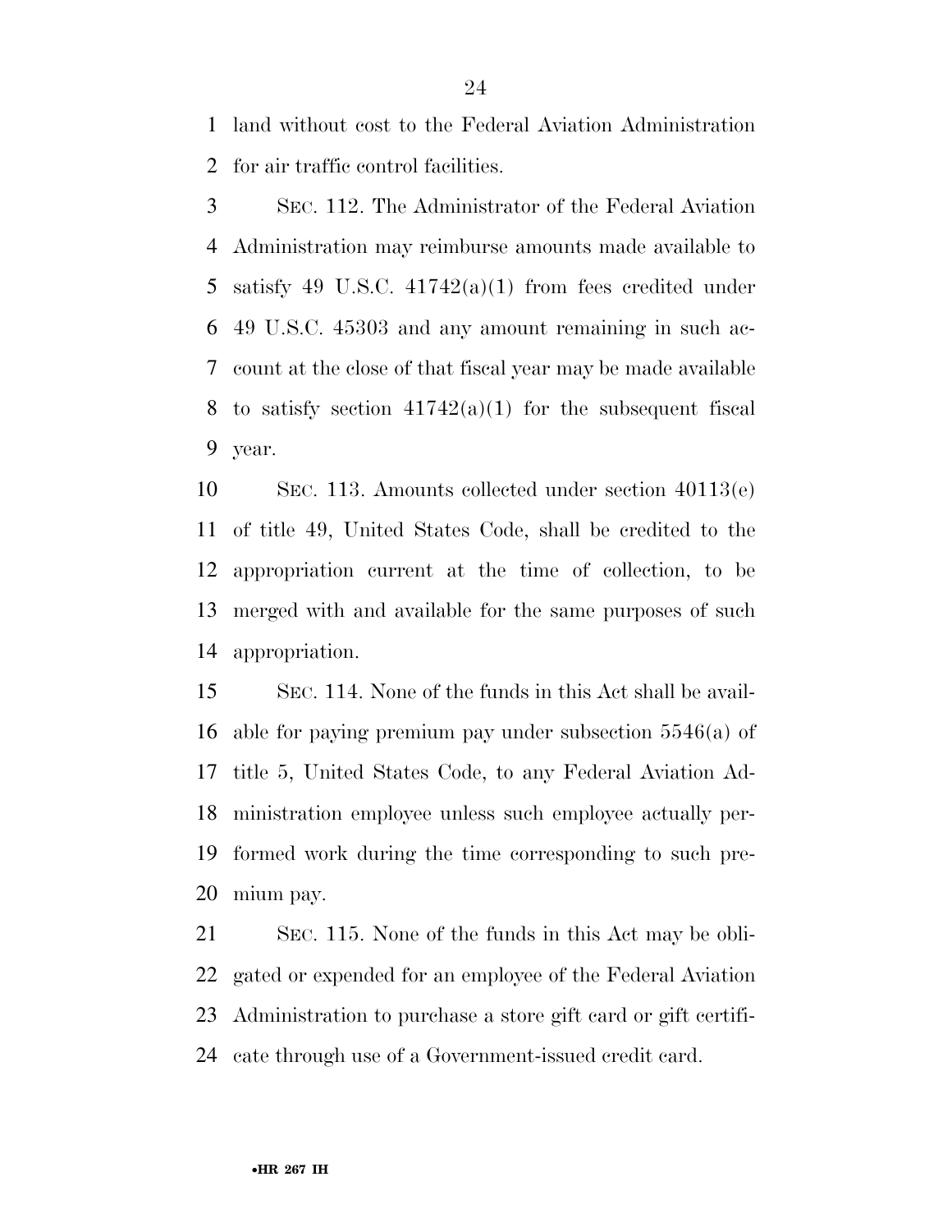land without cost to the Federal Aviation Administration for air traffic control facilities.

SEC. 112. The Administrator of the Federal Aviation Administration may reimburse amounts made available to satisfy 49 U.S.C. 41742(a)(1) from fees credited under 49 U.S.C. 45303 and any amount remaining in such account at the close of that fiscal year may be made available to satisfy section 41742(a)(1) for the subsequent fiscal year.

SEC. 113. Amounts collected under section 40113(e) of title 49, United States Code, shall be credited to the appropriation current at the time of collection, to be merged with and available for the same purposes of such appropriation.

SEC. 114. None of the funds in this Act shall be available for paying premium pay under subsection 5546(a) of title 5, United States Code, to any Federal Aviation Administration employee unless such employee actually performed work during the time corresponding to such premium pay.

SEC. 115. None of the funds in this Act may be obligated or expended for an employee of the Federal Aviation Administration to purchase a store gift card or gift certificate through use of a Government-issued credit card.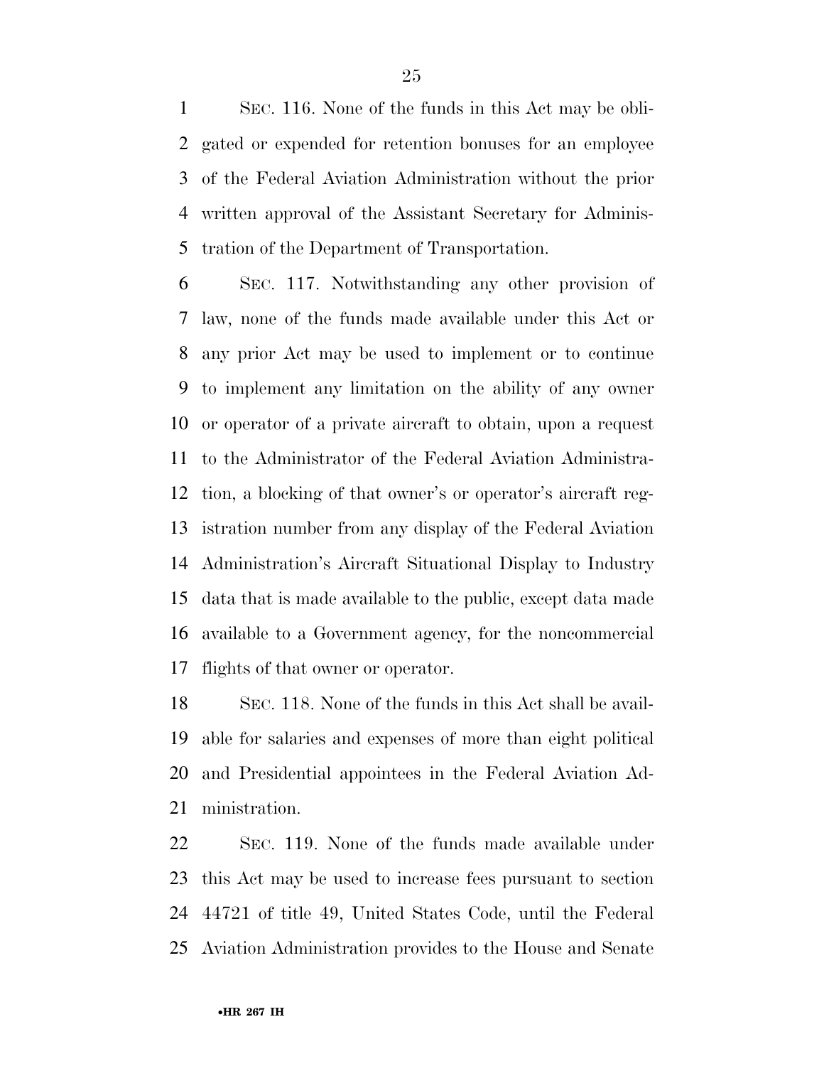SEC. 116. None of the funds in this Act may be obligated or expended for retention bonuses for an employee of the Federal Aviation Administration without the prior written approval of the Assistant Secretary for Administration of the Department of Transportation.

SEC. 117. Notwithstanding any other provision of law, none of the funds made available under this Act or any prior Act may be used to implement or to continue to implement any limitation on the ability of any owner or operator of a private aircraft to obtain, upon a request to the Administrator of the Federal Aviation Administration, a blocking of that owner's or operator's aircraft registration number from any display of the Federal Aviation Administration's Aircraft Situational Display to Industry data that is made available to the public, except data made available to a Government agency, for the noncommercial flights of that owner or operator.

SEC. 118. None of the funds in this Act shall be available for salaries and expenses of more than eight political and Presidential appointees in the Federal Aviation Administration.

SEC. 119. None of the funds made available under this Act may be used to increase fees pursuant to section 44721 of title 49, United States Code, until the Federal Aviation Administration provides to the House and Senate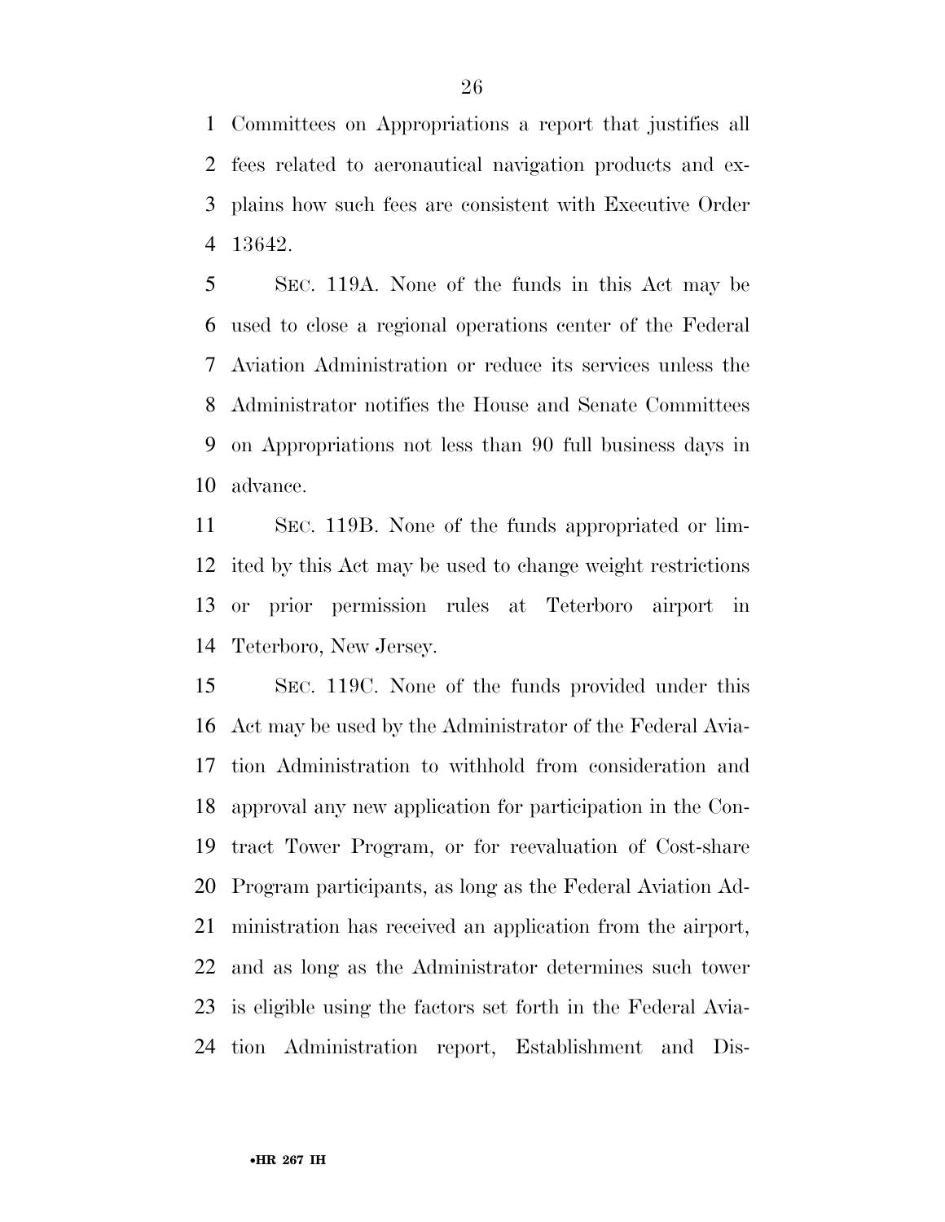Committees on Appropriations a report that justifies all fees related to aeronautical navigation products and explains how such fees are consistent with Executive Order 13642.

SEC. 119A. None of the funds in this Act may be used to close a regional operations center of the Federal Aviation Administration or reduce its services unless the Administrator notifies the House and Senate Committees on Appropriations not less than 90 full business days in advance.

SEC. 119B. None of the funds appropriated or limited by this Act may be used to change weight restrictions or prior permission rules at Teterboro airport in Teterboro, New Jersey.

SEC. 119C. None of the funds provided under this Act may be used by the Administrator of the Federal Aviation Administration to withhold from consideration and approval any new application for participation in the Contract Tower Program, or for reevaluation of Cost-share Program participants, as long as the Federal Aviation Administration has received an application from the airport, and as long as the Administrator determines such tower is eligible using the factors set forth in the Federal Aviation Administration report, Establishment and Dis-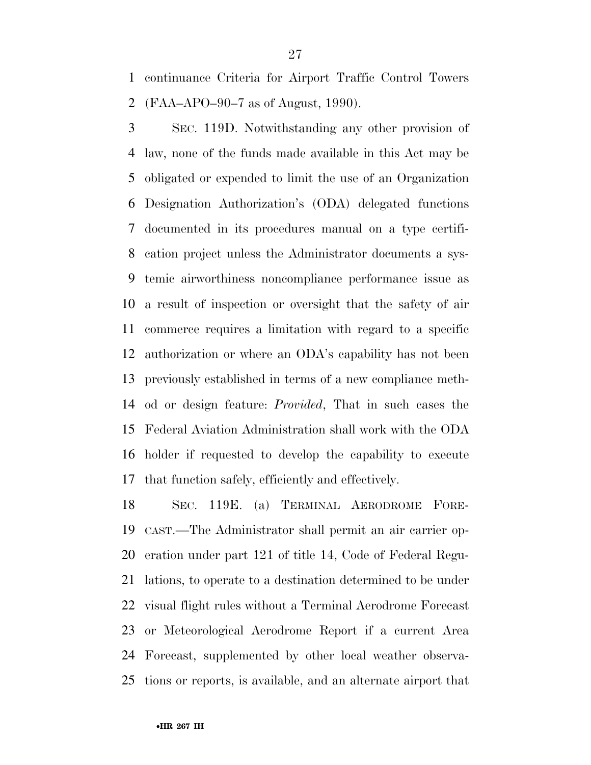continuance Criteria for Airport Traffic Control Towers (FAA–APO–90–7 as of August, 1990).

SEC. 119D. Notwithstanding any other provision of law, none of the funds made available in this Act may be obligated or expended to limit the use of an Organization Designation Authorization's (ODA) delegated functions documented in its procedures manual on a type certification project unless the Administrator documents a systemic airworthiness noncompliance performance issue as a result of inspection or oversight that the safety of air commerce requires a limitation with regard to a specific authorization or where an ODA's capability has not been previously established in terms of a new compliance method or design feature: *Provided*, That in such cases the Federal Aviation Administration shall work with the ODA holder if requested to develop the capability to execute that function safely, efficiently and effectively.

SEC. 119E. (a) TERMINAL AERODROME FORECAST.—The Administrator shall permit an air carrier operation under part 121 of title 14, Code of Federal Regulations, to operate to a destination determined to be under visual flight rules without a Terminal Aerodrome Forecast or Meteorological Aerodrome Report if a current Area Forecast, supplemented by other local weather observations or reports, is available, and an alternate airport that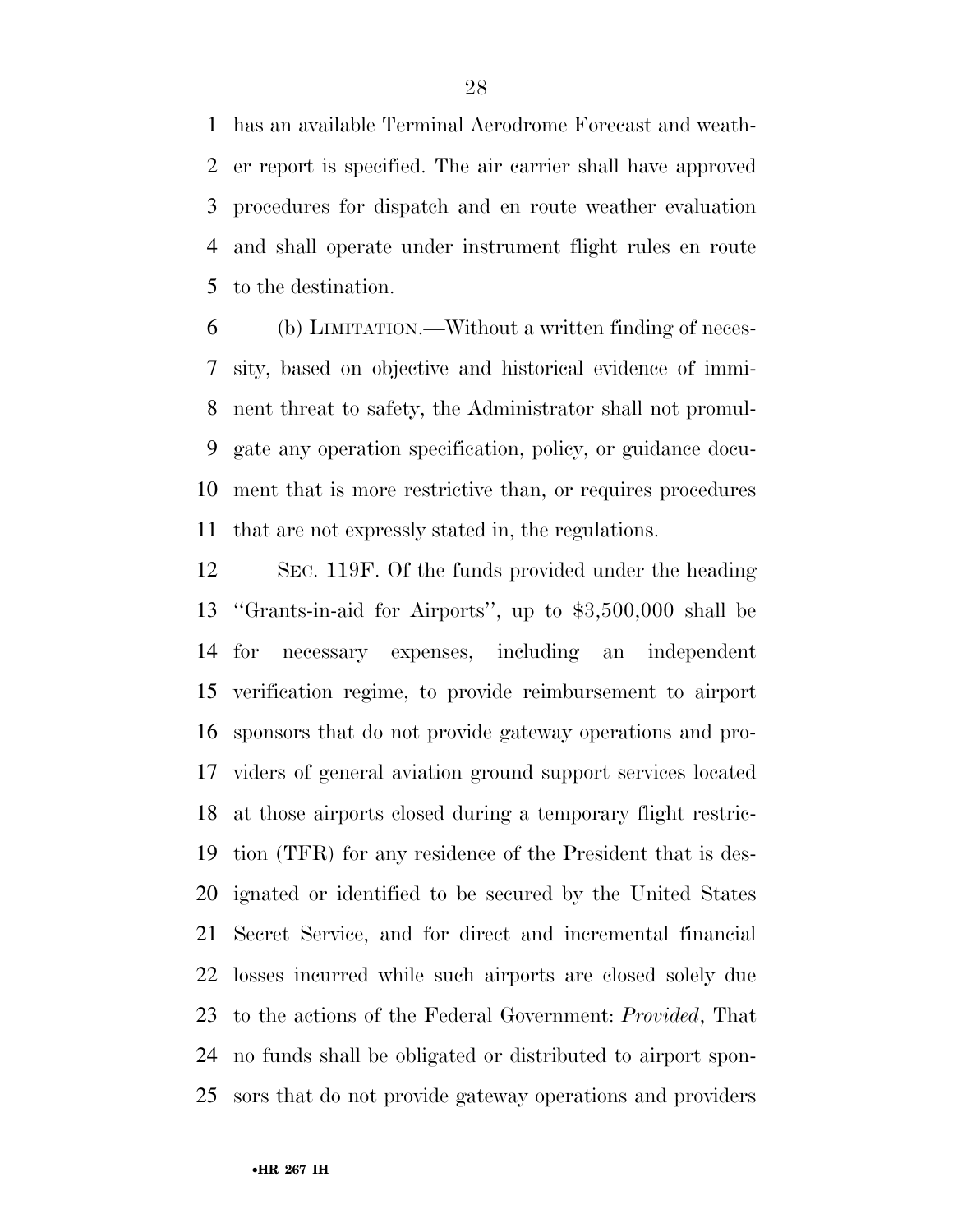has an available Terminal Aerodrome Forecast and weather report is specified. The air carrier shall have approved procedures for dispatch and en route weather evaluation and shall operate under instrument flight rules en route to the destination.

(b) LIMITATION.—Without a written finding of necessity, based on objective and historical evidence of imminent threat to safety, the Administrator shall not promulgate any operation specification, policy, or guidance document that is more restrictive than, or requires procedures that are not expressly stated in, the regulations.

SEC. 119F. Of the funds provided under the heading ''Grants-in-aid for Airports'', up to $3,500,000 shall be for necessary expenses, including an independent verification regime, to provide reimbursement to airport sponsors that do not provide gateway operations and providers of general aviation ground support services located at those airports closed during a temporary flight restriction (TFR) for any residence of the President that is designated or identified to be secured by the United States Secret Service, and for direct and incremental financial losses incurred while such airports are closed solely due to the actions of the Federal Government: *Provided*, That no funds shall be obligated or distributed to airport sponsors that do not provide gateway operations and providers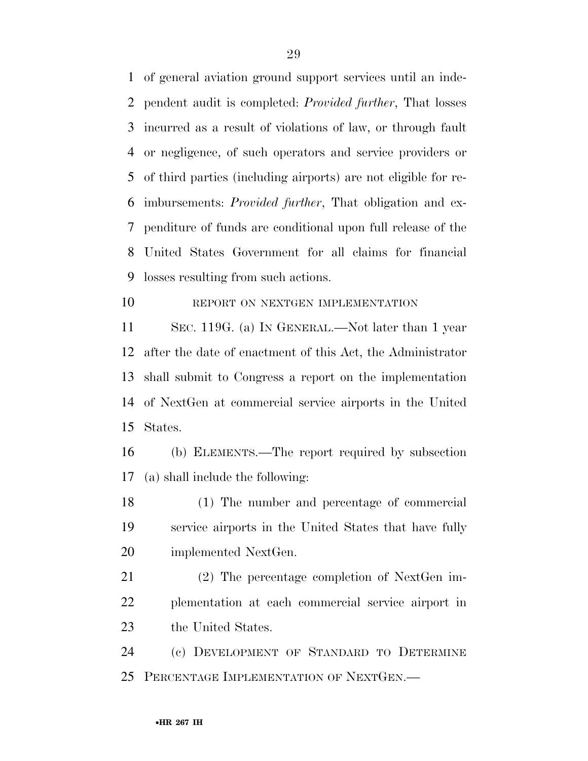of general aviation ground support services until an independent audit is completed: *Provided further*, That losses incurred as a result of violations of law, or through fault or negligence, of such operators and service providers or of third parties (including airports) are not eligible for reimbursements: *Provided further*, That obligation and expenditure of funds are conditional upon full release of the United States Government for all claims for financial losses resulting from such actions.

REPORT ON NEXTGEN IMPLEMENTATION

SEC. 119G. (a) IN GENERAL.—Not later than 1 year after the date of enactment of this Act, the Administrator shall submit to Congress a report on the implementation of NextGen at commercial service airports in the United States.

(b) ELEMENTS.—The report required by subsection (a) shall include the following:

(1) The number and percentage of commercial service airports in the United States that have fully implemented NextGen.

(2) The percentage completion of NextGen implementation at each commercial service airport in the United States.

(c) DEVELOPMENT OF STANDARD TO DETERMINE PERCENTAGE IMPLEMENTATION OF NEXTGEN.—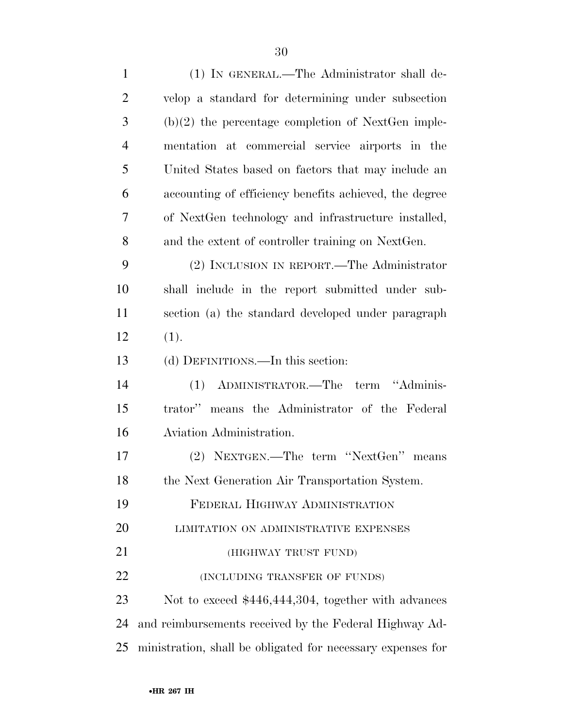(1) IN GENERAL.—The Administrator shall develop a standard for determining under subsection (b)(2) the percentage completion of NextGen implementation at commercial service airports in the United States based on factors that may include an accounting of efficiency benefits achieved, the degree of NextGen technology and infrastructure installed, and the extent of controller training on NextGen.

(2) INCLUSION IN REPORT.—The Administrator shall include in the report submitted under subsection (a) the standard developed under paragraph (1).

(d) DEFINITIONS.—In this section:

(1) ADMINISTRATOR.—The term ''Administrator'' means the Administrator of the Federal Aviation Administration.

(2) NEXTGEN.—The term ''NextGen'' means the Next Generation Air Transportation System.

FEDERAL HIGHWAY ADMINISTRATION

LIMITATION ON ADMINISTRATIVE EXPENSES

(HIGHWAY TRUST FUND)

(INCLUDING TRANSFER OF FUNDS)

Not to exceed $446,444,304, together with advances and reimbursements received by the Federal Highway Administration, shall be obligated for necessary expenses for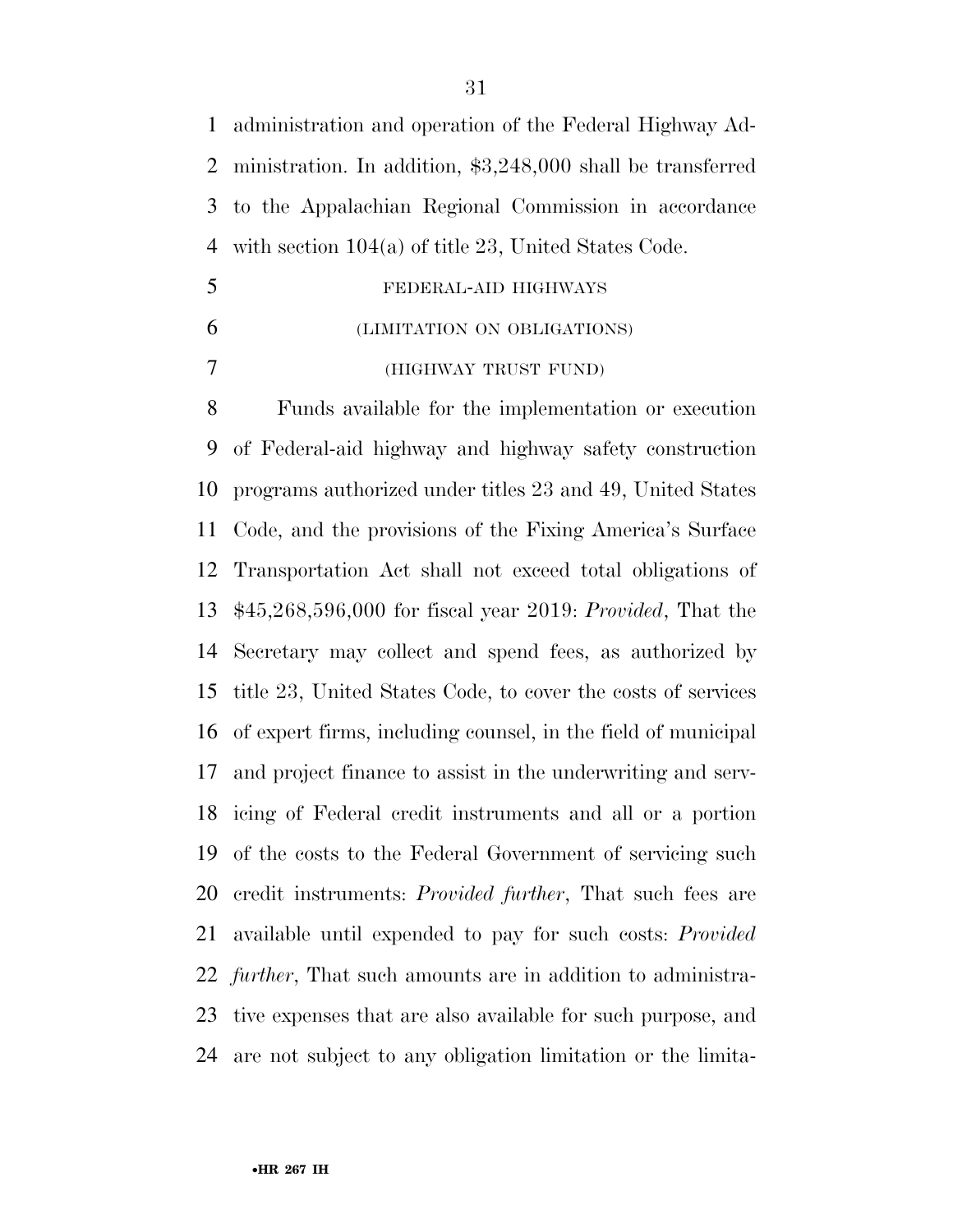administration and operation of the Federal Highway Administration. In addition, $3,248,000 shall be transferred to the Appalachian Regional Commission in accordance with section 104(a) of title 23, United States Code.

FEDERAL-AID HIGHWAYS

(LIMITATION ON OBLIGATIONS)

(HIGHWAY TRUST FUND)

Funds available for the implementation or execution of Federal-aid highway and highway safety construction programs authorized under titles 23 and 49, United States Code, and the provisions of the Fixing America's Surface Transportation Act shall not exceed total obligations of $45,268,596,000 for fiscal year 2019: *Provided*, That the Secretary may collect and spend fees, as authorized by title 23, United States Code, to cover the costs of services of expert firms, including counsel, in the field of municipal and project finance to assist in the underwriting and servicing of Federal credit instruments and all or a portion of the costs to the Federal Government of servicing such credit instruments: *Provided further*, That such fees are available until expended to pay for such costs: *Provided further*, That such amounts are in addition to administrative expenses that are also available for such purpose, and are not subject to any obligation limitation or the limita-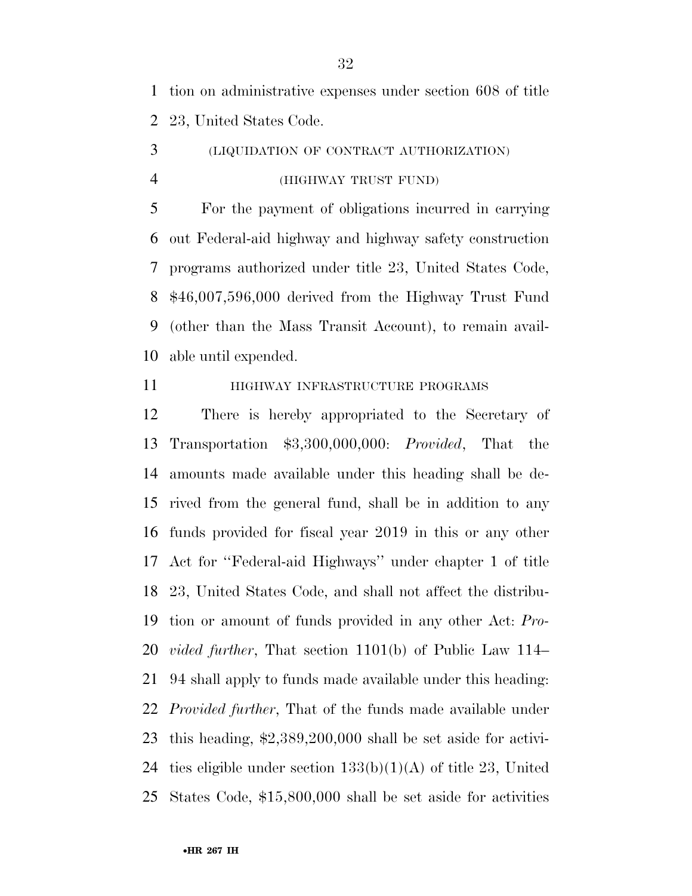tion on administrative expenses under section 608 of title 23, United States Code.

(LIQUIDATION OF CONTRACT AUTHORIZATION)

(HIGHWAY TRUST FUND)

For the payment of obligations incurred in carrying out Federal-aid highway and highway safety construction programs authorized under title 23, United States Code, $46,007,596,000 derived from the Highway Trust Fund (other than the Mass Transit Account), to remain available until expended.

HIGHWAY INFRASTRUCTURE PROGRAMS

There is hereby appropriated to the Secretary of Transportation $3,300,000,000: *Provided*, That the amounts made available under this heading shall be derived from the general fund, shall be in addition to any funds provided for fiscal year 2019 in this or any other Act for ''Federal-aid Highways'' under chapter 1 of title 23, United States Code, and shall not affect the distribution or amount of funds provided in any other Act: *Provided further*, That section 1101(b) of Public Law 114–94 shall apply to funds made available under this heading: *Provided further*, That of the funds made available under this heading, $2,389,200,000 shall be set aside for activities eligible under section 133(b)(1)(A) of title 23, United States Code, $15,800,000 shall be set aside for activities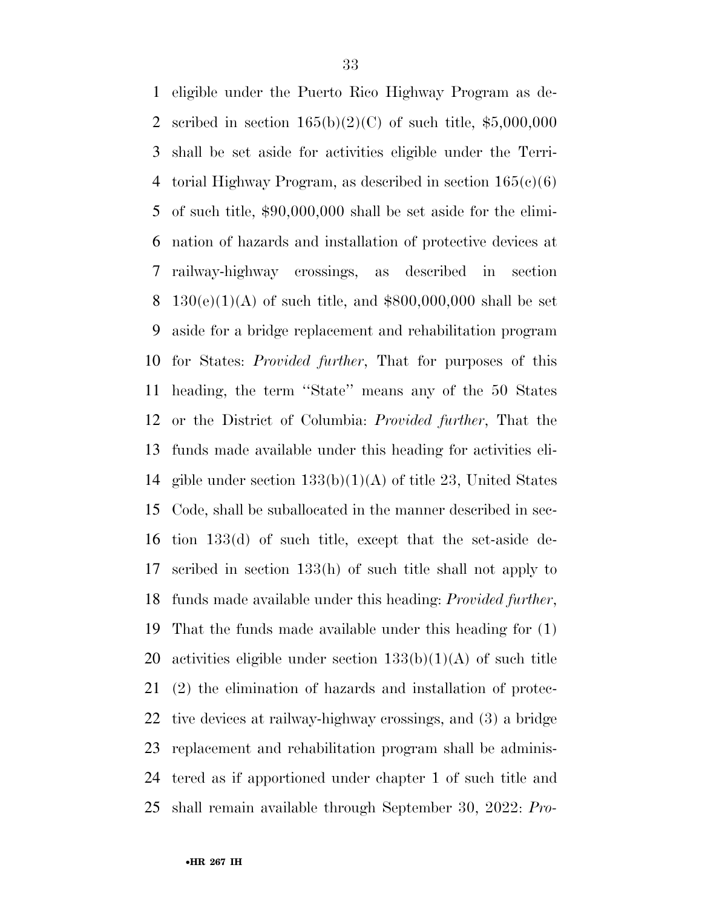eligible under the Puerto Rico Highway Program as described in section 165(b)(2)(C) of such title, $5,000,000 shall be set aside for activities eligible under the Territorial Highway Program, as described in section 165(c)(6) of such title, $90,000,000 shall be set aside for the elimination of hazards and installation of protective devices at railway-highway crossings, as described in section 130(e)(1)(A) of such title, and $800,000,000 shall be set aside for a bridge replacement and rehabilitation program for States: *Provided further*, That for purposes of this heading, the term ''State'' means any of the 50 States or the District of Columbia: *Provided further*, That the funds made available under this heading for activities eligible under section 133(b)(1)(A) of title 23, United States Code, shall be suballocated in the manner described in section 133(d) of such title, except that the set-aside described in section 133(h) of such title shall not apply to funds made available under this heading: *Provided further*, That the funds made available under this heading for (1) activities eligible under section 133(b)(1)(A) of such title (2) the elimination of hazards and installation of protective devices at railway-highway crossings, and (3) a bridge replacement and rehabilitation program shall be administered as if apportioned under chapter 1 of such title and shall remain available through September 30, 2022: *Pro-*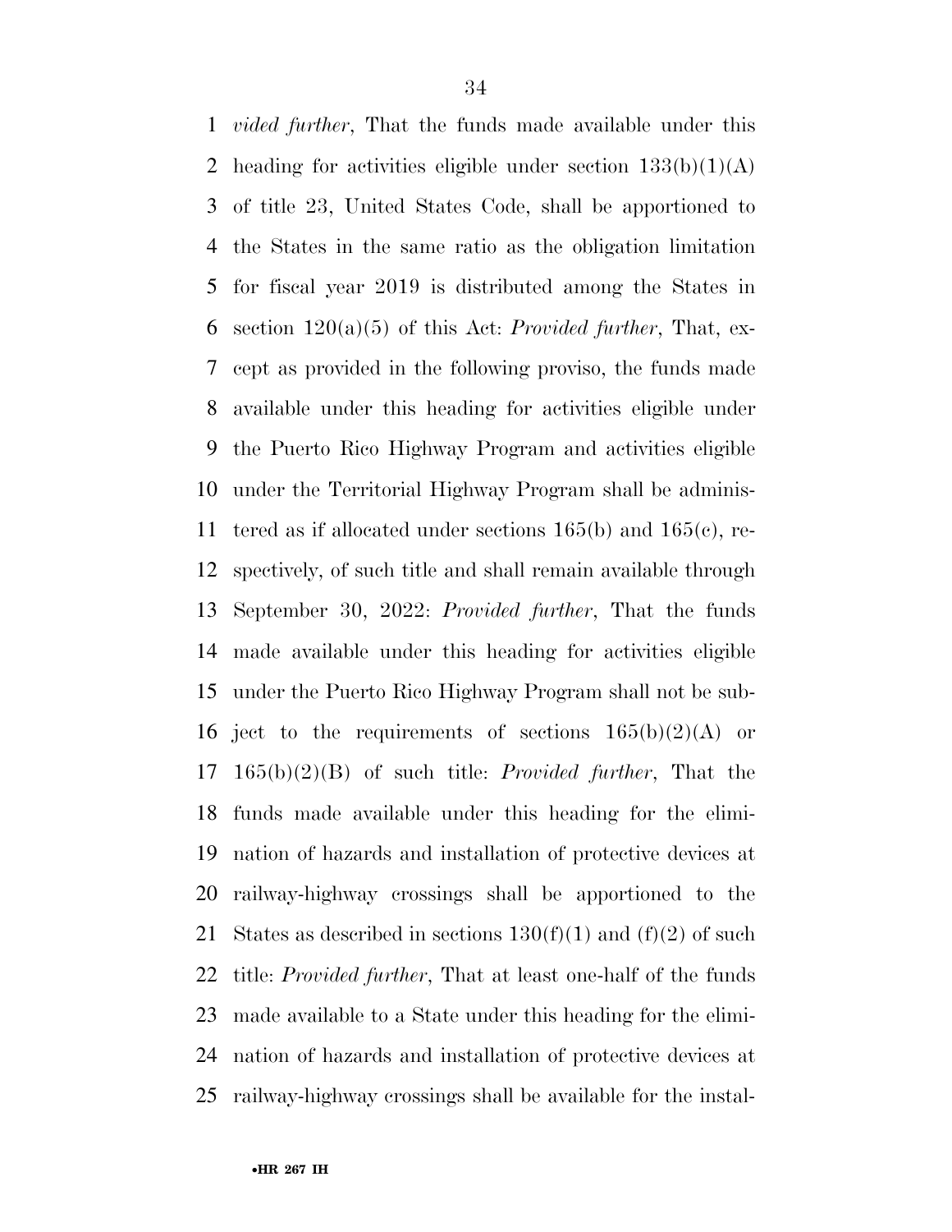*vided further*, That the funds made available under this heading for activities eligible under section 133(b)(1)(A) of title 23, United States Code, shall be apportioned to the States in the same ratio as the obligation limitation for fiscal year 2019 is distributed among the States in section 120(a)(5) of this Act: *Provided further*, That, except as provided in the following proviso, the funds made available under this heading for activities eligible under the Puerto Rico Highway Program and activities eligible under the Territorial Highway Program shall be administered as if allocated under sections 165(b) and 165(c), respectively, of such title and shall remain available through September 30, 2022: *Provided further*, That the funds made available under this heading for activities eligible under the Puerto Rico Highway Program shall not be subject to the requirements of sections 165(b)(2)(A) or 165(b)(2)(B) of such title: *Provided further*, That the funds made available under this heading for the elimination of hazards and installation of protective devices at railway-highway crossings shall be apportioned to the States as described in sections 130(f)(1) and (f)(2) of such title: *Provided further*, That at least one-half of the funds made available to a State under this heading for the elimination of hazards and installation of protective devices at railway-highway crossings shall be available for the instal-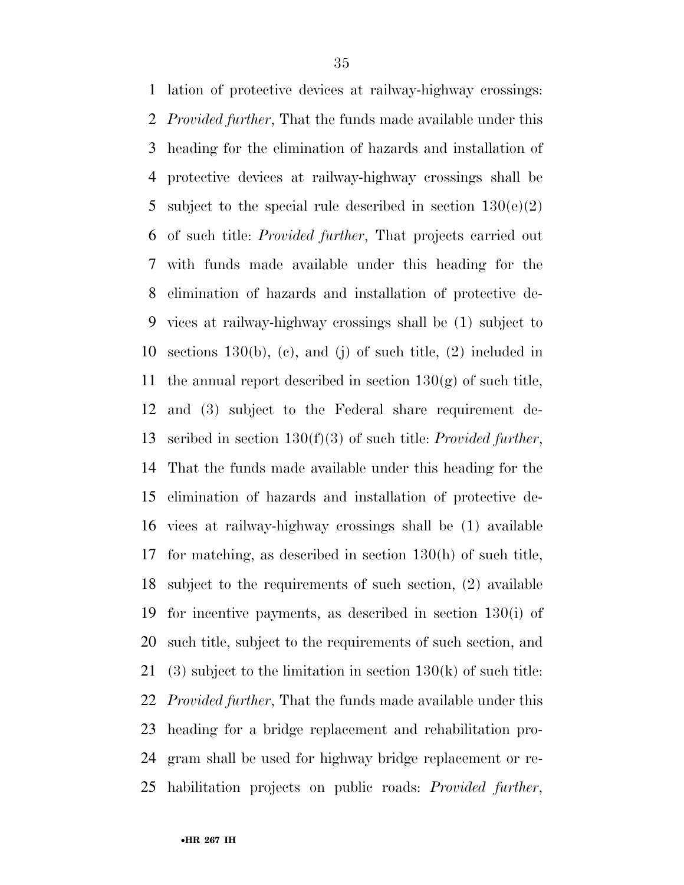lation of protective devices at railway-highway crossings: *Provided further*, That the funds made available under this heading for the elimination of hazards and installation of protective devices at railway-highway crossings shall be subject to the special rule described in section 130(e)(2) of such title: *Provided further*, That projects carried out with funds made available under this heading for the elimination of hazards and installation of protective devices at railway-highway crossings shall be (1) subject to sections 130(b), (c), and (j) of such title, (2) included in the annual report described in section 130(g) of such title, and (3) subject to the Federal share requirement described in section 130(f)(3) of such title: *Provided further*, That the funds made available under this heading for the elimination of hazards and installation of protective devices at railway-highway crossings shall be (1) available for matching, as described in section 130(h) of such title, subject to the requirements of such section, (2) available for incentive payments, as described in section 130(i) of such title, subject to the requirements of such section, and (3) subject to the limitation in section 130(k) of such title: *Provided further*, That the funds made available under this heading for a bridge replacement and rehabilitation program shall be used for highway bridge replacement or rehabilitation projects on public roads: *Provided further*,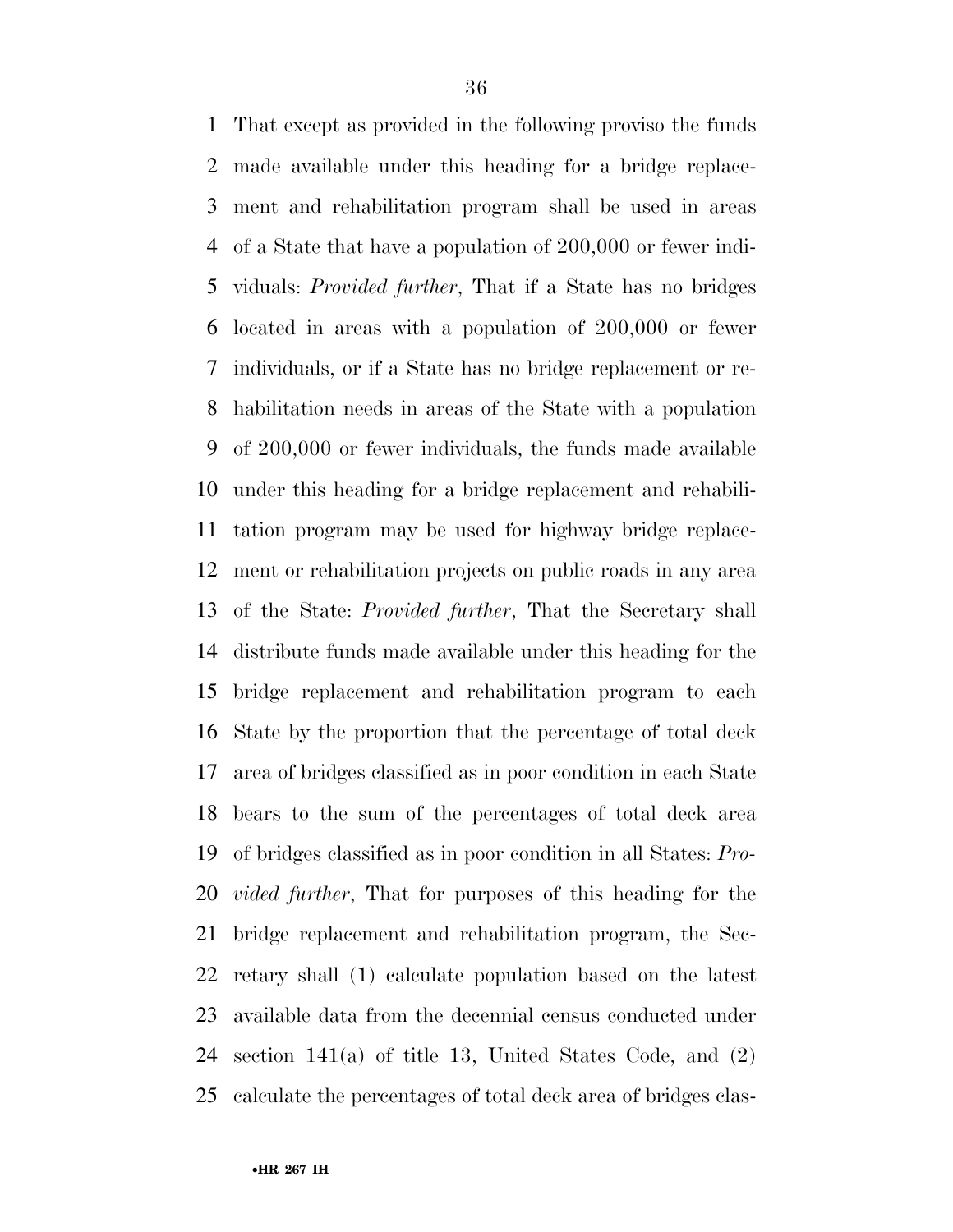That except as provided in the following proviso the funds made available under this heading for a bridge replacement and rehabilitation program shall be used in areas of a State that have a population of 200,000 or fewer individuals: *Provided further*, That if a State has no bridges located in areas with a population of 200,000 or fewer individuals, or if a State has no bridge replacement or rehabilitation needs in areas of the State with a population of 200,000 or fewer individuals, the funds made available under this heading for a bridge replacement and rehabilitation program may be used for highway bridge replacement or rehabilitation projects on public roads in any area of the State: *Provided further*, That the Secretary shall distribute funds made available under this heading for the bridge replacement and rehabilitation program to each State by the proportion that the percentage of total deck area of bridges classified as in poor condition in each State bears to the sum of the percentages of total deck area of bridges classified as in poor condition in all States: *Provided further*, That for purposes of this heading for the bridge replacement and rehabilitation program, the Secretary shall (1) calculate population based on the latest available data from the decennial census conducted under section 141(a) of title 13, United States Code, and (2) calculate the percentages of total deck area of bridges clas-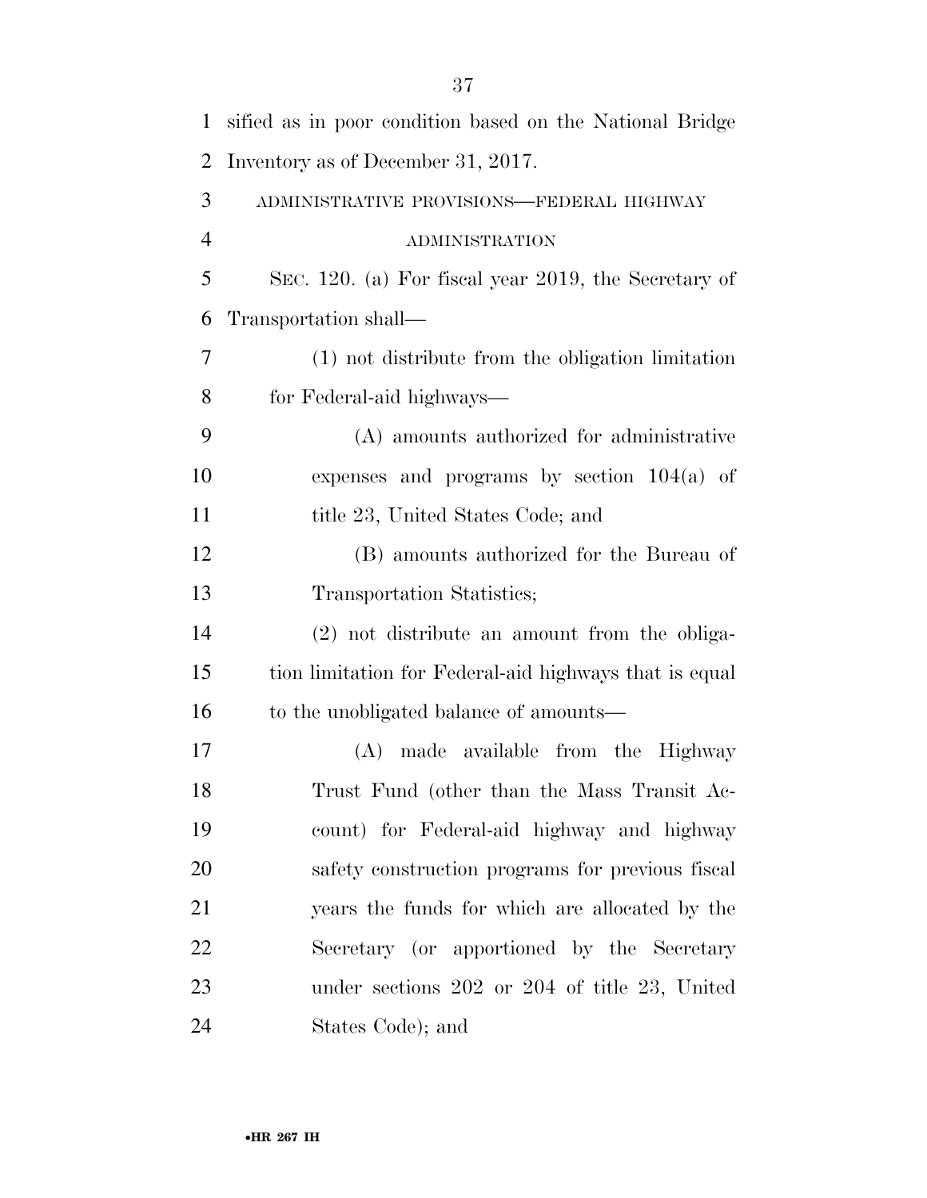sified as in poor condition based on the National Bridge Inventory as of December 31, 2017.

ADMINISTRATIVE PROVISIONS—FEDERAL HIGHWAY ADMINISTRATION

SEC. 120. (a) For fiscal year 2019, the Secretary of Transportation shall—

(1) not distribute from the obligation limitation for Federal-aid highways—

(A) amounts authorized for administrative expenses and programs by section 104(a) of title 23, United States Code; and

(B) amounts authorized for the Bureau of Transportation Statistics;

(2) not distribute an amount from the obligation limitation for Federal-aid highways that is equal to the unobligated balance of amounts—

(A) made available from the Highway Trust Fund (other than the Mass Transit Account) for Federal-aid highway and highway safety construction programs for previous fiscal years the funds for which are allocated by the Secretary (or apportioned by the Secretary under sections 202 or 204 of title 23, United States Code); and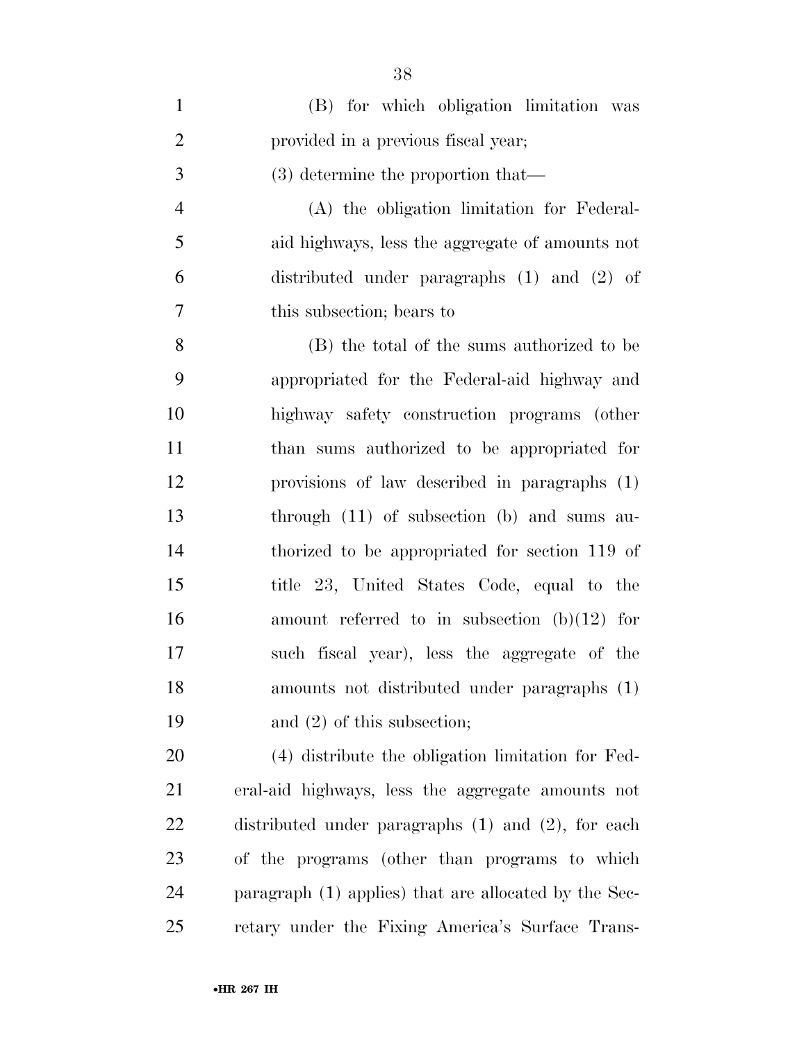(B) for which obligation limitation was provided in a previous fiscal year;

(3) determine the proportion that—

(A) the obligation limitation for Federal-aid highways, less the aggregate of amounts not distributed under paragraphs (1) and (2) of this subsection; bears to

(B) the total of the sums authorized to be appropriated for the Federal-aid highway and highway safety construction programs (other than sums authorized to be appropriated for provisions of law described in paragraphs (1) through (11) of subsection (b) and sums authorized to be appropriated for section 119 of title 23, United States Code, equal to the amount referred to in subsection (b)(12) for such fiscal year), less the aggregate of the amounts not distributed under paragraphs (1) and (2) of this subsection;

(4) distribute the obligation limitation for Federal-aid highways, less the aggregate amounts not distributed under paragraphs (1) and (2), for each of the programs (other than programs to which paragraph (1) applies) that are allocated by the Secretary under the Fixing America's Surface Trans-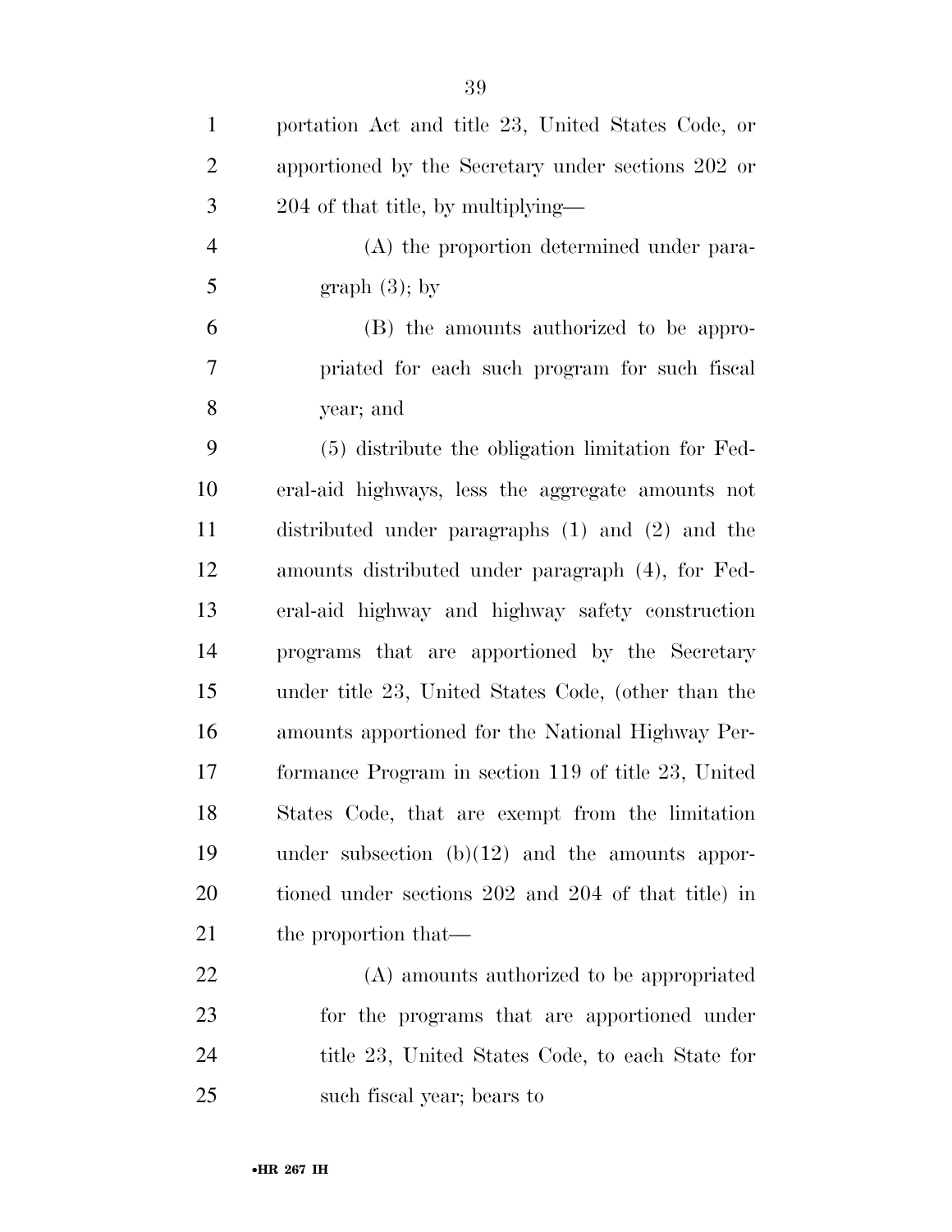portation Act and title 23, United States Code, or apportioned by the Secretary under sections 202 or 204 of that title, by multiplying—

(A) the proportion determined under paragraph (3); by

(B) the amounts authorized to be appropriated for each such program for such fiscal year; and

(5) distribute the obligation limitation for Federal-aid highways, less the aggregate amounts not distributed under paragraphs (1) and (2) and the amounts distributed under paragraph (4), for Federal-aid highway and highway safety construction programs that are apportioned by the Secretary under title 23, United States Code, (other than the amounts apportioned for the National Highway Performance Program in section 119 of title 23, United States Code, that are exempt from the limitation under subsection (b)(12) and the amounts apportioned under sections 202 and 204 of that title) in the proportion that—

(A) amounts authorized to be appropriated for the programs that are apportioned under title 23, United States Code, to each State for such fiscal year; bears to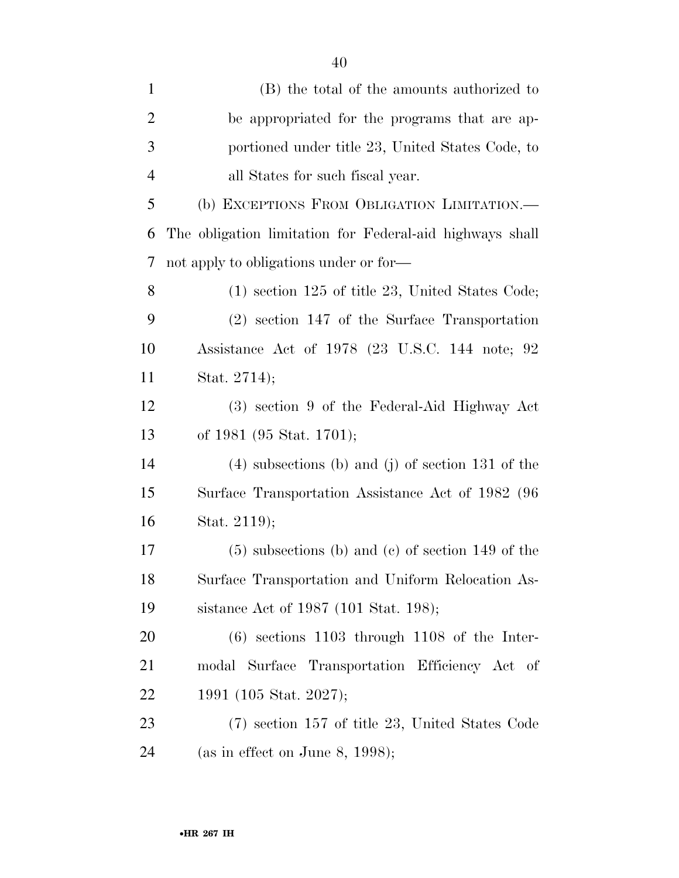(B) the total of the amounts authorized to be appropriated for the programs that are apportioned under title 23, United States Code, to all States for such fiscal year.

(b) EXCEPTIONS FROM OBLIGATION LIMITATION.—The obligation limitation for Federal-aid highways shall not apply to obligations under or for—

(1) section 125 of title 23, United States Code;

(2) section 147 of the Surface Transportation Assistance Act of 1978 (23 U.S.C. 144 note; 92 Stat. 2714);

(3) section 9 of the Federal-Aid Highway Act of 1981 (95 Stat. 1701);

(4) subsections (b) and (j) of section 131 of the Surface Transportation Assistance Act of 1982 (96 Stat. 2119);

(5) subsections (b) and (c) of section 149 of the Surface Transportation and Uniform Relocation Assistance Act of 1987 (101 Stat. 198);

(6) sections 1103 through 1108 of the Intermodal Surface Transportation Efficiency Act of 1991 (105 Stat. 2027);

(7) section 157 of title 23, United States Code (as in effect on June 8, 1998);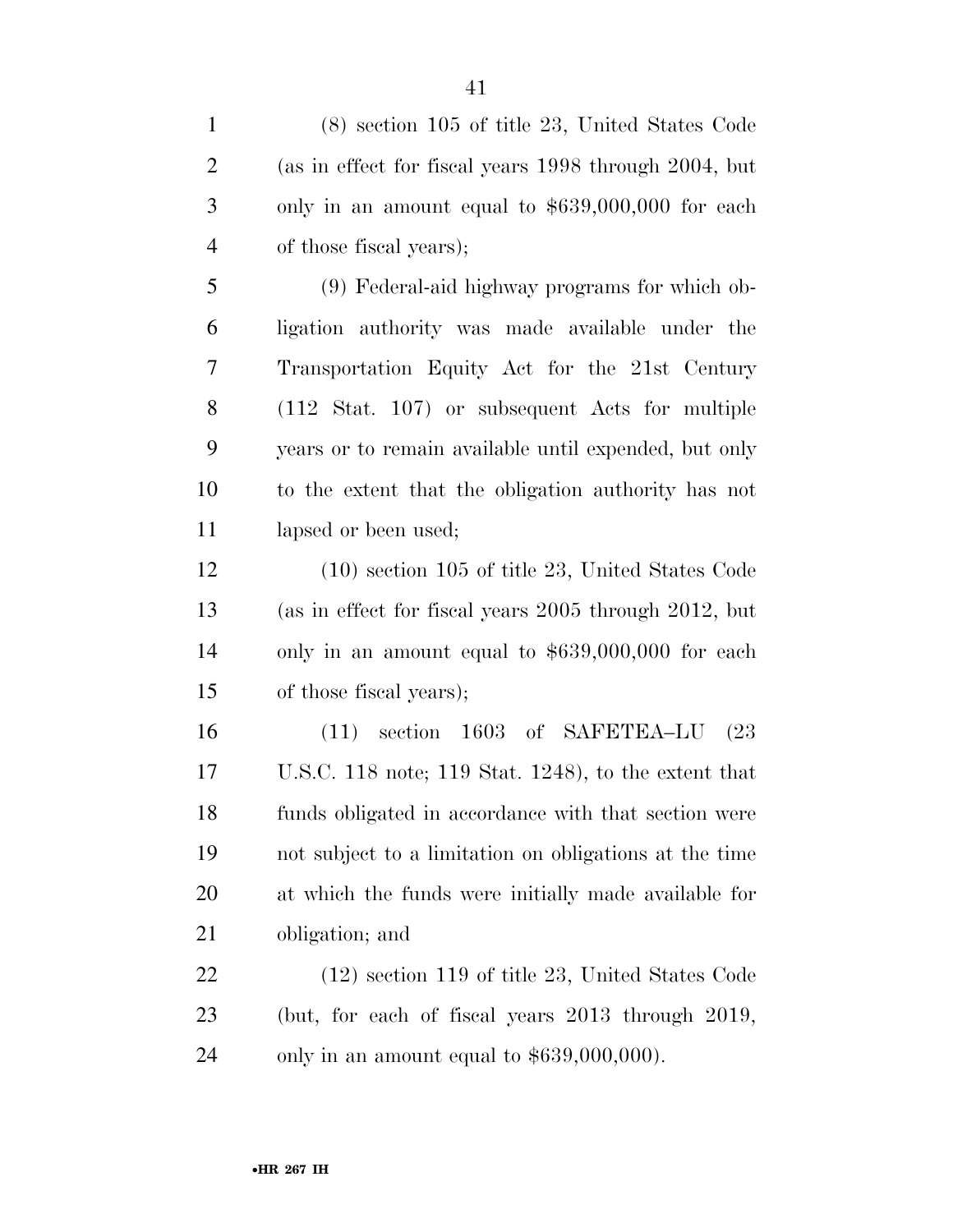(8) section 105 of title 23, United States Code (as in effect for fiscal years 1998 through 2004, but only in an amount equal to $639,000,000 for each of those fiscal years);

(9) Federal-aid highway programs for which obligation authority was made available under the Transportation Equity Act for the 21st Century (112 Stat. 107) or subsequent Acts for multiple years or to remain available until expended, but only to the extent that the obligation authority has not lapsed or been used;

(10) section 105 of title 23, United States Code (as in effect for fiscal years 2005 through 2012, but only in an amount equal to $639,000,000 for each of those fiscal years);

(11) section 1603 of SAFETEA–LU (23 U.S.C. 118 note; 119 Stat. 1248), to the extent that funds obligated in accordance with that section were not subject to a limitation on obligations at the time at which the funds were initially made available for obligation; and

(12) section 119 of title 23, United States Code (but, for each of fiscal years 2013 through 2019, only in an amount equal to $639,000,000).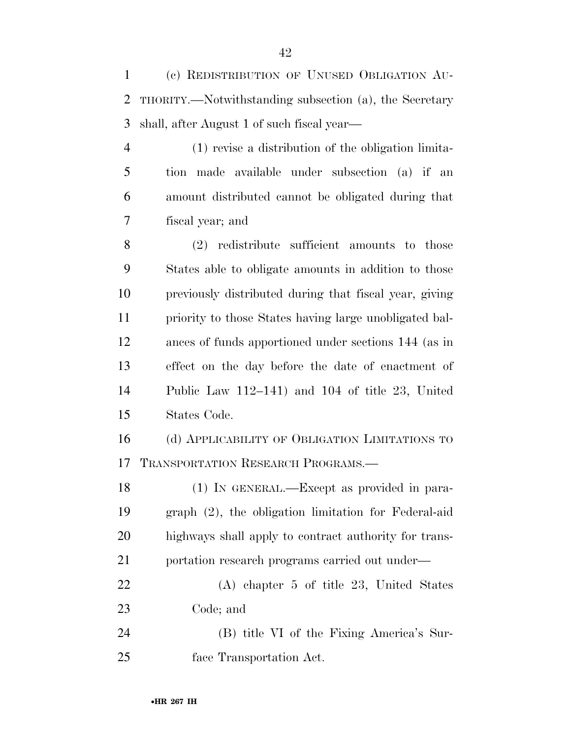(c) REDISTRIBUTION OF UNUSED OBLIGATION AUTHORITY.—Notwithstanding subsection (a), the Secretary shall, after August 1 of such fiscal year—

(1) revise a distribution of the obligation limitation made available under subsection (a) if an amount distributed cannot be obligated during that fiscal year; and

(2) redistribute sufficient amounts to those States able to obligate amounts in addition to those previously distributed during that fiscal year, giving priority to those States having large unobligated balances of funds apportioned under sections 144 (as in effect on the day before the date of enactment of Public Law 112–141) and 104 of title 23, United States Code.

(d) APPLICABILITY OF OBLIGATION LIMITATIONS TO TRANSPORTATION RESEARCH PROGRAMS.—

(1) IN GENERAL.—Except as provided in paragraph (2), the obligation limitation for Federal-aid highways shall apply to contract authority for transportation research programs carried out under—

(A) chapter 5 of title 23, United States Code; and

(B) title VI of the Fixing America's Surface Transportation Act.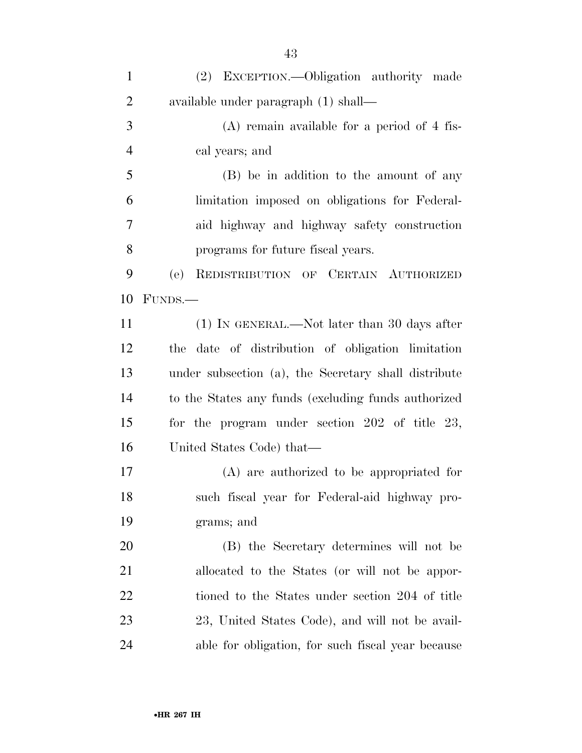(2) EXCEPTION.—Obligation authority made available under paragraph (1) shall—

(A) remain available for a period of 4 fiscal years; and

(B) be in addition to the amount of any limitation imposed on obligations for Federal-aid highway and highway safety construction programs for future fiscal years.

(e) REDISTRIBUTION OF CERTAIN AUTHORIZED FUNDS.—

(1) IN GENERAL.—Not later than 30 days after the date of distribution of obligation limitation under subsection (a), the Secretary shall distribute to the States any funds (excluding funds authorized for the program under section 202 of title 23, United States Code) that—

(A) are authorized to be appropriated for such fiscal year for Federal-aid highway programs; and

(B) the Secretary determines will not be allocated to the States (or will not be apportioned to the States under section 204 of title 23, United States Code), and will not be available for obligation, for such fiscal year because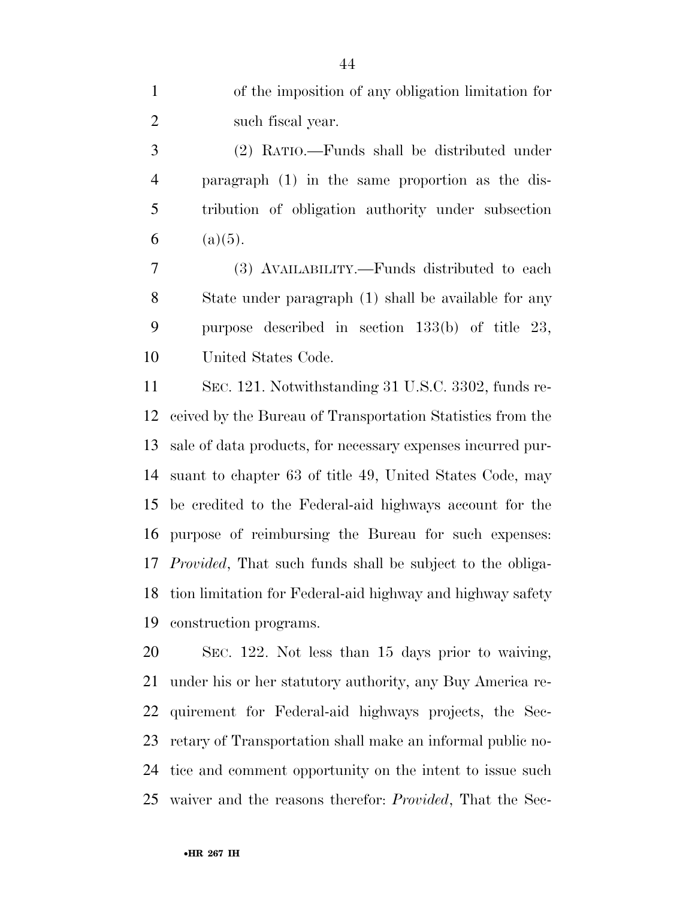of the imposition of any obligation limitation for such fiscal year.

(2) RATIO.—Funds shall be distributed under paragraph (1) in the same proportion as the distribution of obligation authority under subsection (a)(5).

(3) AVAILABILITY.—Funds distributed to each State under paragraph (1) shall be available for any purpose described in section 133(b) of title 23, United States Code.

SEC. 121. Notwithstanding 31 U.S.C. 3302, funds received by the Bureau of Transportation Statistics from the sale of data products, for necessary expenses incurred pursuant to chapter 63 of title 49, United States Code, may be credited to the Federal-aid highways account for the purpose of reimbursing the Bureau for such expenses: *Provided*, That such funds shall be subject to the obligation limitation for Federal-aid highway and highway safety construction programs.

SEC. 122. Not less than 15 days prior to waiving, under his or her statutory authority, any Buy America requirement for Federal-aid highways projects, the Secretary of Transportation shall make an informal public notice and comment opportunity on the intent to issue such waiver and the reasons therefor: *Provided*, That the Sec-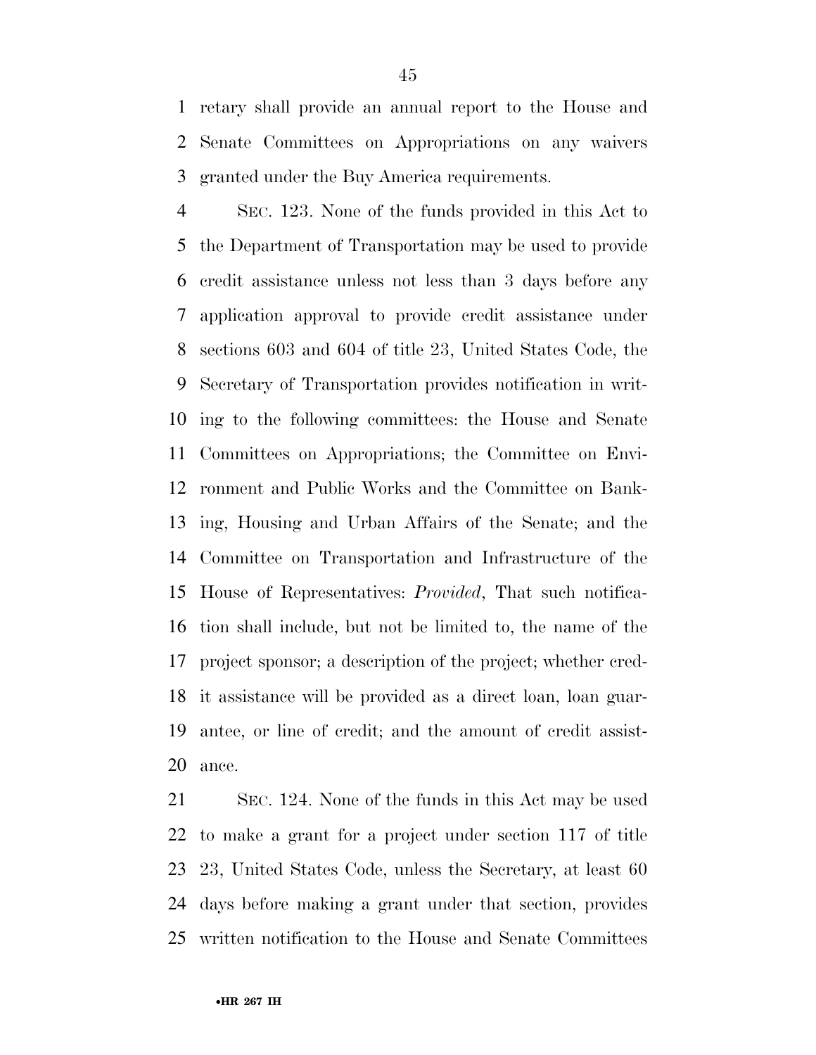retary shall provide an annual report to the House and Senate Committees on Appropriations on any waivers granted under the Buy America requirements.

SEC. 123. None of the funds provided in this Act to the Department of Transportation may be used to provide credit assistance unless not less than 3 days before any application approval to provide credit assistance under sections 603 and 604 of title 23, United States Code, the Secretary of Transportation provides notification in writing to the following committees: the House and Senate Committees on Appropriations; the Committee on Environment and Public Works and the Committee on Banking, Housing and Urban Affairs of the Senate; and the Committee on Transportation and Infrastructure of the House of Representatives: *Provided*, That such notification shall include, but not be limited to, the name of the project sponsor; a description of the project; whether credit assistance will be provided as a direct loan, loan guarantee, or line of credit; and the amount of credit assistance.

SEC. 124. None of the funds in this Act may be used to make a grant for a project under section 117 of title 23, United States Code, unless the Secretary, at least 60 days before making a grant under that section, provides written notification to the House and Senate Committees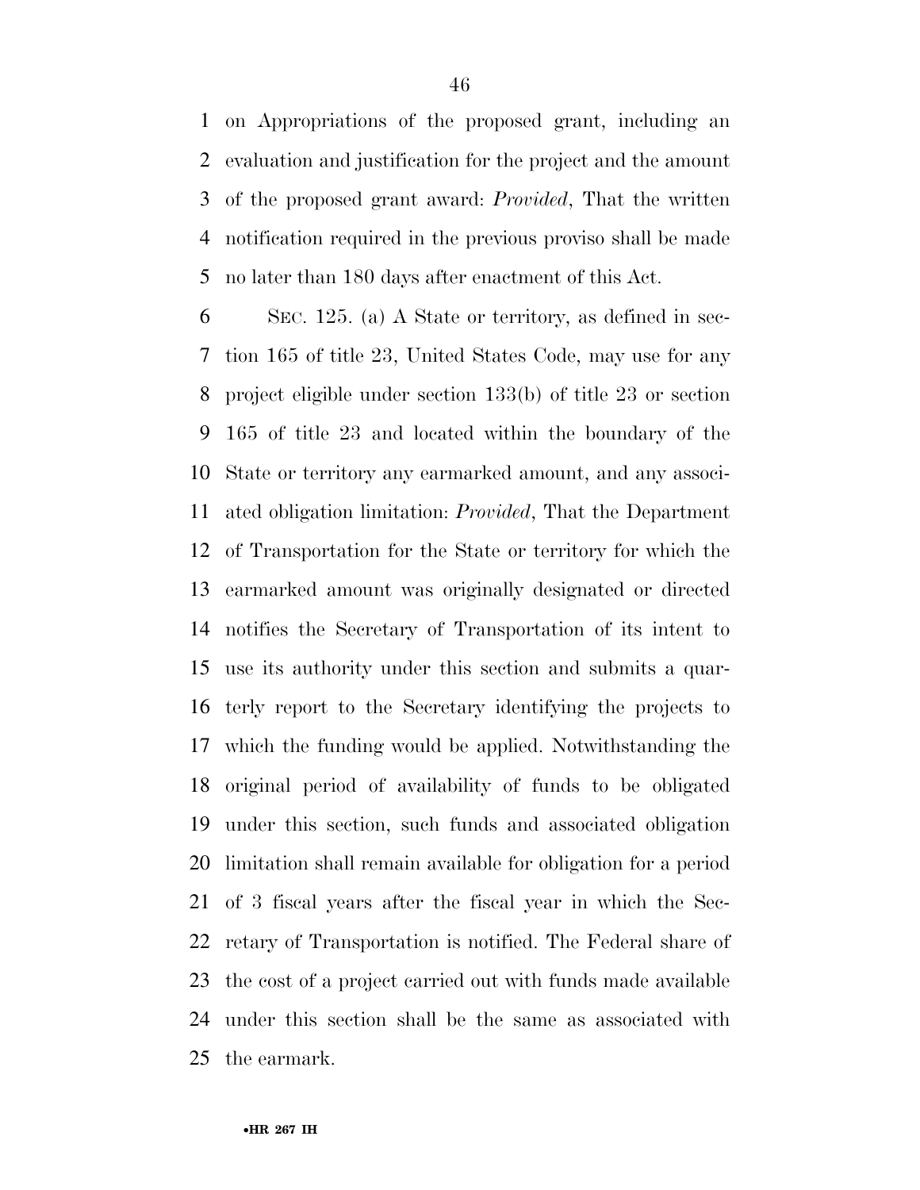on Appropriations of the proposed grant, including an evaluation and justification for the project and the amount of the proposed grant award: *Provided*, That the written notification required in the previous proviso shall be made no later than 180 days after enactment of this Act.

SEC. 125. (a) A State or territory, as defined in section 165 of title 23, United States Code, may use for any project eligible under section 133(b) of title 23 or section 165 of title 23 and located within the boundary of the State or territory any earmarked amount, and any associated obligation limitation: *Provided*, That the Department of Transportation for the State or territory for which the earmarked amount was originally designated or directed notifies the Secretary of Transportation of its intent to use its authority under this section and submits a quarterly report to the Secretary identifying the projects to which the funding would be applied. Notwithstanding the original period of availability of funds to be obligated under this section, such funds and associated obligation limitation shall remain available for obligation for a period of 3 fiscal years after the fiscal year in which the Secretary of Transportation is notified. The Federal share of the cost of a project carried out with funds made available under this section shall be the same as associated with the earmark.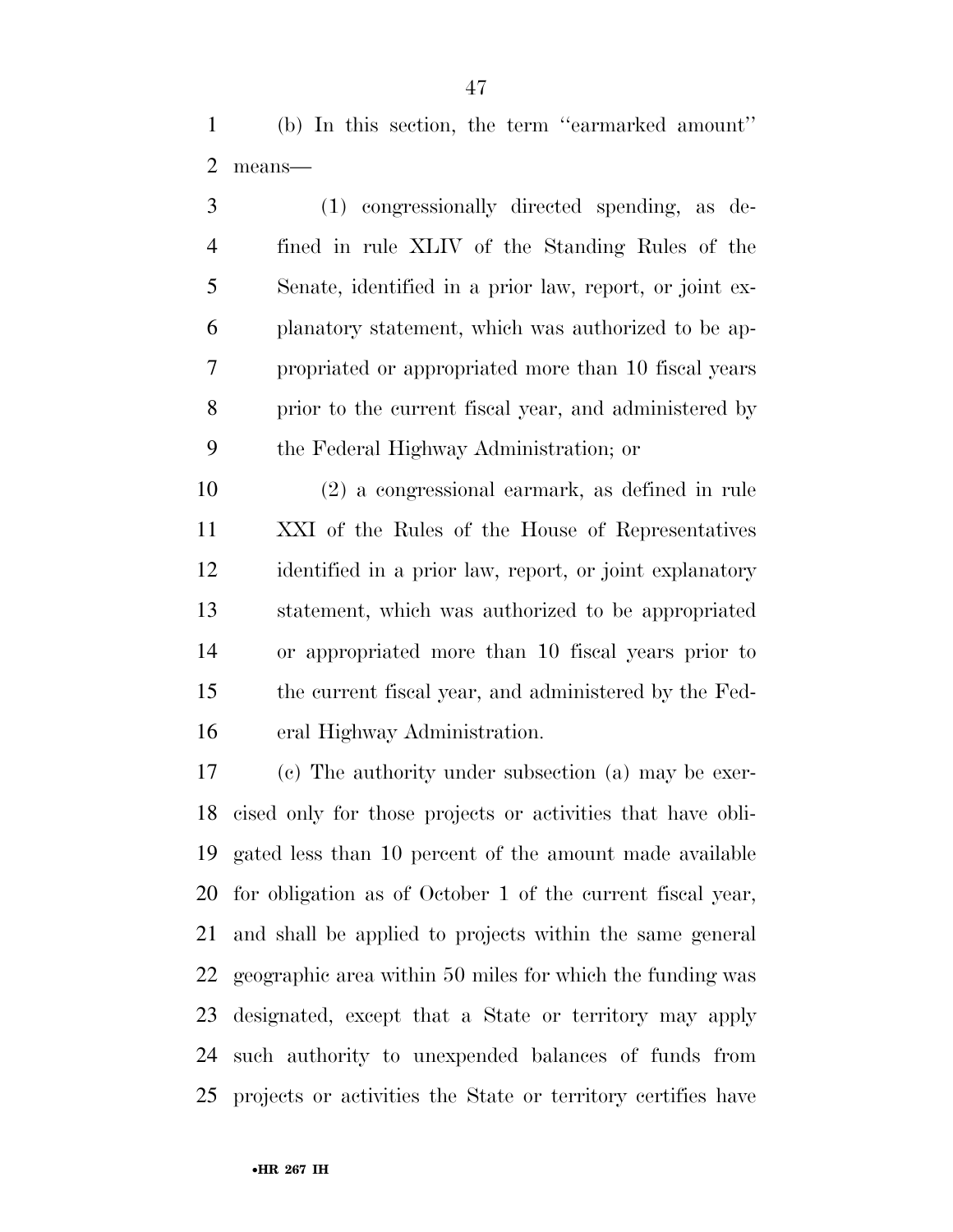(b) In this section, the term ''earmarked amount'' means—

(1) congressionally directed spending, as defined in rule XLIV of the Standing Rules of the Senate, identified in a prior law, report, or joint explanatory statement, which was authorized to be appropriated or appropriated more than 10 fiscal years prior to the current fiscal year, and administered by the Federal Highway Administration; or

(2) a congressional earmark, as defined in rule XXI of the Rules of the House of Representatives identified in a prior law, report, or joint explanatory statement, which was authorized to be appropriated or appropriated more than 10 fiscal years prior to the current fiscal year, and administered by the Federal Highway Administration.

(c) The authority under subsection (a) may be exercised only for those projects or activities that have obligated less than 10 percent of the amount made available for obligation as of October 1 of the current fiscal year, and shall be applied to projects within the same general geographic area within 50 miles for which the funding was designated, except that a State or territory may apply such authority to unexpended balances of funds from projects or activities the State or territory certifies have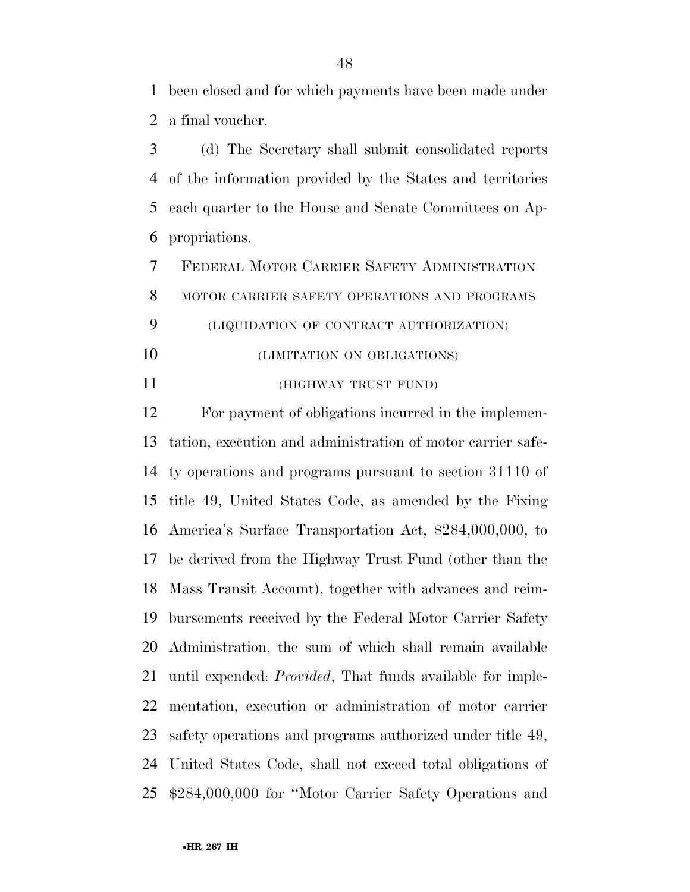been closed and for which payments have been made under a final voucher.

(d) The Secretary shall submit consolidated reports of the information provided by the States and territories each quarter to the House and Senate Committees on Appropriations.

FEDERAL MOTOR CARRIER SAFETY ADMINISTRATION

MOTOR CARRIER SAFETY OPERATIONS AND PROGRAMS

(LIQUIDATION OF CONTRACT AUTHORIZATION)

(LIMITATION ON OBLIGATIONS)

(HIGHWAY TRUST FUND)

For payment of obligations incurred in the implementation, execution and administration of motor carrier safety operations and programs pursuant to section 31110 of title 49, United States Code, as amended by the Fixing America's Surface Transportation Act, $284,000,000, to be derived from the Highway Trust Fund (other than the Mass Transit Account), together with advances and reimbursements received by the Federal Motor Carrier Safety Administration, the sum of which shall remain available until expended: *Provided*, That funds available for implementation, execution or administration of motor carrier safety operations and programs authorized under title 49, United States Code, shall not exceed total obligations of $284,000,000 for ''Motor Carrier Safety Operations and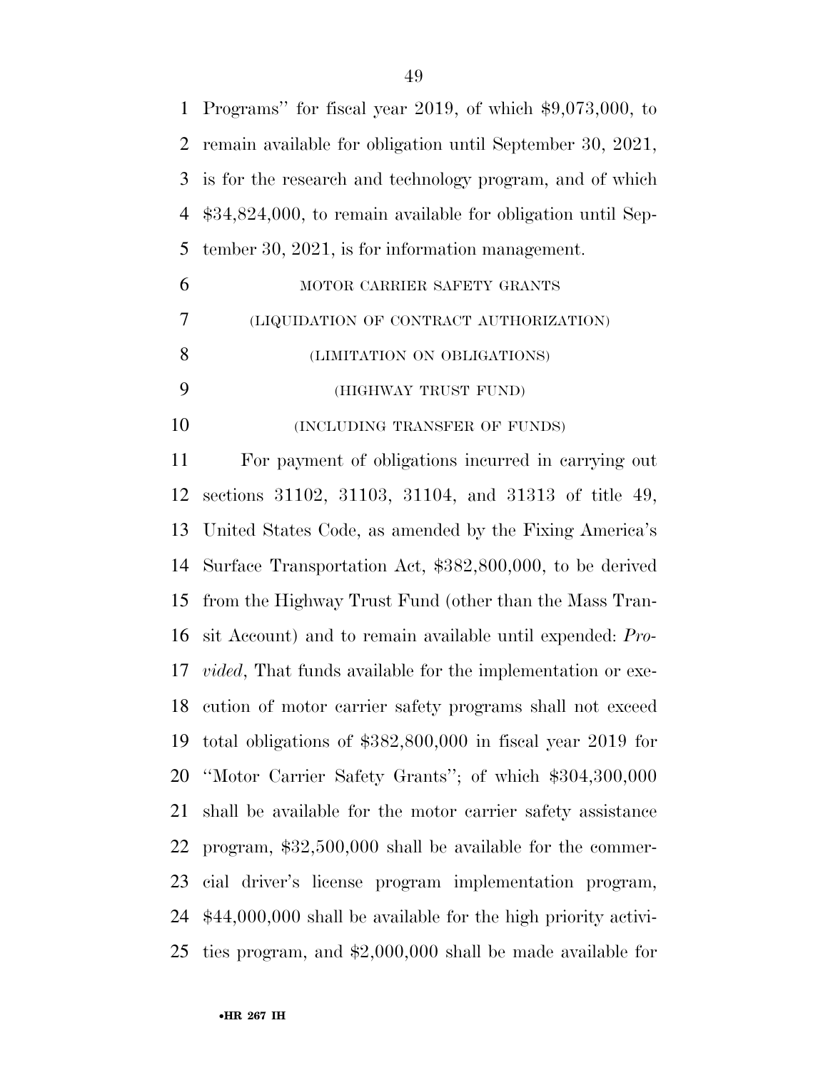Programs'' for fiscal year 2019, of which $9,073,000, to remain available for obligation until September 30, 2021, is for the research and technology program, and of which $34,824,000, to remain available for obligation until September 30, 2021, is for information management.

MOTOR CARRIER SAFETY GRANTS

(LIQUIDATION OF CONTRACT AUTHORIZATION)

(LIMITATION ON OBLIGATIONS)

(HIGHWAY TRUST FUND)

(INCLUDING TRANSFER OF FUNDS)

For payment of obligations incurred in carrying out sections 31102, 31103, 31104, and 31313 of title 49, United States Code, as amended by the Fixing America's Surface Transportation Act, $382,800,000, to be derived from the Highway Trust Fund (other than the Mass Transit Account) and to remain available until expended: *Provided*, That funds available for the implementation or execution of motor carrier safety programs shall not exceed total obligations of $382,800,000 in fiscal year 2019 for ''Motor Carrier Safety Grants''; of which $304,300,000 shall be available for the motor carrier safety assistance program, $32,500,000 shall be available for the commercial driver's license program implementation program, $44,000,000 shall be available for the high priority activities program, and $2,000,000 shall be made available for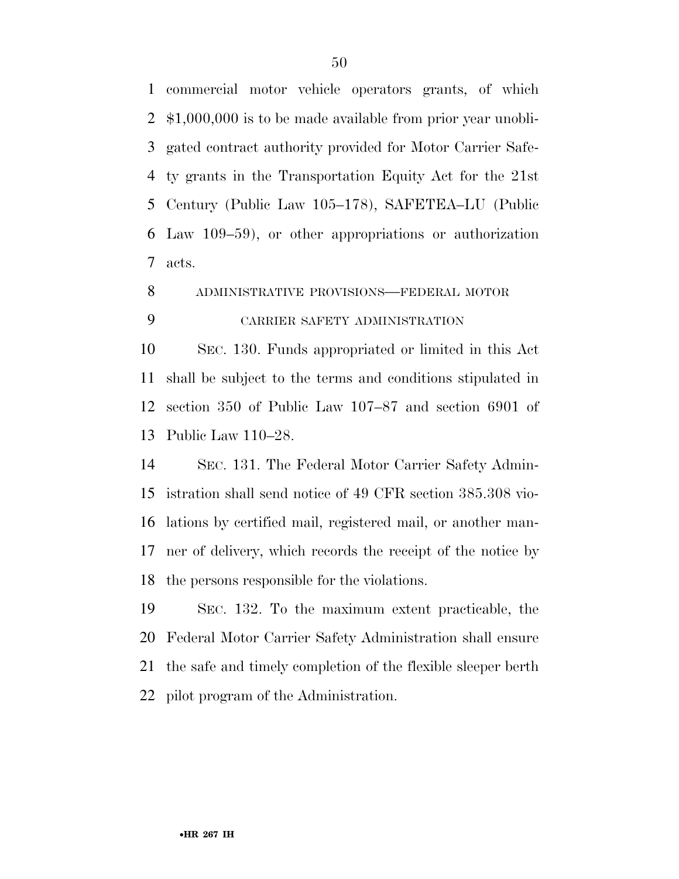commercial motor vehicle operators grants, of which $1,000,000 is to be made available from prior year unobligated contract authority provided for Motor Carrier Safety grants in the Transportation Equity Act for the 21st Century (Public Law 105–178), SAFETEA–LU (Public Law 109–59), or other appropriations or authorization acts.

ADMINISTRATIVE PROVISIONS—FEDERAL MOTOR CARRIER SAFETY ADMINISTRATION

SEC. 130. Funds appropriated or limited in this Act shall be subject to the terms and conditions stipulated in section 350 of Public Law 107–87 and section 6901 of Public Law 110–28.

SEC. 131. The Federal Motor Carrier Safety Administration shall send notice of 49 CFR section 385.308 violations by certified mail, registered mail, or another manner of delivery, which records the receipt of the notice by the persons responsible for the violations.

SEC. 132. To the maximum extent practicable, the Federal Motor Carrier Safety Administration shall ensure the safe and timely completion of the flexible sleeper berth pilot program of the Administration.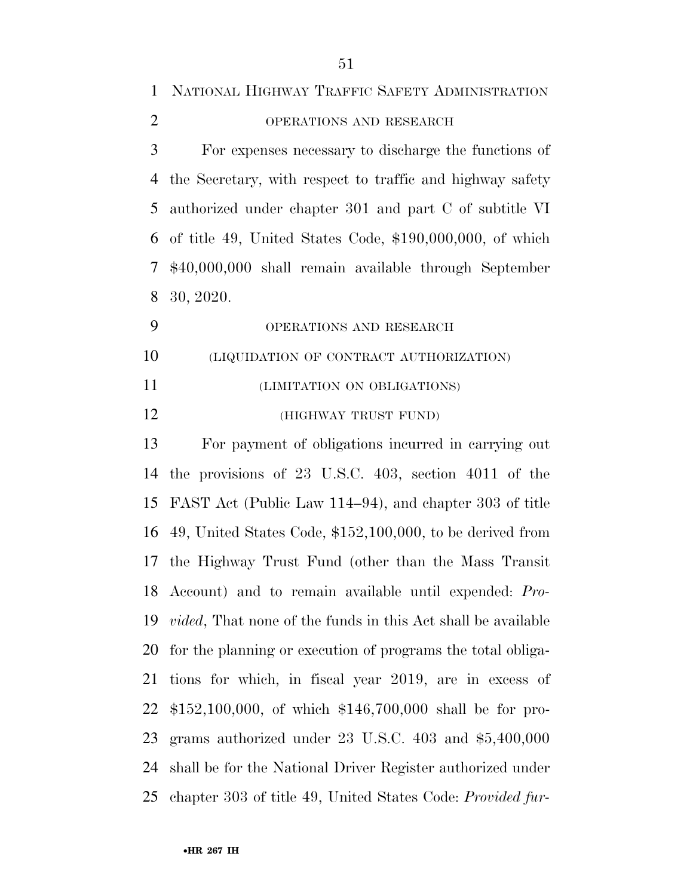NATIONAL HIGHWAY TRAFFIC SAFETY ADMINISTRATION

OPERATIONS AND RESEARCH

For expenses necessary to discharge the functions of the Secretary, with respect to traffic and highway safety authorized under chapter 301 and part C of subtitle VI of title 49, United States Code, $190,000,000, of which $40,000,000 shall remain available through September 30, 2020.

OPERATIONS AND RESEARCH

(LIQUIDATION OF CONTRACT AUTHORIZATION)

(LIMITATION ON OBLIGATIONS)

(HIGHWAY TRUST FUND)

For payment of obligations incurred in carrying out the provisions of 23 U.S.C. 403, section 4011 of the FAST Act (Public Law 114–94), and chapter 303 of title 49, United States Code, $152,100,000, to be derived from the Highway Trust Fund (other than the Mass Transit Account) and to remain available until expended: *Provided*, That none of the funds in this Act shall be available for the planning or execution of programs the total obligations for which, in fiscal year 2019, are in excess of $152,100,000, of which $146,700,000 shall be for programs authorized under 23 U.S.C. 403 and $5,400,000 shall be for the National Driver Register authorized under chapter 303 of title 49, United States Code: *Provided fur-*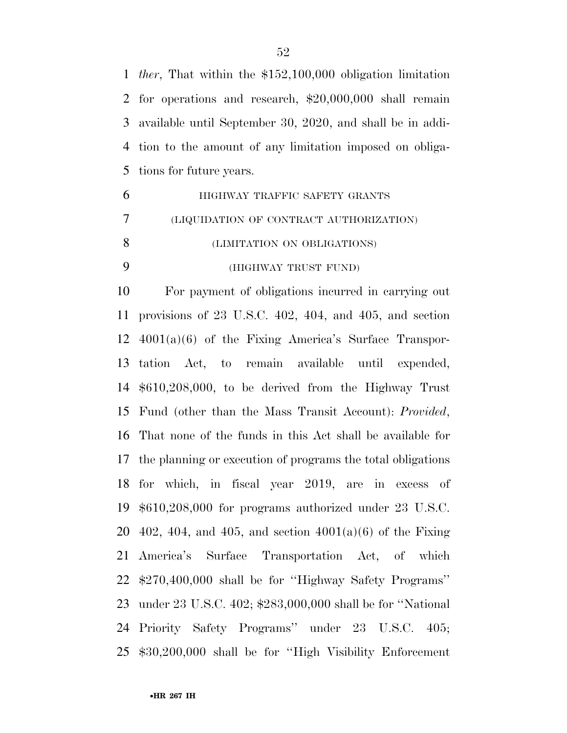*ther*, That within the $152,100,000 obligation limitation for operations and research, $20,000,000 shall remain available until September 30, 2020, and shall be in addition to the amount of any limitation imposed on obligations for future years.

HIGHWAY TRAFFIC SAFETY GRANTS

(LIQUIDATION OF CONTRACT AUTHORIZATION)

(LIMITATION ON OBLIGATIONS)

(HIGHWAY TRUST FUND)

For payment of obligations incurred in carrying out provisions of 23 U.S.C. 402, 404, and 405, and section 4001(a)(6) of the Fixing America's Surface Transportation Act, to remain available until expended, $610,208,000, to be derived from the Highway Trust Fund (other than the Mass Transit Account): *Provided*, That none of the funds in this Act shall be available for the planning or execution of programs the total obligations for which, in fiscal year 2019, are in excess of $610,208,000 for programs authorized under 23 U.S.C. 402, 404, and 405, and section 4001(a)(6) of the Fixing America's Surface Transportation Act, of which $270,400,000 shall be for ''Highway Safety Programs'' under 23 U.S.C. 402; $283,000,000 shall be for ''National Priority Safety Programs'' under 23 U.S.C. 405; $30,200,000 shall be for ''High Visibility Enforcement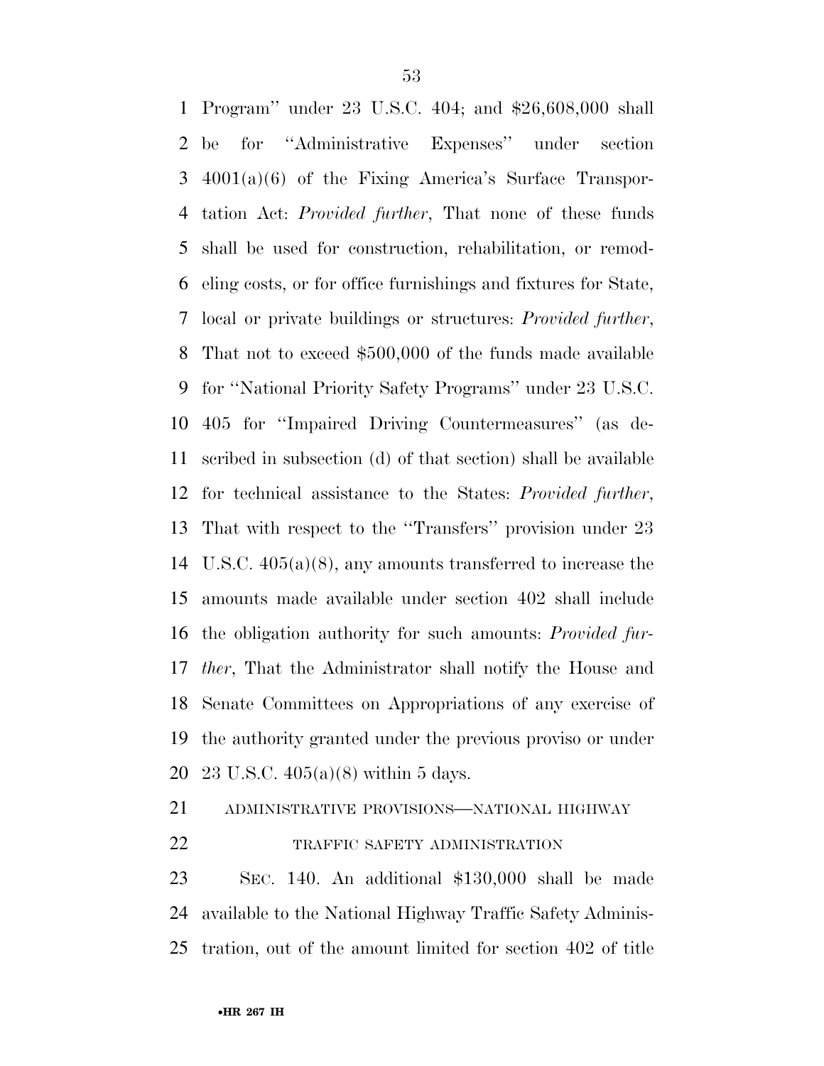Program'' under 23 U.S.C. 404; and $26,608,000 shall be for ''Administrative Expenses'' under section 4001(a)(6) of the Fixing America's Surface Transportation Act: *Provided further*, That none of these funds shall be used for construction, rehabilitation, or remodeling costs, or for office furnishings and fixtures for State, local or private buildings or structures: *Provided further*, That not to exceed $500,000 of the funds made available for ''National Priority Safety Programs'' under 23 U.S.C. 405 for ''Impaired Driving Countermeasures'' (as described in subsection (d) of that section) shall be available for technical assistance to the States: *Provided further*, That with respect to the ''Transfers'' provision under 23 U.S.C. 405(a)(8), any amounts transferred to increase the amounts made available under section 402 shall include the obligation authority for such amounts: *Provided further*, That the Administrator shall notify the House and Senate Committees on Appropriations of any exercise of the authority granted under the previous proviso or under 23 U.S.C. 405(a)(8) within 5 days.

ADMINISTRATIVE PROVISIONS—NATIONAL HIGHWAY TRAFFIC SAFETY ADMINISTRATION

SEC. 140. An additional $130,000 shall be made available to the National Highway Traffic Safety Administration, out of the amount limited for section 402 of title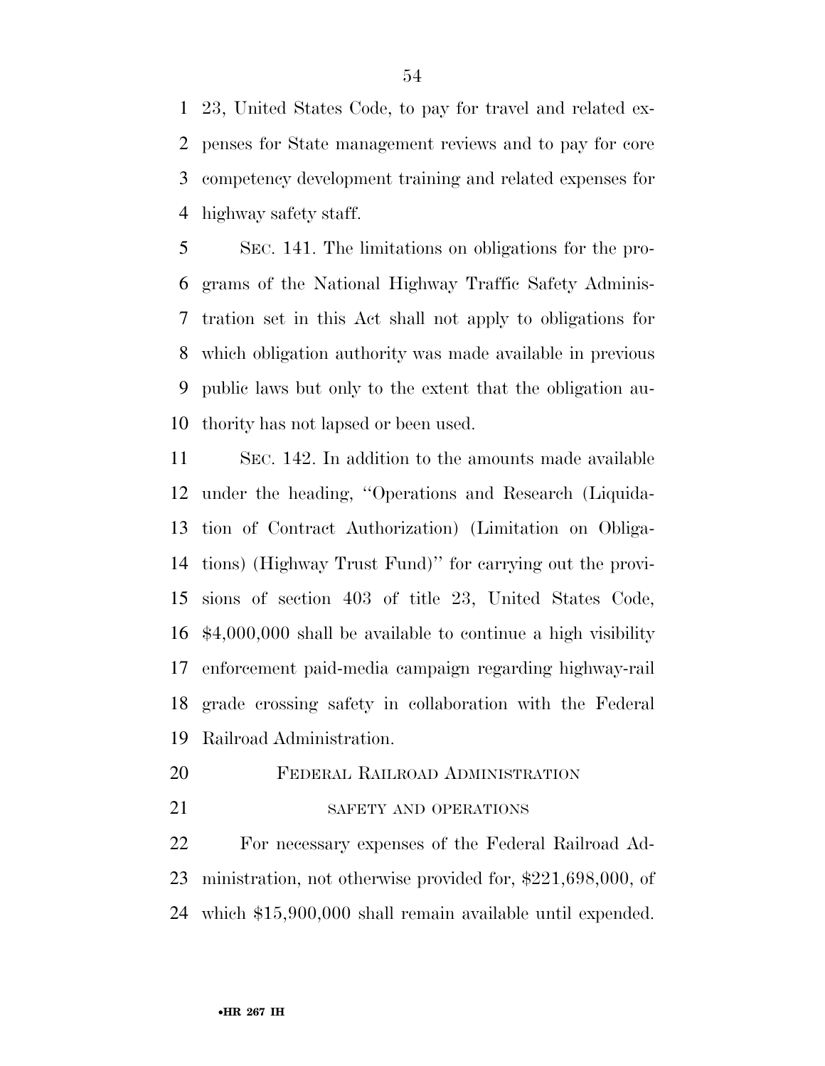23, United States Code, to pay for travel and related expenses for State management reviews and to pay for core competency development training and related expenses for highway safety staff.

SEC. 141. The limitations on obligations for the programs of the National Highway Traffic Safety Administration set in this Act shall not apply to obligations for which obligation authority was made available in previous public laws but only to the extent that the obligation authority has not lapsed or been used.

SEC. 142. In addition to the amounts made available under the heading, ''Operations and Research (Liquidation of Contract Authorization) (Limitation on Obligations) (Highway Trust Fund)'' for carrying out the provisions of section 403 of title 23, United States Code, $4,000,000 shall be available to continue a high visibility enforcement paid-media campaign regarding highway-rail grade crossing safety in collaboration with the Federal Railroad Administration.

## FEDERAL RAILROAD ADMINISTRATION

### SAFETY AND OPERATIONS

For necessary expenses of the Federal Railroad Administration, not otherwise provided for, $221,698,000, of which $15,900,000 shall remain available until expended.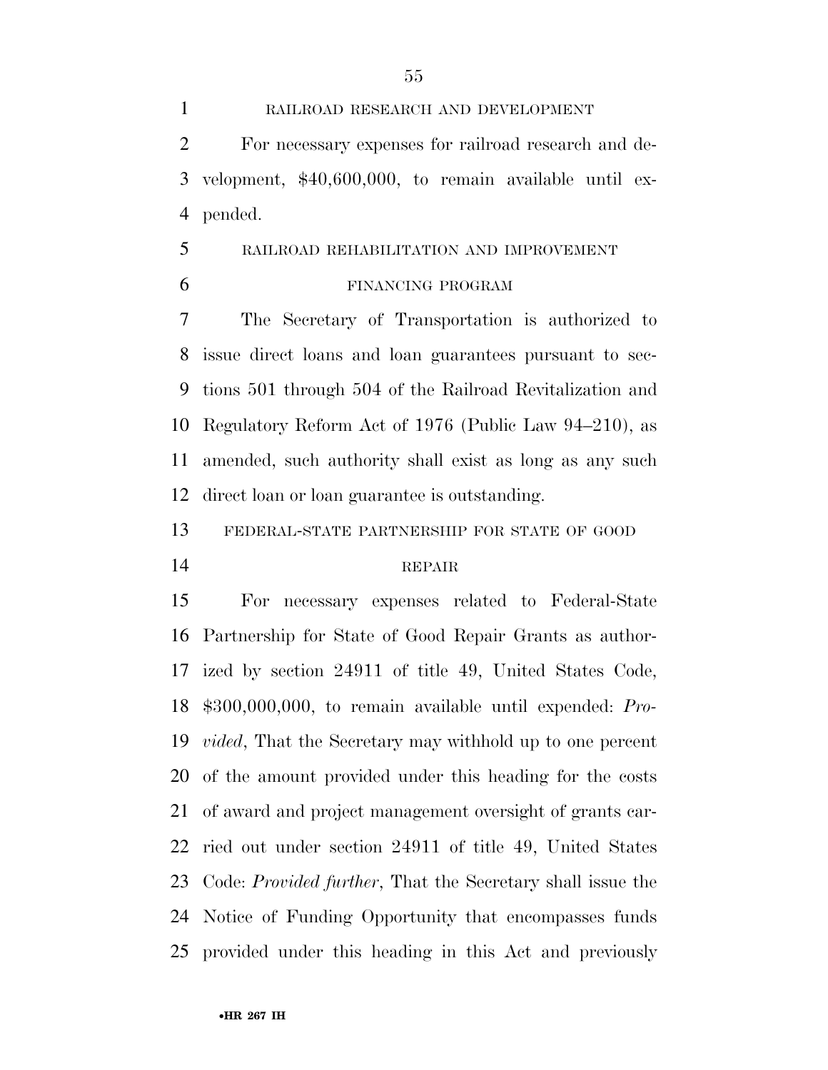RAILROAD RESEARCH AND DEVELOPMENT

For necessary expenses for railroad research and development, $40,600,000, to remain available until expended.

RAILROAD REHABILITATION AND IMPROVEMENT FINANCING PROGRAM

The Secretary of Transportation is authorized to issue direct loans and loan guarantees pursuant to sections 501 through 504 of the Railroad Revitalization and Regulatory Reform Act of 1976 (Public Law 94–210), as amended, such authority shall exist as long as any such direct loan or loan guarantee is outstanding.

FEDERAL-STATE PARTNERSHIP FOR STATE OF GOOD REPAIR

For necessary expenses related to Federal-State Partnership for State of Good Repair Grants as authorized by section 24911 of title 49, United States Code, $300,000,000, to remain available until expended: *Provided*, That the Secretary may withhold up to one percent of the amount provided under this heading for the costs of award and project management oversight of grants carried out under section 24911 of title 49, United States Code: *Provided further*, That the Secretary shall issue the Notice of Funding Opportunity that encompasses funds provided under this heading in this Act and previously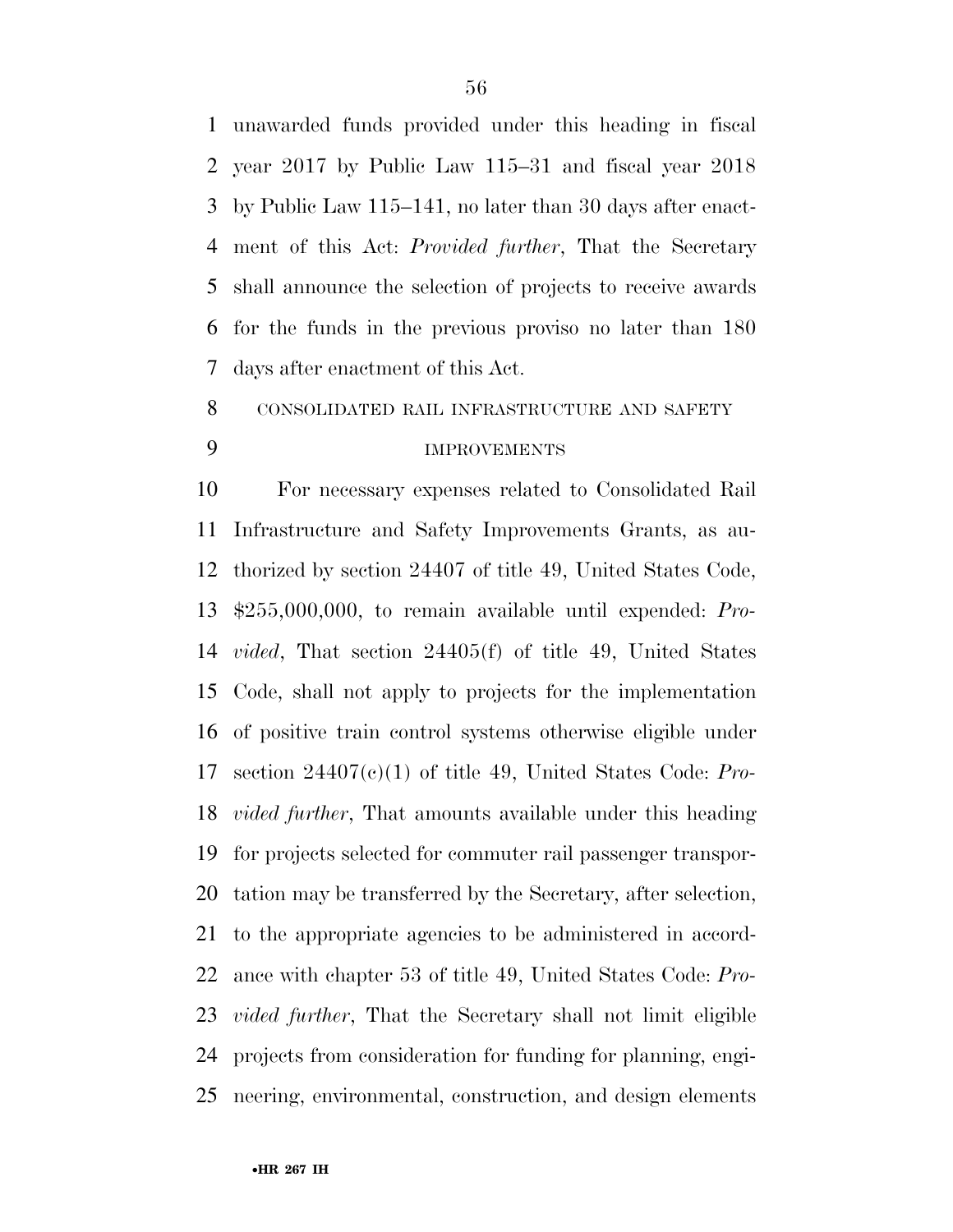unawarded funds provided under this heading in fiscal year 2017 by Public Law 115–31 and fiscal year 2018 by Public Law 115–141, no later than 30 days after enactment of this Act: *Provided further*, That the Secretary shall announce the selection of projects to receive awards for the funds in the previous proviso no later than 180 days after enactment of this Act.

CONSOLIDATED RAIL INFRASTRUCTURE AND SAFETY IMPROVEMENTS

For necessary expenses related to Consolidated Rail Infrastructure and Safety Improvements Grants, as authorized by section 24407 of title 49, United States Code, $255,000,000, to remain available until expended: *Provided*, That section 24405(f) of title 49, United States Code, shall not apply to projects for the implementation of positive train control systems otherwise eligible under section 24407(c)(1) of title 49, United States Code: *Provided further*, That amounts available under this heading for projects selected for commuter rail passenger transportation may be transferred by the Secretary, after selection, to the appropriate agencies to be administered in accordance with chapter 53 of title 49, United States Code: *Provided further*, That the Secretary shall not limit eligible projects from consideration for funding for planning, engineering, environmental, construction, and design elements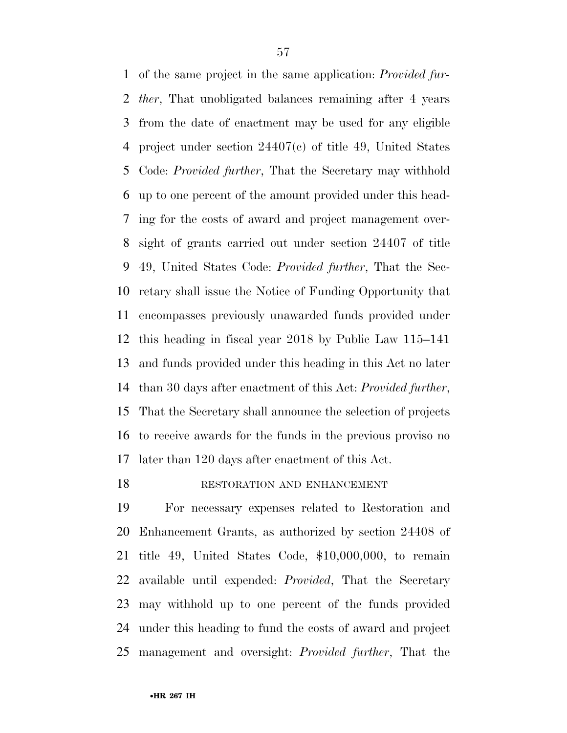of the same project in the same application: *Provided further*, That unobligated balances remaining after 4 years from the date of enactment may be used for any eligible project under section 24407(c) of title 49, United States Code: *Provided further*, That the Secretary may withhold up to one percent of the amount provided under this heading for the costs of award and project management oversight of grants carried out under section 24407 of title 49, United States Code: *Provided further*, That the Secretary shall issue the Notice of Funding Opportunity that encompasses previously unawarded funds provided under this heading in fiscal year 2018 by Public Law 115–141 and funds provided under this heading in this Act no later than 30 days after enactment of this Act: *Provided further*, That the Secretary shall announce the selection of projects to receive awards for the funds in the previous proviso no later than 120 days after enactment of this Act.

RESTORATION AND ENHANCEMENT

For necessary expenses related to Restoration and Enhancement Grants, as authorized by section 24408 of title 49, United States Code, $10,000,000, to remain available until expended: *Provided*, That the Secretary may withhold up to one percent of the funds provided under this heading to fund the costs of award and project management and oversight: *Provided further*, That the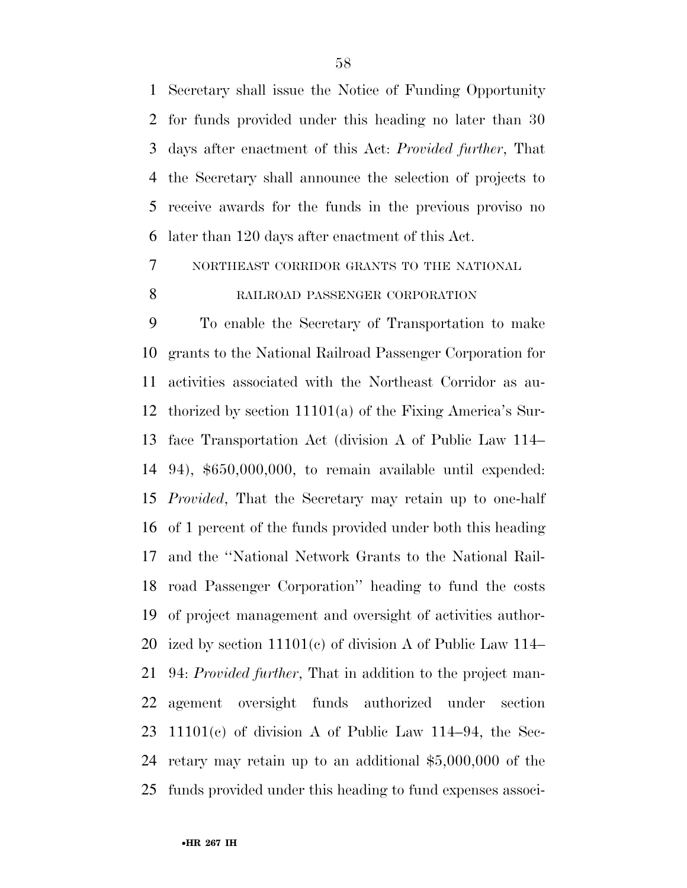Secretary shall issue the Notice of Funding Opportunity for funds provided under this heading no later than 30 days after enactment of this Act: *Provided further*, That the Secretary shall announce the selection of projects to receive awards for the funds in the previous proviso no later than 120 days after enactment of this Act.

NORTHEAST CORRIDOR GRANTS TO THE NATIONAL RAILROAD PASSENGER CORPORATION

To enable the Secretary of Transportation to make grants to the National Railroad Passenger Corporation for activities associated with the Northeast Corridor as authorized by section 11101(a) of the Fixing America's Surface Transportation Act (division A of Public Law 114–94), $650,000,000, to remain available until expended: *Provided*, That the Secretary may retain up to one-half of 1 percent of the funds provided under both this heading and the ''National Network Grants to the National Railroad Passenger Corporation'' heading to fund the costs of project management and oversight of activities authorized by section 11101(c) of division A of Public Law 114–94: *Provided further*, That in addition to the project management oversight funds authorized under section 11101(c) of division A of Public Law 114–94, the Secretary may retain up to an additional $5,000,000 of the funds provided under this heading to fund expenses associ-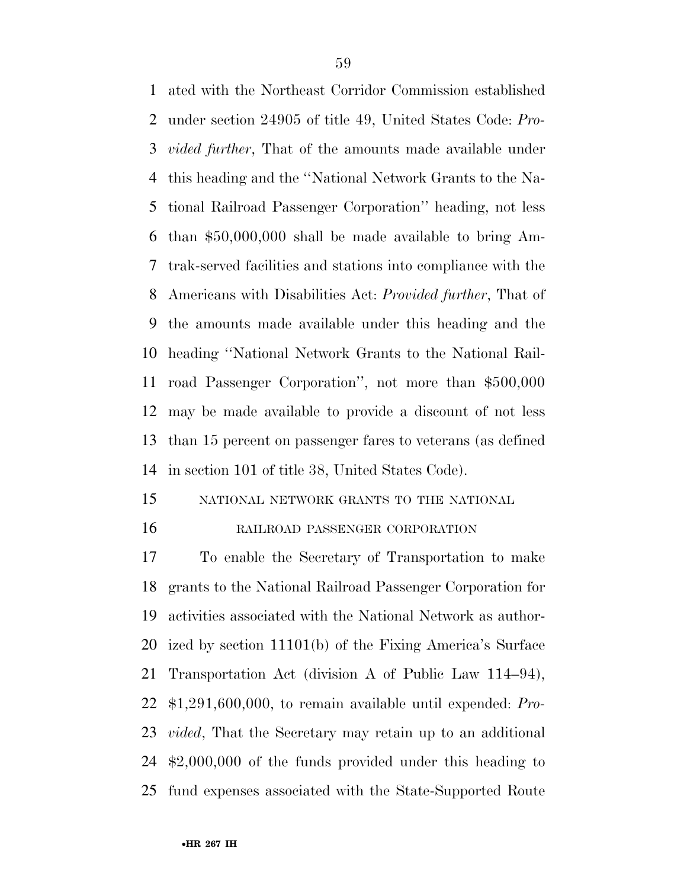ated with the Northeast Corridor Commission established under section 24905 of title 49, United States Code: *Provided further*, That of the amounts made available under this heading and the ''National Network Grants to the National Railroad Passenger Corporation'' heading, not less than $50,000,000 shall be made available to bring Amtrak-served facilities and stations into compliance with the Americans with Disabilities Act: *Provided further*, That of the amounts made available under this heading and the heading ''National Network Grants to the National Railroad Passenger Corporation'', not more than $500,000 may be made available to provide a discount of not less than 15 percent on passenger fares to veterans (as defined in section 101 of title 38, United States Code).

NATIONAL NETWORK GRANTS TO THE NATIONAL RAILROAD PASSENGER CORPORATION

To enable the Secretary of Transportation to make grants to the National Railroad Passenger Corporation for activities associated with the National Network as authorized by section 11101(b) of the Fixing America's Surface Transportation Act (division A of Public Law 114–94), $1,291,600,000, to remain available until expended: *Provided*, That the Secretary may retain up to an additional $2,000,000 of the funds provided under this heading to fund expenses associated with the State-Supported Route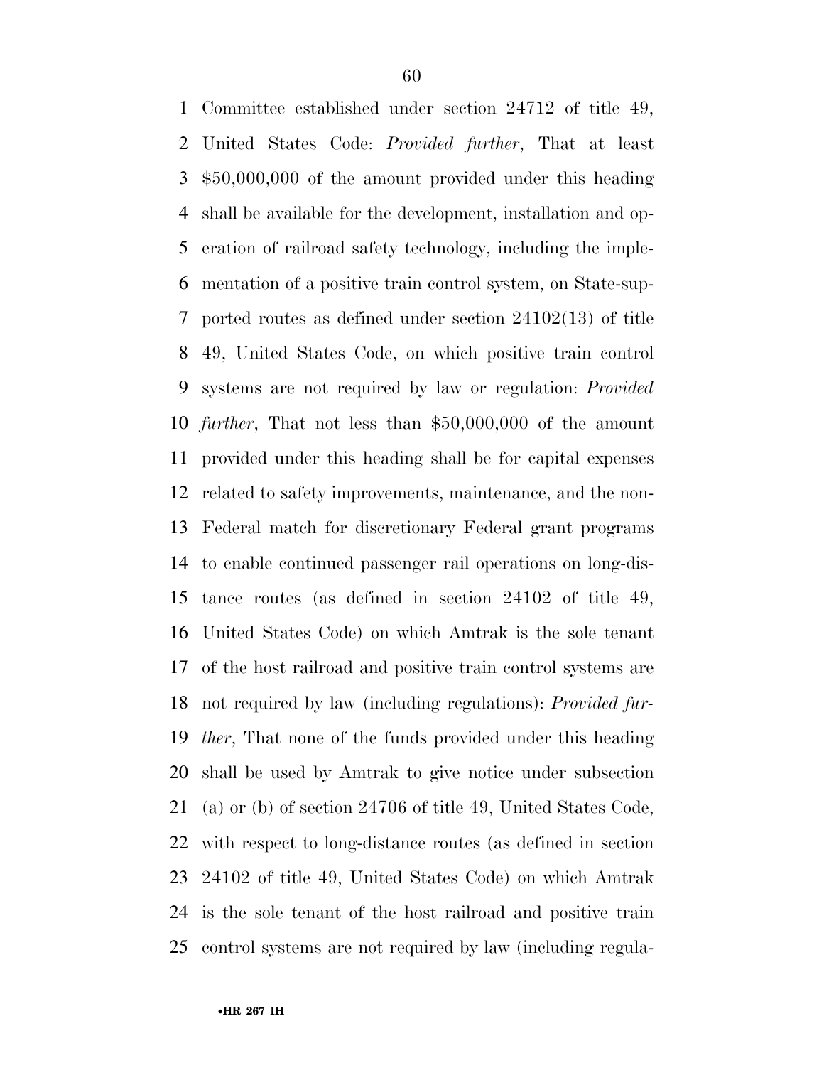Committee established under section 24712 of title 49, United States Code: *Provided further*, That at least $50,000,000 of the amount provided under this heading shall be available for the development, installation and operation of railroad safety technology, including the implementation of a positive train control system, on State-supported routes as defined under section 24102(13) of title 49, United States Code, on which positive train control systems are not required by law or regulation: *Provided further*, That not less than $50,000,000 of the amount provided under this heading shall be for capital expenses related to safety improvements, maintenance, and the non-Federal match for discretionary Federal grant programs to enable continued passenger rail operations on long-distance routes (as defined in section 24102 of title 49, United States Code) on which Amtrak is the sole tenant of the host railroad and positive train control systems are not required by law (including regulations): *Provided further*, That none of the funds provided under this heading shall be used by Amtrak to give notice under subsection (a) or (b) of section 24706 of title 49, United States Code, with respect to long-distance routes (as defined in section 24102 of title 49, United States Code) on which Amtrak is the sole tenant of the host railroad and positive train control systems are not required by law (including regula-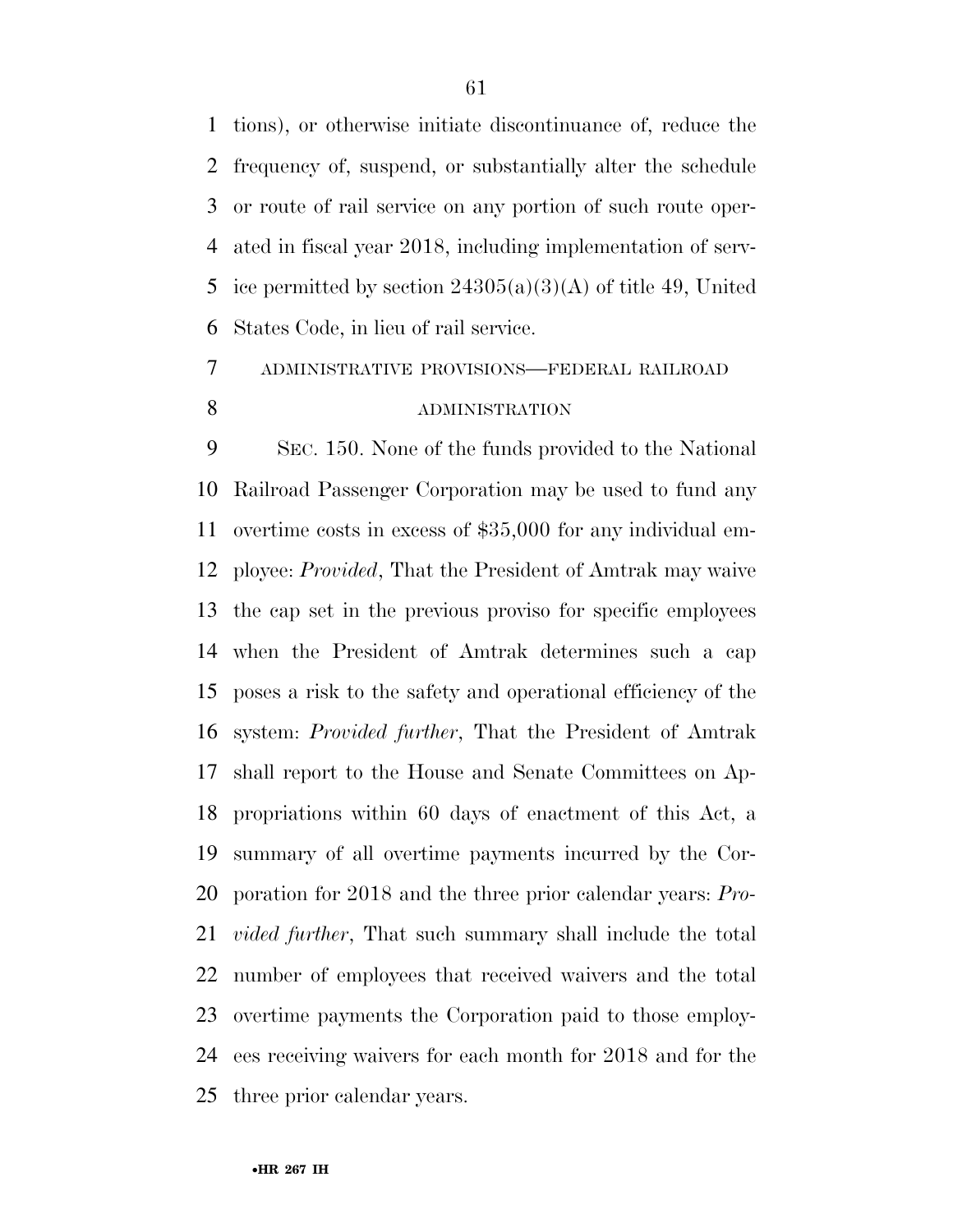tions), or otherwise initiate discontinuance of, reduce the frequency of, suspend, or substantially alter the schedule or route of rail service on any portion of such route operated in fiscal year 2018, including implementation of service permitted by section 24305(a)(3)(A) of title 49, United States Code, in lieu of rail service.

ADMINISTRATIVE PROVISIONS—FEDERAL RAILROAD ADMINISTRATION

SEC. 150. None of the funds provided to the National Railroad Passenger Corporation may be used to fund any overtime costs in excess of $35,000 for any individual employee: *Provided*, That the President of Amtrak may waive the cap set in the previous proviso for specific employees when the President of Amtrak determines such a cap poses a risk to the safety and operational efficiency of the system: *Provided further*, That the President of Amtrak shall report to the House and Senate Committees on Appropriations within 60 days of enactment of this Act, a summary of all overtime payments incurred by the Corporation for 2018 and the three prior calendar years: *Provided further*, That such summary shall include the total number of employees that received waivers and the total overtime payments the Corporation paid to those employees receiving waivers for each month for 2018 and for the three prior calendar years.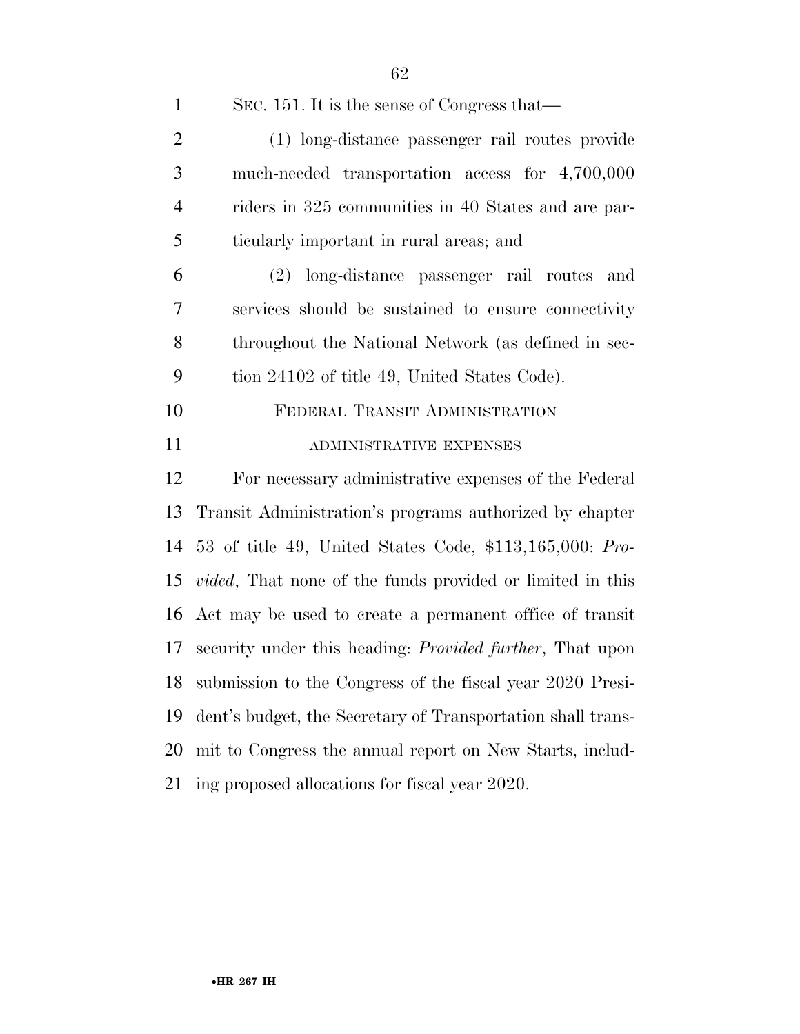SEC. 151. It is the sense of Congress that—

(1) long-distance passenger rail routes provide much-needed transportation access for 4,700,000 riders in 325 communities in 40 States and are particularly important in rural areas; and

(2) long-distance passenger rail routes and services should be sustained to ensure connectivity throughout the National Network (as defined in section 24102 of title 49, United States Code).

FEDERAL TRANSIT ADMINISTRATION

ADMINISTRATIVE EXPENSES

For necessary administrative expenses of the Federal Transit Administration's programs authorized by chapter 53 of title 49, United States Code, $113,165,000: *Provided*, That none of the funds provided or limited in this Act may be used to create a permanent office of transit security under this heading: *Provided further*, That upon submission to the Congress of the fiscal year 2020 President's budget, the Secretary of Transportation shall transmit to Congress the annual report on New Starts, including proposed allocations for fiscal year 2020.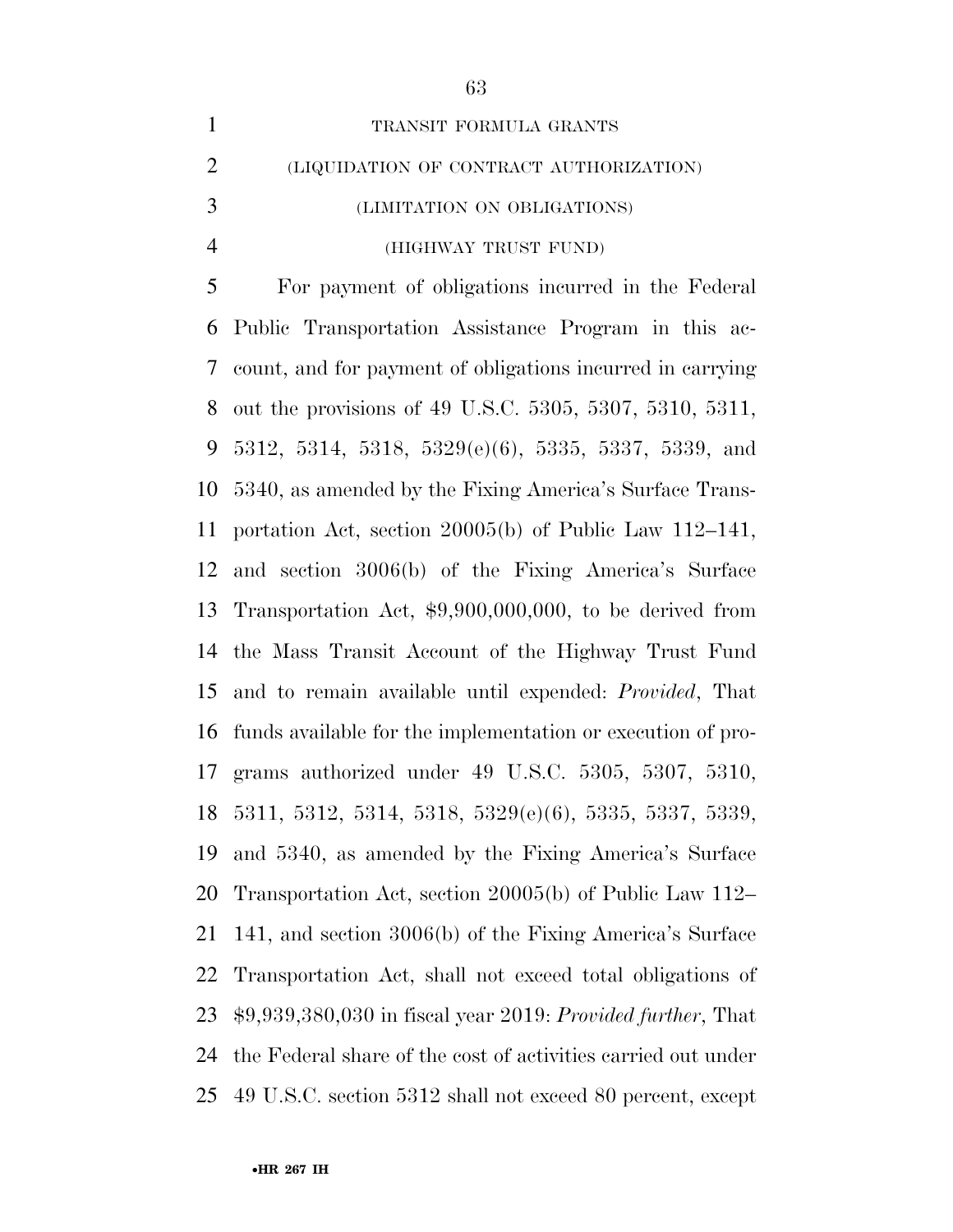TRANSIT FORMULA GRANTS

(LIQUIDATION OF CONTRACT AUTHORIZATION)

(LIMITATION ON OBLIGATIONS)

(HIGHWAY TRUST FUND)

For payment of obligations incurred in the Federal Public Transportation Assistance Program in this account, and for payment of obligations incurred in carrying out the provisions of 49 U.S.C. 5305, 5307, 5310, 5311, 5312, 5314, 5318, 5329(e)(6), 5335, 5337, 5339, and 5340, as amended by the Fixing America's Surface Transportation Act, section 20005(b) of Public Law 112–141, and section 3006(b) of the Fixing America's Surface Transportation Act, $9,900,000,000, to be derived from the Mass Transit Account of the Highway Trust Fund and to remain available until expended: *Provided*, That funds available for the implementation or execution of programs authorized under 49 U.S.C. 5305, 5307, 5310, 5311, 5312, 5314, 5318, 5329(e)(6), 5335, 5337, 5339, and 5340, as amended by the Fixing America's Surface Transportation Act, section 20005(b) of Public Law 112–141, and section 3006(b) of the Fixing America's Surface Transportation Act, shall not exceed total obligations of $9,939,380,030 in fiscal year 2019: *Provided further*, That the Federal share of the cost of activities carried out under 49 U.S.C. section 5312 shall not exceed 80 percent, except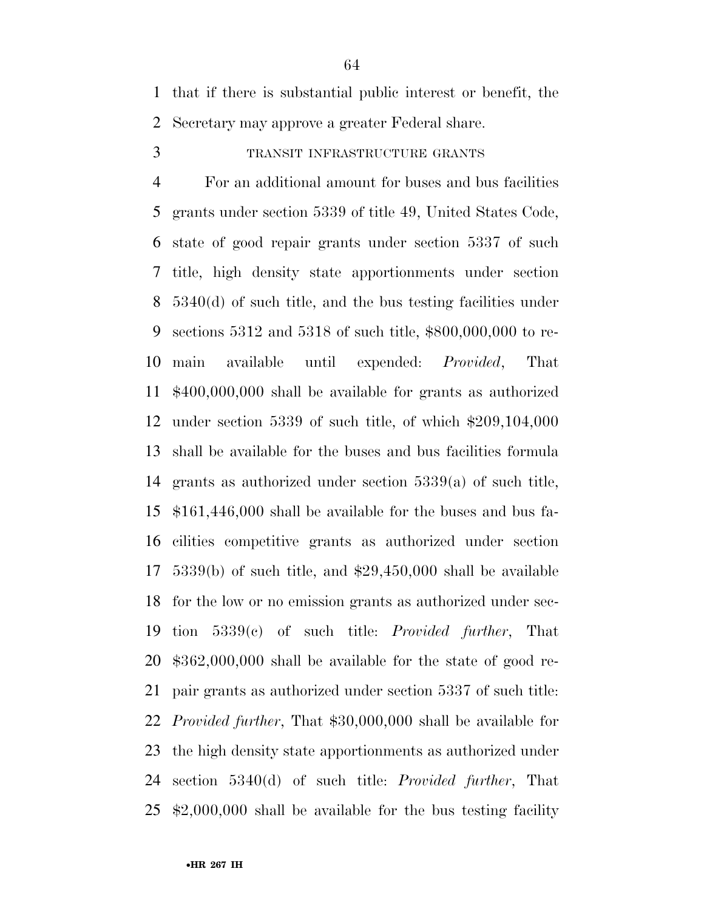that if there is substantial public interest or benefit, the Secretary may approve a greater Federal share.

TRANSIT INFRASTRUCTURE GRANTS

For an additional amount for buses and bus facilities grants under section 5339 of title 49, United States Code, state of good repair grants under section 5337 of such title, high density state apportionments under section 5340(d) of such title, and the bus testing facilities under sections 5312 and 5318 of such title, $800,000,000 to remain available until expended: *Provided*, That $400,000,000 shall be available for grants as authorized under section 5339 of such title, of which $209,104,000 shall be available for the buses and bus facilities formula grants as authorized under section 5339(a) of such title, $161,446,000 shall be available for the buses and bus facilities competitive grants as authorized under section 5339(b) of such title, and $29,450,000 shall be available for the low or no emission grants as authorized under section 5339(c) of such title: *Provided further*, That $362,000,000 shall be available for the state of good repair grants as authorized under section 5337 of such title: *Provided further*, That $30,000,000 shall be available for the high density state apportionments as authorized under section 5340(d) of such title: *Provided further*, That $2,000,000 shall be available for the bus testing facility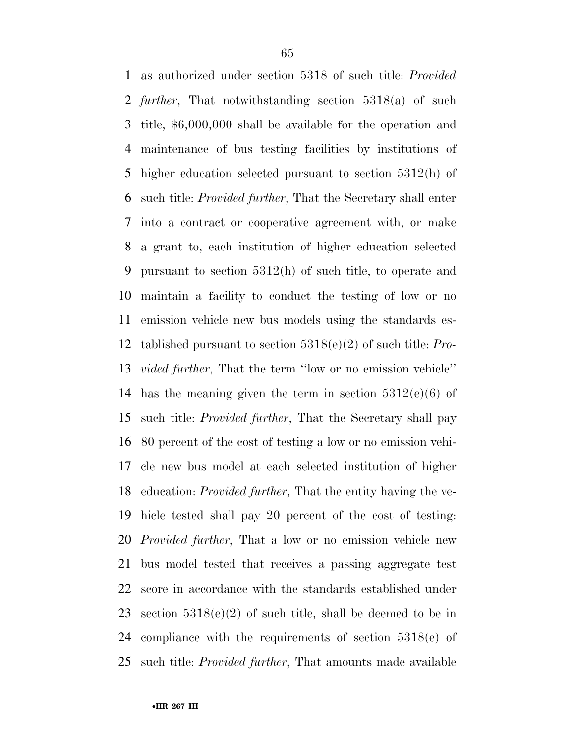as authorized under section 5318 of such title: *Provided further*, That notwithstanding section 5318(a) of such title, $6,000,000 shall be available for the operation and maintenance of bus testing facilities by institutions of higher education selected pursuant to section 5312(h) of such title: *Provided further*, That the Secretary shall enter into a contract or cooperative agreement with, or make a grant to, each institution of higher education selected pursuant to section 5312(h) of such title, to operate and maintain a facility to conduct the testing of low or no emission vehicle new bus models using the standards established pursuant to section 5318(e)(2) of such title: *Provided further*, That the term ''low or no emission vehicle'' has the meaning given the term in section 5312(e)(6) of such title: *Provided further*, That the Secretary shall pay 80 percent of the cost of testing a low or no emission vehicle new bus model at each selected institution of higher education: *Provided further*, That the entity having the vehicle tested shall pay 20 percent of the cost of testing: *Provided further*, That a low or no emission vehicle new bus model tested that receives a passing aggregate test score in accordance with the standards established under section 5318(e)(2) of such title, shall be deemed to be in compliance with the requirements of section 5318(e) of such title: *Provided further*, That amounts made available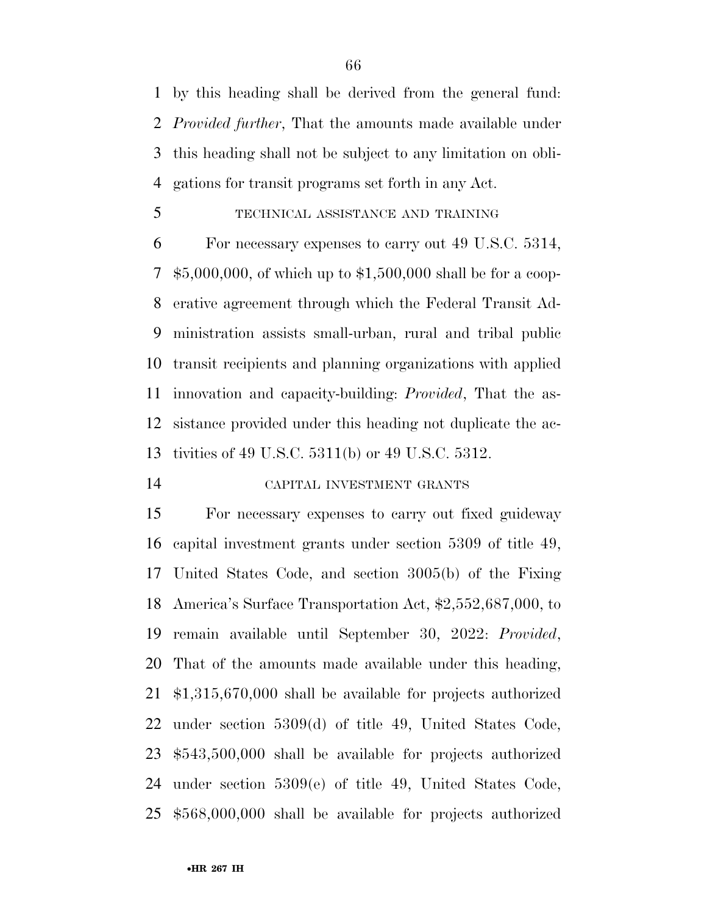by this heading shall be derived from the general fund: *Provided further*, That the amounts made available under this heading shall not be subject to any limitation on obligations for transit programs set forth in any Act.

TECHNICAL ASSISTANCE AND TRAINING

For necessary expenses to carry out 49 U.S.C. 5314, $5,000,000, of which up to $1,500,000 shall be for a cooperative agreement through which the Federal Transit Administration assists small-urban, rural and tribal public transit recipients and planning organizations with applied innovation and capacity-building: *Provided*, That the assistance provided under this heading not duplicate the activities of 49 U.S.C. 5311(b) or 49 U.S.C. 5312.

CAPITAL INVESTMENT GRANTS

For necessary expenses to carry out fixed guideway capital investment grants under section 5309 of title 49, United States Code, and section 3005(b) of the Fixing America's Surface Transportation Act, $2,552,687,000, to remain available until September 30, 2022: *Provided*, That of the amounts made available under this heading, $1,315,670,000 shall be available for projects authorized under section 5309(d) of title 49, United States Code, $543,500,000 shall be available for projects authorized under section 5309(e) of title 49, United States Code, $568,000,000 shall be available for projects authorized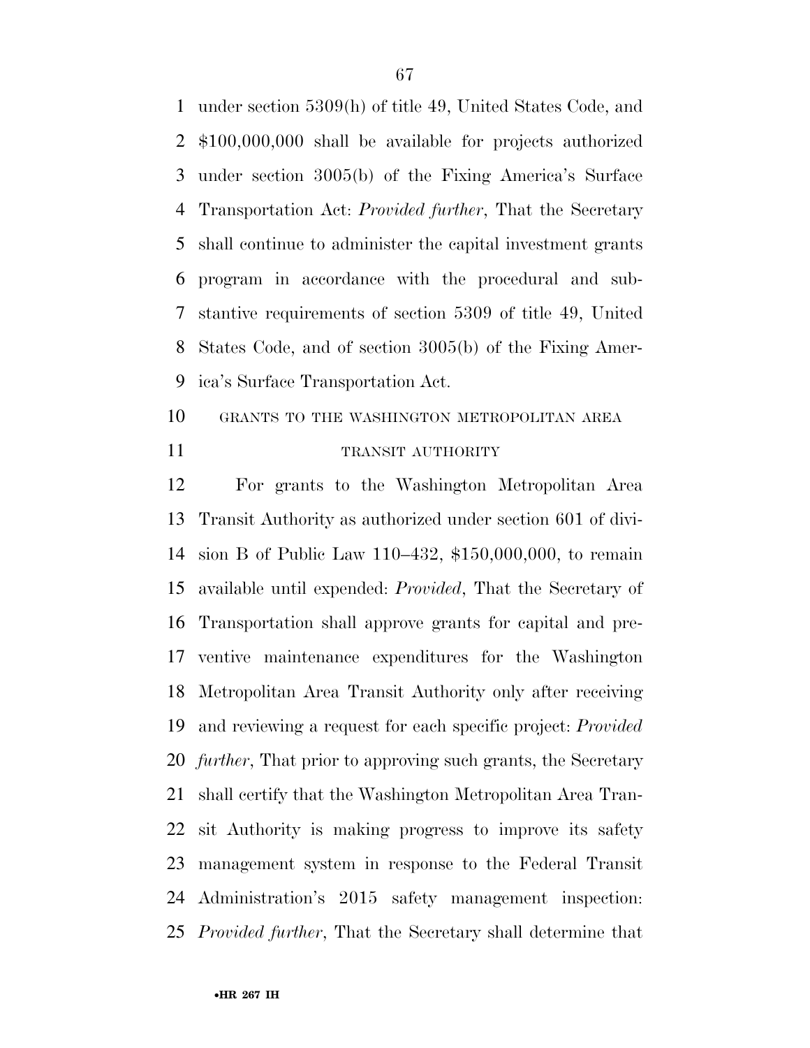under section 5309(h) of title 49, United States Code, and $100,000,000 shall be available for projects authorized under section 3005(b) of the Fixing America's Surface Transportation Act: *Provided further*, That the Secretary shall continue to administer the capital investment grants program in accordance with the procedural and substantive requirements of section 5309 of title 49, United States Code, and of section 3005(b) of the Fixing America's Surface Transportation Act.

GRANTS TO THE WASHINGTON METROPOLITAN AREA TRANSIT AUTHORITY

For grants to the Washington Metropolitan Area Transit Authority as authorized under section 601 of division B of Public Law 110–432, $150,000,000, to remain available until expended: *Provided*, That the Secretary of Transportation shall approve grants for capital and preventive maintenance expenditures for the Washington Metropolitan Area Transit Authority only after receiving and reviewing a request for each specific project: *Provided further*, That prior to approving such grants, the Secretary shall certify that the Washington Metropolitan Area Transit Authority is making progress to improve its safety management system in response to the Federal Transit Administration's 2015 safety management inspection: *Provided further*, That the Secretary shall determine that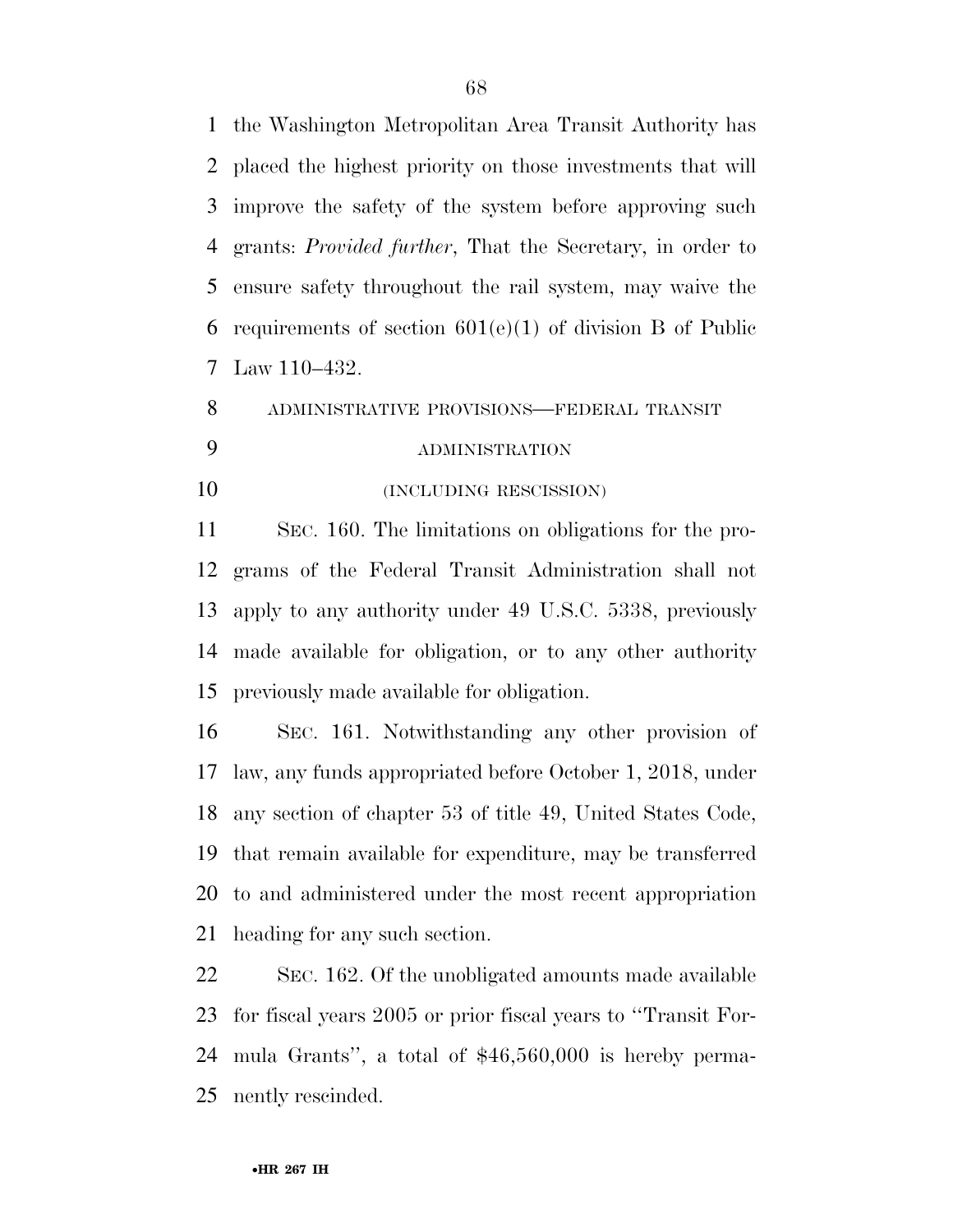the Washington Metropolitan Area Transit Authority has placed the highest priority on those investments that will improve the safety of the system before approving such grants: *Provided further*, That the Secretary, in order to ensure safety throughout the rail system, may waive the requirements of section 601(e)(1) of division B of Public Law 110–432.

ADMINISTRATIVE PROVISIONS—FEDERAL TRANSIT ADMINISTRATION

(INCLUDING RESCISSION)

SEC. 160. The limitations on obligations for the programs of the Federal Transit Administration shall not apply to any authority under 49 U.S.C. 5338, previously made available for obligation, or to any other authority previously made available for obligation.

SEC. 161. Notwithstanding any other provision of law, any funds appropriated before October 1, 2018, under any section of chapter 53 of title 49, United States Code, that remain available for expenditure, may be transferred to and administered under the most recent appropriation heading for any such section.

SEC. 162. Of the unobligated amounts made available for fiscal years 2005 or prior fiscal years to ''Transit Formula Grants'', a total of $46,560,000 is hereby permanently rescinded.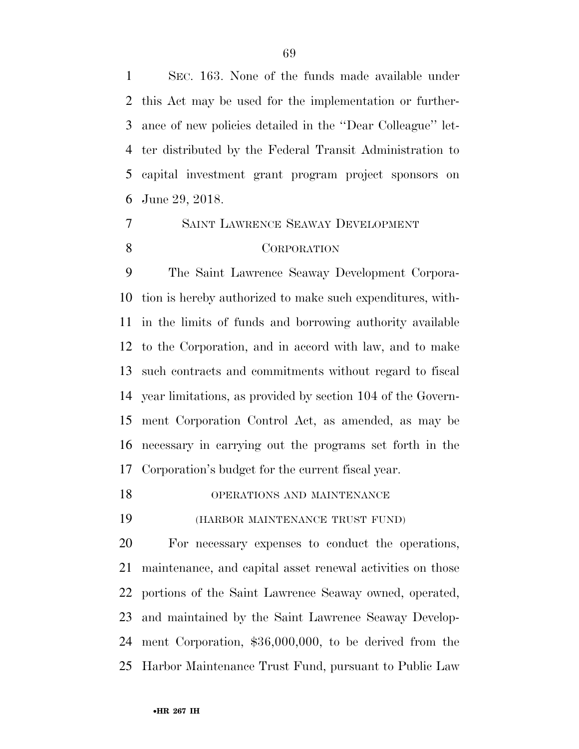SEC. 163. None of the funds made available under this Act may be used for the implementation or furtherance of new policies detailed in the ''Dear Colleague'' letter distributed by the Federal Transit Administration to capital investment grant program project sponsors on June 29, 2018.

## SAINT LAWRENCE SEAWAY DEVELOPMENT CORPORATION

The Saint Lawrence Seaway Development Corporation is hereby authorized to make such expenditures, within the limits of funds and borrowing authority available to the Corporation, and in accord with law, and to make such contracts and commitments without regard to fiscal year limitations, as provided by section 104 of the Government Corporation Control Act, as amended, as may be necessary in carrying out the programs set forth in the Corporation's budget for the current fiscal year.

### OPERATIONS AND MAINTENANCE

### (HARBOR MAINTENANCE TRUST FUND)

For necessary expenses to conduct the operations, maintenance, and capital asset renewal activities on those portions of the Saint Lawrence Seaway owned, operated, and maintained by the Saint Lawrence Seaway Development Corporation, $36,000,000, to be derived from the Harbor Maintenance Trust Fund, pursuant to Public Law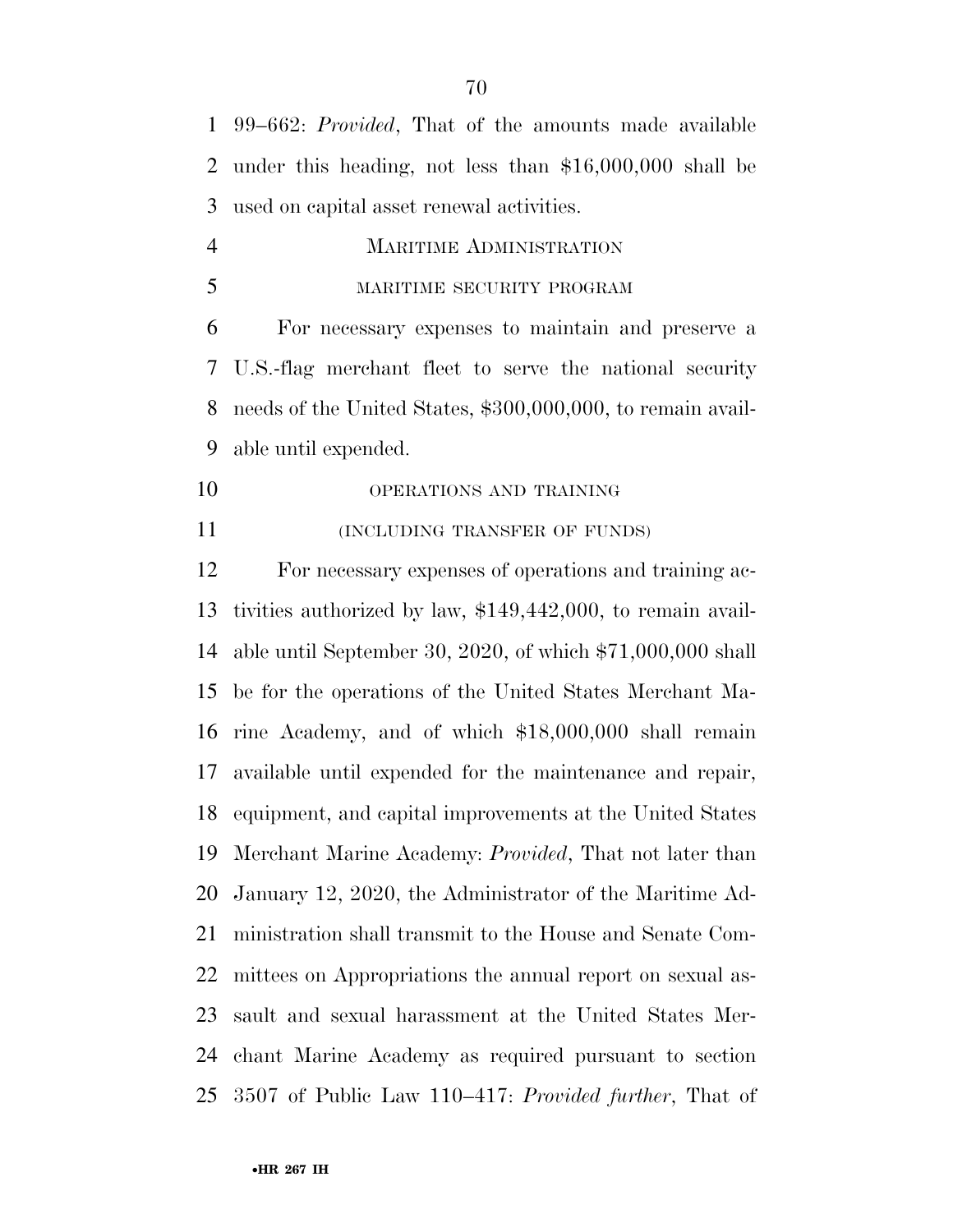99–662: *Provided*, That of the amounts made available under this heading, not less than $16,000,000 shall be used on capital asset renewal activities.

## MARITIME ADMINISTRATION

### MARITIME SECURITY PROGRAM

For necessary expenses to maintain and preserve a U.S.-flag merchant fleet to serve the national security needs of the United States, $300,000,000, to remain available until expended.

### OPERATIONS AND TRAINING

### (INCLUDING TRANSFER OF FUNDS)

For necessary expenses of operations and training activities authorized by law, $149,442,000, to remain available until September 30, 2020, of which $71,000,000 shall be for the operations of the United States Merchant Marine Academy, and of which $18,000,000 shall remain available until expended for the maintenance and repair, equipment, and capital improvements at the United States Merchant Marine Academy: *Provided*, That not later than January 12, 2020, the Administrator of the Maritime Administration shall transmit to the House and Senate Committees on Appropriations the annual report on sexual assault and sexual harassment at the United States Merchant Marine Academy as required pursuant to section 3507 of Public Law 110–417: *Provided further*, That of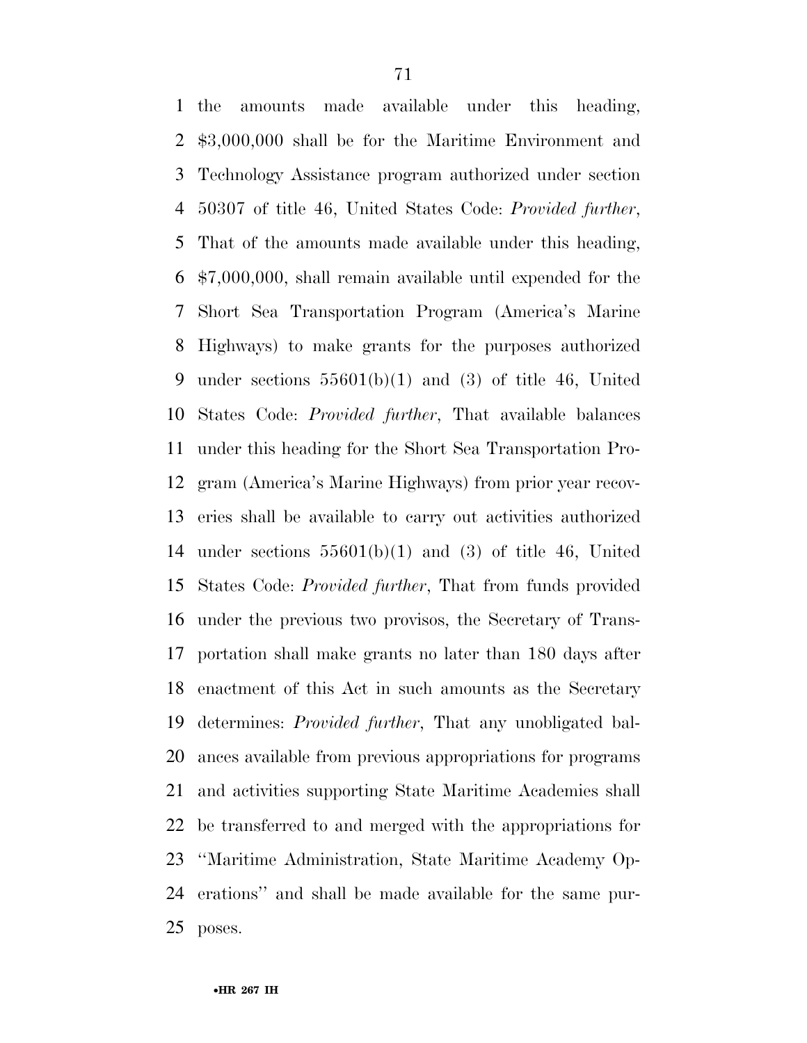the amounts made available under this heading, $3,000,000 shall be for the Maritime Environment and Technology Assistance program authorized under section 50307 of title 46, United States Code: *Provided further*, That of the amounts made available under this heading, $7,000,000, shall remain available until expended for the Short Sea Transportation Program (America's Marine Highways) to make grants for the purposes authorized under sections 55601(b)(1) and (3) of title 46, United States Code: *Provided further*, That available balances under this heading for the Short Sea Transportation Program (America's Marine Highways) from prior year recoveries shall be available to carry out activities authorized under sections 55601(b)(1) and (3) of title 46, United States Code: *Provided further*, That from funds provided under the previous two provisos, the Secretary of Transportation shall make grants no later than 180 days after enactment of this Act in such amounts as the Secretary determines: *Provided further*, That any unobligated balances available from previous appropriations for programs and activities supporting State Maritime Academies shall be transferred to and merged with the appropriations for ''Maritime Administration, State Maritime Academy Operations'' and shall be made available for the same purposes.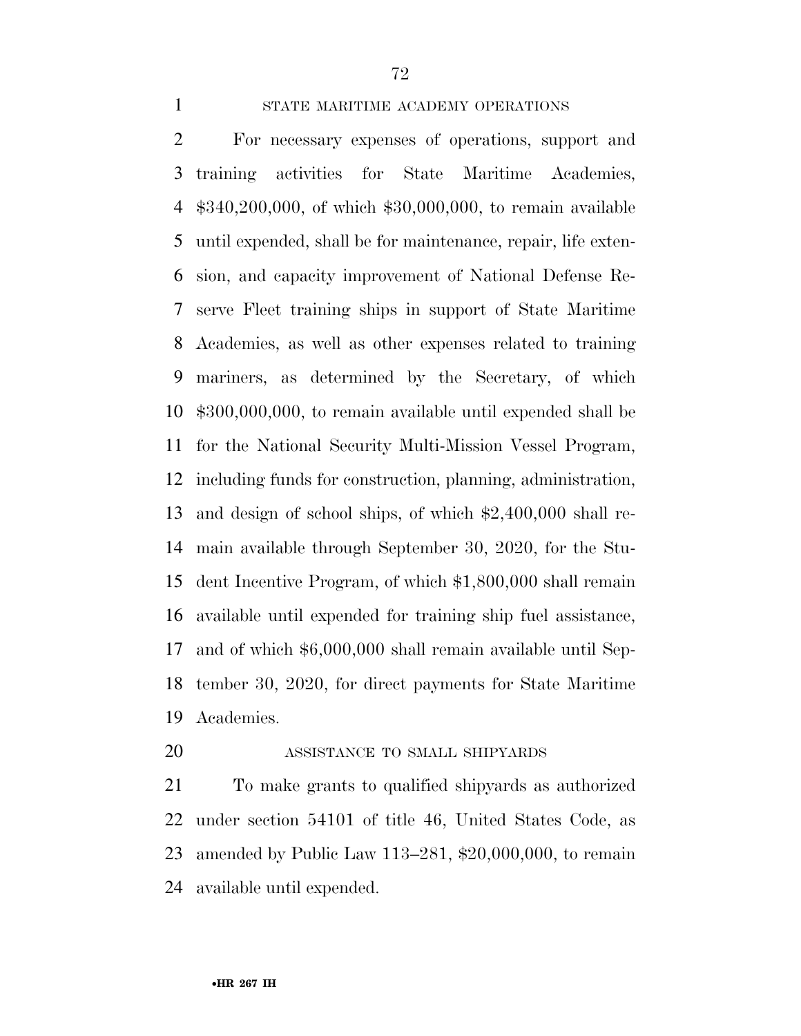STATE MARITIME ACADEMY OPERATIONS

For necessary expenses of operations, support and training activities for State Maritime Academies, $340,200,000, of which $30,000,000, to remain available until expended, shall be for maintenance, repair, life extension, and capacity improvement of National Defense Reserve Fleet training ships in support of State Maritime Academies, as well as other expenses related to training mariners, as determined by the Secretary, of which $300,000,000, to remain available until expended shall be for the National Security Multi-Mission Vessel Program, including funds for construction, planning, administration, and design of school ships, of which $2,400,000 shall remain available through September 30, 2020, for the Student Incentive Program, of which $1,800,000 shall remain available until expended for training ship fuel assistance, and of which $6,000,000 shall remain available until September 30, 2020, for direct payments for State Maritime Academies.

ASSISTANCE TO SMALL SHIPYARDS

To make grants to qualified shipyards as authorized under section 54101 of title 46, United States Code, as amended by Public Law 113–281, $20,000,000, to remain available until expended.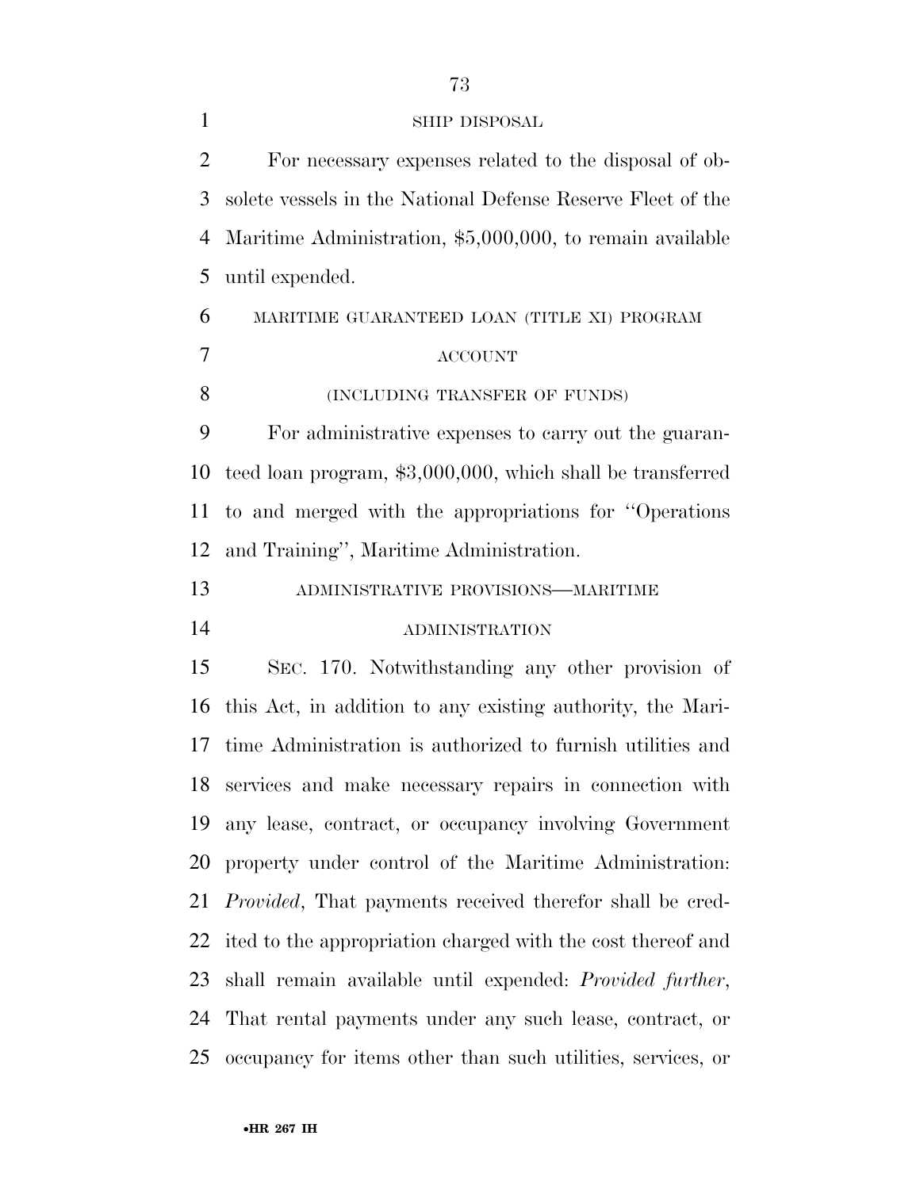SHIP DISPOSAL

For necessary expenses related to the disposal of obsolete vessels in the National Defense Reserve Fleet of the Maritime Administration, $5,000,000, to remain available until expended.

MARITIME GUARANTEED LOAN (TITLE XI) PROGRAM ACCOUNT

(INCLUDING TRANSFER OF FUNDS)

For administrative expenses to carry out the guaranteed loan program, $3,000,000, which shall be transferred to and merged with the appropriations for "Operations and Training", Maritime Administration.

ADMINISTRATIVE PROVISIONS—MARITIME ADMINISTRATION

SEC. 170. Notwithstanding any other provision of this Act, in addition to any existing authority, the Maritime Administration is authorized to furnish utilities and services and make necessary repairs in connection with any lease, contract, or occupancy involving Government property under control of the Maritime Administration: *Provided*, That payments received therefor shall be credited to the appropriation charged with the cost thereof and shall remain available until expended: *Provided further*, That rental payments under any such lease, contract, or occupancy for items other than such utilities, services, or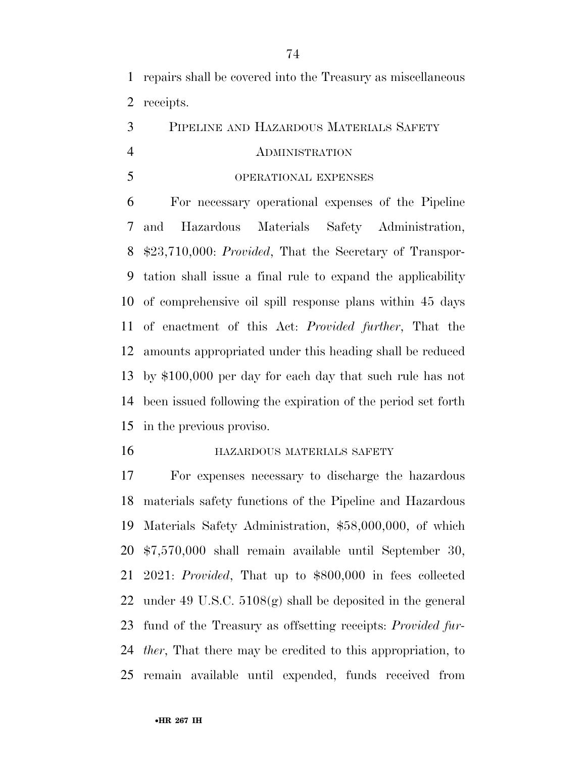repairs shall be covered into the Treasury as miscellaneous receipts.

## PIPELINE AND HAZARDOUS MATERIALS SAFETY ADMINISTRATION

### OPERATIONAL EXPENSES

For necessary operational expenses of the Pipeline and Hazardous Materials Safety Administration, $23,710,000: *Provided*, That the Secretary of Transportation shall issue a final rule to expand the applicability of comprehensive oil spill response plans within 45 days of enactment of this Act: *Provided further*, That the amounts appropriated under this heading shall be reduced by $100,000 per day for each day that such rule has not been issued following the expiration of the period set forth in the previous proviso.

### HAZARDOUS MATERIALS SAFETY

For expenses necessary to discharge the hazardous materials safety functions of the Pipeline and Hazardous Materials Safety Administration, $58,000,000, of which $7,570,000 shall remain available until September 30, 2021: *Provided*, That up to $800,000 in fees collected under 49 U.S.C. 5108(g) shall be deposited in the general fund of the Treasury as offsetting receipts: *Provided further*, That there may be credited to this appropriation, to remain available until expended, funds received from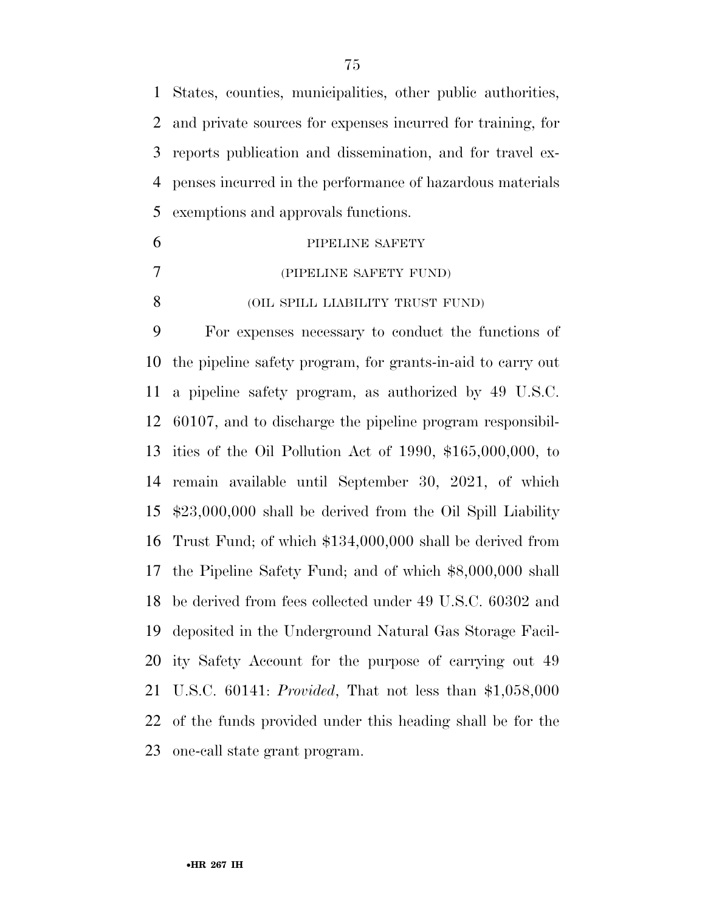States, counties, municipalities, other public authorities, and private sources for expenses incurred for training, for reports publication and dissemination, and for travel expenses incurred in the performance of hazardous materials exemptions and approvals functions.

PIPELINE SAFETY

(PIPELINE SAFETY FUND)

(OIL SPILL LIABILITY TRUST FUND)

For expenses necessary to conduct the functions of the pipeline safety program, for grants-in-aid to carry out a pipeline safety program, as authorized by 49 U.S.C. 60107, and to discharge the pipeline program responsibilities of the Oil Pollution Act of 1990, $165,000,000, to remain available until September 30, 2021, of which $23,000,000 shall be derived from the Oil Spill Liability Trust Fund; of which $134,000,000 shall be derived from the Pipeline Safety Fund; and of which $8,000,000 shall be derived from fees collected under 49 U.S.C. 60302 and deposited in the Underground Natural Gas Storage Facility Safety Account for the purpose of carrying out 49 U.S.C. 60141: *Provided*, That not less than $1,058,000 of the funds provided under this heading shall be for the one-call state grant program.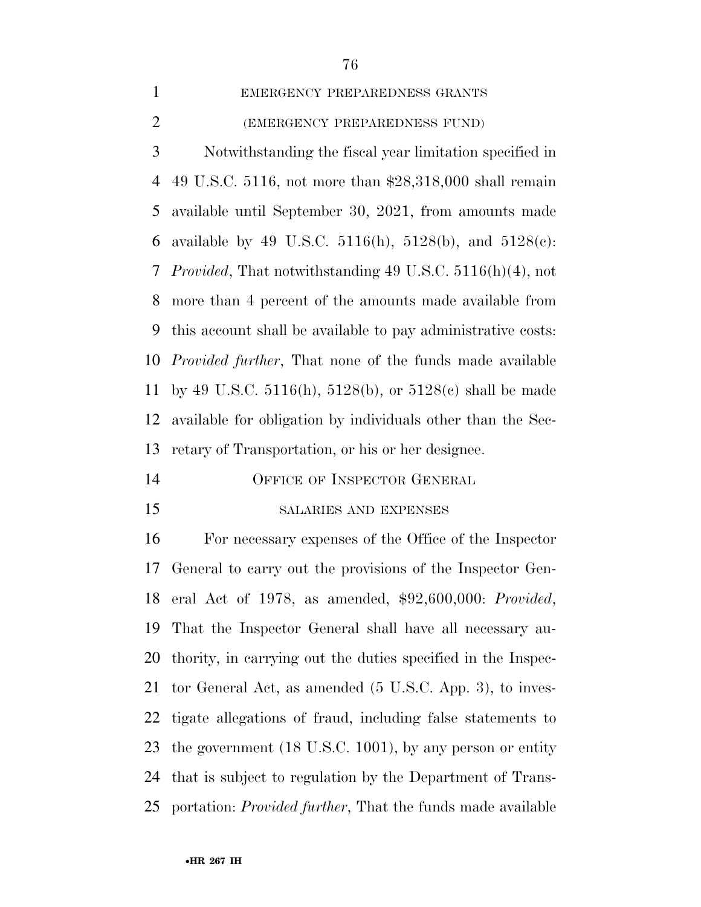EMERGENCY PREPAREDNESS GRANTS

(EMERGENCY PREPAREDNESS FUND)

Notwithstanding the fiscal year limitation specified in 49 U.S.C. 5116, not more than $28,318,000 shall remain available until September 30, 2021, from amounts made available by 49 U.S.C. 5116(h), 5128(b), and 5128(c): *Provided*, That notwithstanding 49 U.S.C. 5116(h)(4), not more than 4 percent of the amounts made available from this account shall be available to pay administrative costs: *Provided further*, That none of the funds made available by 49 U.S.C. 5116(h), 5128(b), or 5128(c) shall be made available for obligation by individuals other than the Secretary of Transportation, or his or her designee.

## OFFICE OF INSPECTOR GENERAL

SALARIES AND EXPENSES

For necessary expenses of the Office of the Inspector General to carry out the provisions of the Inspector General Act of 1978, as amended, $92,600,000: *Provided*, That the Inspector General shall have all necessary authority, in carrying out the duties specified in the Inspector General Act, as amended (5 U.S.C. App. 3), to investigate allegations of fraud, including false statements to the government (18 U.S.C. 1001), by any person or entity that is subject to regulation by the Department of Transportation: *Provided further*, That the funds made available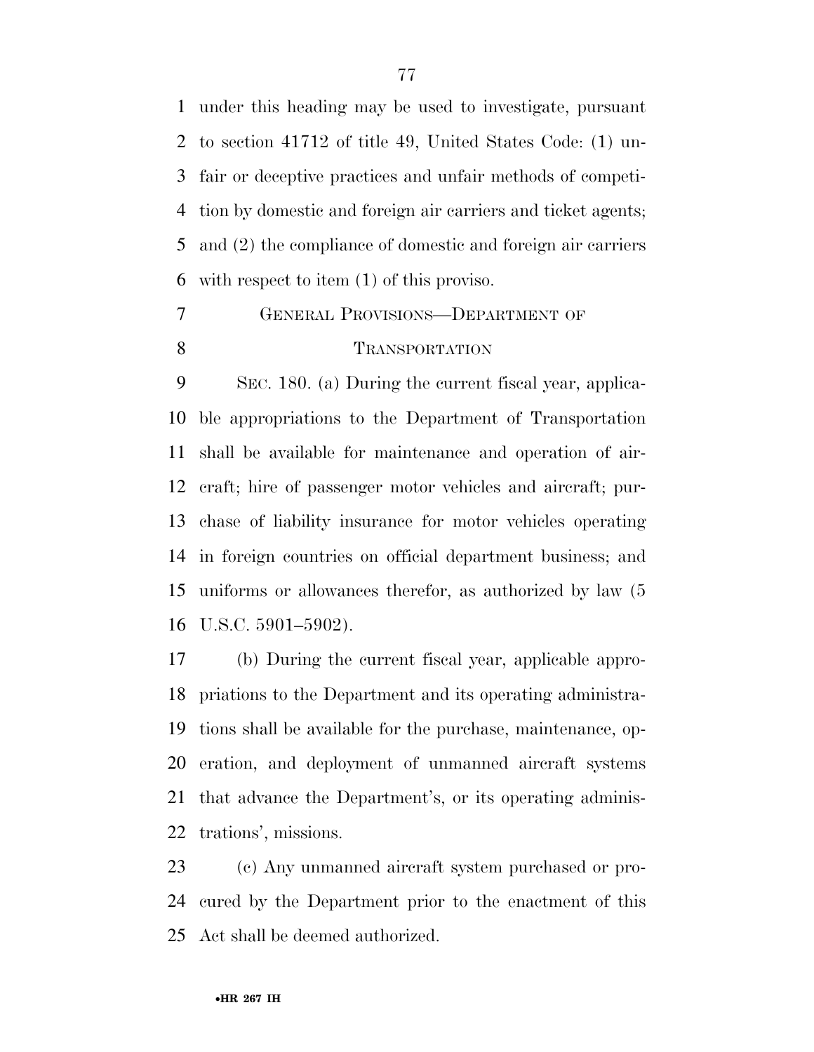under this heading may be used to investigate, pursuant to section 41712 of title 49, United States Code: (1) unfair or deceptive practices and unfair methods of competition by domestic and foreign air carriers and ticket agents; and (2) the compliance of domestic and foreign air carriers with respect to item (1) of this proviso.

## GENERAL PROVISIONS—DEPARTMENT OF TRANSPORTATION

SEC. 180. (a) During the current fiscal year, applicable appropriations to the Department of Transportation shall be available for maintenance and operation of aircraft; hire of passenger motor vehicles and aircraft; purchase of liability insurance for motor vehicles operating in foreign countries on official department business; and uniforms or allowances therefor, as authorized by law (5 U.S.C. 5901–5902).

(b) During the current fiscal year, applicable appropriations to the Department and its operating administrations shall be available for the purchase, maintenance, operation, and deployment of unmanned aircraft systems that advance the Department's, or its operating administrations', missions.

(c) Any unmanned aircraft system purchased or procured by the Department prior to the enactment of this Act shall be deemed authorized.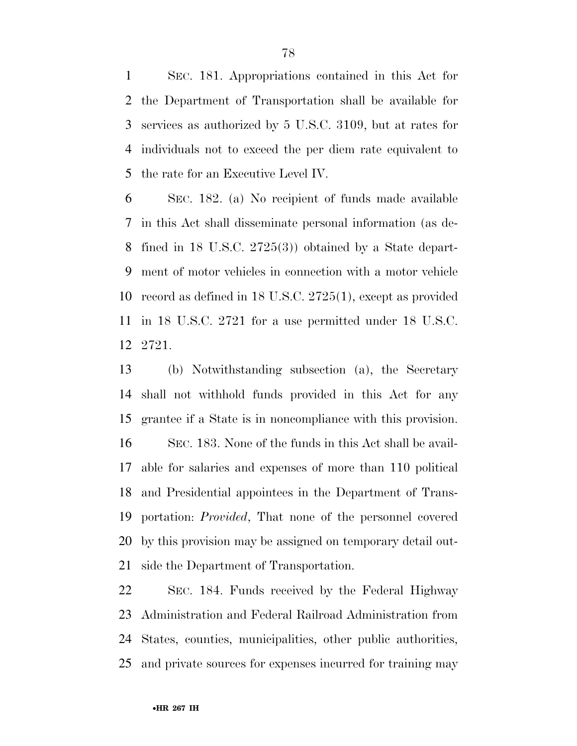SEC. 181. Appropriations contained in this Act for the Department of Transportation shall be available for services as authorized by 5 U.S.C. 3109, but at rates for individuals not to exceed the per diem rate equivalent to the rate for an Executive Level IV.

SEC. 182. (a) No recipient of funds made available in this Act shall disseminate personal information (as defined in 18 U.S.C. 2725(3)) obtained by a State department of motor vehicles in connection with a motor vehicle record as defined in 18 U.S.C. 2725(1), except as provided in 18 U.S.C. 2721 for a use permitted under 18 U.S.C. 2721.

(b) Notwithstanding subsection (a), the Secretary shall not withhold funds provided in this Act for any grantee if a State is in noncompliance with this provision.

SEC. 183. None of the funds in this Act shall be available for salaries and expenses of more than 110 political and Presidential appointees in the Department of Transportation: *Provided*, That none of the personnel covered by this provision may be assigned on temporary detail outside the Department of Transportation.

SEC. 184. Funds received by the Federal Highway Administration and Federal Railroad Administration from States, counties, municipalities, other public authorities, and private sources for expenses incurred for training may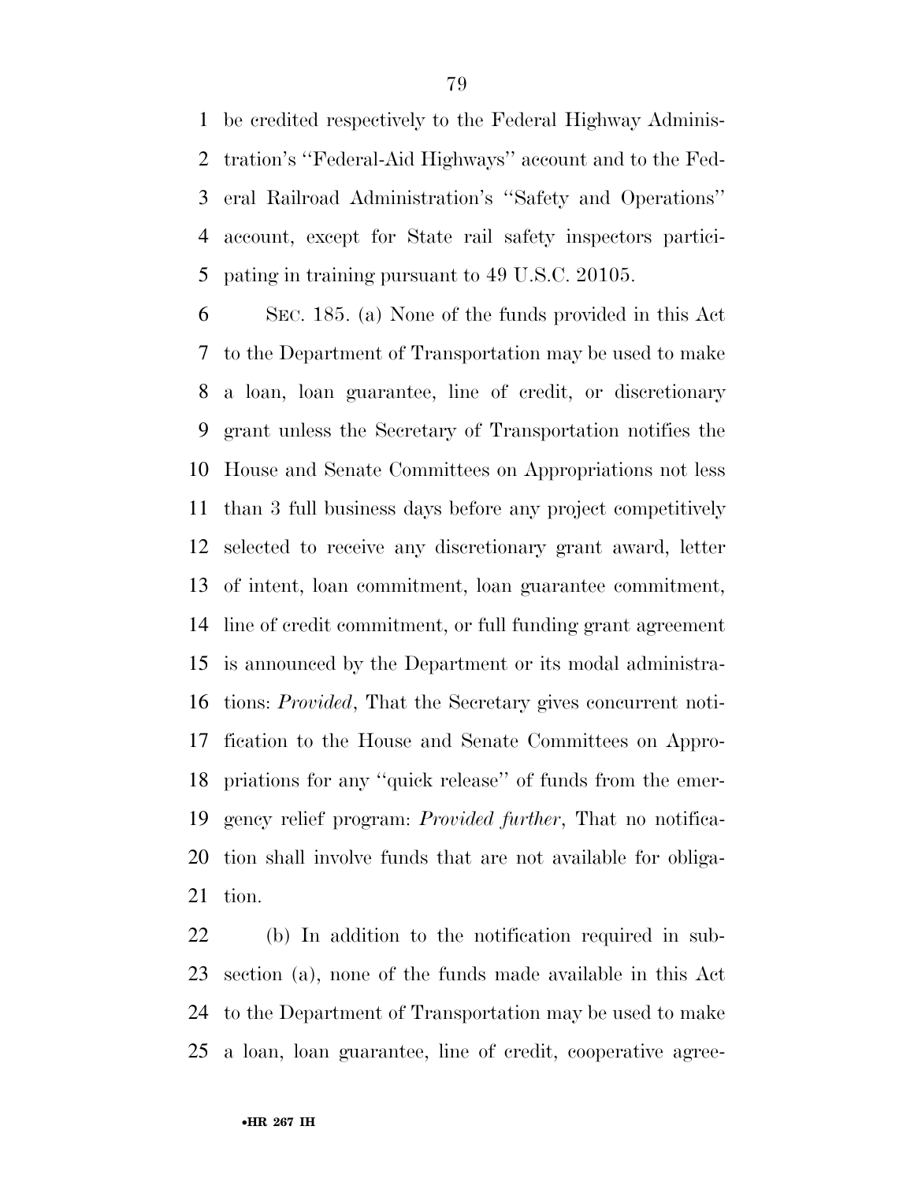be credited respectively to the Federal Highway Administration's ''Federal-Aid Highways'' account and to the Federal Railroad Administration's ''Safety and Operations'' account, except for State rail safety inspectors participating in training pursuant to 49 U.S.C. 20105.

SEC. 185. (a) None of the funds provided in this Act to the Department of Transportation may be used to make a loan, loan guarantee, line of credit, or discretionary grant unless the Secretary of Transportation notifies the House and Senate Committees on Appropriations not less than 3 full business days before any project competitively selected to receive any discretionary grant award, letter of intent, loan commitment, loan guarantee commitment, line of credit commitment, or full funding grant agreement is announced by the Department or its modal administrations: *Provided*, That the Secretary gives concurrent notification to the House and Senate Committees on Appropriations for any ''quick release'' of funds from the emergency relief program: *Provided further*, That no notification shall involve funds that are not available for obligation.

(b) In addition to the notification required in subsection (a), none of the funds made available in this Act to the Department of Transportation may be used to make a loan, loan guarantee, line of credit, cooperative agree-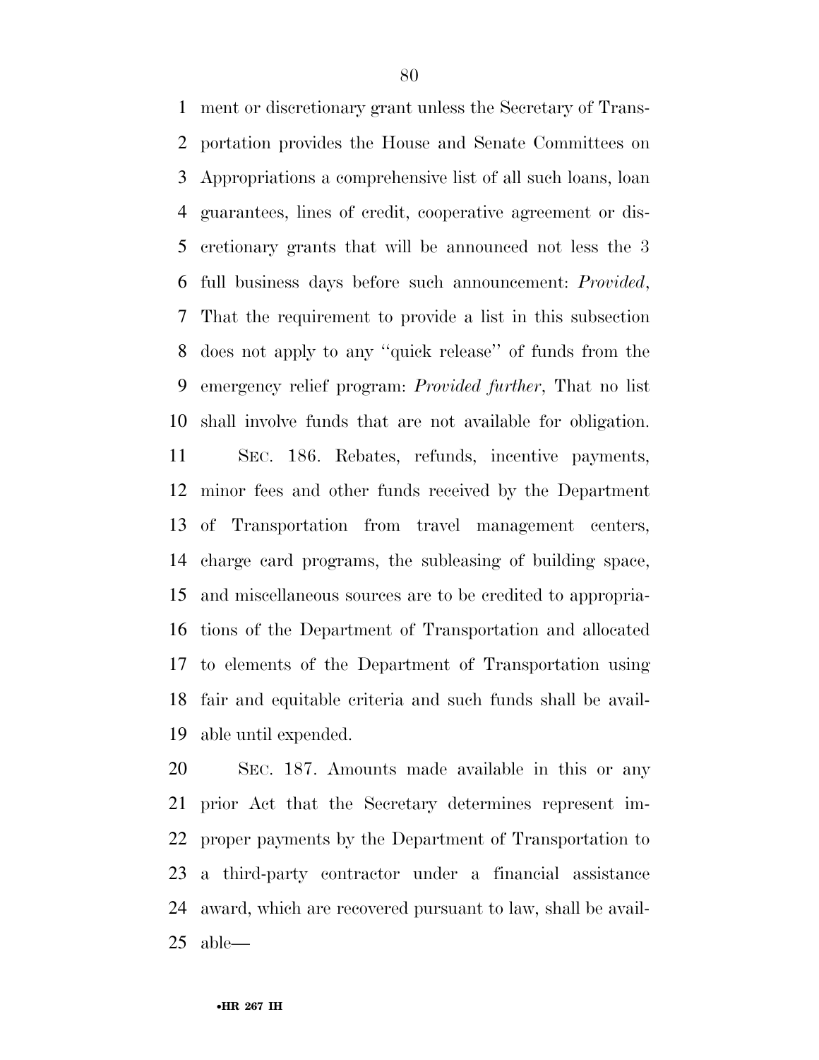ment or discretionary grant unless the Secretary of Transportation provides the House and Senate Committees on Appropriations a comprehensive list of all such loans, loan guarantees, lines of credit, cooperative agreement or discretionary grants that will be announced not less the 3 full business days before such announcement: *Provided*, That the requirement to provide a list in this subsection does not apply to any ''quick release'' of funds from the emergency relief program: *Provided further*, That no list shall involve funds that are not available for obligation.

SEC. 186. Rebates, refunds, incentive payments, minor fees and other funds received by the Department of Transportation from travel management centers, charge card programs, the subleasing of building space, and miscellaneous sources are to be credited to appropriations of the Department of Transportation and allocated to elements of the Department of Transportation using fair and equitable criteria and such funds shall be available until expended.

SEC. 187. Amounts made available in this or any prior Act that the Secretary determines represent improper payments by the Department of Transportation to a third-party contractor under a financial assistance award, which are recovered pursuant to law, shall be available—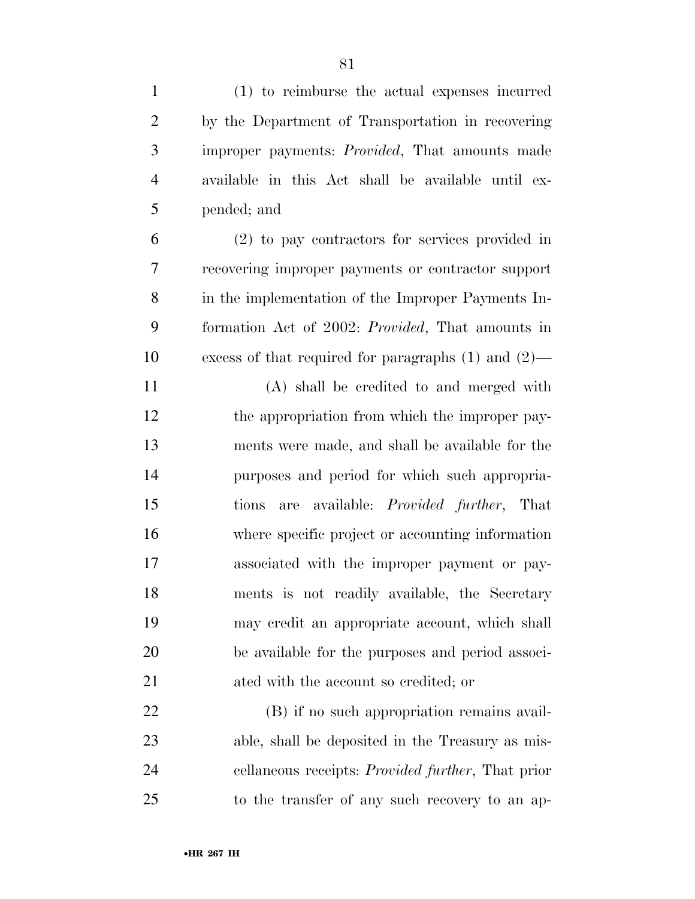(1) to reimburse the actual expenses incurred by the Department of Transportation in recovering improper payments: *Provided*, That amounts made available in this Act shall be available until expended; and

(2) to pay contractors for services provided in recovering improper payments or contractor support in the implementation of the Improper Payments Information Act of 2002: *Provided*, That amounts in excess of that required for paragraphs (1) and (2)—

(A) shall be credited to and merged with the appropriation from which the improper payments were made, and shall be available for the purposes and period for which such appropriations are available: *Provided further*, That where specific project or accounting information associated with the improper payment or payments is not readily available, the Secretary may credit an appropriate account, which shall be available for the purposes and period associated with the account so credited; or

(B) if no such appropriation remains available, shall be deposited in the Treasury as miscellaneous receipts: *Provided further*, That prior to the transfer of any such recovery to an ap-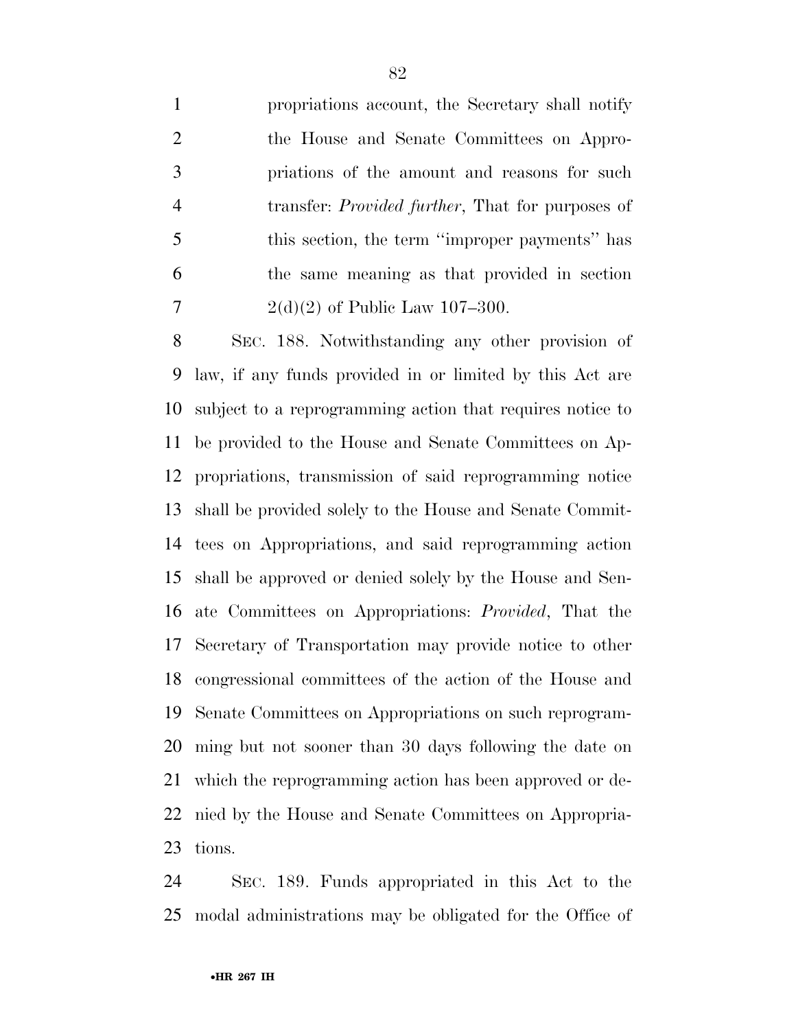propriations account, the Secretary shall notify the House and Senate Committees on Appropriations of the amount and reasons for such transfer: *Provided further*, That for purposes of this section, the term ''improper payments'' has the same meaning as that provided in section 2(d)(2) of Public Law 107–300.

SEC. 188. Notwithstanding any other provision of law, if any funds provided in or limited by this Act are subject to a reprogramming action that requires notice to be provided to the House and Senate Committees on Appropriations, transmission of said reprogramming notice shall be provided solely to the House and Senate Committees on Appropriations, and said reprogramming action shall be approved or denied solely by the House and Senate Committees on Appropriations: *Provided*, That the Secretary of Transportation may provide notice to other congressional committees of the action of the House and Senate Committees on Appropriations on such reprogramming but not sooner than 30 days following the date on which the reprogramming action has been approved or denied by the House and Senate Committees on Appropriations.

SEC. 189. Funds appropriated in this Act to the modal administrations may be obligated for the Office of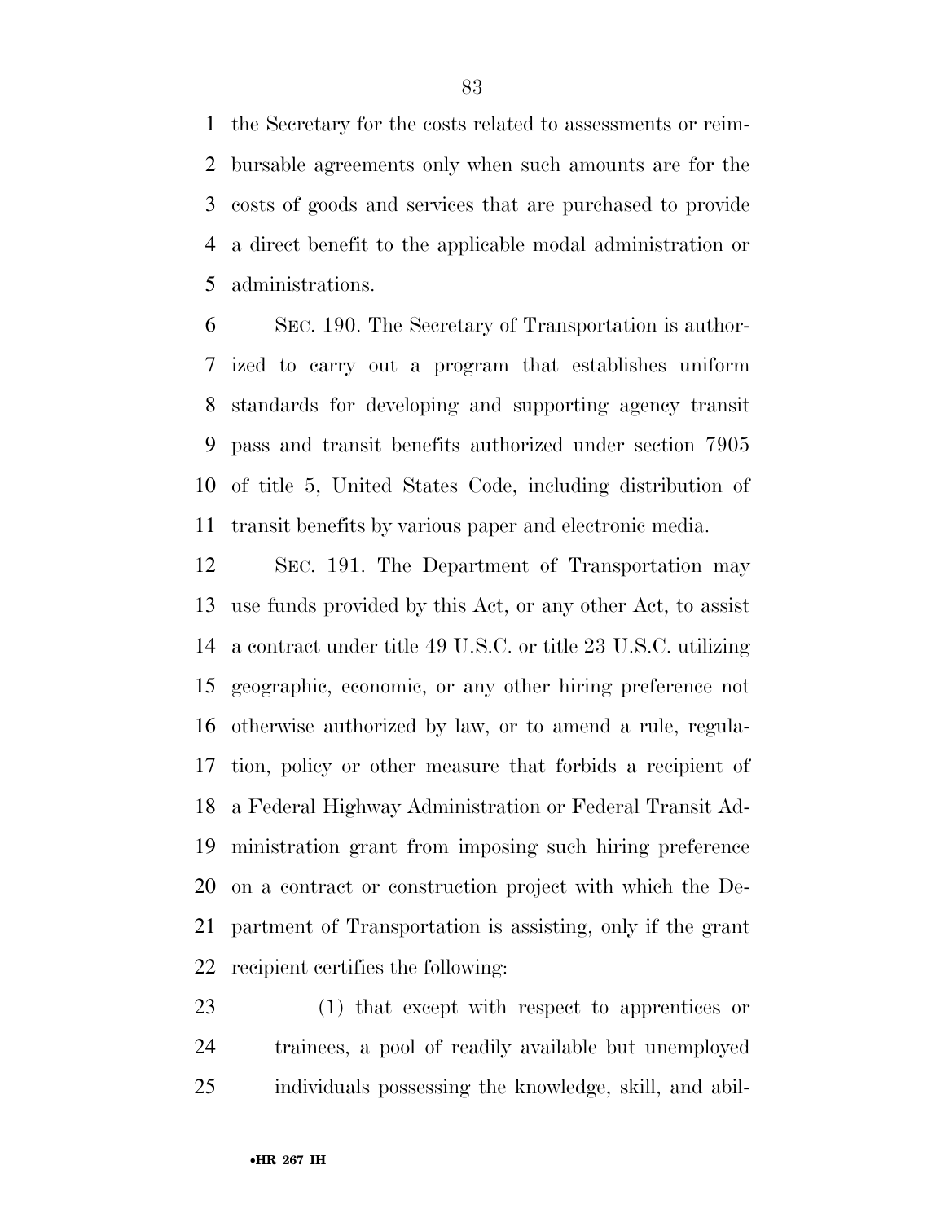the Secretary for the costs related to assessments or reimbursable agreements only when such amounts are for the costs of goods and services that are purchased to provide a direct benefit to the applicable modal administration or administrations.

SEC. 190. The Secretary of Transportation is authorized to carry out a program that establishes uniform standards for developing and supporting agency transit pass and transit benefits authorized under section 7905 of title 5, United States Code, including distribution of transit benefits by various paper and electronic media.

SEC. 191. The Department of Transportation may use funds provided by this Act, or any other Act, to assist a contract under title 49 U.S.C. or title 23 U.S.C. utilizing geographic, economic, or any other hiring preference not otherwise authorized by law, or to amend a rule, regulation, policy or other measure that forbids a recipient of a Federal Highway Administration or Federal Transit Administration grant from imposing such hiring preference on a contract or construction project with which the Department of Transportation is assisting, only if the grant recipient certifies the following:

(1) that except with respect to apprentices or trainees, a pool of readily available but unemployed individuals possessing the knowledge, skill, and abil-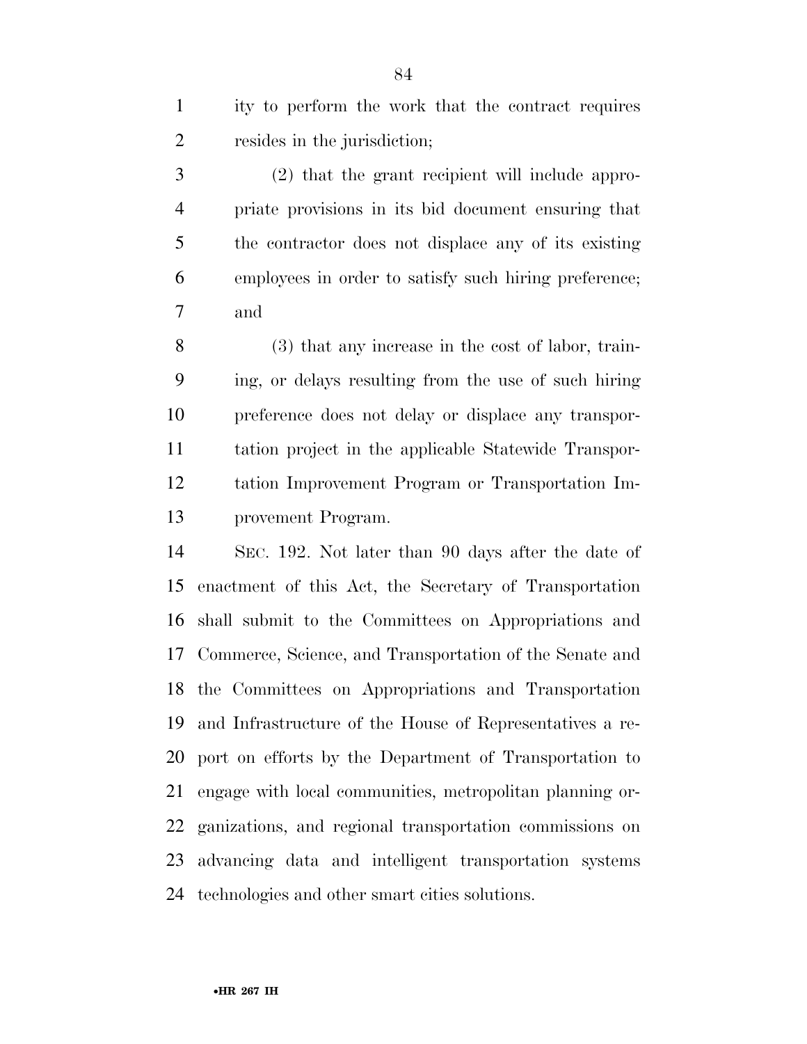ity to perform the work that the contract requires resides in the jurisdiction;

(2) that the grant recipient will include appropriate provisions in its bid document ensuring that the contractor does not displace any of its existing employees in order to satisfy such hiring preference; and

(3) that any increase in the cost of labor, training, or delays resulting from the use of such hiring preference does not delay or displace any transportation project in the applicable Statewide Transportation Improvement Program or Transportation Improvement Program.

SEC. 192. Not later than 90 days after the date of enactment of this Act, the Secretary of Transportation shall submit to the Committees on Appropriations and Commerce, Science, and Transportation of the Senate and the Committees on Appropriations and Transportation and Infrastructure of the House of Representatives a report on efforts by the Department of Transportation to engage with local communities, metropolitan planning organizations, and regional transportation commissions on advancing data and intelligent transportation systems technologies and other smart cities solutions.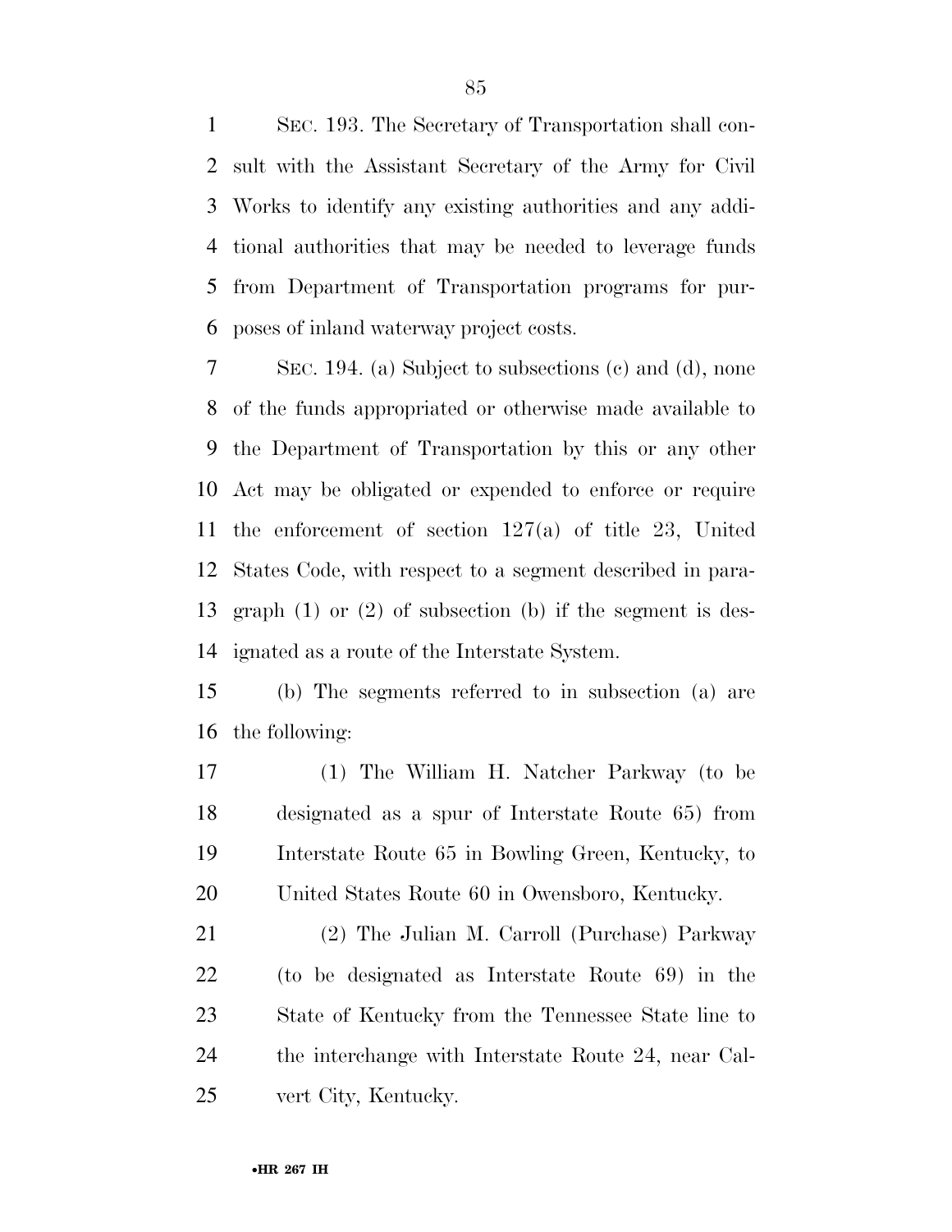SEC. 193. The Secretary of Transportation shall consult with the Assistant Secretary of the Army for Civil Works to identify any existing authorities and any additional authorities that may be needed to leverage funds from Department of Transportation programs for purposes of inland waterway project costs.

SEC. 194. (a) Subject to subsections (c) and (d), none of the funds appropriated or otherwise made available to the Department of Transportation by this or any other Act may be obligated or expended to enforce or require the enforcement of section 127(a) of title 23, United States Code, with respect to a segment described in paragraph (1) or (2) of subsection (b) if the segment is designated as a route of the Interstate System.

(b) The segments referred to in subsection (a) are the following:

(1) The William H. Natcher Parkway (to be designated as a spur of Interstate Route 65) from Interstate Route 65 in Bowling Green, Kentucky, to United States Route 60 in Owensboro, Kentucky.

(2) The Julian M. Carroll (Purchase) Parkway (to be designated as Interstate Route 69) in the State of Kentucky from the Tennessee State line to the interchange with Interstate Route 24, near Calvert City, Kentucky.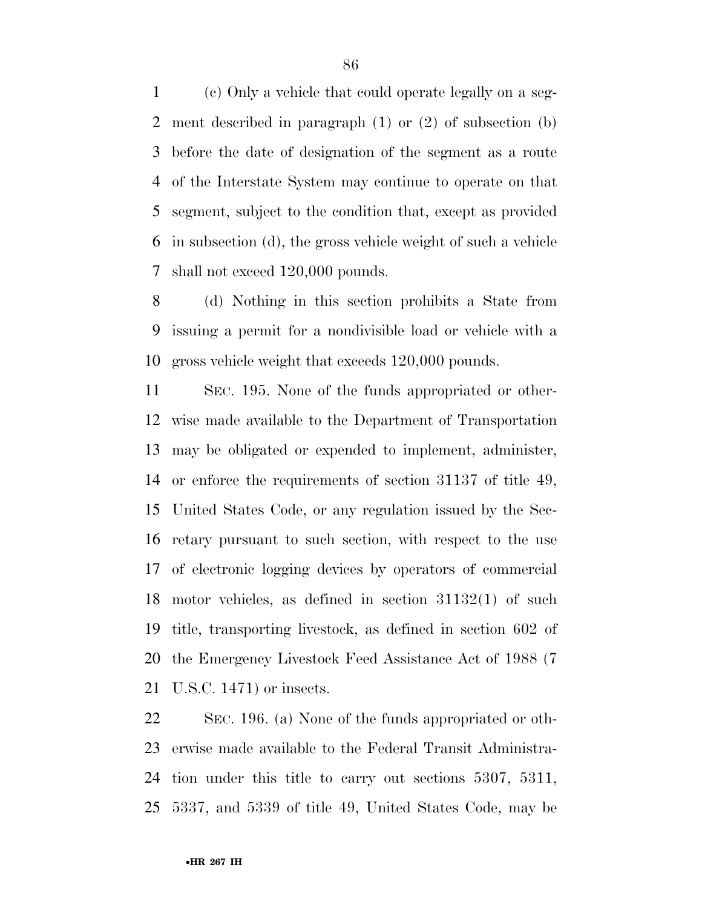(c) Only a vehicle that could operate legally on a segment described in paragraph (1) or (2) of subsection (b) before the date of designation of the segment as a route of the Interstate System may continue to operate on that segment, subject to the condition that, except as provided in subsection (d), the gross vehicle weight of such a vehicle shall not exceed 120,000 pounds.

(d) Nothing in this section prohibits a State from issuing a permit for a nondivisible load or vehicle with a gross vehicle weight that exceeds 120,000 pounds.

SEC. 195. None of the funds appropriated or otherwise made available to the Department of Transportation may be obligated or expended to implement, administer, or enforce the requirements of section 31137 of title 49, United States Code, or any regulation issued by the Secretary pursuant to such section, with respect to the use of electronic logging devices by operators of commercial motor vehicles, as defined in section 31132(1) of such title, transporting livestock, as defined in section 602 of the Emergency Livestock Feed Assistance Act of 1988 (7 U.S.C. 1471) or insects.

SEC. 196. (a) None of the funds appropriated or otherwise made available to the Federal Transit Administration under this title to carry out sections 5307, 5311, 5337, and 5339 of title 49, United States Code, may be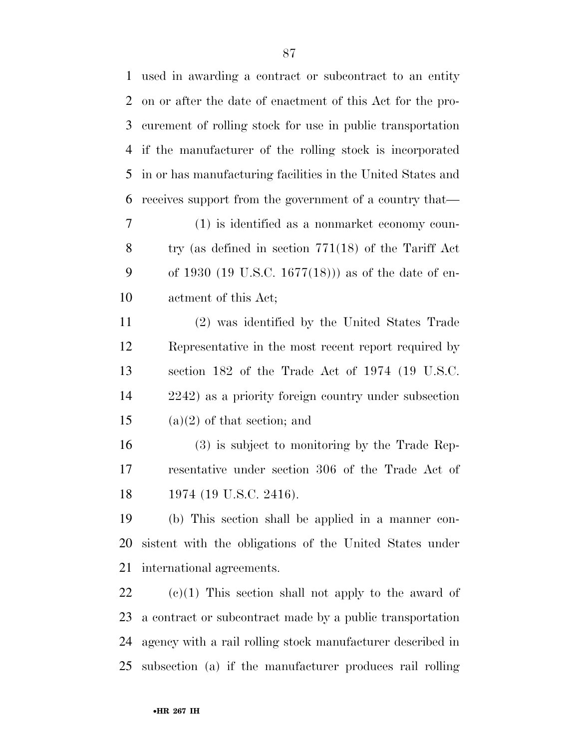used in awarding a contract or subcontract to an entity on or after the date of enactment of this Act for the procurement of rolling stock for use in public transportation if the manufacturer of the rolling stock is incorporated in or has manufacturing facilities in the United States and receives support from the government of a country that—

(1) is identified as a nonmarket economy country (as defined in section 771(18) of the Tariff Act of 1930 (19 U.S.C. 1677(18))) as of the date of enactment of this Act;

(2) was identified by the United States Trade Representative in the most recent report required by section 182 of the Trade Act of 1974 (19 U.S.C. 2242) as a priority foreign country under subsection (a)(2) of that section; and

(3) is subject to monitoring by the Trade Representative under section 306 of the Trade Act of 1974 (19 U.S.C. 2416).

(b) This section shall be applied in a manner consistent with the obligations of the United States under international agreements.

(c)(1) This section shall not apply to the award of a contract or subcontract made by a public transportation agency with a rail rolling stock manufacturer described in subsection (a) if the manufacturer produces rail rolling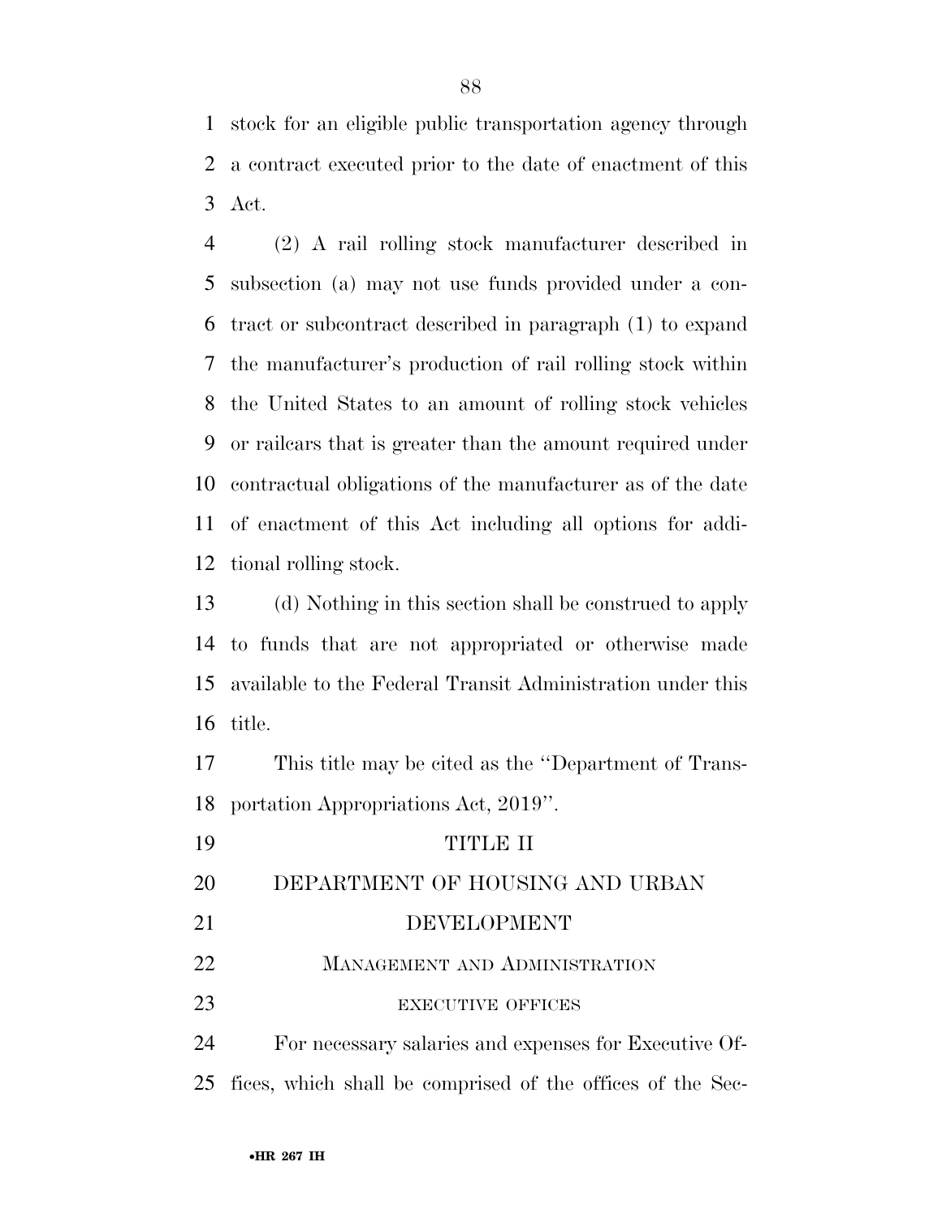stock for an eligible public transportation agency through a contract executed prior to the date of enactment of this Act.

(2) A rail rolling stock manufacturer described in subsection (a) may not use funds provided under a contract or subcontract described in paragraph (1) to expand the manufacturer's production of rail rolling stock within the United States to an amount of rolling stock vehicles or railcars that is greater than the amount required under contractual obligations of the manufacturer as of the date of enactment of this Act including all options for additional rolling stock.

(d) Nothing in this section shall be construed to apply to funds that are not appropriated or otherwise made available to the Federal Transit Administration under this title.

This title may be cited as the ''Department of Transportation Appropriations Act, 2019''.

# TITLE II

# DEPARTMENT OF HOUSING AND URBAN DEVELOPMENT

## MANAGEMENT AND ADMINISTRATION

### EXECUTIVE OFFICES

For necessary salaries and expenses for Executive Offices, which shall be comprised of the offices of the Sec-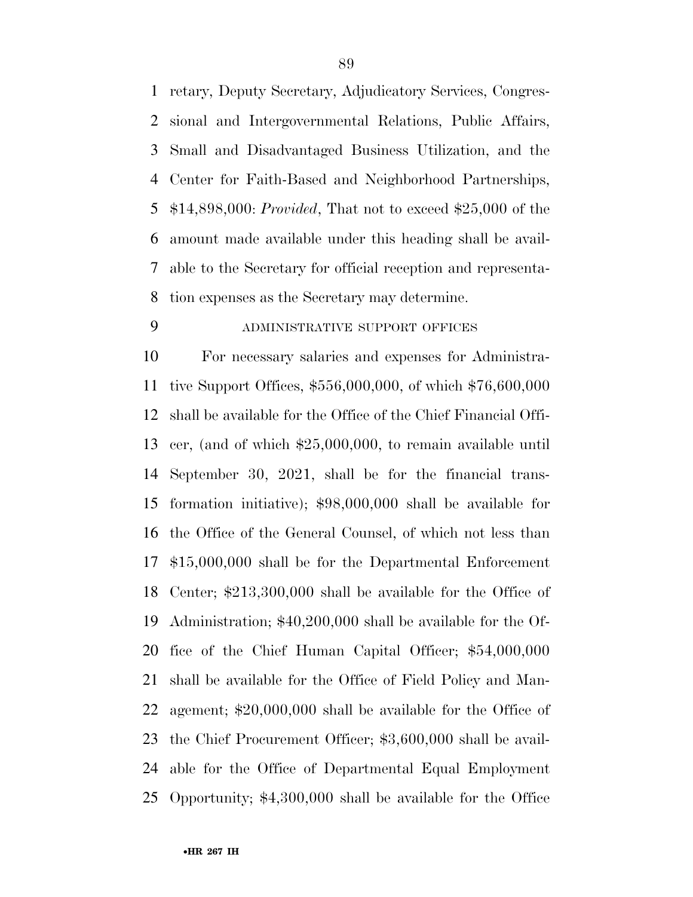retary, Deputy Secretary, Adjudicatory Services, Congressional and Intergovernmental Relations, Public Affairs, Small and Disadvantaged Business Utilization, and the Center for Faith-Based and Neighborhood Partnerships, $14,898,000: *Provided*, That not to exceed $25,000 of the amount made available under this heading shall be available to the Secretary for official reception and representation expenses as the Secretary may determine.

ADMINISTRATIVE SUPPORT OFFICES

For necessary salaries and expenses for Administrative Support Offices, $556,000,000, of which $76,600,000 shall be available for the Office of the Chief Financial Officer, (and of which $25,000,000, to remain available until September 30, 2021, shall be for the financial transformation initiative); $98,000,000 shall be available for the Office of the General Counsel, of which not less than $15,000,000 shall be for the Departmental Enforcement Center; $213,300,000 shall be available for the Office of Administration; $40,200,000 shall be available for the Office of the Chief Human Capital Officer; $54,000,000 shall be available for the Office of Field Policy and Management; $20,000,000 shall be available for the Office of the Chief Procurement Officer; $3,600,000 shall be available for the Office of Departmental Equal Employment Opportunity; $4,300,000 shall be available for the Office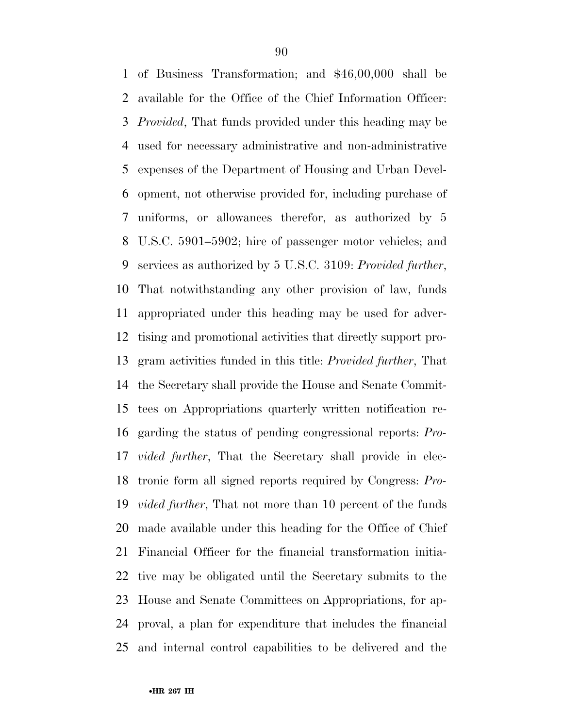of Business Transformation; and $46,00,000 shall be available for the Office of the Chief Information Officer: *Provided*, That funds provided under this heading may be used for necessary administrative and non-administrative expenses of the Department of Housing and Urban Development, not otherwise provided for, including purchase of uniforms, or allowances therefor, as authorized by 5 U.S.C. 5901–5902; hire of passenger motor vehicles; and services as authorized by 5 U.S.C. 3109: *Provided further*, That notwithstanding any other provision of law, funds appropriated under this heading may be used for advertising and promotional activities that directly support program activities funded in this title: *Provided further*, That the Secretary shall provide the House and Senate Committees on Appropriations quarterly written notification regarding the status of pending congressional reports: *Provided further*, That the Secretary shall provide in electronic form all signed reports required by Congress: *Provided further*, That not more than 10 percent of the funds made available under this heading for the Office of Chief Financial Officer for the financial transformation initiative may be obligated until the Secretary submits to the House and Senate Committees on Appropriations, for approval, a plan for expenditure that includes the financial and internal control capabilities to be delivered and the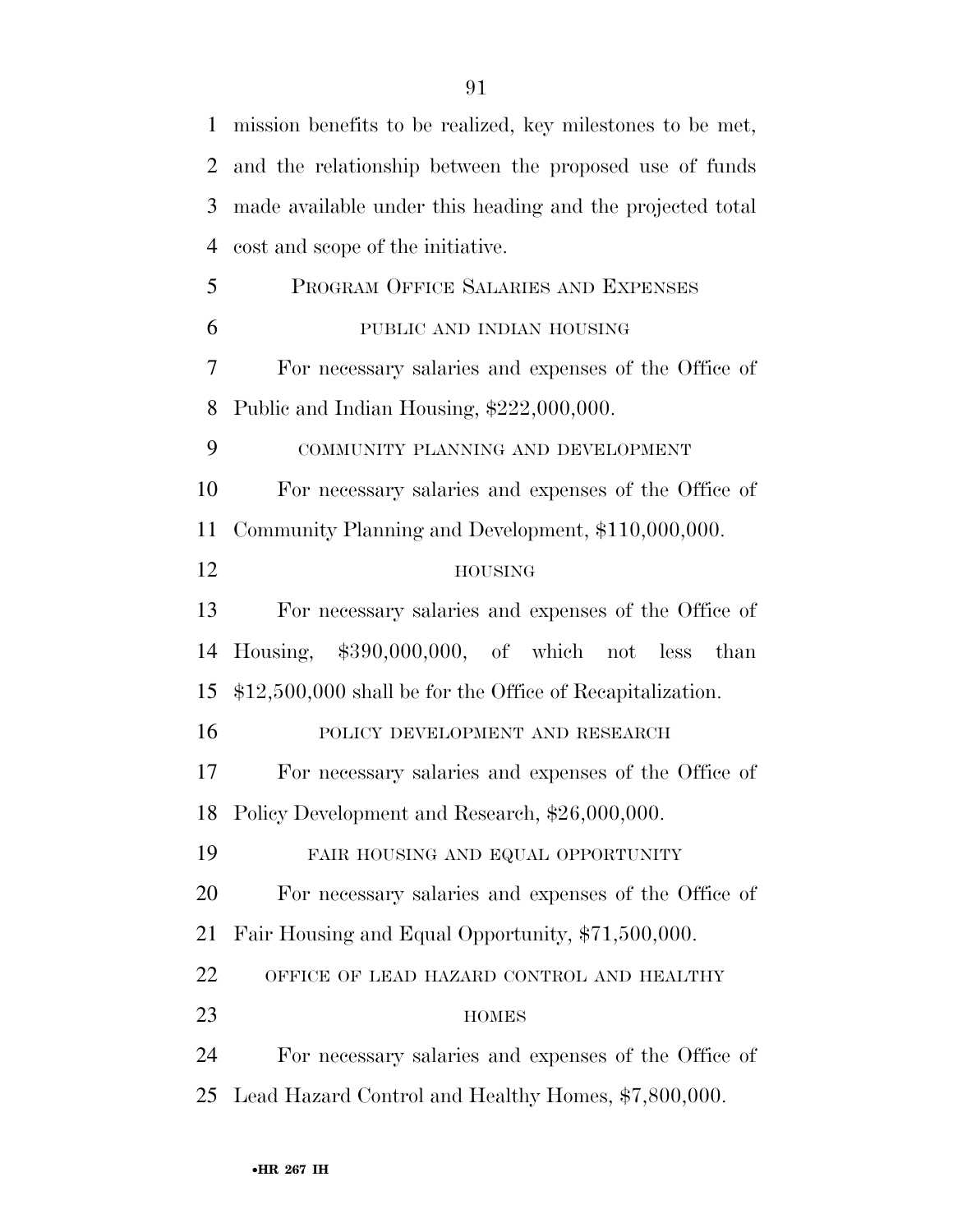mission benefits to be realized, key milestones to be met, and the relationship between the proposed use of funds made available under this heading and the projected total cost and scope of the initiative.

PROGRAM OFFICE SALARIES AND EXPENSES

PUBLIC AND INDIAN HOUSING

For necessary salaries and expenses of the Office of Public and Indian Housing, $222,000,000.

COMMUNITY PLANNING AND DEVELOPMENT

For necessary salaries and expenses of the Office of Community Planning and Development, $110,000,000.

HOUSING

For necessary salaries and expenses of the Office of Housing, $390,000,000, of which not less than $12,500,000 shall be for the Office of Recapitalization.

POLICY DEVELOPMENT AND RESEARCH

For necessary salaries and expenses of the Office of Policy Development and Research, $26,000,000.

FAIR HOUSING AND EQUAL OPPORTUNITY

For necessary salaries and expenses of the Office of Fair Housing and Equal Opportunity, $71,500,000.

OFFICE OF LEAD HAZARD CONTROL AND HEALTHY HOMES

For necessary salaries and expenses of the Office of Lead Hazard Control and Healthy Homes, $7,800,000.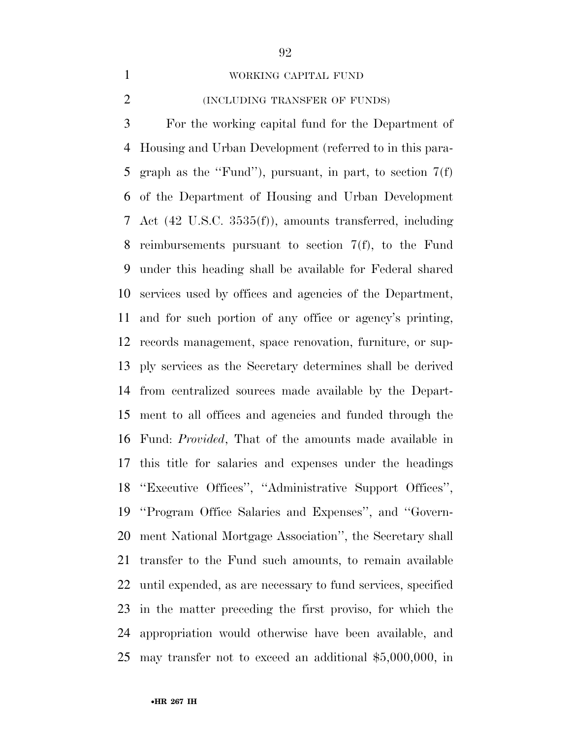WORKING CAPITAL FUND

(INCLUDING TRANSFER OF FUNDS)

For the working capital fund for the Department of Housing and Urban Development (referred to in this paragraph as the ''Fund''), pursuant, in part, to section 7(f) of the Department of Housing and Urban Development Act (42 U.S.C. 3535(f)), amounts transferred, including reimbursements pursuant to section 7(f), to the Fund under this heading shall be available for Federal shared services used by offices and agencies of the Department, and for such portion of any office or agency's printing, records management, space renovation, furniture, or supply services as the Secretary determines shall be derived from centralized sources made available by the Department to all offices and agencies and funded through the Fund: *Provided*, That of the amounts made available in this title for salaries and expenses under the headings ''Executive Offices'', ''Administrative Support Offices'', ''Program Office Salaries and Expenses'', and ''Government National Mortgage Association'', the Secretary shall transfer to the Fund such amounts, to remain available until expended, as are necessary to fund services, specified in the matter preceding the first proviso, for which the appropriation would otherwise have been available, and may transfer not to exceed an additional $5,000,000, in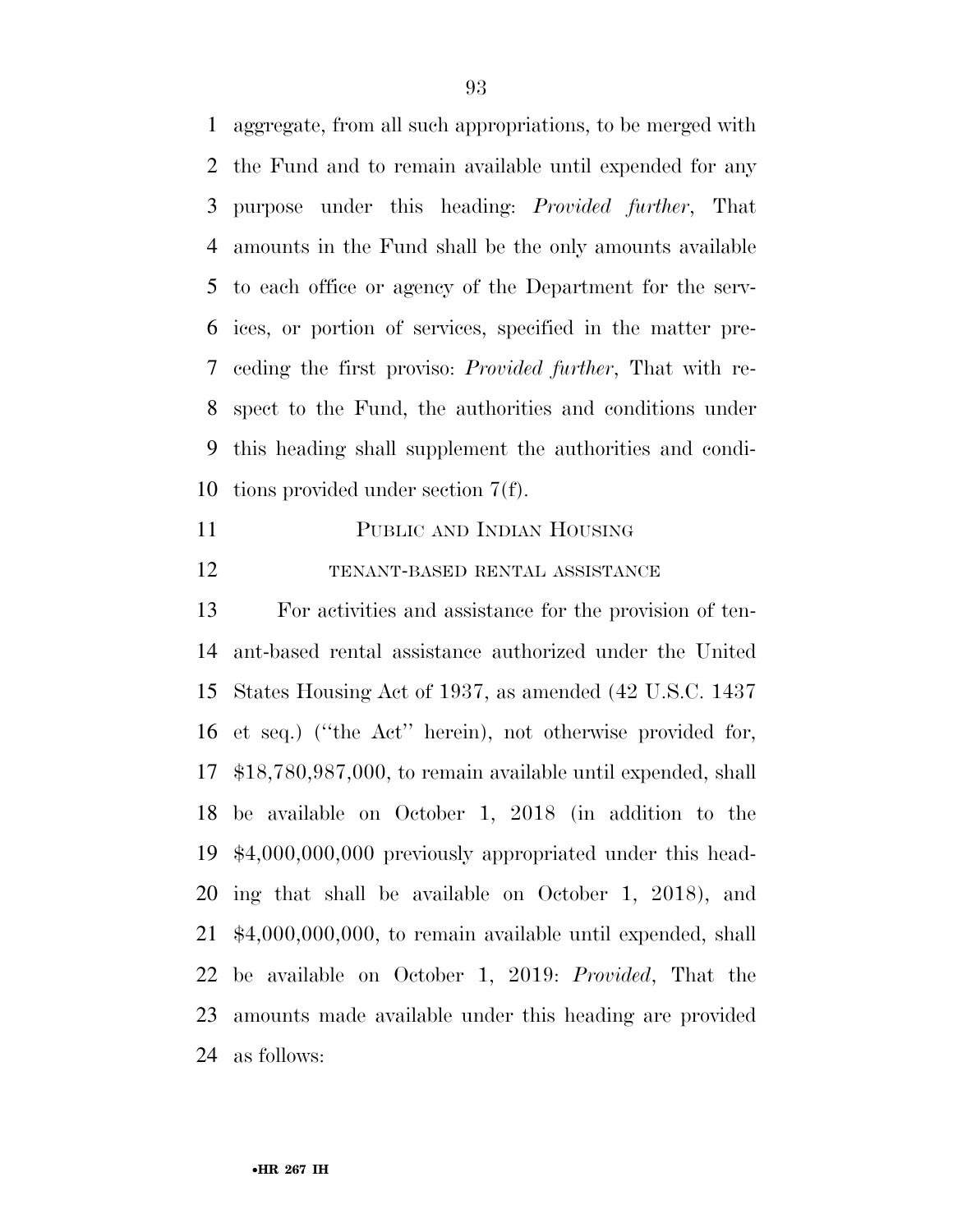aggregate, from all such appropriations, to be merged with the Fund and to remain available until expended for any purpose under this heading: *Provided further*, That amounts in the Fund shall be the only amounts available to each office or agency of the Department for the services, or portion of services, specified in the matter preceding the first proviso: *Provided further*, That with respect to the Fund, the authorities and conditions under this heading shall supplement the authorities and conditions provided under section 7(f).

## PUBLIC AND INDIAN HOUSING

### TENANT-BASED RENTAL ASSISTANCE

For activities and assistance for the provision of tenant-based rental assistance authorized under the United States Housing Act of 1937, as amended (42 U.S.C. 1437 et seq.) (''the Act'' herein), not otherwise provided for, $18,780,987,000, to remain available until expended, shall be available on October 1, 2018 (in addition to the $4,000,000,000 previously appropriated under this heading that shall be available on October 1, 2018), and $4,000,000,000, to remain available until expended, shall be available on October 1, 2019: *Provided*, That the amounts made available under this heading are provided as follows: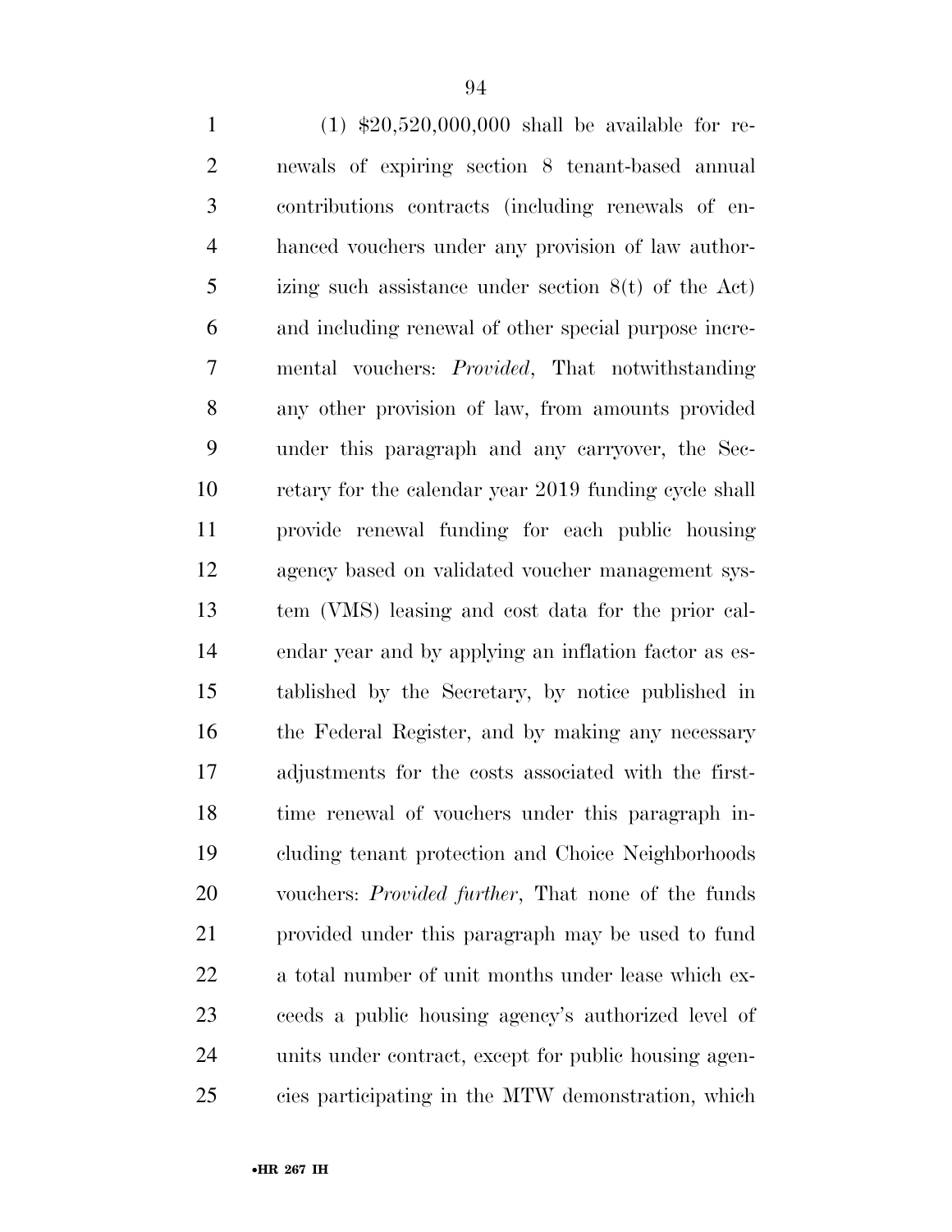(1) $20,520,000,000 shall be available for renewals of expiring section 8 tenant-based annual contributions contracts (including renewals of enhanced vouchers under any provision of law authorizing such assistance under section 8(t) of the Act) and including renewal of other special purpose incremental vouchers: *Provided*, That notwithstanding any other provision of law, from amounts provided under this paragraph and any carryover, the Secretary for the calendar year 2019 funding cycle shall provide renewal funding for each public housing agency based on validated voucher management system (VMS) leasing and cost data for the prior calendar year and by applying an inflation factor as established by the Secretary, by notice published in the Federal Register, and by making any necessary adjustments for the costs associated with the first-time renewal of vouchers under this paragraph including tenant protection and Choice Neighborhoods vouchers: *Provided further*, That none of the funds provided under this paragraph may be used to fund a total number of unit months under lease which exceeds a public housing agency's authorized level of units under contract, except for public housing agencies participating in the MTW demonstration, which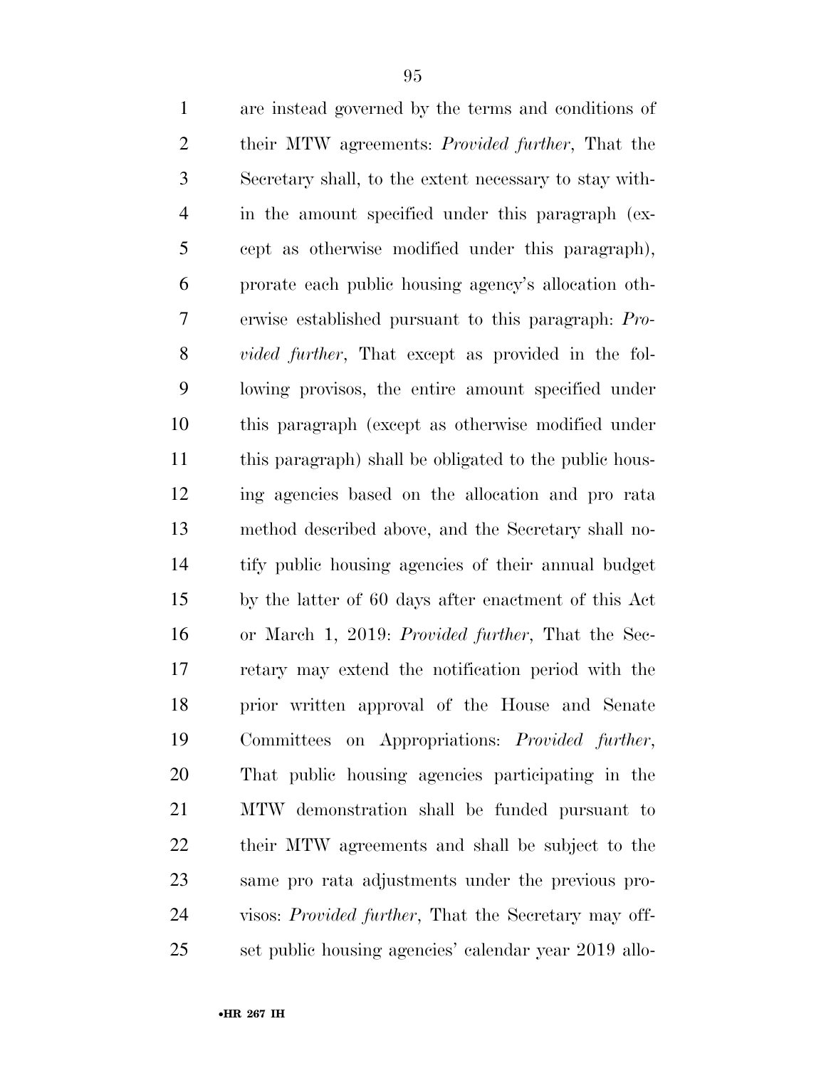are instead governed by the terms and conditions of their MTW agreements: *Provided further*, That the Secretary shall, to the extent necessary to stay within the amount specified under this paragraph (except as otherwise modified under this paragraph), prorate each public housing agency's allocation otherwise established pursuant to this paragraph: *Provided further*, That except as provided in the following provisos, the entire amount specified under this paragraph (except as otherwise modified under this paragraph) shall be obligated to the public housing agencies based on the allocation and pro rata method described above, and the Secretary shall notify public housing agencies of their annual budget by the latter of 60 days after enactment of this Act or March 1, 2019: *Provided further*, That the Secretary may extend the notification period with the prior written approval of the House and Senate Committees on Appropriations: *Provided further*, That public housing agencies participating in the MTW demonstration shall be funded pursuant to their MTW agreements and shall be subject to the same pro rata adjustments under the previous provisos: *Provided further*, That the Secretary may offset public housing agencies' calendar year 2019 allo-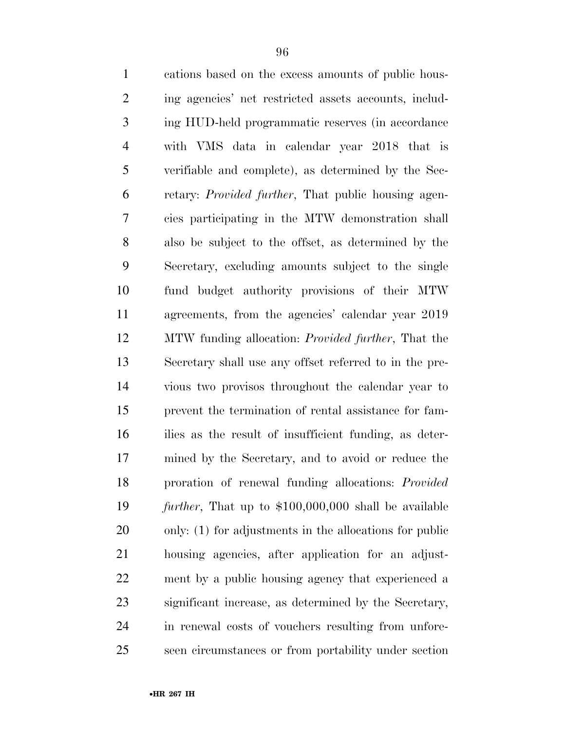cations based on the excess amounts of public housing agencies' net restricted assets accounts, including HUD-held programmatic reserves (in accordance with VMS data in calendar year 2018 that is verifiable and complete), as determined by the Secretary: *Provided further*, That public housing agencies participating in the MTW demonstration shall also be subject to the offset, as determined by the Secretary, excluding amounts subject to the single fund budget authority provisions of their MTW agreements, from the agencies' calendar year 2019 MTW funding allocation: *Provided further*, That the Secretary shall use any offset referred to in the previous two provisos throughout the calendar year to prevent the termination of rental assistance for families as the result of insufficient funding, as determined by the Secretary, and to avoid or reduce the proration of renewal funding allocations: *Provided further*, That up to $100,000,000 shall be available only: (1) for adjustments in the allocations for public housing agencies, after application for an adjustment by a public housing agency that experienced a significant increase, as determined by the Secretary, in renewal costs of vouchers resulting from unforeseen circumstances or from portability under section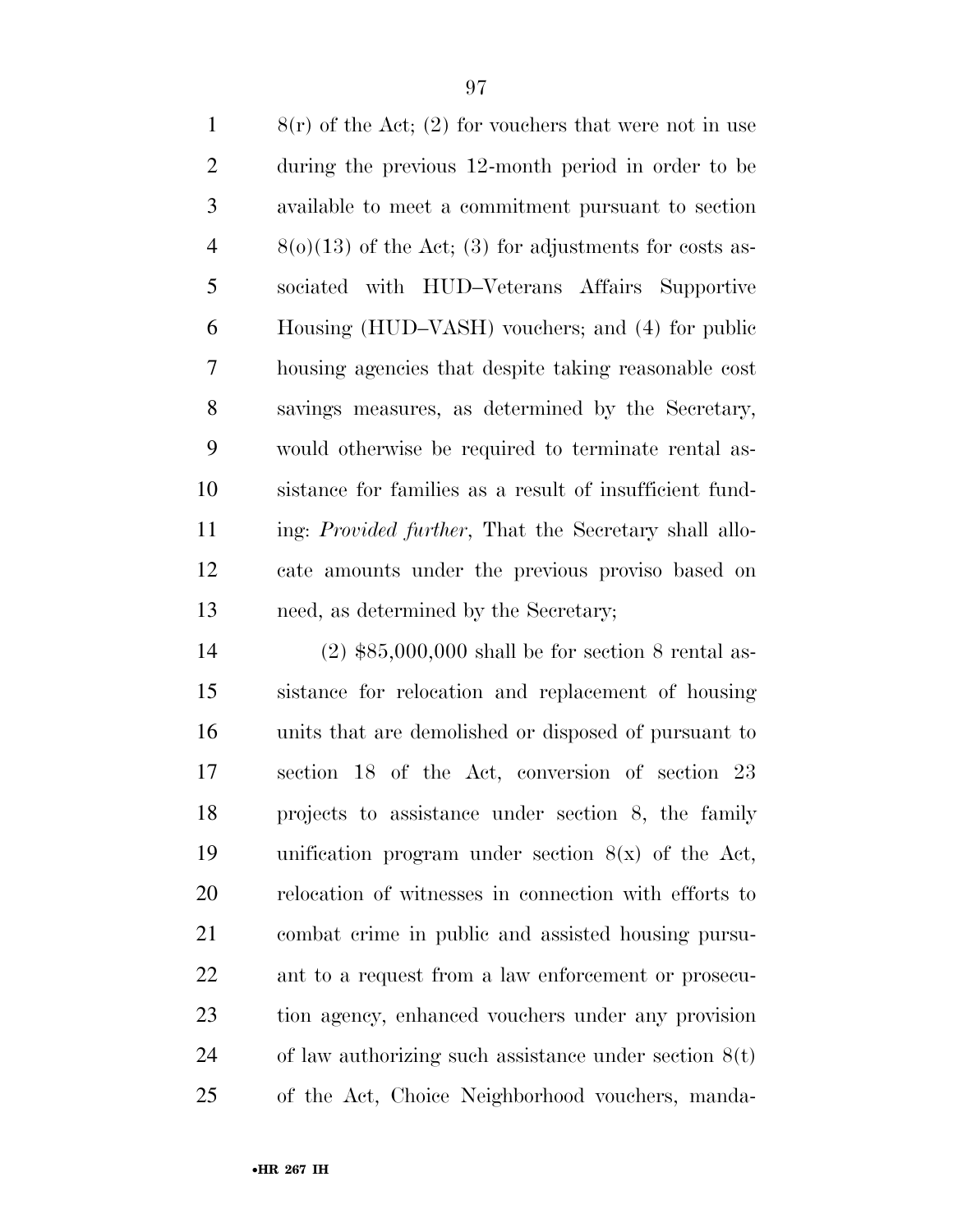8(r) of the Act; (2) for vouchers that were not in use during the previous 12-month period in order to be available to meet a commitment pursuant to section 8(o)(13) of the Act; (3) for adjustments for costs associated with HUD–Veterans Affairs Supportive Housing (HUD–VASH) vouchers; and (4) for public housing agencies that despite taking reasonable cost savings measures, as determined by the Secretary, would otherwise be required to terminate rental assistance for families as a result of insufficient funding: *Provided further*, That the Secretary shall allocate amounts under the previous proviso based on need, as determined by the Secretary;

(2) $85,000,000 shall be for section 8 rental assistance for relocation and replacement of housing units that are demolished or disposed of pursuant to section 18 of the Act, conversion of section 23 projects to assistance under section 8, the family unification program under section 8(x) of the Act, relocation of witnesses in connection with efforts to combat crime in public and assisted housing pursuant to a request from a law enforcement or prosecution agency, enhanced vouchers under any provision of law authorizing such assistance under section 8(t) of the Act, Choice Neighborhood vouchers, manda-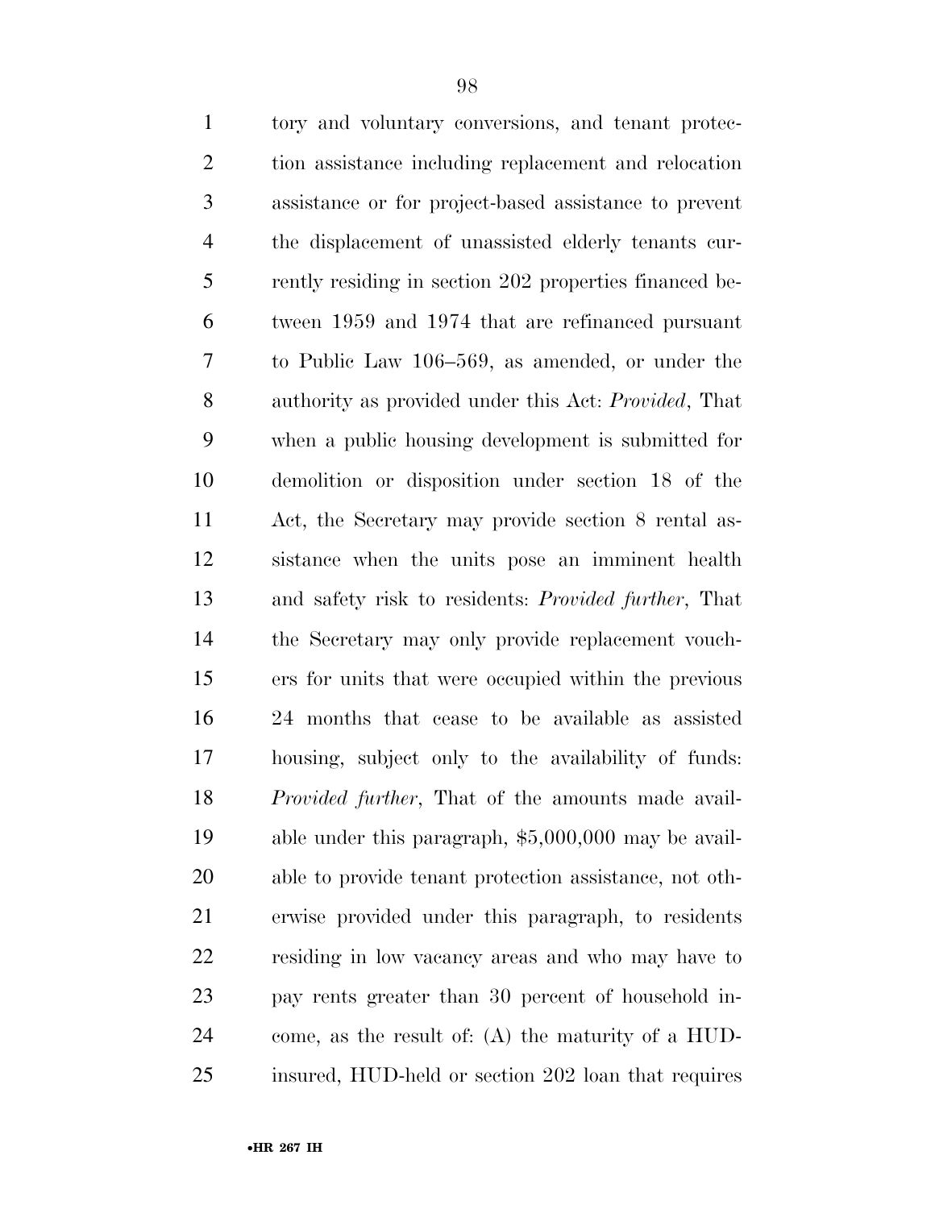tory and voluntary conversions, and tenant protection assistance including replacement and relocation assistance or for project-based assistance to prevent the displacement of unassisted elderly tenants currently residing in section 202 properties financed between 1959 and 1974 that are refinanced pursuant to Public Law 106–569, as amended, or under the authority as provided under this Act: *Provided*, That when a public housing development is submitted for demolition or disposition under section 18 of the Act, the Secretary may provide section 8 rental assistance when the units pose an imminent health and safety risk to residents: *Provided further*, That the Secretary may only provide replacement vouchers for units that were occupied within the previous 24 months that cease to be available as assisted housing, subject only to the availability of funds: *Provided further*, That of the amounts made available under this paragraph, $5,000,000 may be available to provide tenant protection assistance, not otherwise provided under this paragraph, to residents residing in low vacancy areas and who may have to pay rents greater than 30 percent of household income, as the result of: (A) the maturity of a HUD-insured, HUD-held or section 202 loan that requires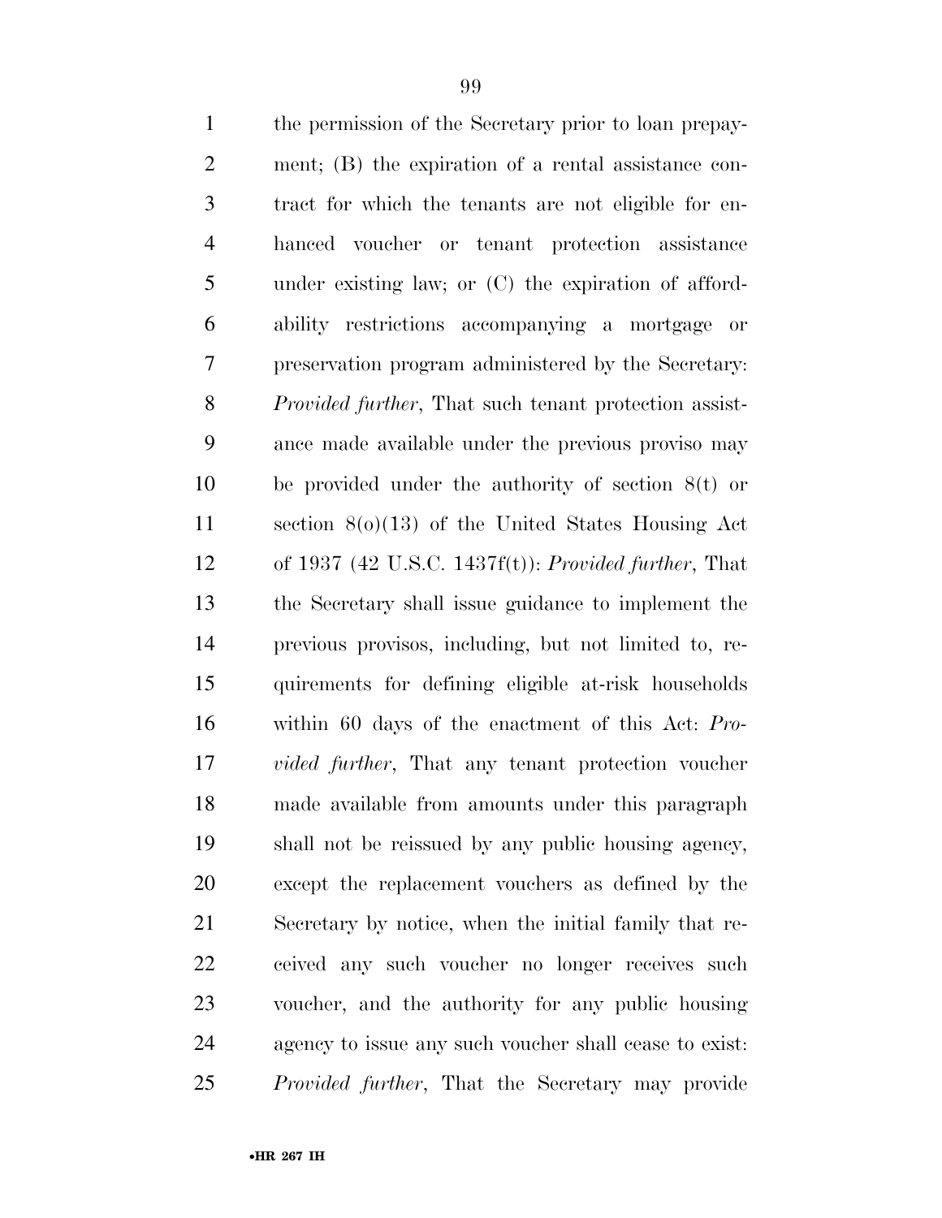the permission of the Secretary prior to loan prepayment; (B) the expiration of a rental assistance contract for which the tenants are not eligible for enhanced voucher or tenant protection assistance under existing law; or (C) the expiration of affordability restrictions accompanying a mortgage or preservation program administered by the Secretary: *Provided further*, That such tenant protection assistance made available under the previous proviso may be provided under the authority of section 8(t) or section 8(o)(13) of the United States Housing Act of 1937 (42 U.S.C. 1437f(t)): *Provided further*, That the Secretary shall issue guidance to implement the previous provisos, including, but not limited to, requirements for defining eligible at-risk households within 60 days of the enactment of this Act: *Provided further*, That any tenant protection voucher made available from amounts under this paragraph shall not be reissued by any public housing agency, except the replacement vouchers as defined by the Secretary by notice, when the initial family that received any such voucher no longer receives such voucher, and the authority for any public housing agency to issue any such voucher shall cease to exist: *Provided further*, That the Secretary may provide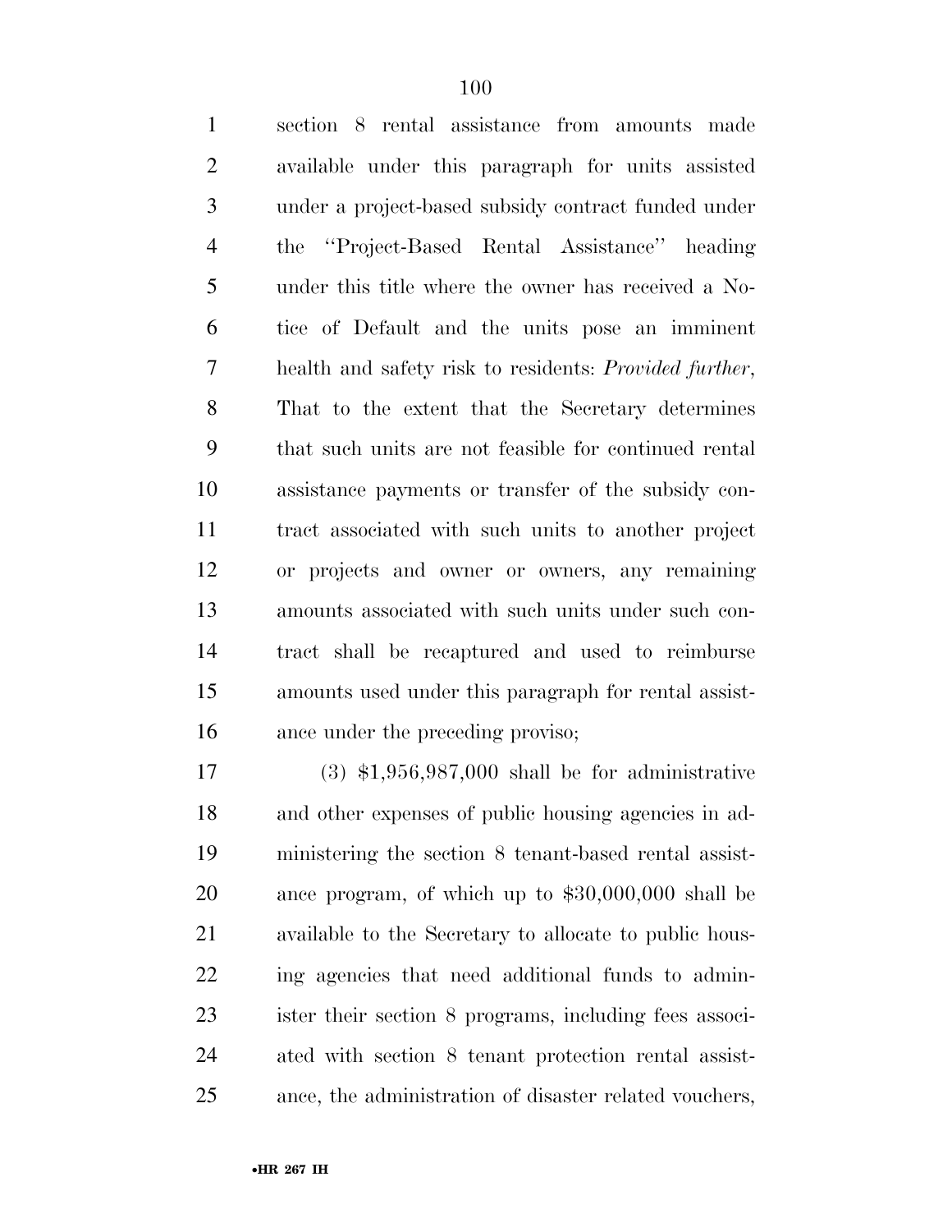section 8 rental assistance from amounts made available under this paragraph for units assisted under a project-based subsidy contract funded under the ''Project-Based Rental Assistance'' heading under this title where the owner has received a Notice of Default and the units pose an imminent health and safety risk to residents: *Provided further*, That to the extent that the Secretary determines that such units are not feasible for continued rental assistance payments or transfer of the subsidy contract associated with such units to another project or projects and owner or owners, any remaining amounts associated with such units under such contract shall be recaptured and used to reimburse amounts used under this paragraph for rental assistance under the preceding proviso;

(3) $1,956,987,000 shall be for administrative and other expenses of public housing agencies in administering the section 8 tenant-based rental assistance program, of which up to $30,000,000 shall be available to the Secretary to allocate to public housing agencies that need additional funds to administer their section 8 programs, including fees associated with section 8 tenant protection rental assistance, the administration of disaster related vouchers,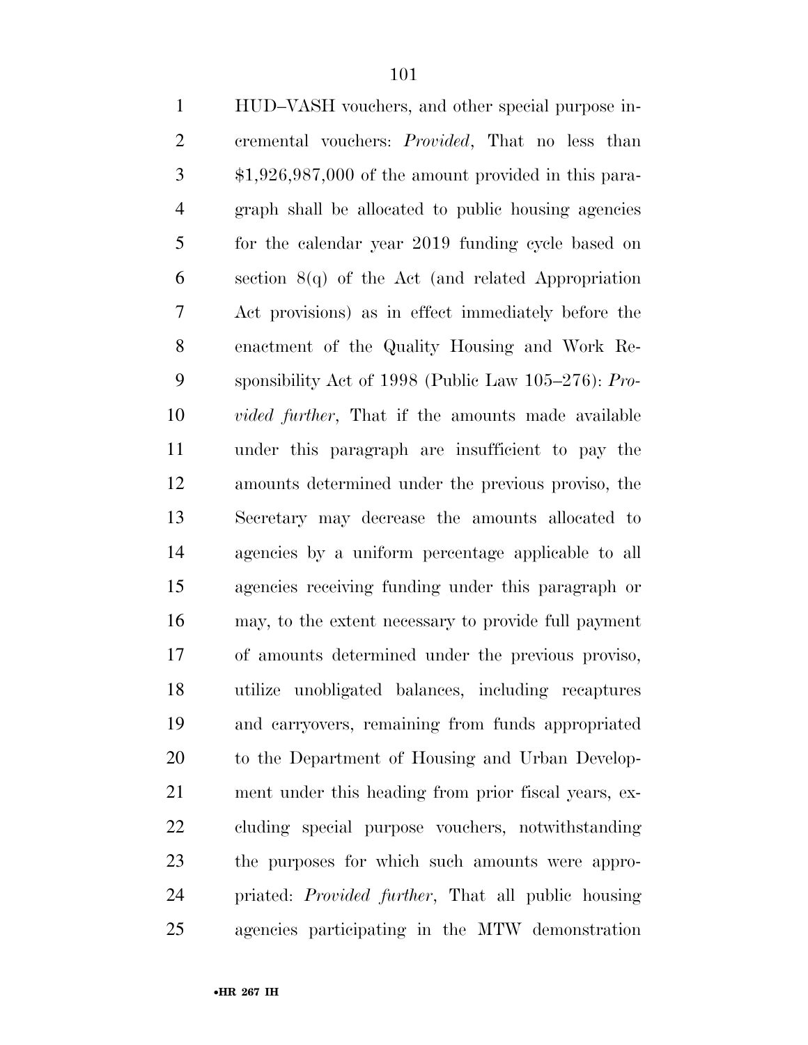HUD–VASH vouchers, and other special purpose incremental vouchers: *Provided*, That no less than $1,926,987,000 of the amount provided in this paragraph shall be allocated to public housing agencies for the calendar year 2019 funding cycle based on section 8(q) of the Act (and related Appropriation Act provisions) as in effect immediately before the enactment of the Quality Housing and Work Responsibility Act of 1998 (Public Law 105–276): *Provided further*, That if the amounts made available under this paragraph are insufficient to pay the amounts determined under the previous proviso, the Secretary may decrease the amounts allocated to agencies by a uniform percentage applicable to all agencies receiving funding under this paragraph or may, to the extent necessary to provide full payment of amounts determined under the previous proviso, utilize unobligated balances, including recaptures and carryovers, remaining from funds appropriated to the Department of Housing and Urban Development under this heading from prior fiscal years, excluding special purpose vouchers, notwithstanding the purposes for which such amounts were appropriated: *Provided further*, That all public housing agencies participating in the MTW demonstration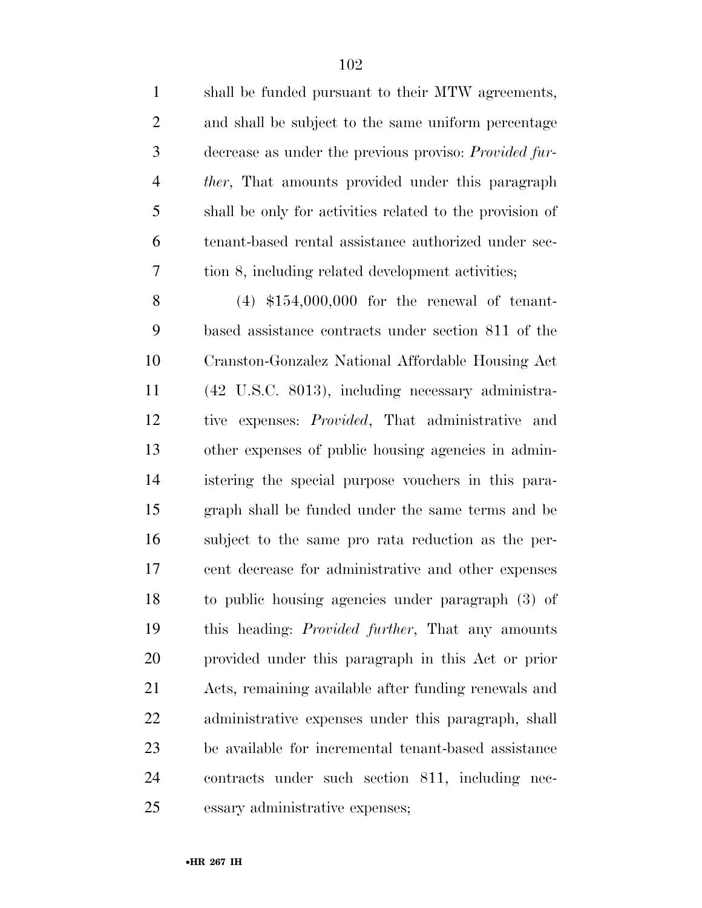shall be funded pursuant to their MTW agreements, and shall be subject to the same uniform percentage decrease as under the previous proviso: *Provided further*, That amounts provided under this paragraph shall be only for activities related to the provision of tenant-based rental assistance authorized under section 8, including related development activities;

(4) $154,000,000 for the renewal of tenant-based assistance contracts under section 811 of the Cranston-Gonzalez National Affordable Housing Act (42 U.S.C. 8013), including necessary administrative expenses: *Provided*, That administrative and other expenses of public housing agencies in administering the special purpose vouchers in this paragraph shall be funded under the same terms and be subject to the same pro rata reduction as the percent decrease for administrative and other expenses to public housing agencies under paragraph (3) of this heading: *Provided further*, That any amounts provided under this paragraph in this Act or prior Acts, remaining available after funding renewals and administrative expenses under this paragraph, shall be available for incremental tenant-based assistance contracts under such section 811, including necessary administrative expenses;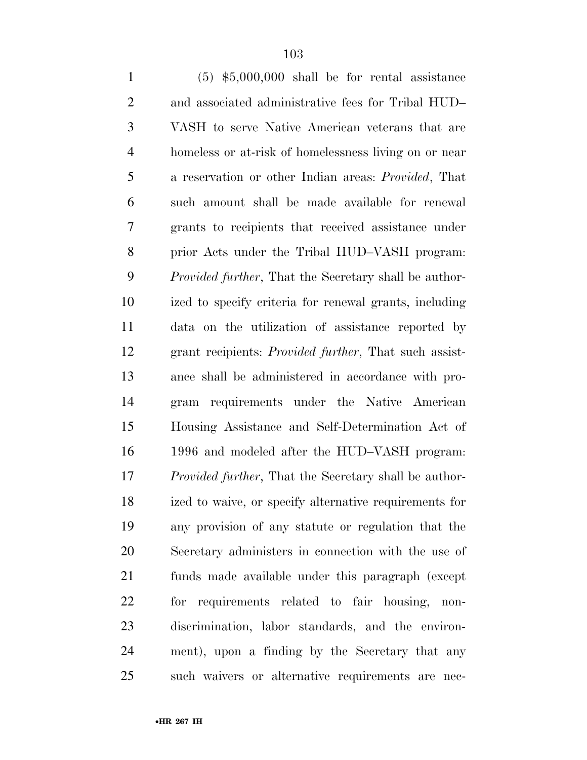(5) $5,000,000 shall be for rental assistance and associated administrative fees for Tribal HUD–VASH to serve Native American veterans that are homeless or at-risk of homelessness living on or near a reservation or other Indian areas: *Provided*, That such amount shall be made available for renewal grants to recipients that received assistance under prior Acts under the Tribal HUD–VASH program: *Provided further*, That the Secretary shall be authorized to specify criteria for renewal grants, including data on the utilization of assistance reported by grant recipients: *Provided further*, That such assistance shall be administered in accordance with program requirements under the Native American Housing Assistance and Self-Determination Act of 1996 and modeled after the HUD–VASH program: *Provided further*, That the Secretary shall be authorized to waive, or specify alternative requirements for any provision of any statute or regulation that the Secretary administers in connection with the use of funds made available under this paragraph (except for requirements related to fair housing, nondiscrimination, labor standards, and the environment), upon a finding by the Secretary that any such waivers or alternative requirements are nec-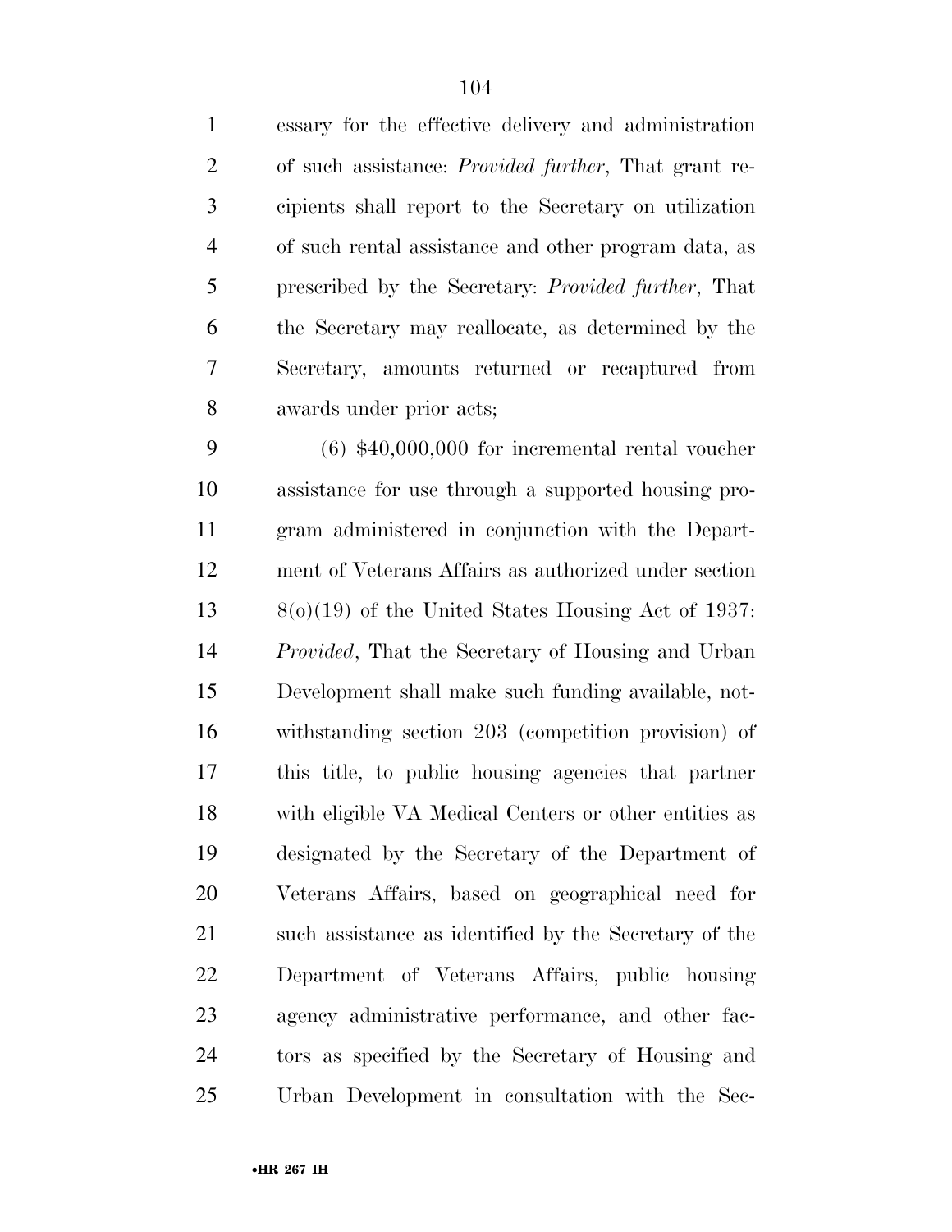essary for the effective delivery and administration of such assistance: *Provided further*, That grant recipients shall report to the Secretary on utilization of such rental assistance and other program data, as prescribed by the Secretary: *Provided further*, That the Secretary may reallocate, as determined by the Secretary, amounts returned or recaptured from awards under prior acts;

(6) $40,000,000 for incremental rental voucher assistance for use through a supported housing program administered in conjunction with the Department of Veterans Affairs as authorized under section 8(o)(19) of the United States Housing Act of 1937: *Provided*, That the Secretary of Housing and Urban Development shall make such funding available, notwithstanding section 203 (competition provision) of this title, to public housing agencies that partner with eligible VA Medical Centers or other entities as designated by the Secretary of the Department of Veterans Affairs, based on geographical need for such assistance as identified by the Secretary of the Department of Veterans Affairs, public housing agency administrative performance, and other factors as specified by the Secretary of Housing and Urban Development in consultation with the Sec-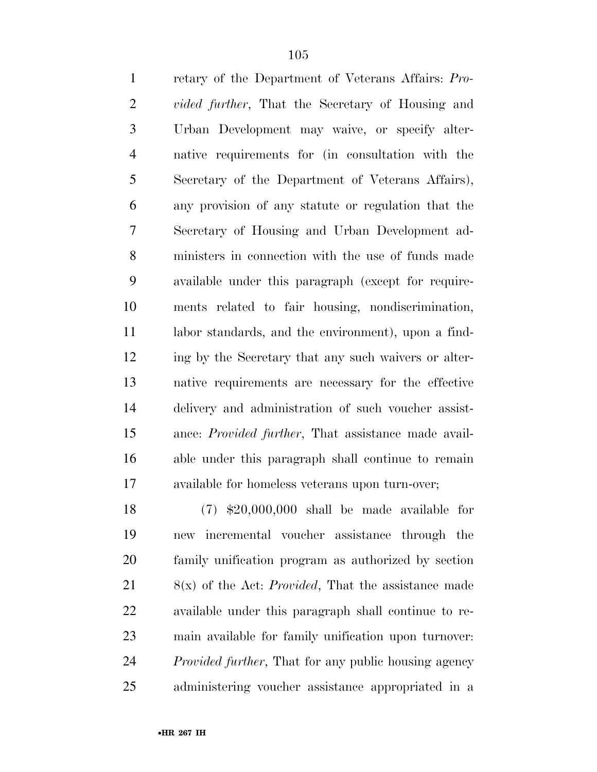retary of the Department of Veterans Affairs: *Provided further*, That the Secretary of Housing and Urban Development may waive, or specify alternative requirements for (in consultation with the Secretary of the Department of Veterans Affairs), any provision of any statute or regulation that the Secretary of Housing and Urban Development administers in connection with the use of funds made available under this paragraph (except for requirements related to fair housing, nondiscrimination, labor standards, and the environment), upon a finding by the Secretary that any such waivers or alternative requirements are necessary for the effective delivery and administration of such voucher assistance: *Provided further*, That assistance made available under this paragraph shall continue to remain available for homeless veterans upon turn-over;

(7) $20,000,000 shall be made available for new incremental voucher assistance through the family unification program as authorized by section 8(x) of the Act: *Provided*, That the assistance made available under this paragraph shall continue to remain available for family unification upon turnover: *Provided further*, That for any public housing agency administering voucher assistance appropriated in a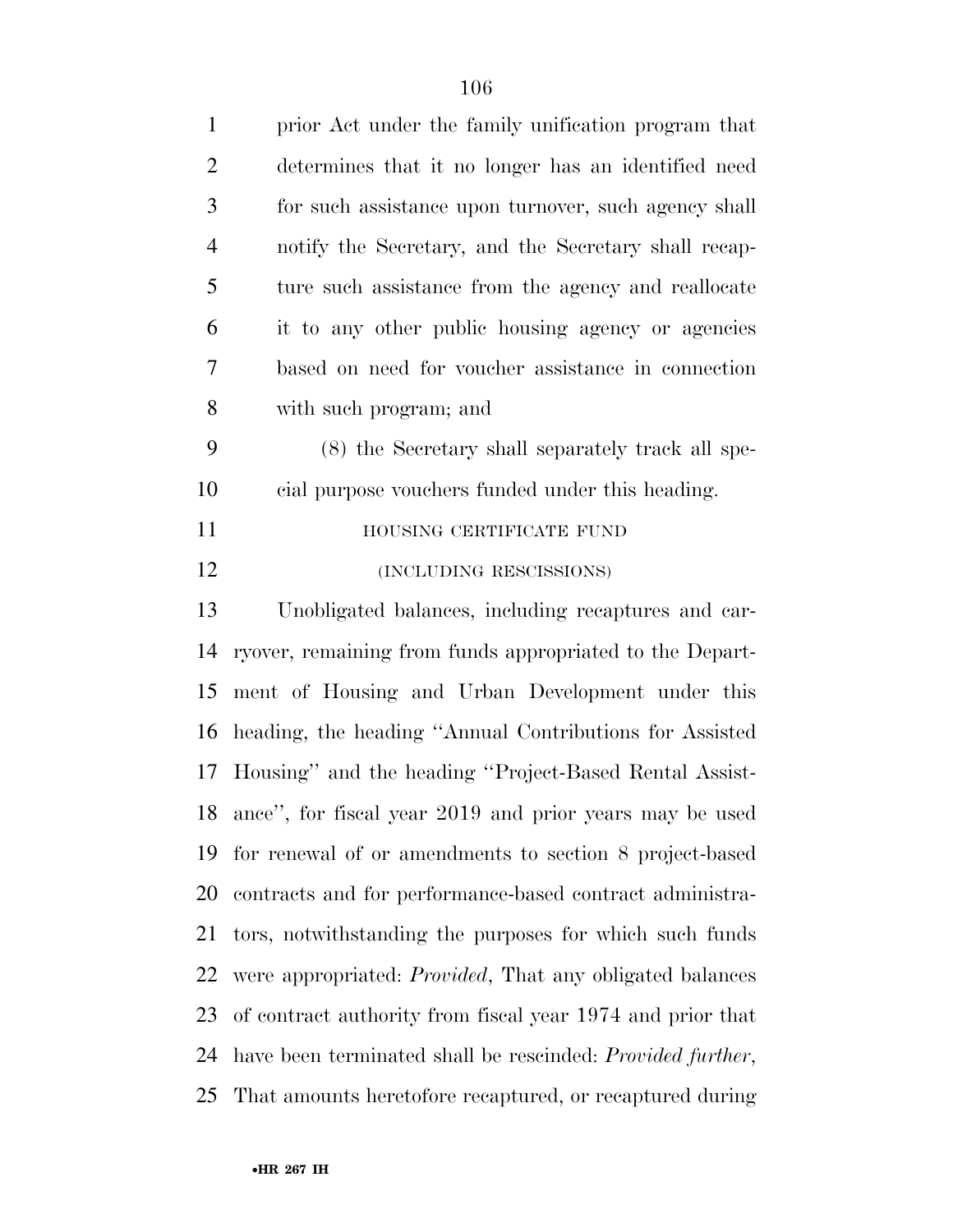prior Act under the family unification program that determines that it no longer has an identified need for such assistance upon turnover, such agency shall notify the Secretary, and the Secretary shall recapture such assistance from the agency and reallocate it to any other public housing agency or agencies based on need for voucher assistance in connection with such program; and

(8) the Secretary shall separately track all special purpose vouchers funded under this heading.

HOUSING CERTIFICATE FUND

(INCLUDING RESCISSIONS)

Unobligated balances, including recaptures and carryover, remaining from funds appropriated to the Department of Housing and Urban Development under this heading, the heading ''Annual Contributions for Assisted Housing'' and the heading ''Project-Based Rental Assistance'', for fiscal year 2019 and prior years may be used for renewal of or amendments to section 8 project-based contracts and for performance-based contract administrators, notwithstanding the purposes for which such funds were appropriated: *Provided*, That any obligated balances of contract authority from fiscal year 1974 and prior that have been terminated shall be rescinded: *Provided further*, That amounts heretofore recaptured, or recaptured during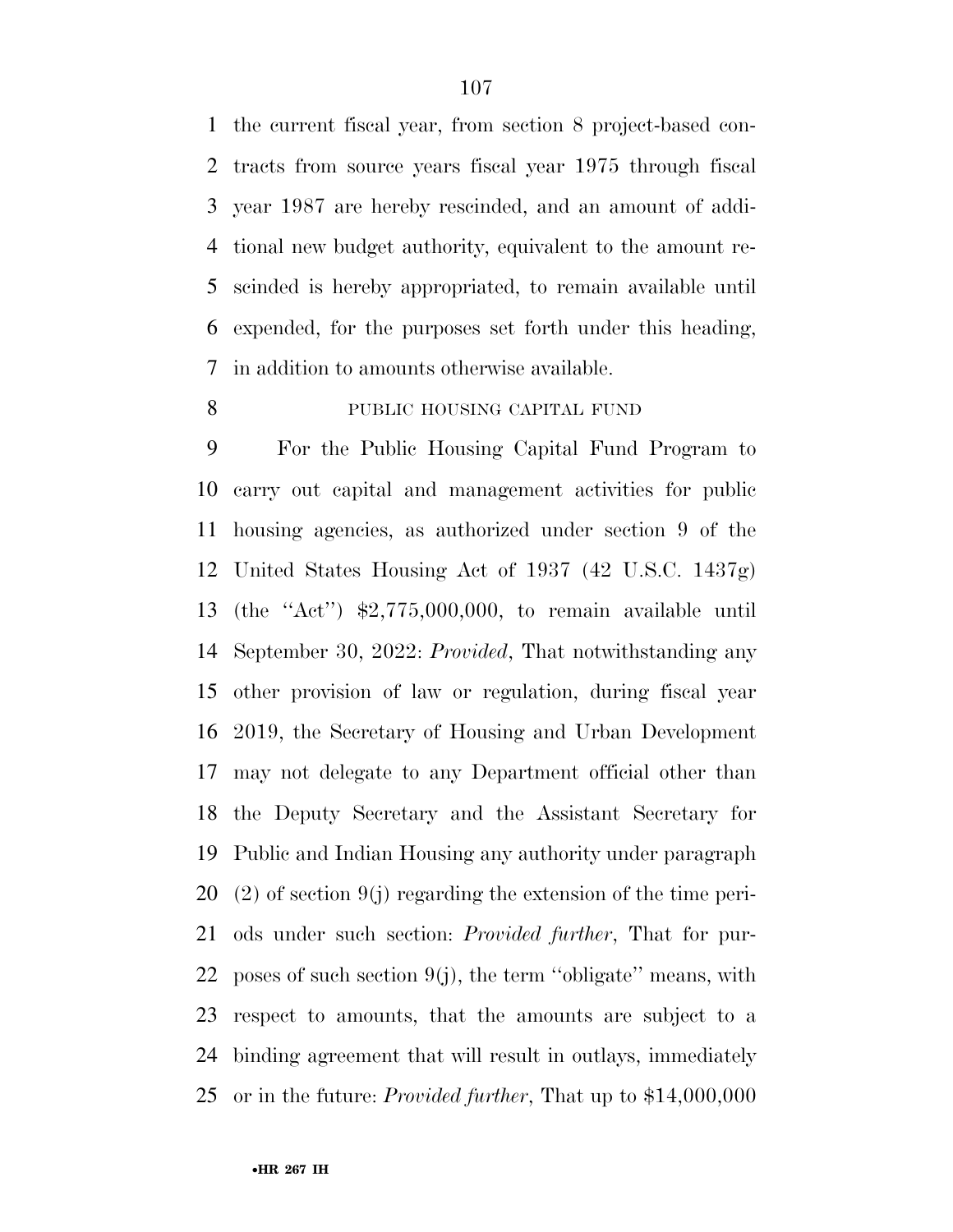the current fiscal year, from section 8 project-based contracts from source years fiscal year 1975 through fiscal year 1987 are hereby rescinded, and an amount of additional new budget authority, equivalent to the amount rescinded is hereby appropriated, to remain available until expended, for the purposes set forth under this heading, in addition to amounts otherwise available.

PUBLIC HOUSING CAPITAL FUND

For the Public Housing Capital Fund Program to carry out capital and management activities for public housing agencies, as authorized under section 9 of the United States Housing Act of 1937 (42 U.S.C. 1437g) (the ''Act'') $2,775,000,000, to remain available until September 30, 2022: *Provided*, That notwithstanding any other provision of law or regulation, during fiscal year 2019, the Secretary of Housing and Urban Development may not delegate to any Department official other than the Deputy Secretary and the Assistant Secretary for Public and Indian Housing any authority under paragraph (2) of section 9(j) regarding the extension of the time periods under such section: *Provided further*, That for purposes of such section 9(j), the term ''obligate'' means, with respect to amounts, that the amounts are subject to a binding agreement that will result in outlays, immediately or in the future: *Provided further*, That up to $14,000,000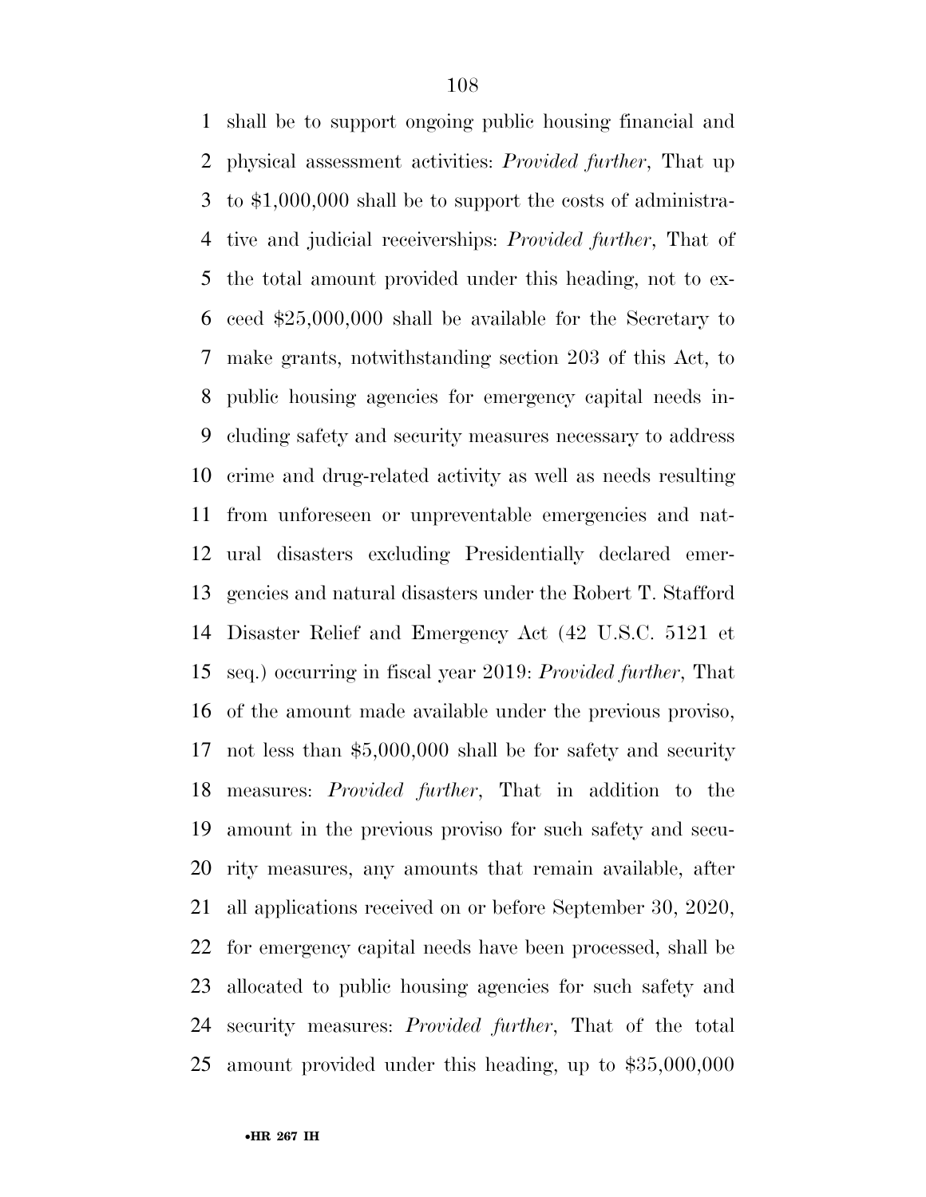shall be to support ongoing public housing financial and physical assessment activities: *Provided further*, That up to $1,000,000 shall be to support the costs of administrative and judicial receiverships: *Provided further*, That of the total amount provided under this heading, not to exceed $25,000,000 shall be available for the Secretary to make grants, notwithstanding section 203 of this Act, to public housing agencies for emergency capital needs including safety and security measures necessary to address crime and drug-related activity as well as needs resulting from unforeseen or unpreventable emergencies and natural disasters excluding Presidentially declared emergencies and natural disasters under the Robert T. Stafford Disaster Relief and Emergency Act (42 U.S.C. 5121 et seq.) occurring in fiscal year 2019: *Provided further*, That of the amount made available under the previous proviso, not less than $5,000,000 shall be for safety and security measures: *Provided further*, That in addition to the amount in the previous proviso for such safety and security measures, any amounts that remain available, after all applications received on or before September 30, 2020, for emergency capital needs have been processed, shall be allocated to public housing agencies for such safety and security measures: *Provided further*, That of the total amount provided under this heading, up to $35,000,000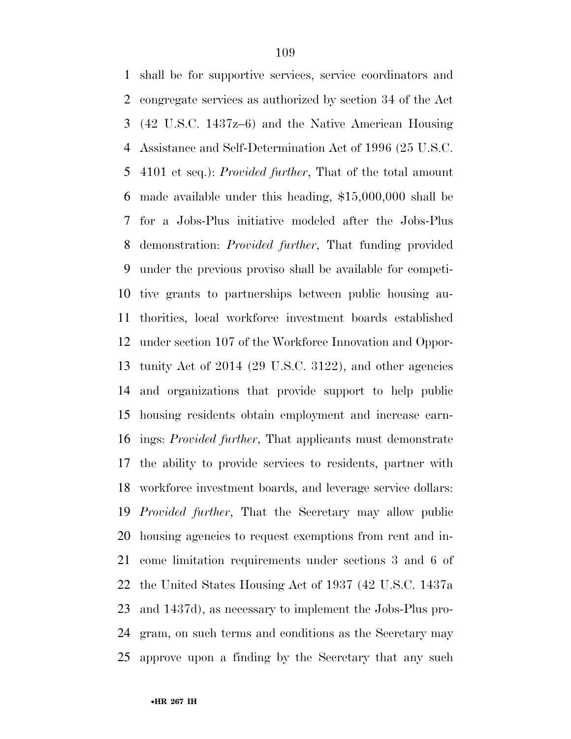shall be for supportive services, service coordinators and congregate services as authorized by section 34 of the Act (42 U.S.C. 1437z–6) and the Native American Housing Assistance and Self-Determination Act of 1996 (25 U.S.C. 4101 et seq.): *Provided further*, That of the total amount made available under this heading, $15,000,000 shall be for a Jobs-Plus initiative modeled after the Jobs-Plus demonstration: *Provided further*, That funding provided under the previous proviso shall be available for competitive grants to partnerships between public housing authorities, local workforce investment boards established under section 107 of the Workforce Innovation and Opportunity Act of 2014 (29 U.S.C. 3122), and other agencies and organizations that provide support to help public housing residents obtain employment and increase earnings: *Provided further*, That applicants must demonstrate the ability to provide services to residents, partner with workforce investment boards, and leverage service dollars: *Provided further*, That the Secretary may allow public housing agencies to request exemptions from rent and income limitation requirements under sections 3 and 6 of the United States Housing Act of 1937 (42 U.S.C. 1437a and 1437d), as necessary to implement the Jobs-Plus program, on such terms and conditions as the Secretary may approve upon a finding by the Secretary that any such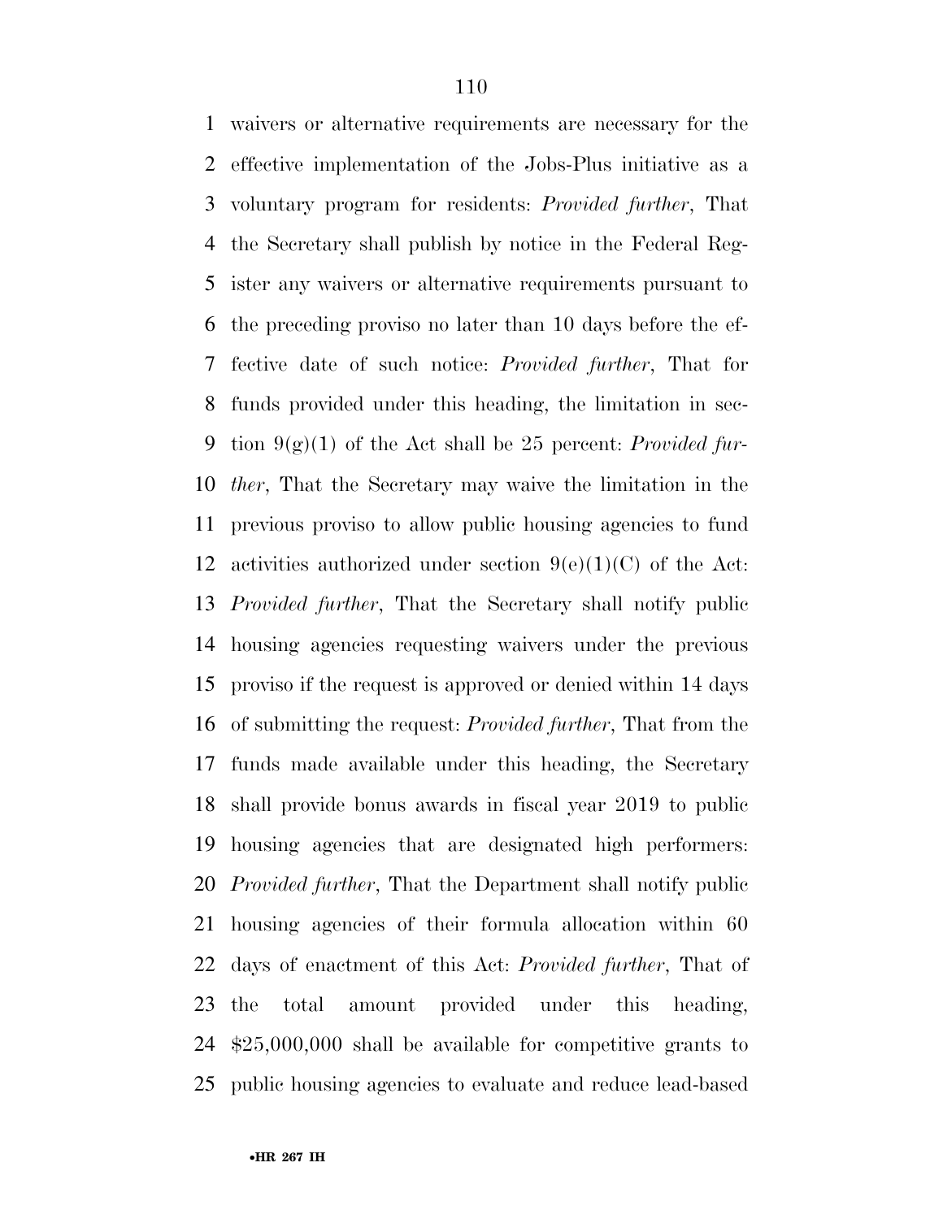waivers or alternative requirements are necessary for the effective implementation of the Jobs-Plus initiative as a voluntary program for residents: *Provided further*, That the Secretary shall publish by notice in the Federal Register any waivers or alternative requirements pursuant to the preceding proviso no later than 10 days before the effective date of such notice: *Provided further*, That for funds provided under this heading, the limitation in section 9(g)(1) of the Act shall be 25 percent: *Provided further*, That the Secretary may waive the limitation in the previous proviso to allow public housing agencies to fund activities authorized under section 9(e)(1)(C) of the Act: *Provided further*, That the Secretary shall notify public housing agencies requesting waivers under the previous proviso if the request is approved or denied within 14 days of submitting the request: *Provided further*, That from the funds made available under this heading, the Secretary shall provide bonus awards in fiscal year 2019 to public housing agencies that are designated high performers: *Provided further*, That the Department shall notify public housing agencies of their formula allocation within 60 days of enactment of this Act: *Provided further*, That of the total amount provided under this heading, $25,000,000 shall be available for competitive grants to public housing agencies to evaluate and reduce lead-based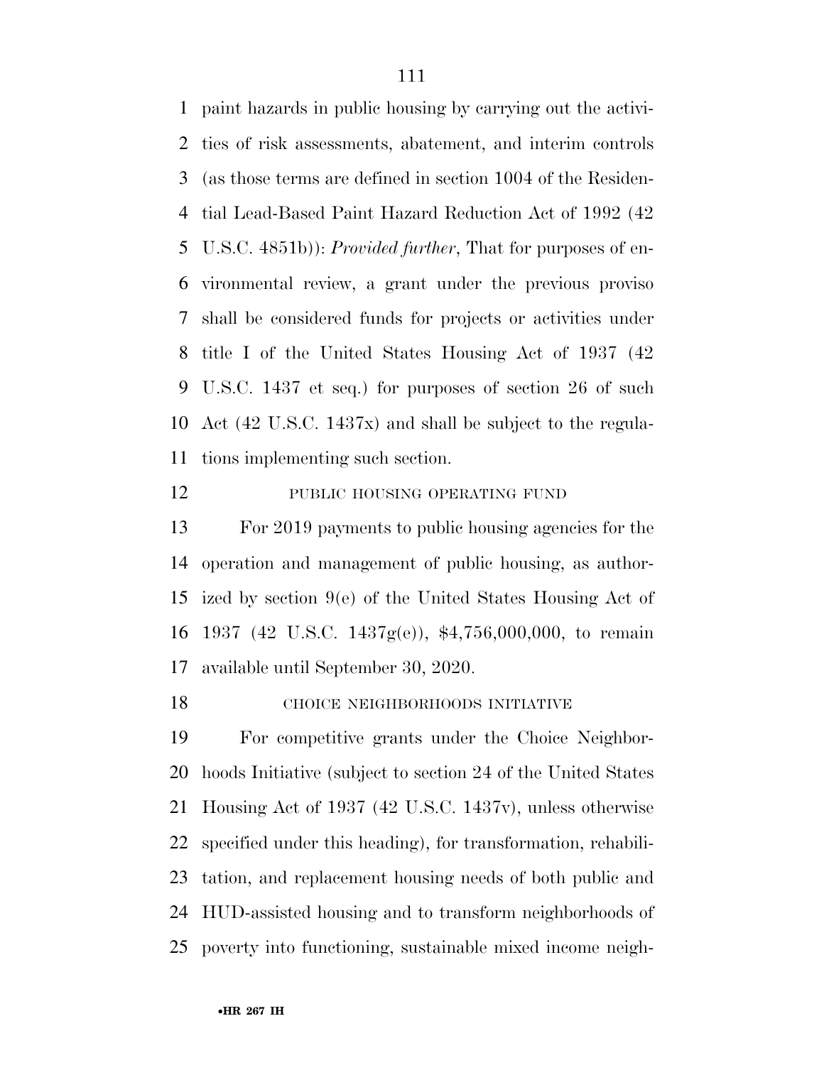paint hazards in public housing by carrying out the activities of risk assessments, abatement, and interim controls (as those terms are defined in section 1004 of the Residential Lead-Based Paint Hazard Reduction Act of 1992 (42 U.S.C. 4851b)): *Provided further*, That for purposes of environmental review, a grant under the previous proviso shall be considered funds for projects or activities under title I of the United States Housing Act of 1937 (42 U.S.C. 1437 et seq.) for purposes of section 26 of such Act (42 U.S.C. 1437x) and shall be subject to the regulations implementing such section.

PUBLIC HOUSING OPERATING FUND

For 2019 payments to public housing agencies for the operation and management of public housing, as authorized by section 9(e) of the United States Housing Act of 1937 (42 U.S.C. 1437g(e)), $4,756,000,000, to remain available until September 30, 2020.

CHOICE NEIGHBORHOODS INITIATIVE

For competitive grants under the Choice Neighborhoods Initiative (subject to section 24 of the United States Housing Act of 1937 (42 U.S.C. 1437v), unless otherwise specified under this heading), for transformation, rehabilitation, and replacement housing needs of both public and HUD-assisted housing and to transform neighborhoods of poverty into functioning, sustainable mixed income neigh-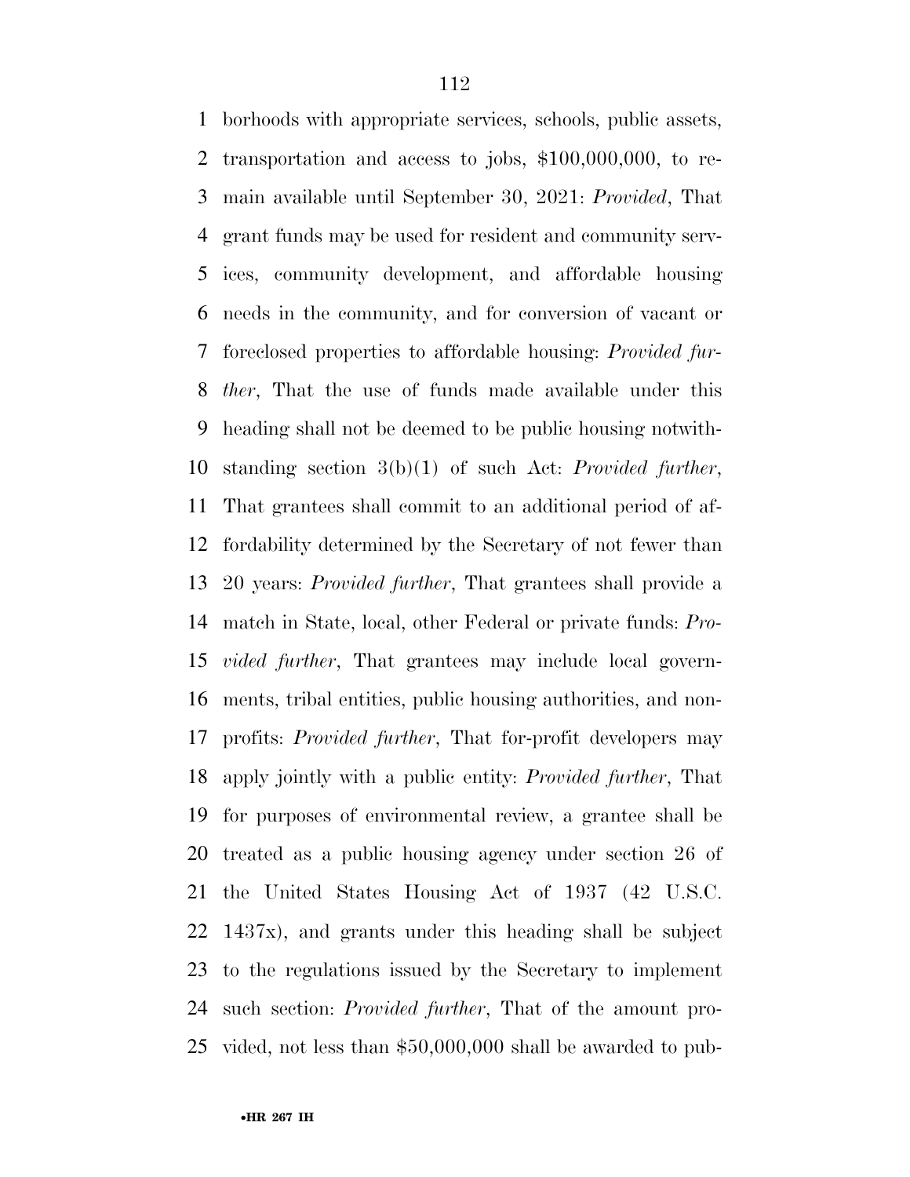borhoods with appropriate services, schools, public assets, transportation and access to jobs, $100,000,000, to remain available until September 30, 2021: *Provided*, That grant funds may be used for resident and community services, community development, and affordable housing needs in the community, and for conversion of vacant or foreclosed properties to affordable housing: *Provided further*, That the use of funds made available under this heading shall not be deemed to be public housing notwithstanding section 3(b)(1) of such Act: *Provided further*, That grantees shall commit to an additional period of affordability determined by the Secretary of not fewer than 20 years: *Provided further*, That grantees shall provide a match in State, local, other Federal or private funds: *Provided further*, That grantees may include local governments, tribal entities, public housing authorities, and nonprofits: *Provided further*, That for-profit developers may apply jointly with a public entity: *Provided further*, That for purposes of environmental review, a grantee shall be treated as a public housing agency under section 26 of the United States Housing Act of 1937 (42 U.S.C. 1437x), and grants under this heading shall be subject to the regulations issued by the Secretary to implement such section: *Provided further*, That of the amount provided, not less than $50,000,000 shall be awarded to pub-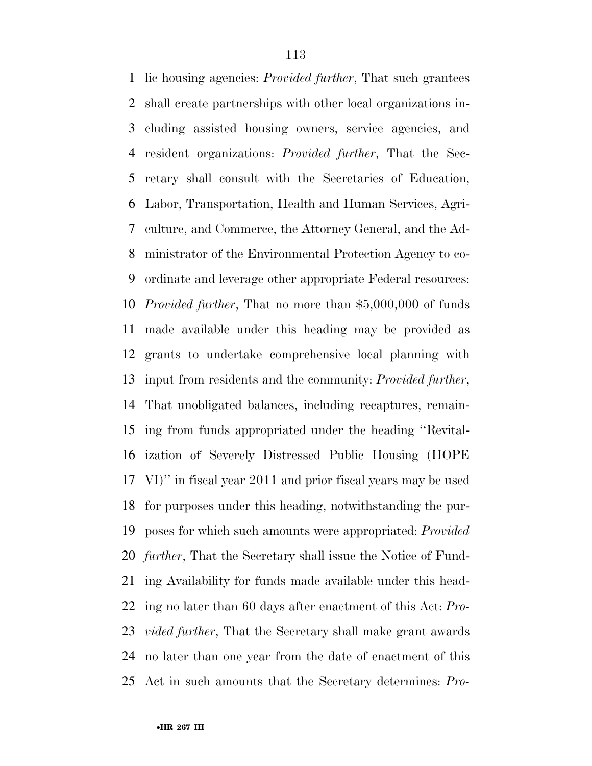lic housing agencies: *Provided further*, That such grantees shall create partnerships with other local organizations including assisted housing owners, service agencies, and resident organizations: *Provided further*, That the Secretary shall consult with the Secretaries of Education, Labor, Transportation, Health and Human Services, Agriculture, and Commerce, the Attorney General, and the Administrator of the Environmental Protection Agency to coordinate and leverage other appropriate Federal resources: *Provided further*, That no more than $5,000,000 of funds made available under this heading may be provided as grants to undertake comprehensive local planning with input from residents and the community: *Provided further*, That unobligated balances, including recaptures, remaining from funds appropriated under the heading ''Revitalization of Severely Distressed Public Housing (HOPE VI)'' in fiscal year 2011 and prior fiscal years may be used for purposes under this heading, notwithstanding the purposes for which such amounts were appropriated: *Provided further*, That the Secretary shall issue the Notice of Funding Availability for funds made available under this heading no later than 60 days after enactment of this Act: *Provided further*, That the Secretary shall make grant awards no later than one year from the date of enactment of this Act in such amounts that the Secretary determines: *Pro-*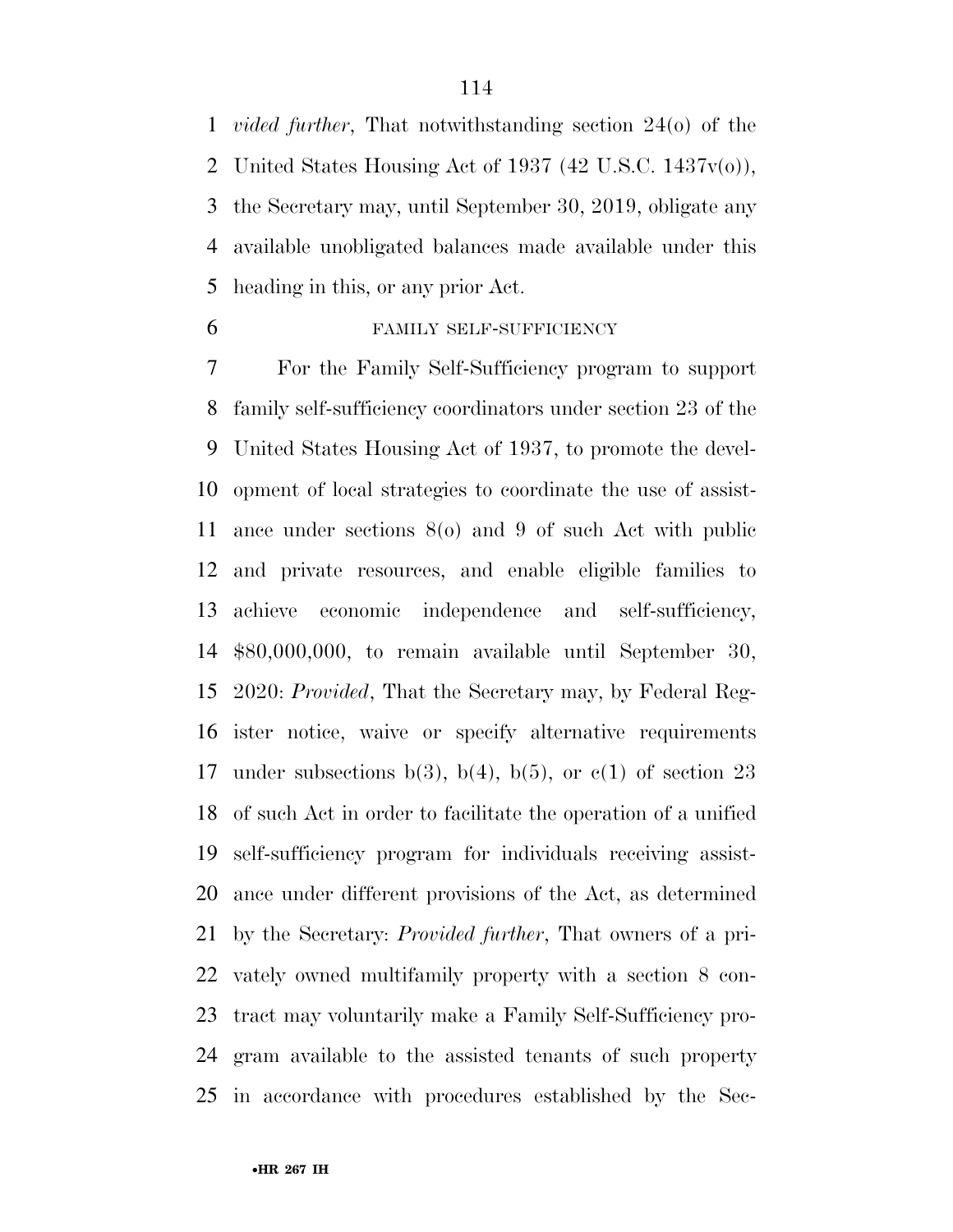*vided further*, That notwithstanding section 24(o) of the United States Housing Act of 1937 (42 U.S.C. 1437v(o)), the Secretary may, until September 30, 2019, obligate any available unobligated balances made available under this heading in this, or any prior Act.

FAMILY SELF-SUFFICIENCY

For the Family Self-Sufficiency program to support family self-sufficiency coordinators under section 23 of the United States Housing Act of 1937, to promote the development of local strategies to coordinate the use of assistance under sections 8(o) and 9 of such Act with public and private resources, and enable eligible families to achieve economic independence and self-sufficiency, $80,000,000, to remain available until September 30, 2020: *Provided*, That the Secretary may, by Federal Register notice, waive or specify alternative requirements under subsections b(3), b(4), b(5), or c(1) of section 23 of such Act in order to facilitate the operation of a unified self-sufficiency program for individuals receiving assistance under different provisions of the Act, as determined by the Secretary: *Provided further*, That owners of a privately owned multifamily property with a section 8 contract may voluntarily make a Family Self-Sufficiency program available to the assisted tenants of such property in accordance with procedures established by the Sec-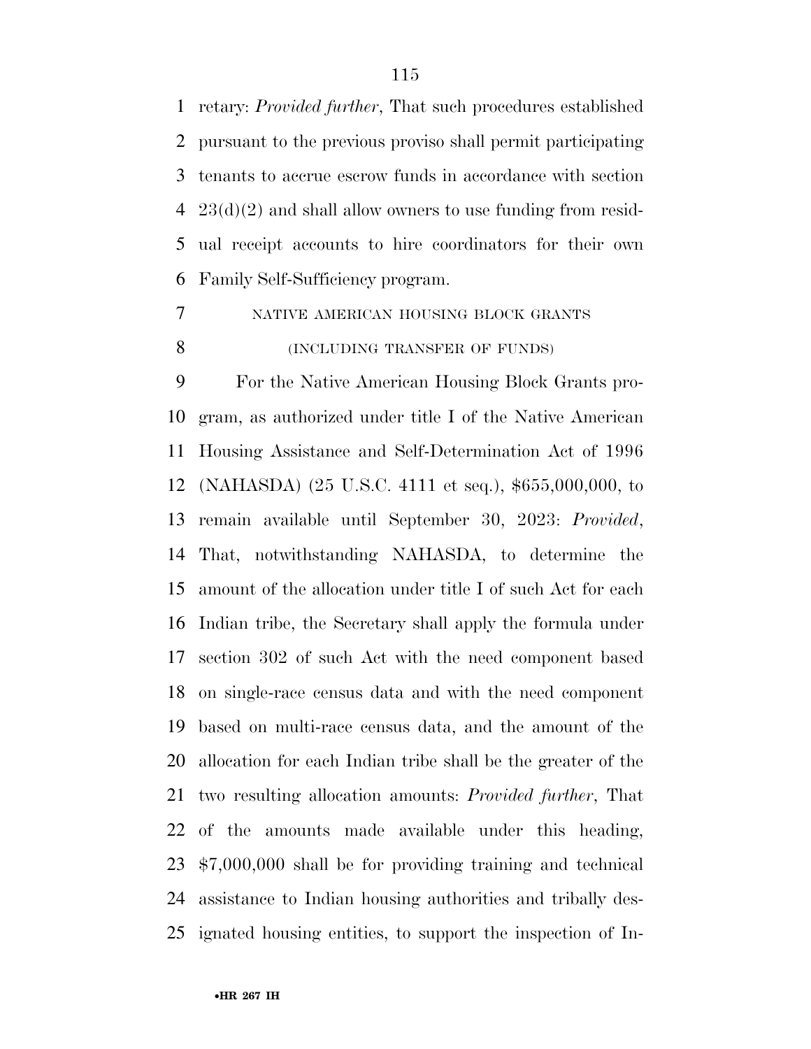retary: *Provided further*, That such procedures established pursuant to the previous proviso shall permit participating tenants to accrue escrow funds in accordance with section 23(d)(2) and shall allow owners to use funding from residual receipt accounts to hire coordinators for their own Family Self-Sufficiency program.

NATIVE AMERICAN HOUSING BLOCK GRANTS

(INCLUDING TRANSFER OF FUNDS)

For the Native American Housing Block Grants program, as authorized under title I of the Native American Housing Assistance and Self-Determination Act of 1996 (NAHASDA) (25 U.S.C. 4111 et seq.), $655,000,000, to remain available until September 30, 2023: *Provided*, That, notwithstanding NAHASDA, to determine the amount of the allocation under title I of such Act for each Indian tribe, the Secretary shall apply the formula under section 302 of such Act with the need component based on single-race census data and with the need component based on multi-race census data, and the amount of the allocation for each Indian tribe shall be the greater of the two resulting allocation amounts: *Provided further*, That of the amounts made available under this heading, $7,000,000 shall be for providing training and technical assistance to Indian housing authorities and tribally designated housing entities, to support the inspection of In-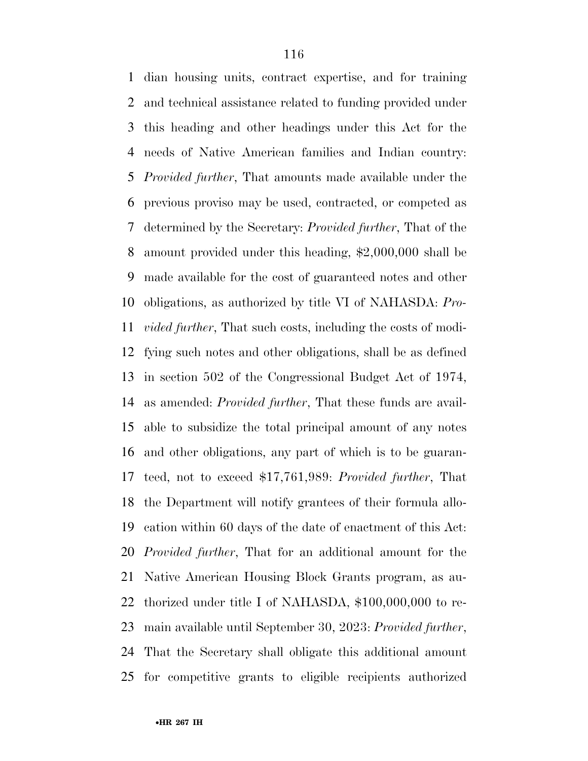dian housing units, contract expertise, and for training and technical assistance related to funding provided under this heading and other headings under this Act for the needs of Native American families and Indian country: *Provided further*, That amounts made available under the previous proviso may be used, contracted, or competed as determined by the Secretary: *Provided further*, That of the amount provided under this heading, $2,000,000 shall be made available for the cost of guaranteed notes and other obligations, as authorized by title VI of NAHASDA: *Provided further*, That such costs, including the costs of modifying such notes and other obligations, shall be as defined in section 502 of the Congressional Budget Act of 1974, as amended: *Provided further*, That these funds are available to subsidize the total principal amount of any notes and other obligations, any part of which is to be guaranteed, not to exceed $17,761,989: *Provided further*, That the Department will notify grantees of their formula allocation within 60 days of the date of enactment of this Act: *Provided further*, That for an additional amount for the Native American Housing Block Grants program, as authorized under title I of NAHASDA, $100,000,000 to remain available until September 30, 2023: *Provided further*, That the Secretary shall obligate this additional amount for competitive grants to eligible recipients authorized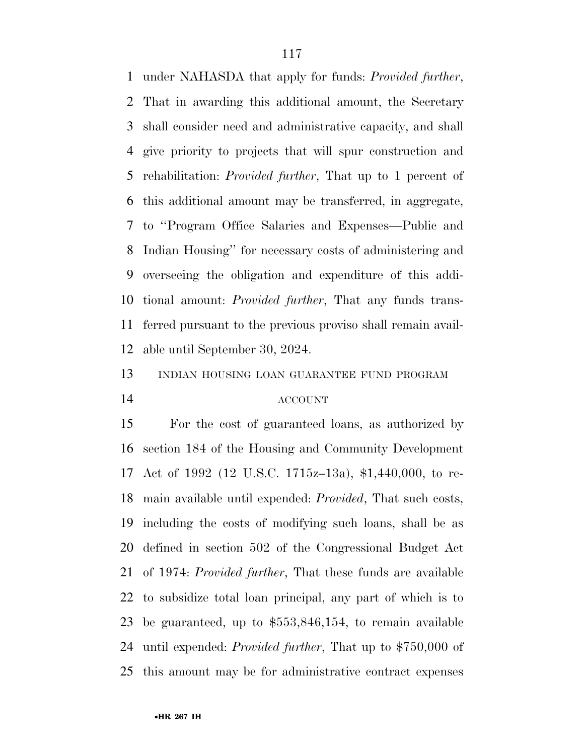under NAHASDA that apply for funds: *Provided further*, That in awarding this additional amount, the Secretary shall consider need and administrative capacity, and shall give priority to projects that will spur construction and rehabilitation: *Provided further*, That up to 1 percent of this additional amount may be transferred, in aggregate, to ''Program Office Salaries and Expenses—Public and Indian Housing'' for necessary costs of administering and overseeing the obligation and expenditure of this additional amount: *Provided further*, That any funds transferred pursuant to the previous proviso shall remain available until September 30, 2024.

INDIAN HOUSING LOAN GUARANTEE FUND PROGRAM ACCOUNT

For the cost of guaranteed loans, as authorized by section 184 of the Housing and Community Development Act of 1992 (12 U.S.C. 1715z–13a), $1,440,000, to remain available until expended: *Provided*, That such costs, including the costs of modifying such loans, shall be as defined in section 502 of the Congressional Budget Act of 1974: *Provided further*, That these funds are available to subsidize total loan principal, any part of which is to be guaranteed, up to $553,846,154, to remain available until expended: *Provided further*, That up to $750,000 of this amount may be for administrative contract expenses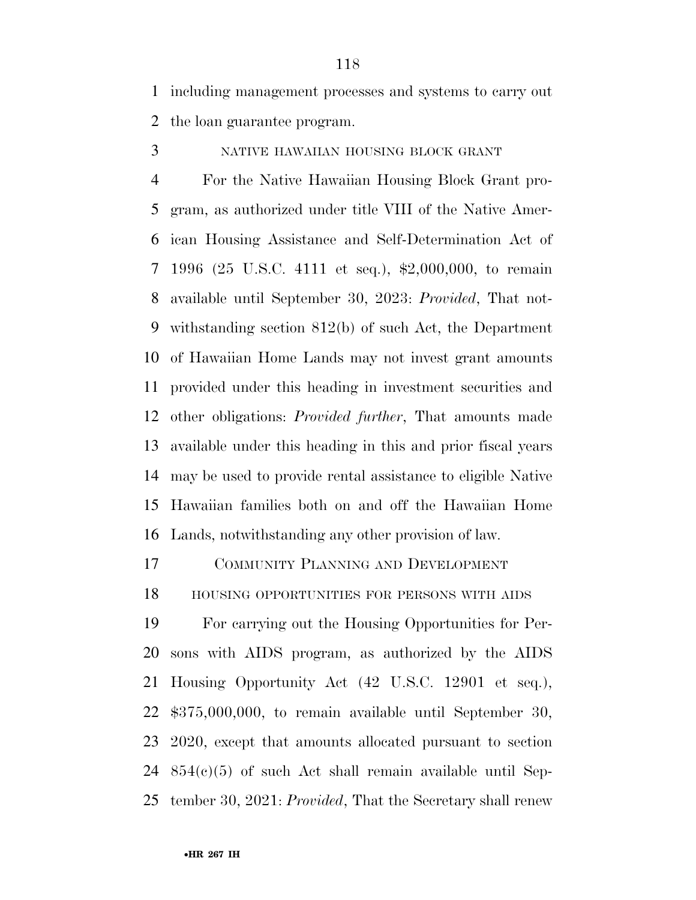including management processes and systems to carry out the loan guarantee program.

NATIVE HAWAIIAN HOUSING BLOCK GRANT

For the Native Hawaiian Housing Block Grant program, as authorized under title VIII of the Native American Housing Assistance and Self-Determination Act of 1996 (25 U.S.C. 4111 et seq.), $2,000,000, to remain available until September 30, 2023: *Provided*, That notwithstanding section 812(b) of such Act, the Department of Hawaiian Home Lands may not invest grant amounts provided under this heading in investment securities and other obligations: *Provided further*, That amounts made available under this heading in this and prior fiscal years may be used to provide rental assistance to eligible Native Hawaiian families both on and off the Hawaiian Home Lands, notwithstanding any other provision of law.

COMMUNITY PLANNING AND DEVELOPMENT

HOUSING OPPORTUNITIES FOR PERSONS WITH AIDS

For carrying out the Housing Opportunities for Persons with AIDS program, as authorized by the AIDS Housing Opportunity Act (42 U.S.C. 12901 et seq.), $375,000,000, to remain available until September 30, 2020, except that amounts allocated pursuant to section 854(c)(5) of such Act shall remain available until September 30, 2021: *Provided*, That the Secretary shall renew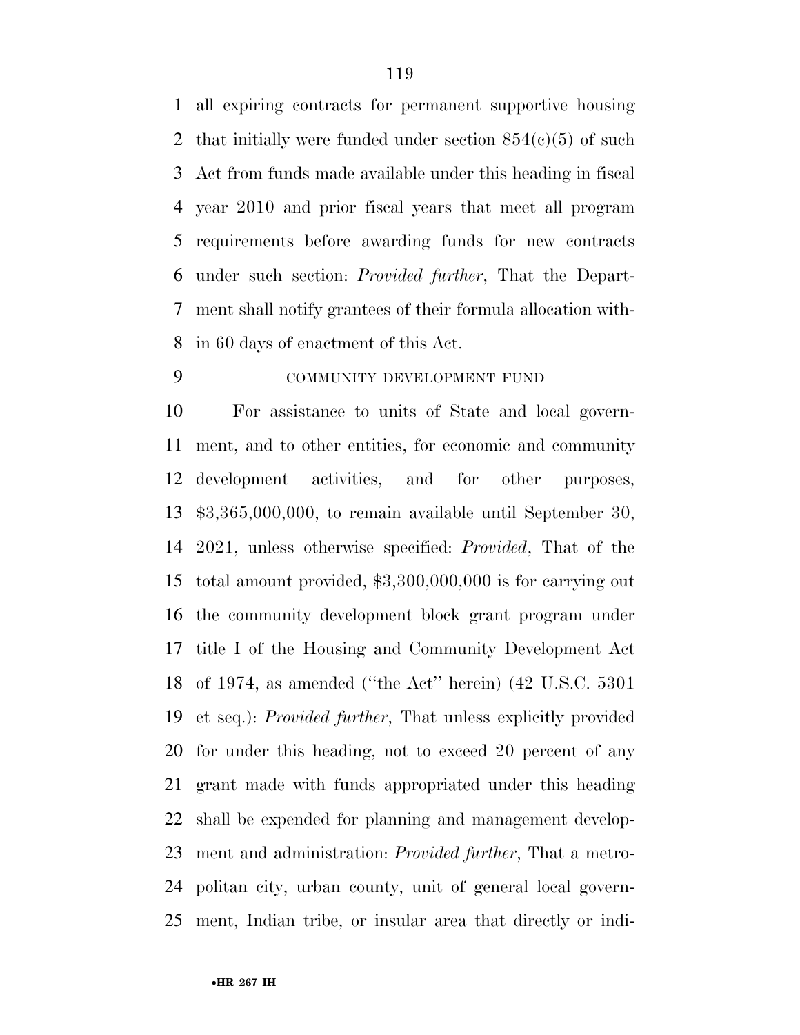all expiring contracts for permanent supportive housing that initially were funded under section 854(c)(5) of such Act from funds made available under this heading in fiscal year 2010 and prior fiscal years that meet all program requirements before awarding funds for new contracts under such section: *Provided further*, That the Department shall notify grantees of their formula allocation within 60 days of enactment of this Act.

COMMUNITY DEVELOPMENT FUND

For assistance to units of State and local government, and to other entities, for economic and community development activities, and for other purposes, $3,365,000,000, to remain available until September 30, 2021, unless otherwise specified: *Provided*, That of the total amount provided, $3,300,000,000 is for carrying out the community development block grant program under title I of the Housing and Community Development Act of 1974, as amended (''the Act'' herein) (42 U.S.C. 5301 et seq.): *Provided further*, That unless explicitly provided for under this heading, not to exceed 20 percent of any grant made with funds appropriated under this heading shall be expended for planning and management development and administration: *Provided further*, That a metropolitan city, urban county, unit of general local government, Indian tribe, or insular area that directly or indi-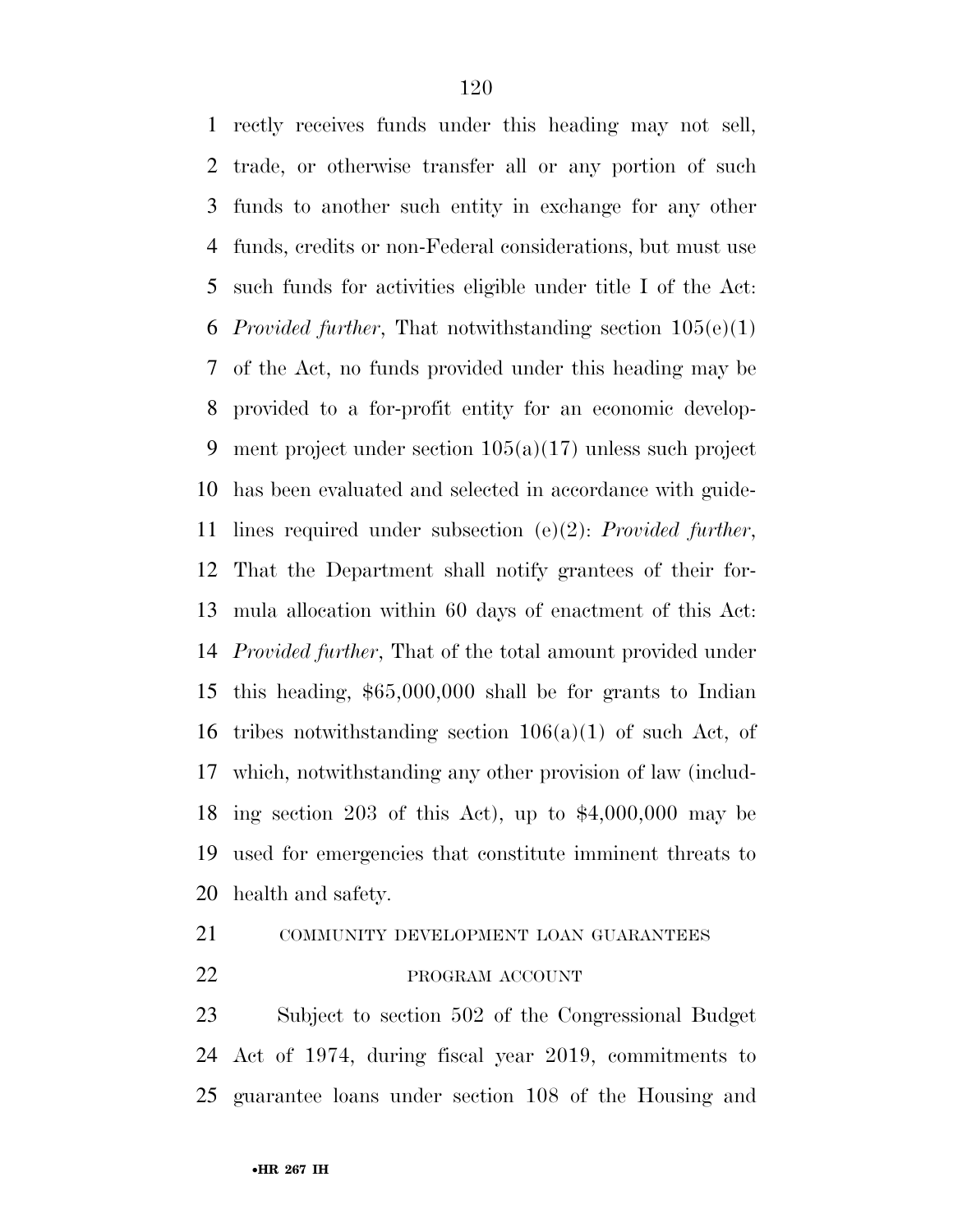rectly receives funds under this heading may not sell, trade, or otherwise transfer all or any portion of such funds to another such entity in exchange for any other funds, credits or non-Federal considerations, but must use such funds for activities eligible under title I of the Act: *Provided further*, That notwithstanding section 105(e)(1) of the Act, no funds provided under this heading may be provided to a for-profit entity for an economic development project under section 105(a)(17) unless such project has been evaluated and selected in accordance with guidelines required under subsection (e)(2): *Provided further*, That the Department shall notify grantees of their formula allocation within 60 days of enactment of this Act: *Provided further*, That of the total amount provided under this heading, $65,000,000 shall be for grants to Indian tribes notwithstanding section 106(a)(1) of such Act, of which, notwithstanding any other provision of law (including section 203 of this Act), up to $4,000,000 may be used for emergencies that constitute imminent threats to health and safety.

COMMUNITY DEVELOPMENT LOAN GUARANTEES PROGRAM ACCOUNT

Subject to section 502 of the Congressional Budget Act of 1974, during fiscal year 2019, commitments to guarantee loans under section 108 of the Housing and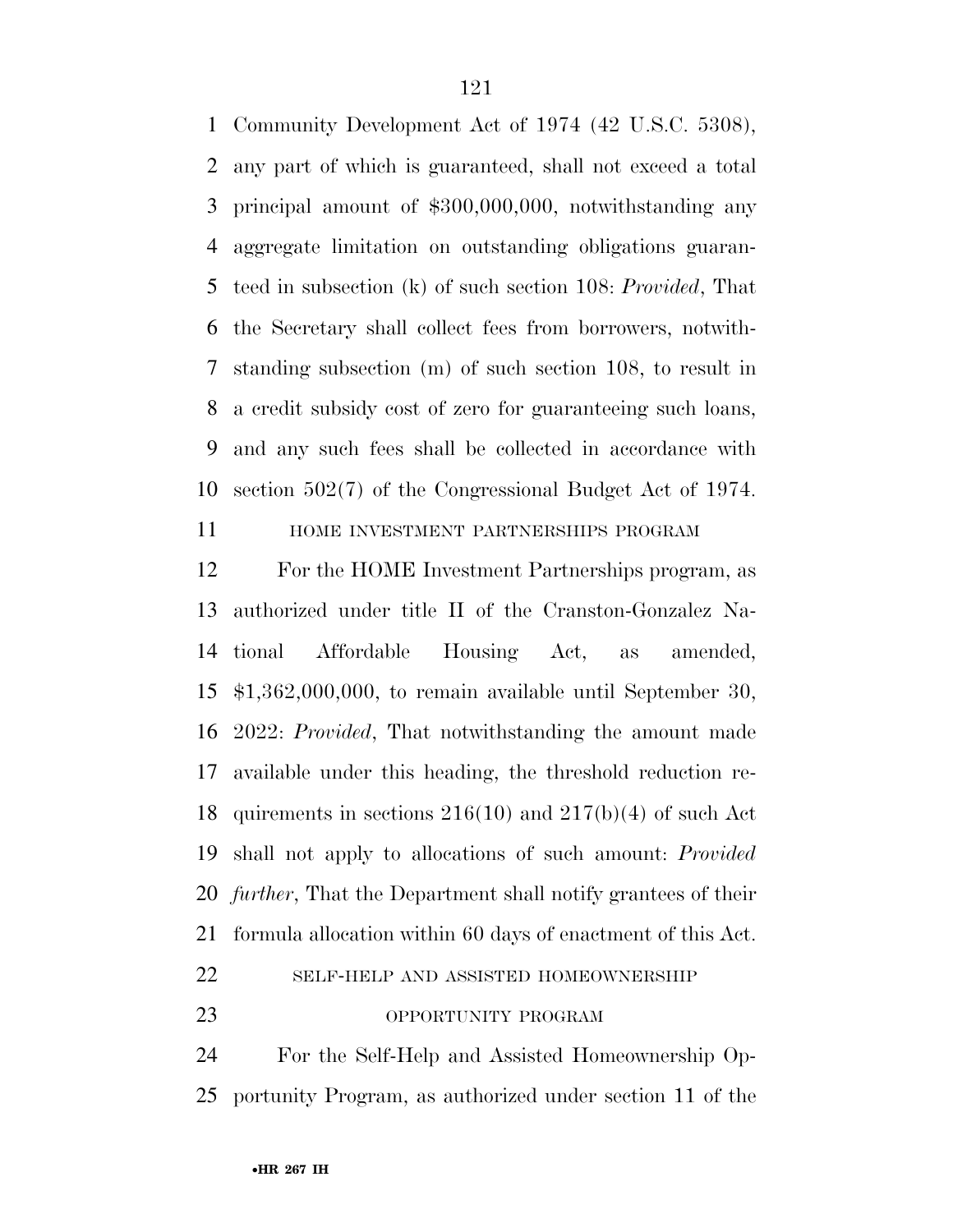Community Development Act of 1974 (42 U.S.C. 5308), any part of which is guaranteed, shall not exceed a total principal amount of $300,000,000, notwithstanding any aggregate limitation on outstanding obligations guaranteed in subsection (k) of such section 108: *Provided*, That the Secretary shall collect fees from borrowers, notwithstanding subsection (m) of such section 108, to result in a credit subsidy cost of zero for guaranteeing such loans, and any such fees shall be collected in accordance with section 502(7) of the Congressional Budget Act of 1974.

HOME INVESTMENT PARTNERSHIPS PROGRAM

For the HOME Investment Partnerships program, as authorized under title II of the Cranston-Gonzalez National Affordable Housing Act, as amended, $1,362,000,000, to remain available until September 30, 2022: *Provided*, That notwithstanding the amount made available under this heading, the threshold reduction requirements in sections 216(10) and 217(b)(4) of such Act shall not apply to allocations of such amount: *Provided further*, That the Department shall notify grantees of their formula allocation within 60 days of enactment of this Act.

SELF-HELP AND ASSISTED HOMEOWNERSHIP OPPORTUNITY PROGRAM

For the Self-Help and Assisted Homeownership Opportunity Program, as authorized under section 11 of the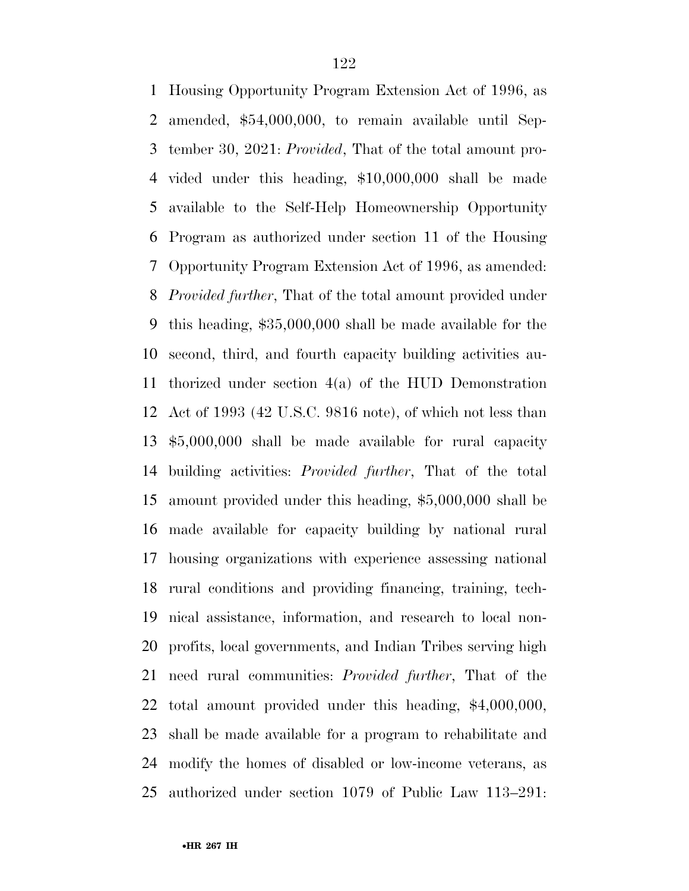Housing Opportunity Program Extension Act of 1996, as amended, $54,000,000, to remain available until September 30, 2021: *Provided*, That of the total amount provided under this heading, $10,000,000 shall be made available to the Self-Help Homeownership Opportunity Program as authorized under section 11 of the Housing Opportunity Program Extension Act of 1996, as amended: *Provided further*, That of the total amount provided under this heading, $35,000,000 shall be made available for the second, third, and fourth capacity building activities authorized under section 4(a) of the HUD Demonstration Act of 1993 (42 U.S.C. 9816 note), of which not less than $5,000,000 shall be made available for rural capacity building activities: *Provided further*, That of the total amount provided under this heading, $5,000,000 shall be made available for capacity building by national rural housing organizations with experience assessing national rural conditions and providing financing, training, technical assistance, information, and research to local nonprofits, local governments, and Indian Tribes serving high need rural communities: *Provided further*, That of the total amount provided under this heading, $4,000,000, shall be made available for a program to rehabilitate and modify the homes of disabled or low-income veterans, as authorized under section 1079 of Public Law 113–291: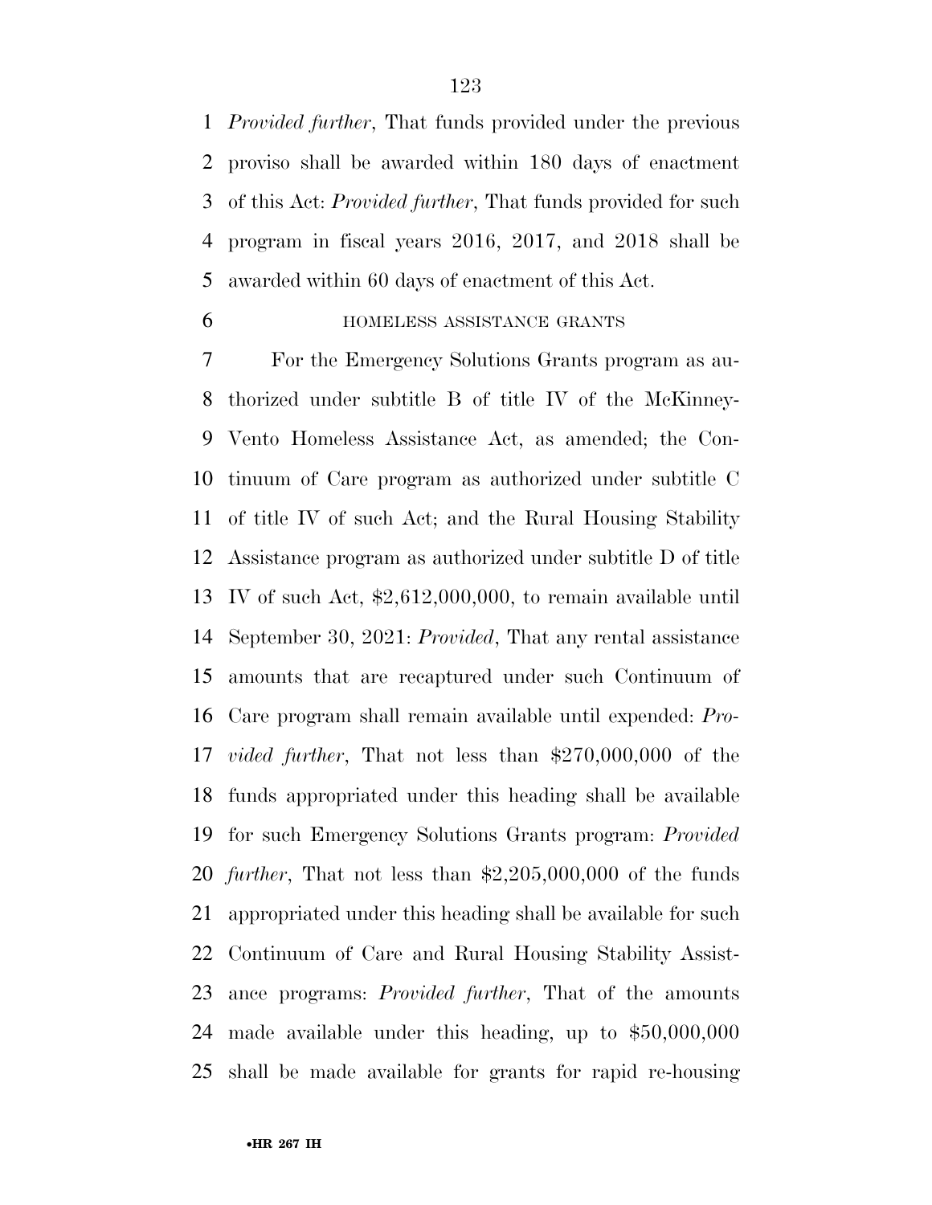*Provided further*, That funds provided under the previous proviso shall be awarded within 180 days of enactment of this Act: *Provided further*, That funds provided for such program in fiscal years 2016, 2017, and 2018 shall be awarded within 60 days of enactment of this Act.

HOMELESS ASSISTANCE GRANTS

For the Emergency Solutions Grants program as authorized under subtitle B of title IV of the McKinney-Vento Homeless Assistance Act, as amended; the Continuum of Care program as authorized under subtitle C of title IV of such Act; and the Rural Housing Stability Assistance program as authorized under subtitle D of title IV of such Act, $2,612,000,000, to remain available until September 30, 2021: *Provided*, That any rental assistance amounts that are recaptured under such Continuum of Care program shall remain available until expended: *Provided further*, That not less than $270,000,000 of the funds appropriated under this heading shall be available for such Emergency Solutions Grants program: *Provided further*, That not less than $2,205,000,000 of the funds appropriated under this heading shall be available for such Continuum of Care and Rural Housing Stability Assistance programs: *Provided further*, That of the amounts made available under this heading, up to $50,000,000 shall be made available for grants for rapid re-housing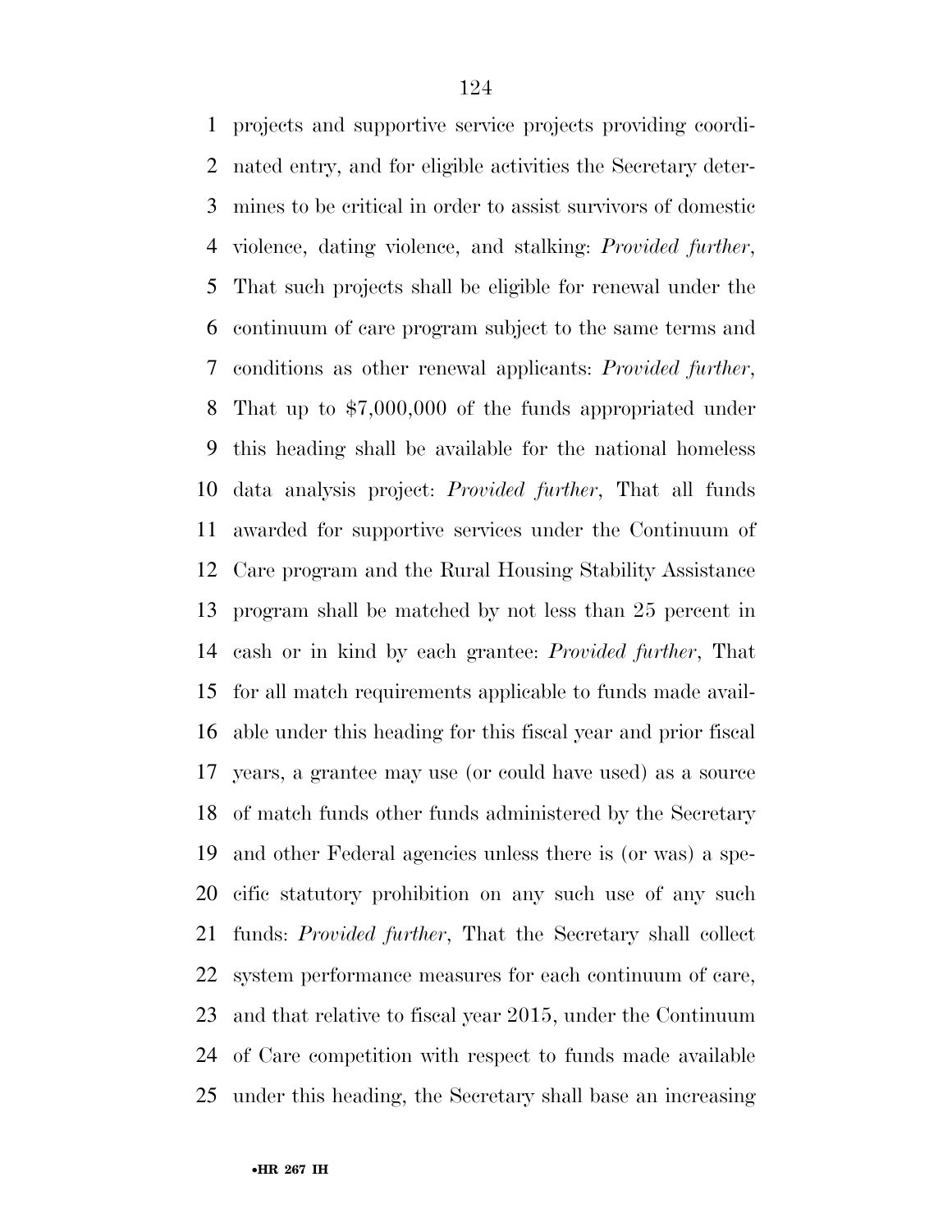projects and supportive service projects providing coordinated entry, and for eligible activities the Secretary determines to be critical in order to assist survivors of domestic violence, dating violence, and stalking: *Provided further*, That such projects shall be eligible for renewal under the continuum of care program subject to the same terms and conditions as other renewal applicants: *Provided further*, That up to $7,000,000 of the funds appropriated under this heading shall be available for the national homeless data analysis project: *Provided further*, That all funds awarded for supportive services under the Continuum of Care program and the Rural Housing Stability Assistance program shall be matched by not less than 25 percent in cash or in kind by each grantee: *Provided further*, That for all match requirements applicable to funds made available under this heading for this fiscal year and prior fiscal years, a grantee may use (or could have used) as a source of match funds other funds administered by the Secretary and other Federal agencies unless there is (or was) a specific statutory prohibition on any such use of any such funds: *Provided further*, That the Secretary shall collect system performance measures for each continuum of care, and that relative to fiscal year 2015, under the Continuum of Care competition with respect to funds made available under this heading, the Secretary shall base an increasing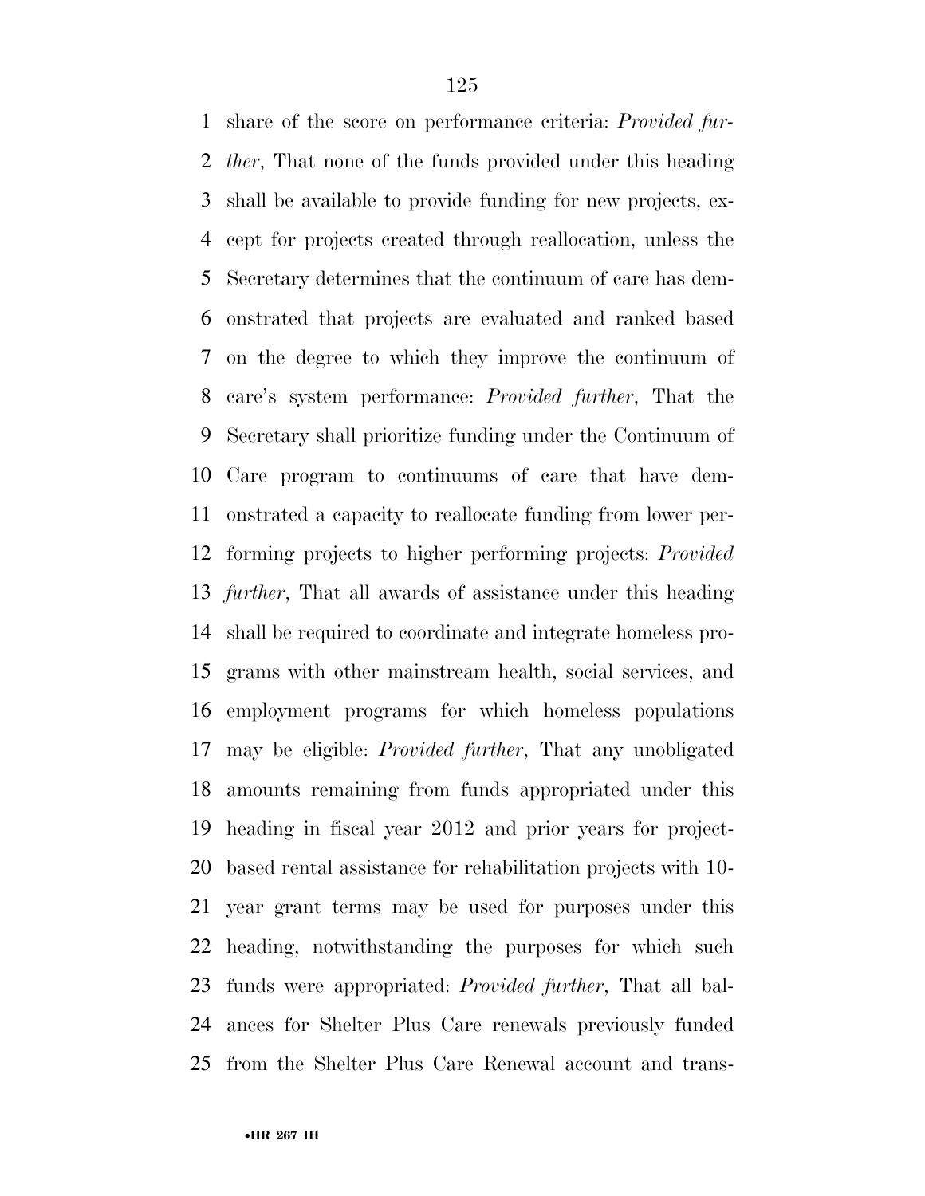share of the score on performance criteria: *Provided further*, That none of the funds provided under this heading shall be available to provide funding for new projects, except for projects created through reallocation, unless the Secretary determines that the continuum of care has demonstrated that projects are evaluated and ranked based on the degree to which they improve the continuum of care's system performance: *Provided further*, That the Secretary shall prioritize funding under the Continuum of Care program to continuums of care that have demonstrated a capacity to reallocate funding from lower performing projects to higher performing projects: *Provided further*, That all awards of assistance under this heading shall be required to coordinate and integrate homeless programs with other mainstream health, social services, and employment programs for which homeless populations may be eligible: *Provided further*, That any unobligated amounts remaining from funds appropriated under this heading in fiscal year 2012 and prior years for project-based rental assistance for rehabilitation projects with 10-year grant terms may be used for purposes under this heading, notwithstanding the purposes for which such funds were appropriated: *Provided further*, That all balances for Shelter Plus Care renewals previously funded from the Shelter Plus Care Renewal account and trans-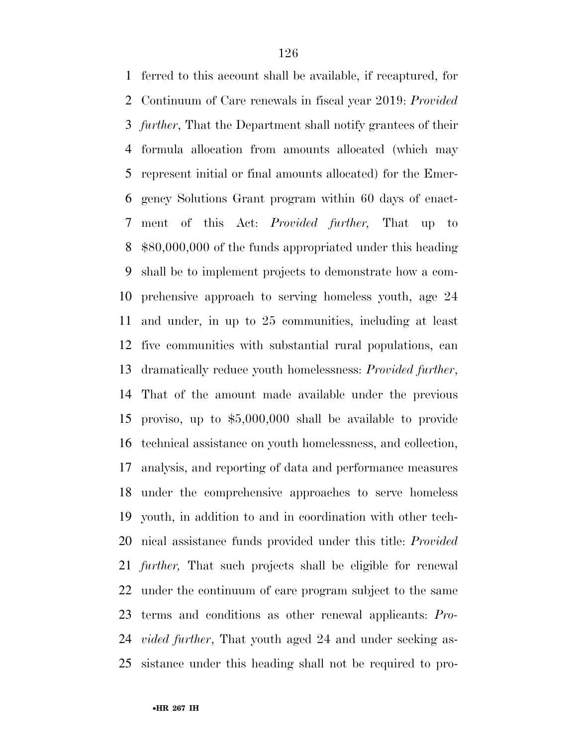ferred to this account shall be available, if recaptured, for Continuum of Care renewals in fiscal year 2019: *Provided further*, That the Department shall notify grantees of their formula allocation from amounts allocated (which may represent initial or final amounts allocated) for the Emergency Solutions Grant program within 60 days of enactment of this Act: *Provided further,* That up to $80,000,000 of the funds appropriated under this heading shall be to implement projects to demonstrate how a comprehensive approach to serving homeless youth, age 24 and under, in up to 25 communities, including at least five communities with substantial rural populations, can dramatically reduce youth homelessness: *Provided further*, That of the amount made available under the previous proviso, up to $5,000,000 shall be available to provide technical assistance on youth homelessness, and collection, analysis, and reporting of data and performance measures under the comprehensive approaches to serve homeless youth, in addition to and in coordination with other technical assistance funds provided under this title: *Provided further,* That such projects shall be eligible for renewal under the continuum of care program subject to the same terms and conditions as other renewal applicants: *Provided further*, That youth aged 24 and under seeking assistance under this heading shall not be required to pro-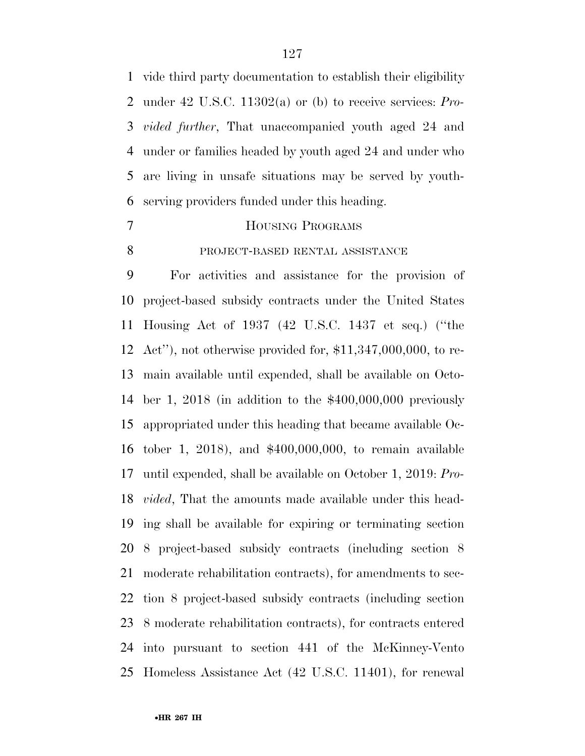vide third party documentation to establish their eligibility under 42 U.S.C. 11302(a) or (b) to receive services: *Provided further*, That unaccompanied youth aged 24 and under or families headed by youth aged 24 and under who are living in unsafe situations may be served by youth-serving providers funded under this heading.

## HOUSING PROGRAMS

### PROJECT-BASED RENTAL ASSISTANCE

For activities and assistance for the provision of project-based subsidy contracts under the United States Housing Act of 1937 (42 U.S.C. 1437 et seq.) (''the Act''), not otherwise provided for, $11,347,000,000, to remain available until expended, shall be available on October 1, 2018 (in addition to the $400,000,000 previously appropriated under this heading that became available October 1, 2018), and $400,000,000, to remain available until expended, shall be available on October 1, 2019: *Provided*, That the amounts made available under this heading shall be available for expiring or terminating section 8 project-based subsidy contracts (including section 8 moderate rehabilitation contracts), for amendments to section 8 project-based subsidy contracts (including section 8 moderate rehabilitation contracts), for contracts entered into pursuant to section 441 of the McKinney-Vento Homeless Assistance Act (42 U.S.C. 11401), for renewal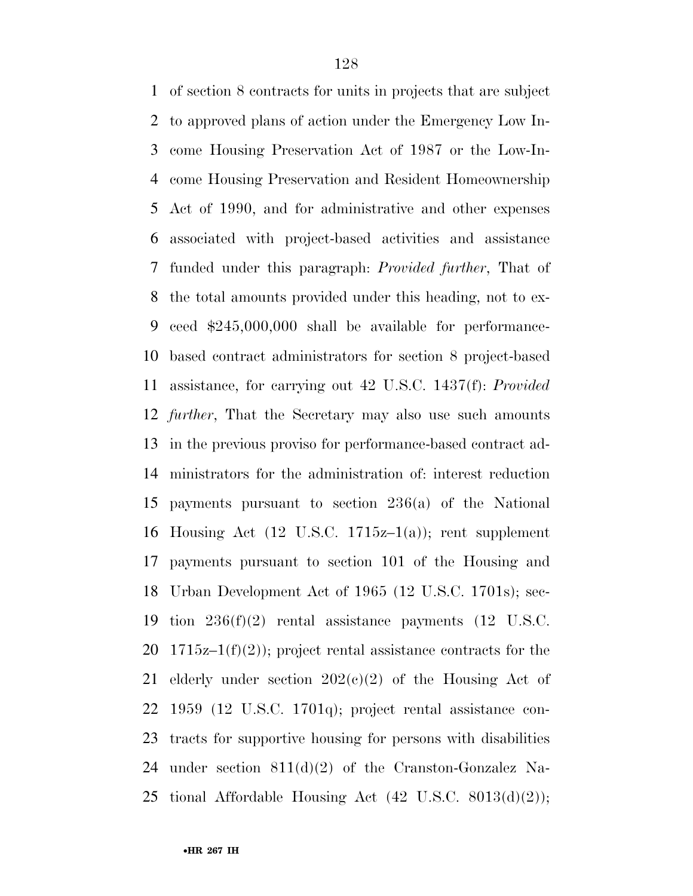of section 8 contracts for units in projects that are subject to approved plans of action under the Emergency Low Income Housing Preservation Act of 1987 or the Low-Income Housing Preservation and Resident Homeownership Act of 1990, and for administrative and other expenses associated with project-based activities and assistance funded under this paragraph: *Provided further*, That of the total amounts provided under this heading, not to exceed $245,000,000 shall be available for performance-based contract administrators for section 8 project-based assistance, for carrying out 42 U.S.C. 1437(f): *Provided further*, That the Secretary may also use such amounts in the previous proviso for performance-based contract administrators for the administration of: interest reduction payments pursuant to section 236(a) of the National Housing Act (12 U.S.C. 1715z–1(a)); rent supplement payments pursuant to section 101 of the Housing and Urban Development Act of 1965 (12 U.S.C. 1701s); section 236(f)(2) rental assistance payments (12 U.S.C. 1715z–1(f)(2)); project rental assistance contracts for the elderly under section 202(c)(2) of the Housing Act of 1959 (12 U.S.C. 1701q); project rental assistance contracts for supportive housing for persons with disabilities under section 811(d)(2) of the Cranston-Gonzalez National Affordable Housing Act (42 U.S.C. 8013(d)(2));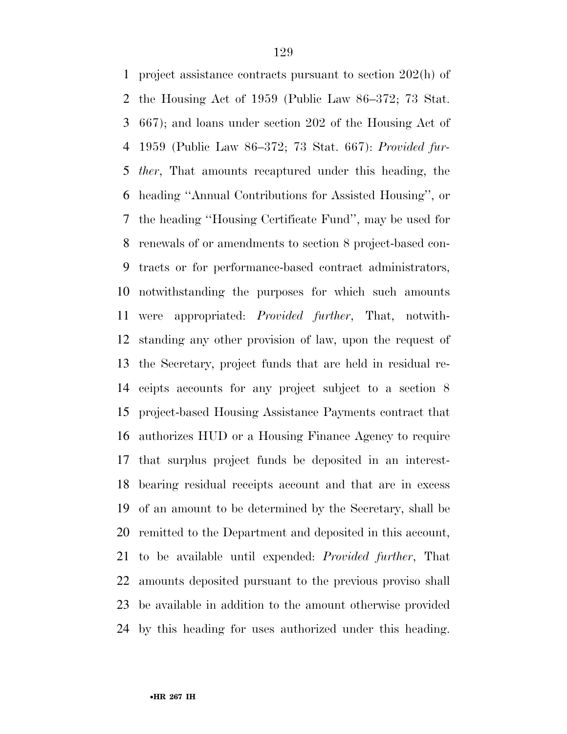project assistance contracts pursuant to section 202(h) of the Housing Act of 1959 (Public Law 86–372; 73 Stat. 667); and loans under section 202 of the Housing Act of 1959 (Public Law 86–372; 73 Stat. 667): *Provided further*, That amounts recaptured under this heading, the heading ''Annual Contributions for Assisted Housing'', or the heading ''Housing Certificate Fund'', may be used for renewals of or amendments to section 8 project-based contracts or for performance-based contract administrators, notwithstanding the purposes for which such amounts were appropriated: *Provided further*, That, notwithstanding any other provision of law, upon the request of the Secretary, project funds that are held in residual receipts accounts for any project subject to a section 8 project-based Housing Assistance Payments contract that authorizes HUD or a Housing Finance Agency to require that surplus project funds be deposited in an interest-bearing residual receipts account and that are in excess of an amount to be determined by the Secretary, shall be remitted to the Department and deposited in this account, to be available until expended: *Provided further*, That amounts deposited pursuant to the previous proviso shall be available in addition to the amount otherwise provided by this heading for uses authorized under this heading.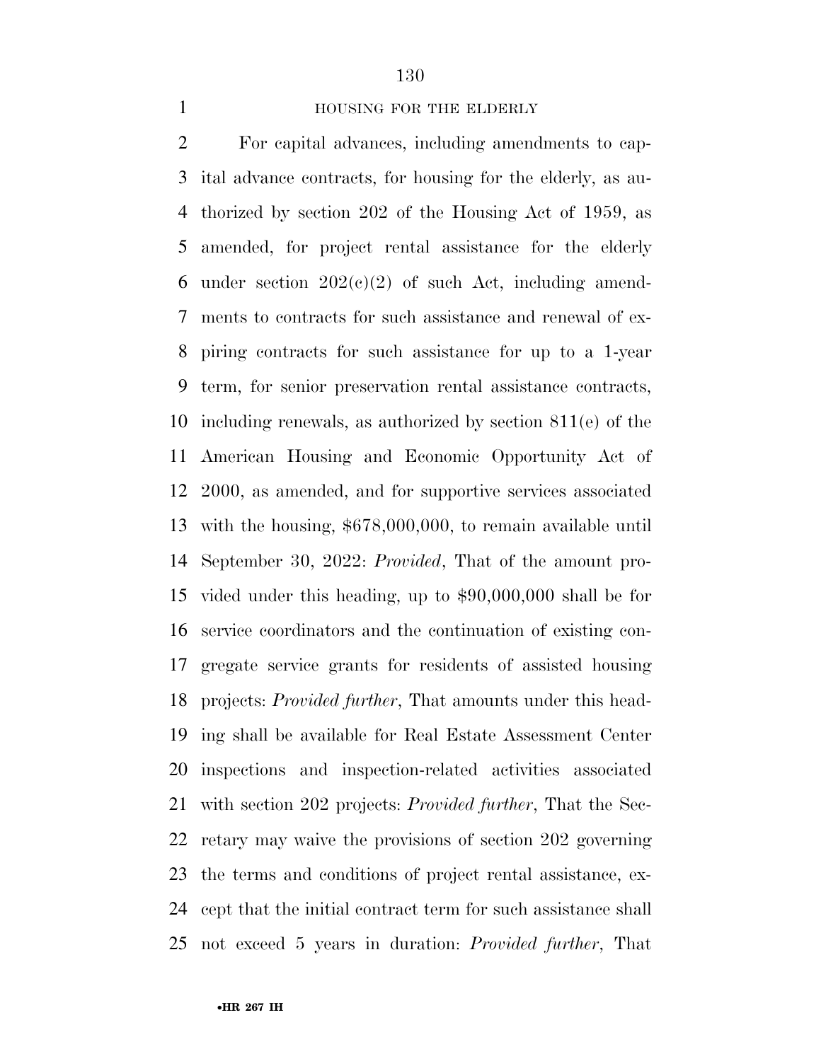HOUSING FOR THE ELDERLY

For capital advances, including amendments to capital advance contracts, for housing for the elderly, as authorized by section 202 of the Housing Act of 1959, as amended, for project rental assistance for the elderly under section 202(c)(2) of such Act, including amendments to contracts for such assistance and renewal of expiring contracts for such assistance for up to a 1-year term, for senior preservation rental assistance contracts, including renewals, as authorized by section 811(e) of the American Housing and Economic Opportunity Act of 2000, as amended, and for supportive services associated with the housing, $678,000,000, to remain available until September 30, 2022: *Provided*, That of the amount provided under this heading, up to $90,000,000 shall be for service coordinators and the continuation of existing congregate service grants for residents of assisted housing projects: *Provided further*, That amounts under this heading shall be available for Real Estate Assessment Center inspections and inspection-related activities associated with section 202 projects: *Provided further*, That the Secretary may waive the provisions of section 202 governing the terms and conditions of project rental assistance, except that the initial contract term for such assistance shall not exceed 5 years in duration: *Provided further*, That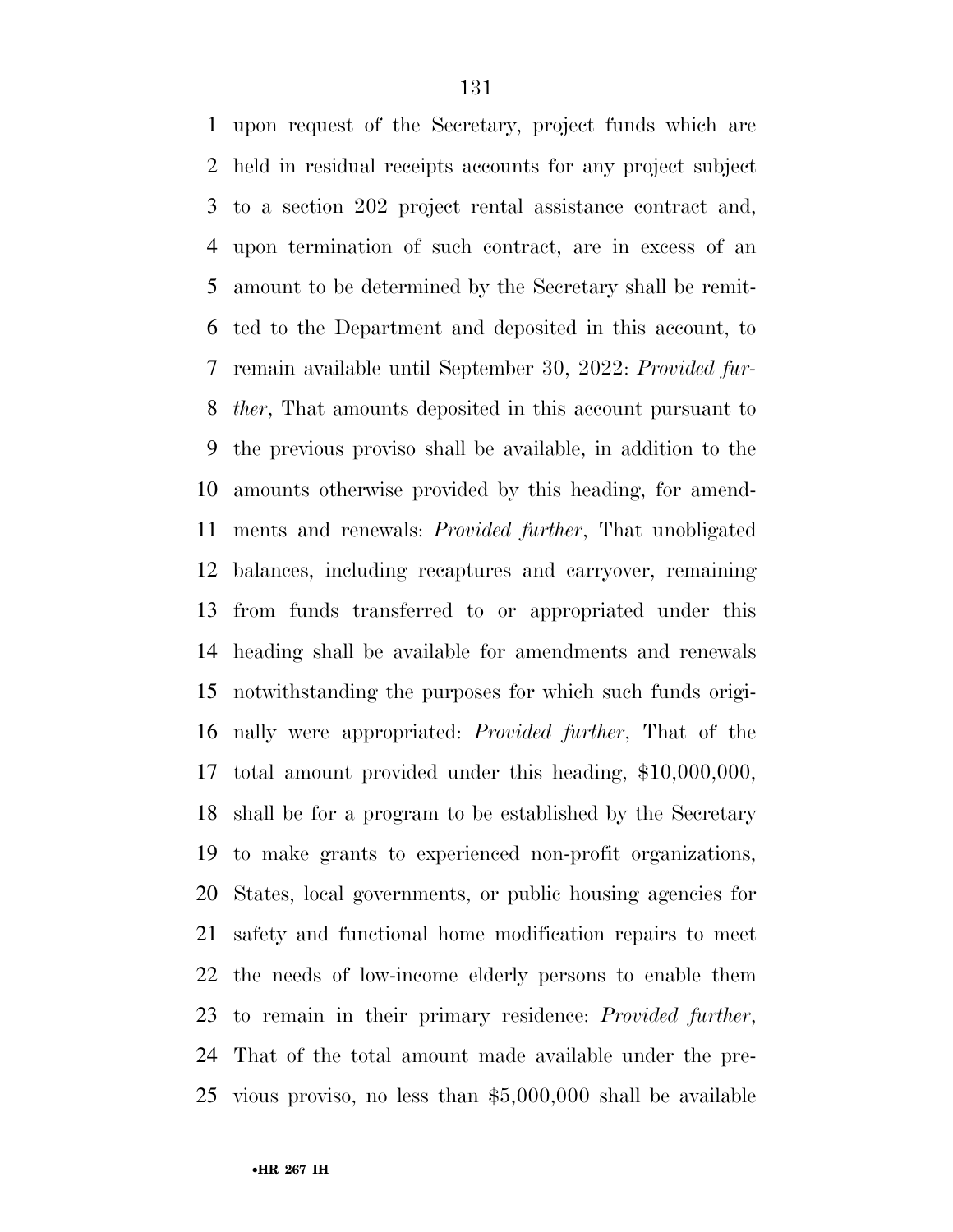upon request of the Secretary, project funds which are held in residual receipts accounts for any project subject to a section 202 project rental assistance contract and, upon termination of such contract, are in excess of an amount to be determined by the Secretary shall be remitted to the Department and deposited in this account, to remain available until September 30, 2022: *Provided further*, That amounts deposited in this account pursuant to the previous proviso shall be available, in addition to the amounts otherwise provided by this heading, for amendments and renewals: *Provided further*, That unobligated balances, including recaptures and carryover, remaining from funds transferred to or appropriated under this heading shall be available for amendments and renewals notwithstanding the purposes for which such funds originally were appropriated: *Provided further*, That of the total amount provided under this heading, $10,000,000, shall be for a program to be established by the Secretary to make grants to experienced non-profit organizations, States, local governments, or public housing agencies for safety and functional home modification repairs to meet the needs of low-income elderly persons to enable them to remain in their primary residence: *Provided further*, That of the total amount made available under the previous proviso, no less than $5,000,000 shall be available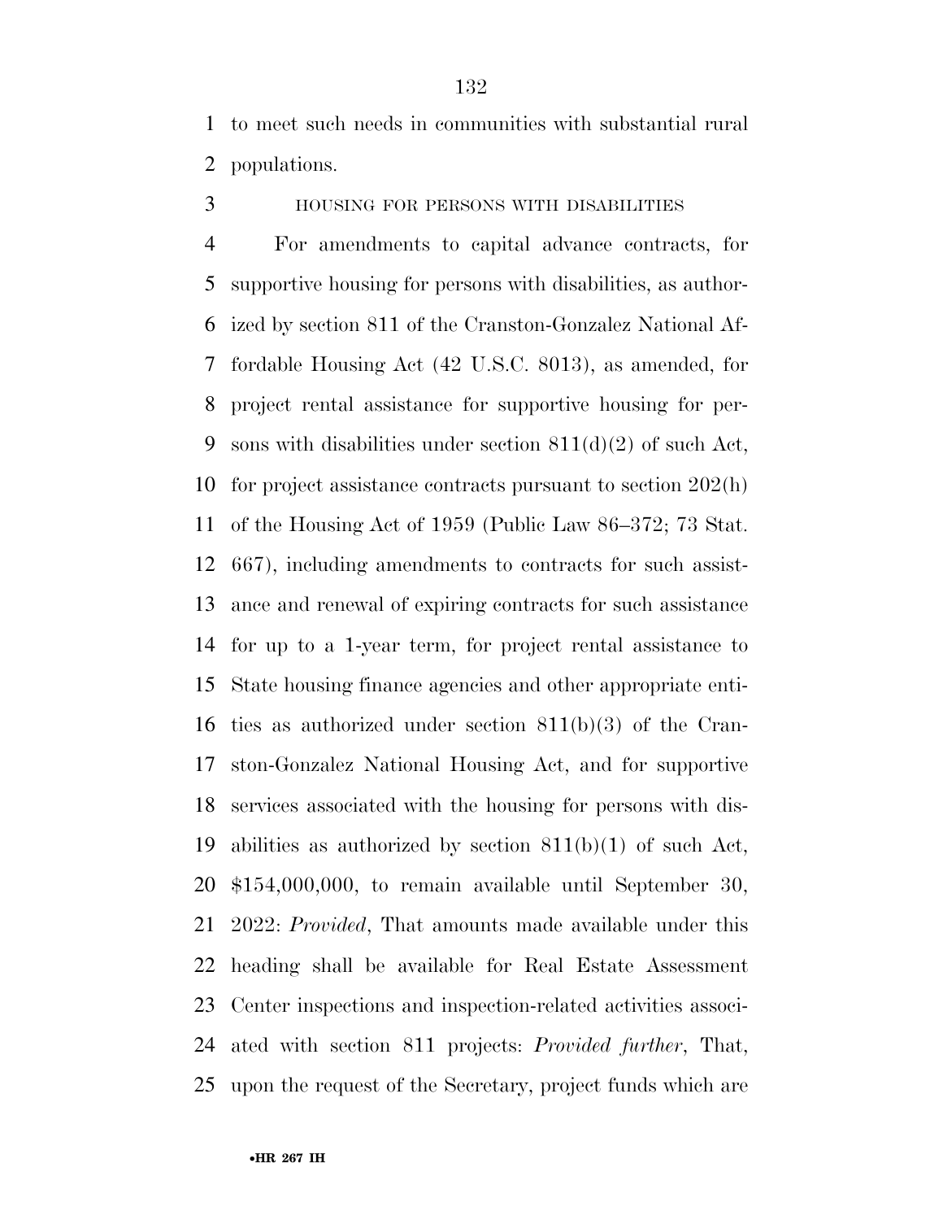to meet such needs in communities with substantial rural populations.

HOUSING FOR PERSONS WITH DISABILITIES

For amendments to capital advance contracts, for supportive housing for persons with disabilities, as authorized by section 811 of the Cranston-Gonzalez National Affordable Housing Act (42 U.S.C. 8013), as amended, for project rental assistance for supportive housing for persons with disabilities under section 811(d)(2) of such Act, for project assistance contracts pursuant to section 202(h) of the Housing Act of 1959 (Public Law 86–372; 73 Stat. 667), including amendments to contracts for such assistance and renewal of expiring contracts for such assistance for up to a 1-year term, for project rental assistance to State housing finance agencies and other appropriate entities as authorized under section 811(b)(3) of the Cranston-Gonzalez National Housing Act, and for supportive services associated with the housing for persons with disabilities as authorized by section 811(b)(1) of such Act, $154,000,000, to remain available until September 30, 2022: *Provided*, That amounts made available under this heading shall be available for Real Estate Assessment Center inspections and inspection-related activities associated with section 811 projects: *Provided further*, That, upon the request of the Secretary, project funds which are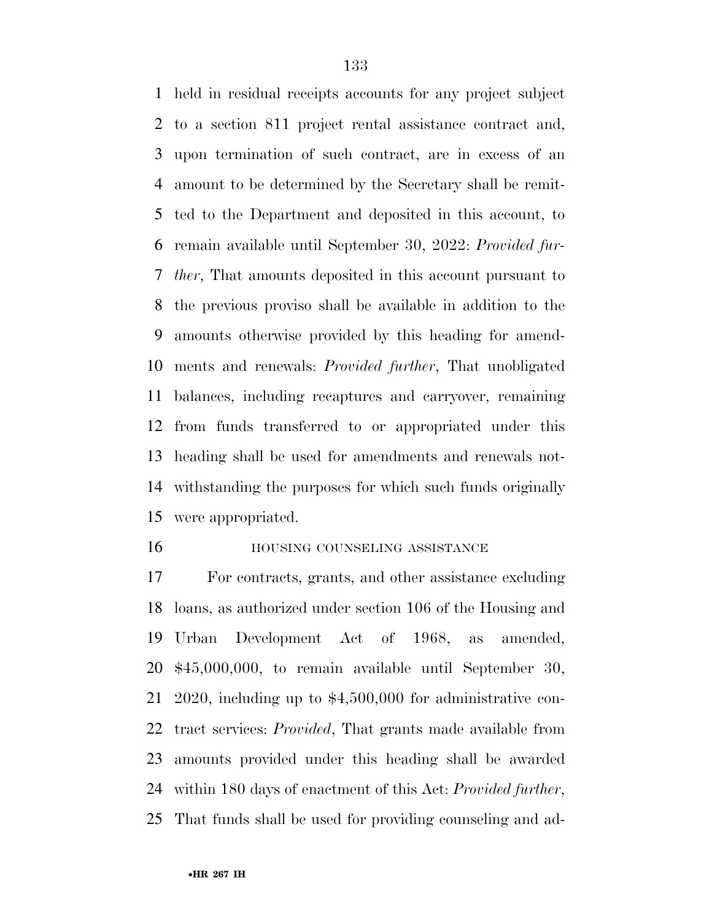held in residual receipts accounts for any project subject to a section 811 project rental assistance contract and, upon termination of such contract, are in excess of an amount to be determined by the Secretary shall be remitted to the Department and deposited in this account, to remain available until September 30, 2022: *Provided further*, That amounts deposited in this account pursuant to the previous proviso shall be available in addition to the amounts otherwise provided by this heading for amendments and renewals: *Provided further*, That unobligated balances, including recaptures and carryover, remaining from funds transferred to or appropriated under this heading shall be used for amendments and renewals notwithstanding the purposes for which such funds originally were appropriated.

HOUSING COUNSELING ASSISTANCE

For contracts, grants, and other assistance excluding loans, as authorized under section 106 of the Housing and Urban Development Act of 1968, as amended, $45,000,000, to remain available until September 30, 2020, including up to $4,500,000 for administrative contract services: *Provided*, That grants made available from amounts provided under this heading shall be awarded within 180 days of enactment of this Act: *Provided further*, That funds shall be used for providing counseling and ad-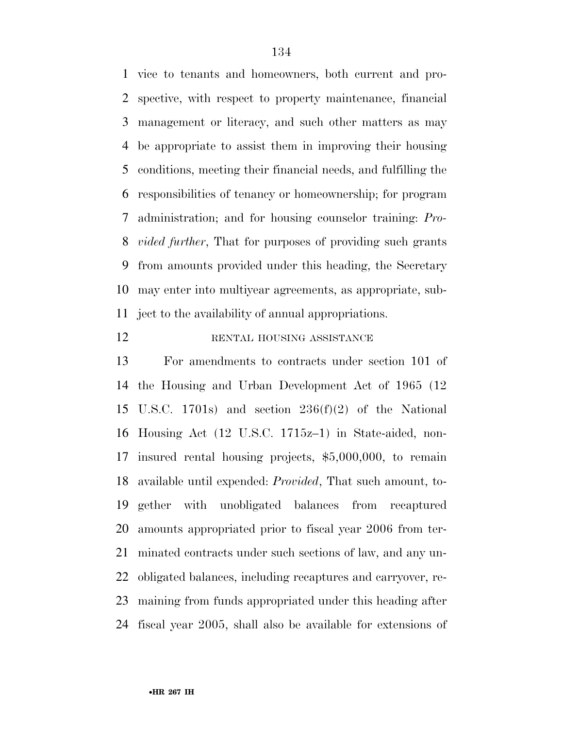vice to tenants and homeowners, both current and prospective, with respect to property maintenance, financial management or literacy, and such other matters as may be appropriate to assist them in improving their housing conditions, meeting their financial needs, and fulfilling the responsibilities of tenancy or homeownership; for program administration; and for housing counselor training: *Provided further*, That for purposes of providing such grants from amounts provided under this heading, the Secretary may enter into multiyear agreements, as appropriate, subject to the availability of annual appropriations.

RENTAL HOUSING ASSISTANCE

For amendments to contracts under section 101 of the Housing and Urban Development Act of 1965 (12 U.S.C. 1701s) and section 236(f)(2) of the National Housing Act (12 U.S.C. 1715z–1) in State-aided, non-insured rental housing projects, $5,000,000, to remain available until expended: *Provided*, That such amount, together with unobligated balances from recaptured amounts appropriated prior to fiscal year 2006 from terminated contracts under such sections of law, and any unobligated balances, including recaptures and carryover, remaining from funds appropriated under this heading after fiscal year 2005, shall also be available for extensions of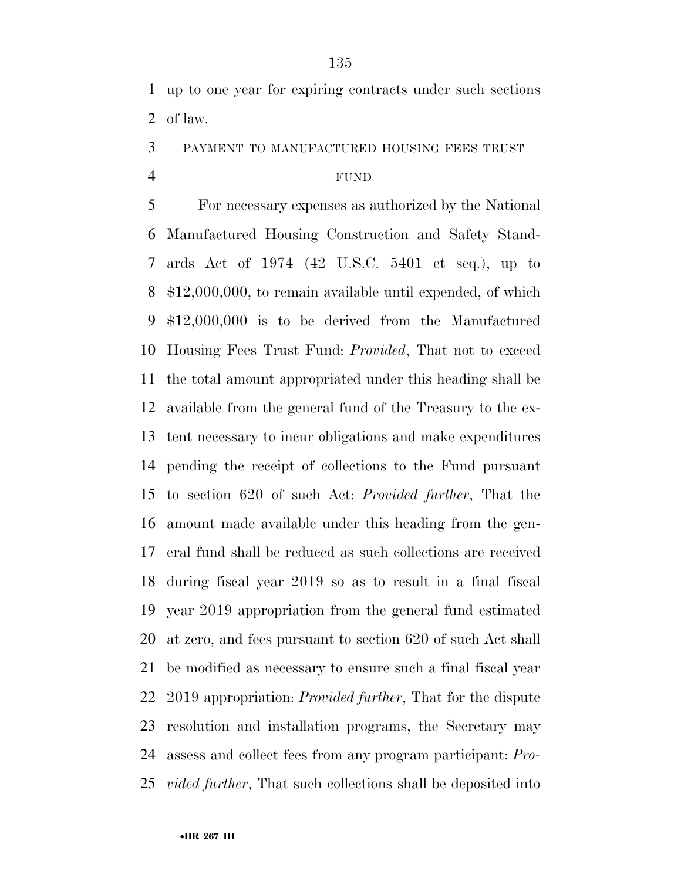up to one year for expiring contracts under such sections of law.

### PAYMENT TO MANUFACTURED HOUSING FEES TRUST FUND

For necessary expenses as authorized by the National Manufactured Housing Construction and Safety Standards Act of 1974 (42 U.S.C. 5401 et seq.), up to $12,000,000, to remain available until expended, of which $12,000,000 is to be derived from the Manufactured Housing Fees Trust Fund: *Provided*, That not to exceed the total amount appropriated under this heading shall be available from the general fund of the Treasury to the extent necessary to incur obligations and make expenditures pending the receipt of collections to the Fund pursuant to section 620 of such Act: *Provided further*, That the amount made available under this heading from the general fund shall be reduced as such collections are received during fiscal year 2019 so as to result in a final fiscal year 2019 appropriation from the general fund estimated at zero, and fees pursuant to section 620 of such Act shall be modified as necessary to ensure such a final fiscal year 2019 appropriation: *Provided further*, That for the dispute resolution and installation programs, the Secretary may assess and collect fees from any program participant: *Provided further*, That such collections shall be deposited into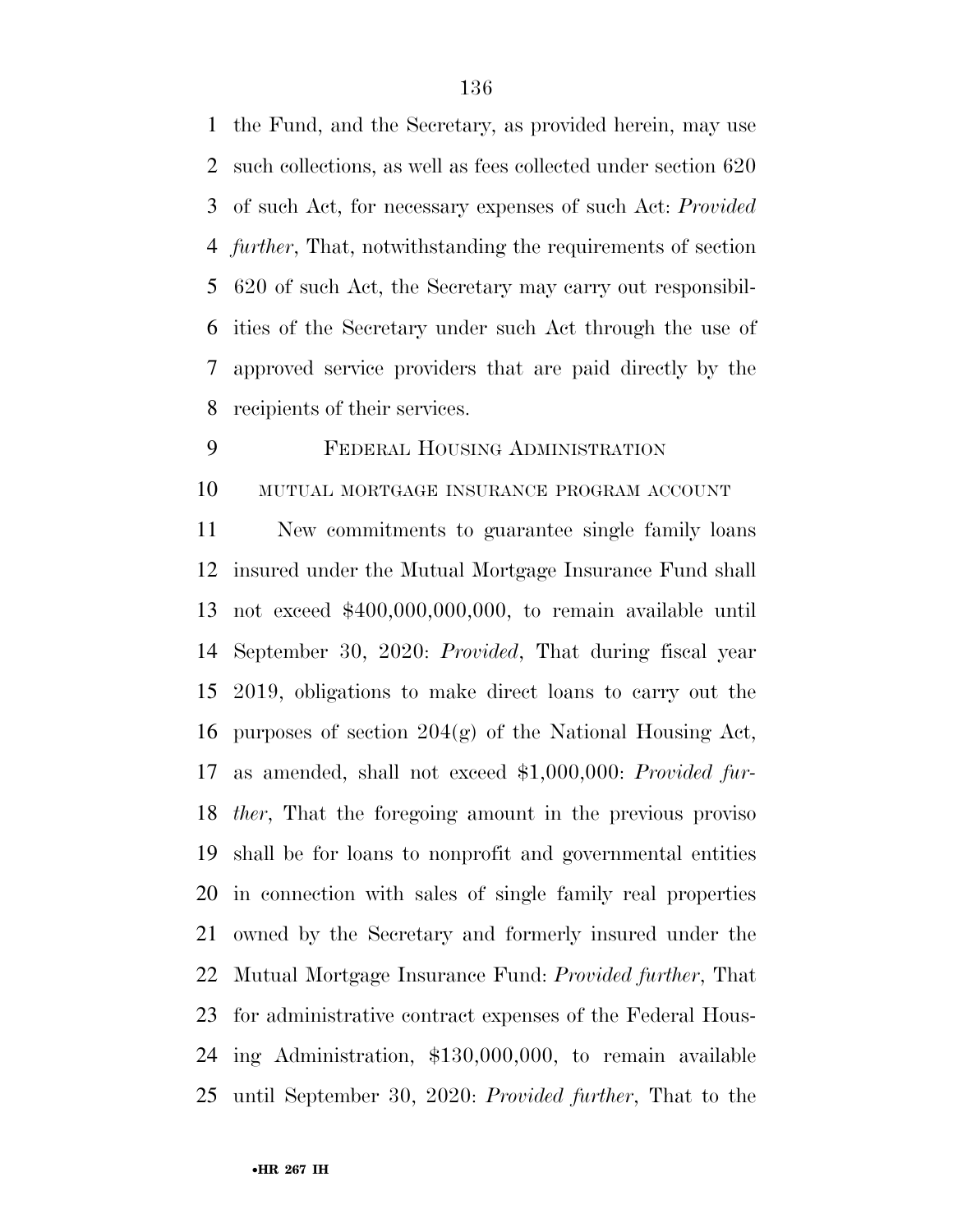the Fund, and the Secretary, as provided herein, may use such collections, as well as fees collected under section 620 of such Act, for necessary expenses of such Act: *Provided further*, That, notwithstanding the requirements of section 620 of such Act, the Secretary may carry out responsibilities of the Secretary under such Act through the use of approved service providers that are paid directly by the recipients of their services.

FEDERAL HOUSING ADMINISTRATION

MUTUAL MORTGAGE INSURANCE PROGRAM ACCOUNT

New commitments to guarantee single family loans insured under the Mutual Mortgage Insurance Fund shall not exceed $400,000,000,000, to remain available until September 30, 2020: *Provided*, That during fiscal year 2019, obligations to make direct loans to carry out the purposes of section 204(g) of the National Housing Act, as amended, shall not exceed $1,000,000: *Provided further*, That the foregoing amount in the previous proviso shall be for loans to nonprofit and governmental entities in connection with sales of single family real properties owned by the Secretary and formerly insured under the Mutual Mortgage Insurance Fund: *Provided further*, That for administrative contract expenses of the Federal Housing Administration, $130,000,000, to remain available until September 30, 2020: *Provided further*, That to the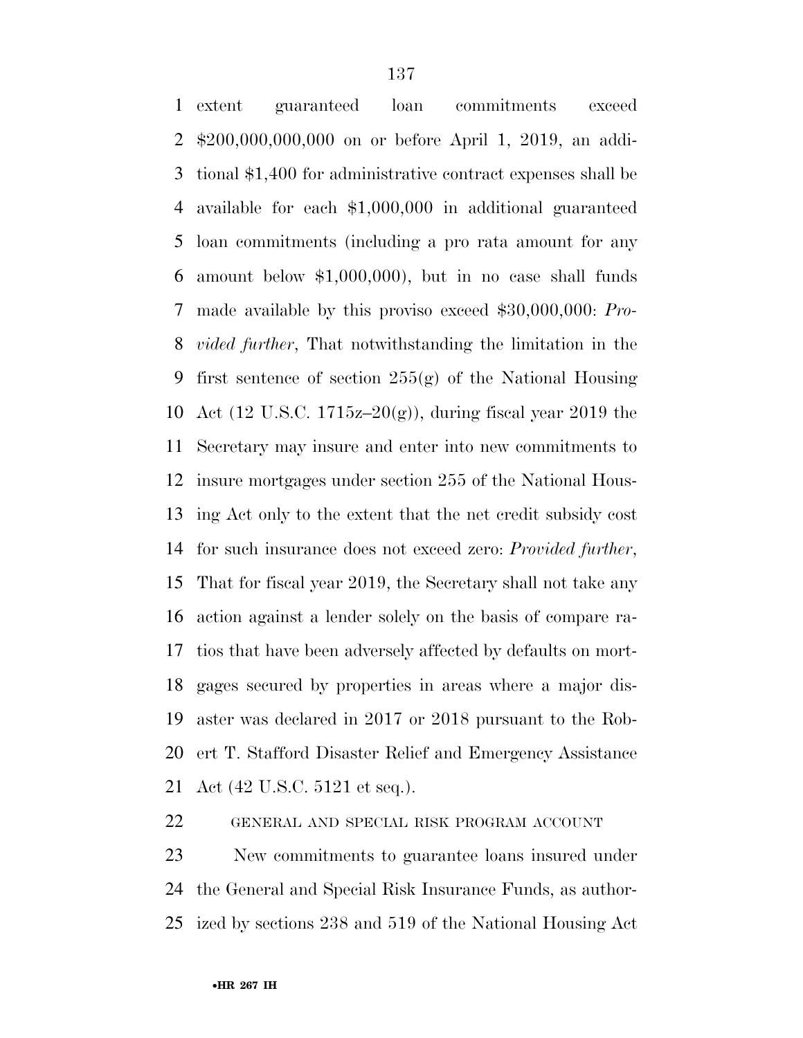extent guaranteed loan commitments exceed $200,000,000,000 on or before April 1, 2019, an additional $1,400 for administrative contract expenses shall be available for each $1,000,000 in additional guaranteed loan commitments (including a pro rata amount for any amount below $1,000,000), but in no case shall funds made available by this proviso exceed $30,000,000: *Provided further*, That notwithstanding the limitation in the first sentence of section 255(g) of the National Housing Act (12 U.S.C. 1715z–20(g)), during fiscal year 2019 the Secretary may insure and enter into new commitments to insure mortgages under section 255 of the National Housing Act only to the extent that the net credit subsidy cost for such insurance does not exceed zero: *Provided further*, That for fiscal year 2019, the Secretary shall not take any action against a lender solely on the basis of compare ratios that have been adversely affected by defaults on mortgages secured by properties in areas where a major disaster was declared in 2017 or 2018 pursuant to the Robert T. Stafford Disaster Relief and Emergency Assistance Act (42 U.S.C. 5121 et seq.).

GENERAL AND SPECIAL RISK PROGRAM ACCOUNT

New commitments to guarantee loans insured under the General and Special Risk Insurance Funds, as authorized by sections 238 and 519 of the National Housing Act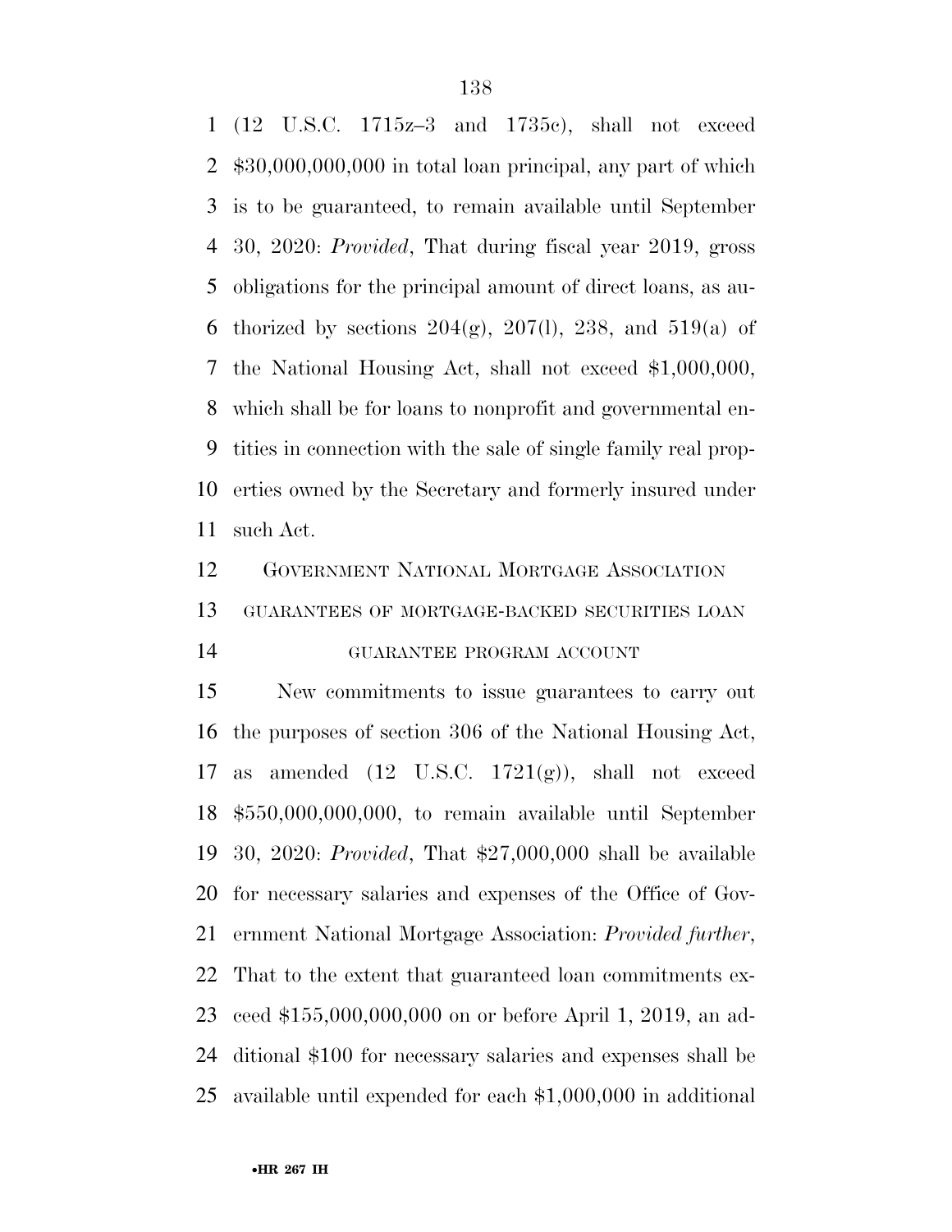(12 U.S.C. 1715z–3 and 1735c), shall not exceed $30,000,000,000 in total loan principal, any part of which is to be guaranteed, to remain available until September 30, 2020: *Provided*, That during fiscal year 2019, gross obligations for the principal amount of direct loans, as authorized by sections 204(g), 207(l), 238, and 519(a) of the National Housing Act, shall not exceed $1,000,000, which shall be for loans to nonprofit and governmental entities in connection with the sale of single family real properties owned by the Secretary and formerly insured under such Act.

GOVERNMENT NATIONAL MORTGAGE ASSOCIATION

GUARANTEES OF MORTGAGE-BACKED SECURITIES LOAN GUARANTEE PROGRAM ACCOUNT

New commitments to issue guarantees to carry out the purposes of section 306 of the National Housing Act, as amended (12 U.S.C. 1721(g)), shall not exceed $550,000,000,000, to remain available until September 30, 2020: *Provided*, That $27,000,000 shall be available for necessary salaries and expenses of the Office of Government National Mortgage Association: *Provided further*, That to the extent that guaranteed loan commitments exceed $155,000,000,000 on or before April 1, 2019, an additional $100 for necessary salaries and expenses shall be available until expended for each $1,000,000 in additional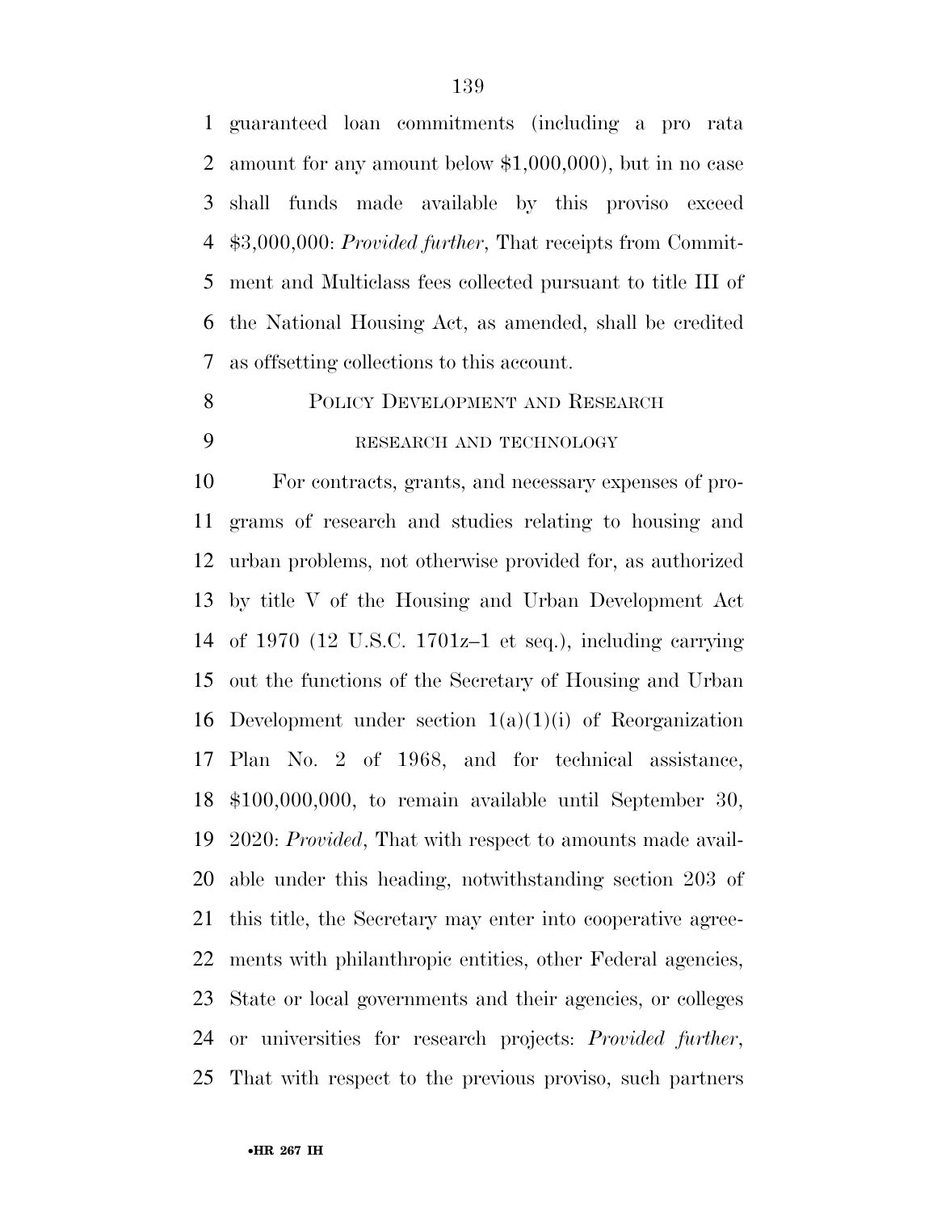guaranteed loan commitments (including a pro rata amount for any amount below $1,000,000), but in no case shall funds made available by this proviso exceed $3,000,000: *Provided further*, That receipts from Commitment and Multiclass fees collected pursuant to title III of the National Housing Act, as amended, shall be credited as offsetting collections to this account.

POLICY DEVELOPMENT AND RESEARCH

RESEARCH AND TECHNOLOGY

For contracts, grants, and necessary expenses of programs of research and studies relating to housing and urban problems, not otherwise provided for, as authorized by title V of the Housing and Urban Development Act of 1970 (12 U.S.C. 1701z–1 et seq.), including carrying out the functions of the Secretary of Housing and Urban Development under section 1(a)(1)(i) of Reorganization Plan No. 2 of 1968, and for technical assistance, $100,000,000, to remain available until September 30, 2020: *Provided*, That with respect to amounts made available under this heading, notwithstanding section 203 of this title, the Secretary may enter into cooperative agreements with philanthropic entities, other Federal agencies, State or local governments and their agencies, or colleges or universities for research projects: *Provided further*, That with respect to the previous proviso, such partners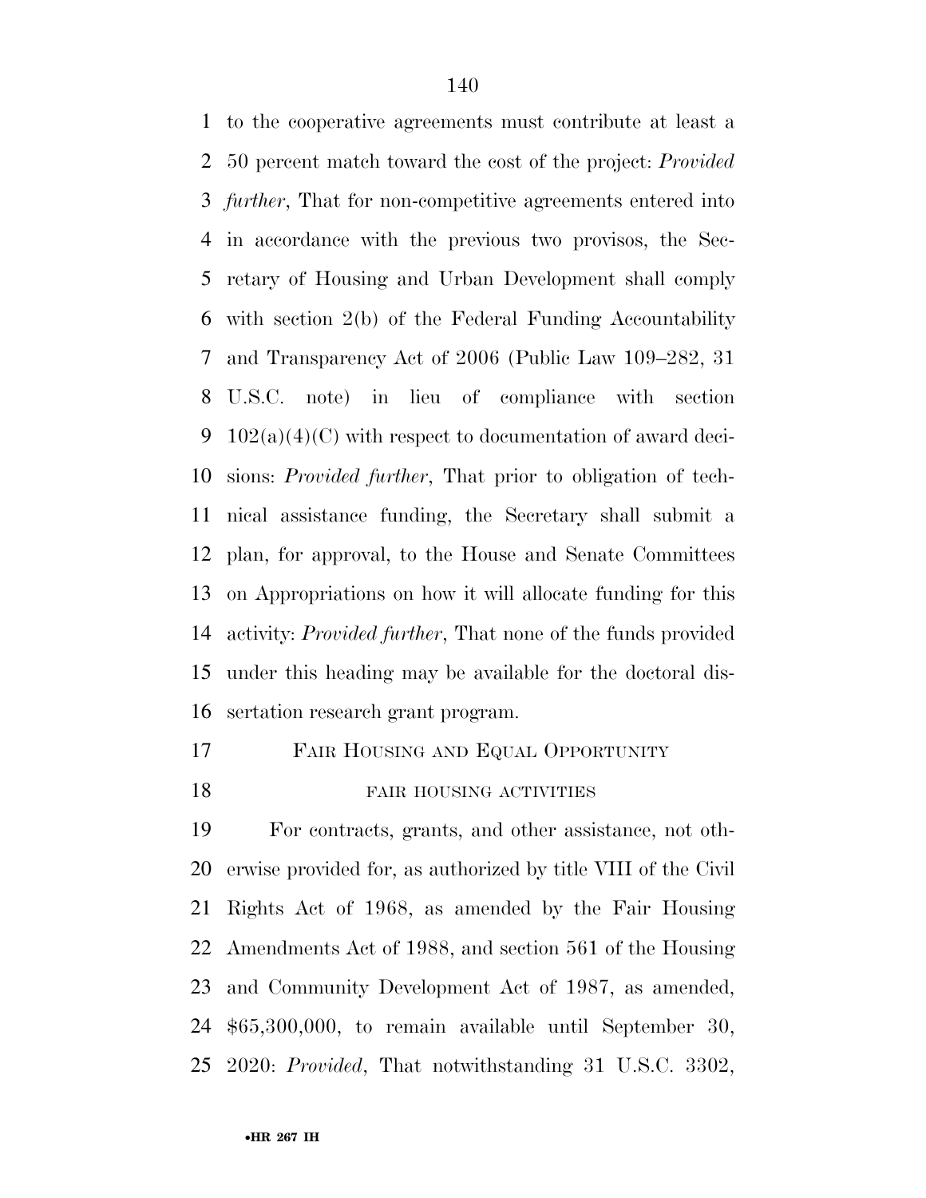to the cooperative agreements must contribute at least a 50 percent match toward the cost of the project: *Provided further*, That for non-competitive agreements entered into in accordance with the previous two provisos, the Secretary of Housing and Urban Development shall comply with section 2(b) of the Federal Funding Accountability and Transparency Act of 2006 (Public Law 109–282, 31 U.S.C. note) in lieu of compliance with section 102(a)(4)(C) with respect to documentation of award decisions: *Provided further*, That prior to obligation of technical assistance funding, the Secretary shall submit a plan, for approval, to the House and Senate Committees on Appropriations on how it will allocate funding for this activity: *Provided further*, That none of the funds provided under this heading may be available for the doctoral dissertation research grant program.

## FAIR HOUSING AND EQUAL OPPORTUNITY

### FAIR HOUSING ACTIVITIES

For contracts, grants, and other assistance, not otherwise provided for, as authorized by title VIII of the Civil Rights Act of 1968, as amended by the Fair Housing Amendments Act of 1988, and section 561 of the Housing and Community Development Act of 1987, as amended, $65,300,000, to remain available until September 30, 2020: *Provided*, That notwithstanding 31 U.S.C. 3302,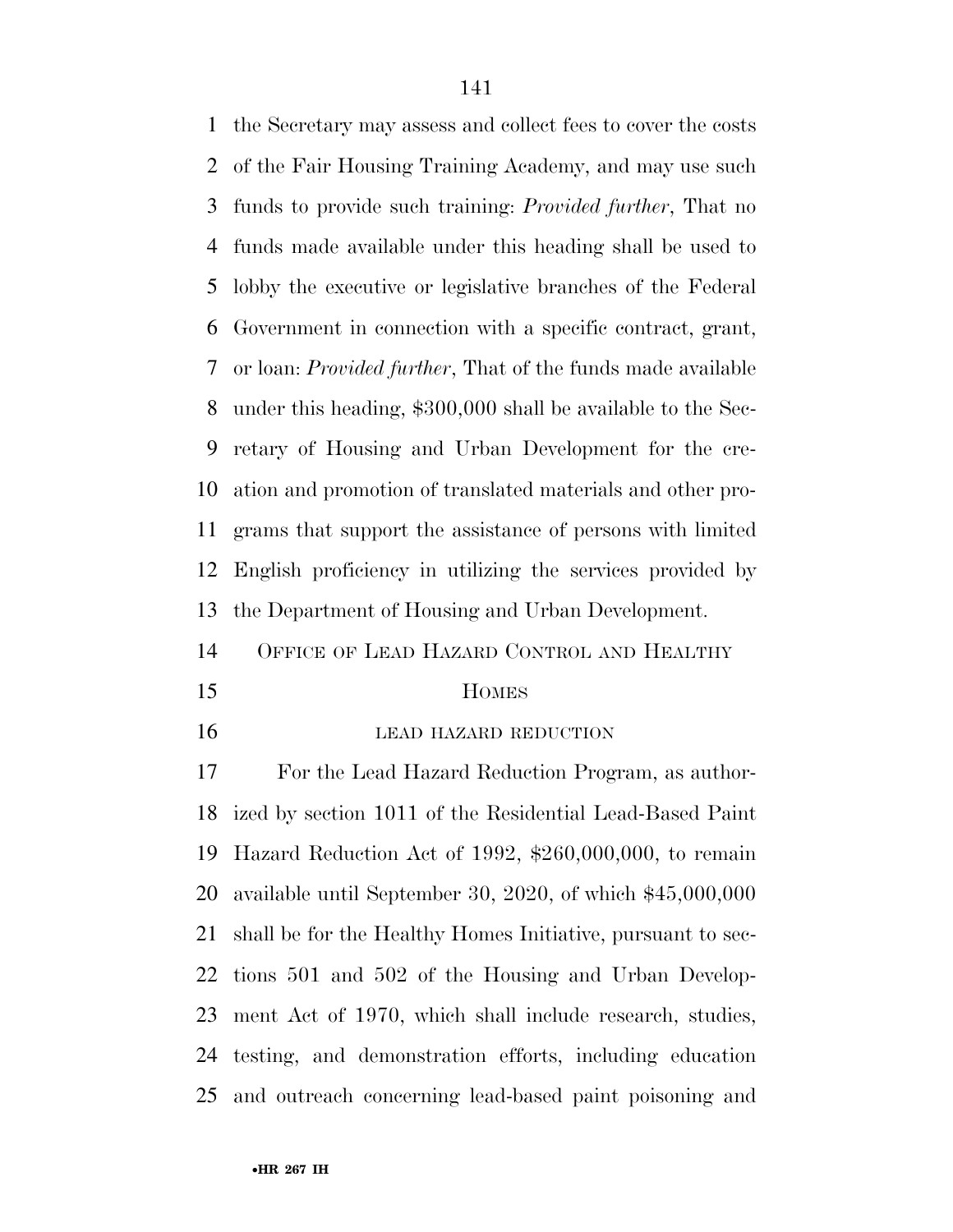the Secretary may assess and collect fees to cover the costs of the Fair Housing Training Academy, and may use such funds to provide such training: *Provided further*, That no funds made available under this heading shall be used to lobby the executive or legislative branches of the Federal Government in connection with a specific contract, grant, or loan: *Provided further*, That of the funds made available under this heading, $300,000 shall be available to the Secretary of Housing and Urban Development for the creation and promotion of translated materials and other programs that support the assistance of persons with limited English proficiency in utilizing the services provided by the Department of Housing and Urban Development.

## OFFICE OF LEAD HAZARD CONTROL AND HEALTHY HOMES

### LEAD HAZARD REDUCTION

For the Lead Hazard Reduction Program, as authorized by section 1011 of the Residential Lead-Based Paint Hazard Reduction Act of 1992, $260,000,000, to remain available until September 30, 2020, of which $45,000,000 shall be for the Healthy Homes Initiative, pursuant to sections 501 and 502 of the Housing and Urban Development Act of 1970, which shall include research, studies, testing, and demonstration efforts, including education and outreach concerning lead-based paint poisoning and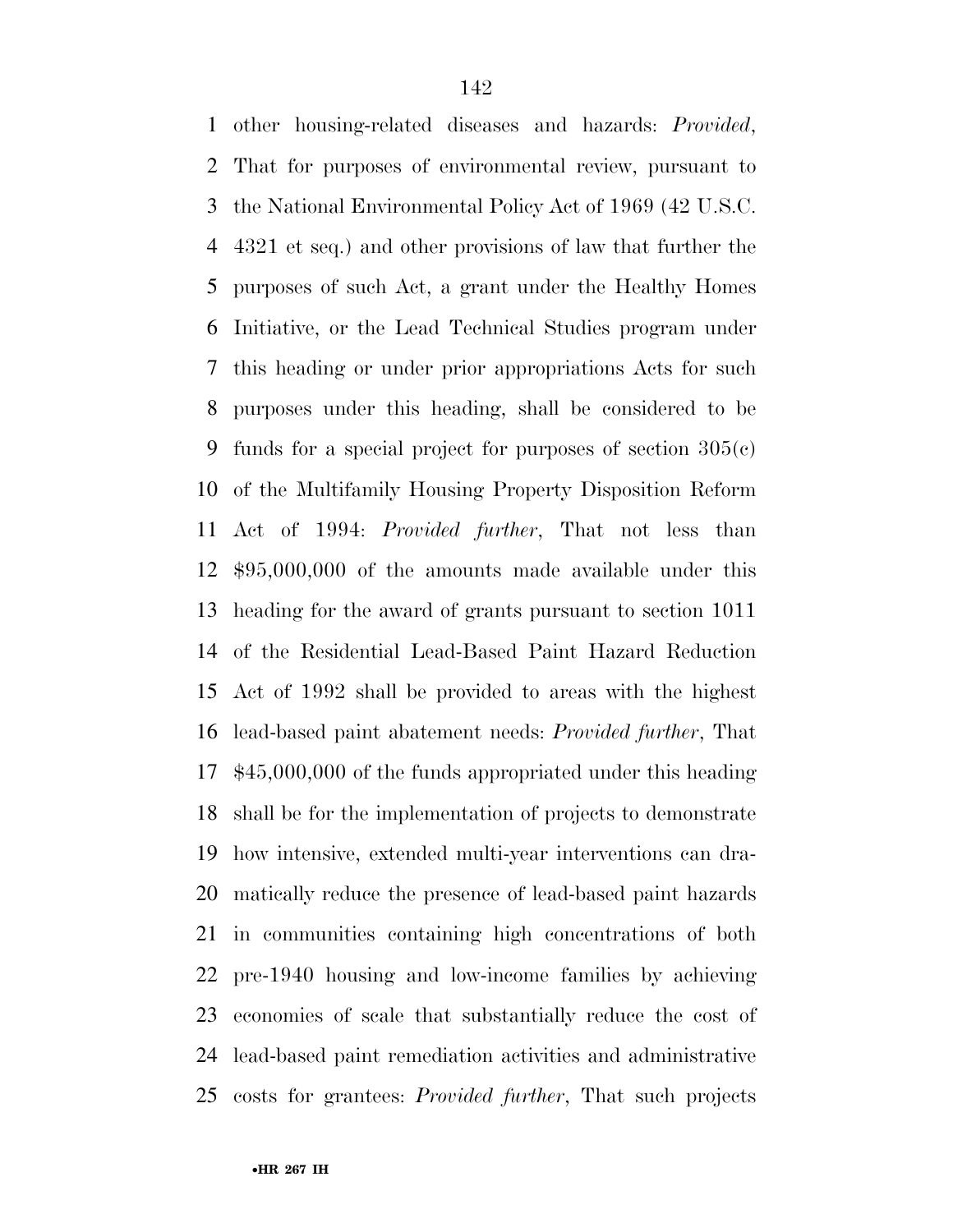other housing-related diseases and hazards: *Provided*, That for purposes of environmental review, pursuant to the National Environmental Policy Act of 1969 (42 U.S.C. 4321 et seq.) and other provisions of law that further the purposes of such Act, a grant under the Healthy Homes Initiative, or the Lead Technical Studies program under this heading or under prior appropriations Acts for such purposes under this heading, shall be considered to be funds for a special project for purposes of section 305(c) of the Multifamily Housing Property Disposition Reform Act of 1994: *Provided further*, That not less than $95,000,000 of the amounts made available under this heading for the award of grants pursuant to section 1011 of the Residential Lead-Based Paint Hazard Reduction Act of 1992 shall be provided to areas with the highest lead-based paint abatement needs: *Provided further*, That $45,000,000 of the funds appropriated under this heading shall be for the implementation of projects to demonstrate how intensive, extended multi-year interventions can dramatically reduce the presence of lead-based paint hazards in communities containing high concentrations of both pre-1940 housing and low-income families by achieving economies of scale that substantially reduce the cost of lead-based paint remediation activities and administrative costs for grantees: *Provided further*, That such projects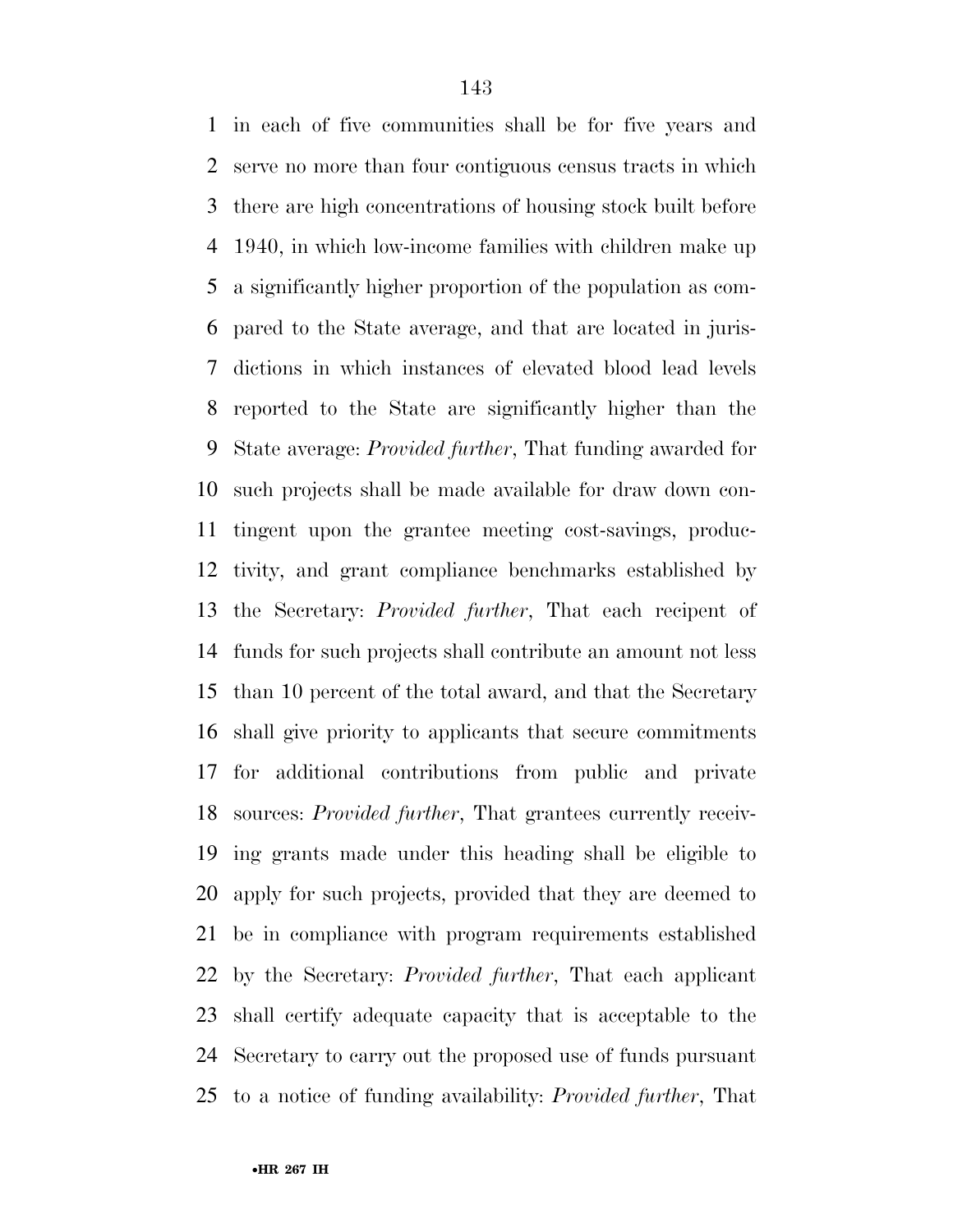in each of five communities shall be for five years and serve no more than four contiguous census tracts in which there are high concentrations of housing stock built before 1940, in which low-income families with children make up a significantly higher proportion of the population as compared to the State average, and that are located in jurisdictions in which instances of elevated blood lead levels reported to the State are significantly higher than the State average: *Provided further*, That funding awarded for such projects shall be made available for draw down contingent upon the grantee meeting cost-savings, productivity, and grant compliance benchmarks established by the Secretary: *Provided further*, That each recipent of funds for such projects shall contribute an amount not less than 10 percent of the total award, and that the Secretary shall give priority to applicants that secure commitments for additional contributions from public and private sources: *Provided further*, That grantees currently receiving grants made under this heading shall be eligible to apply for such projects, provided that they are deemed to be in compliance with program requirements established by the Secretary: *Provided further*, That each applicant shall certify adequate capacity that is acceptable to the Secretary to carry out the proposed use of funds pursuant to a notice of funding availability: *Provided further*, That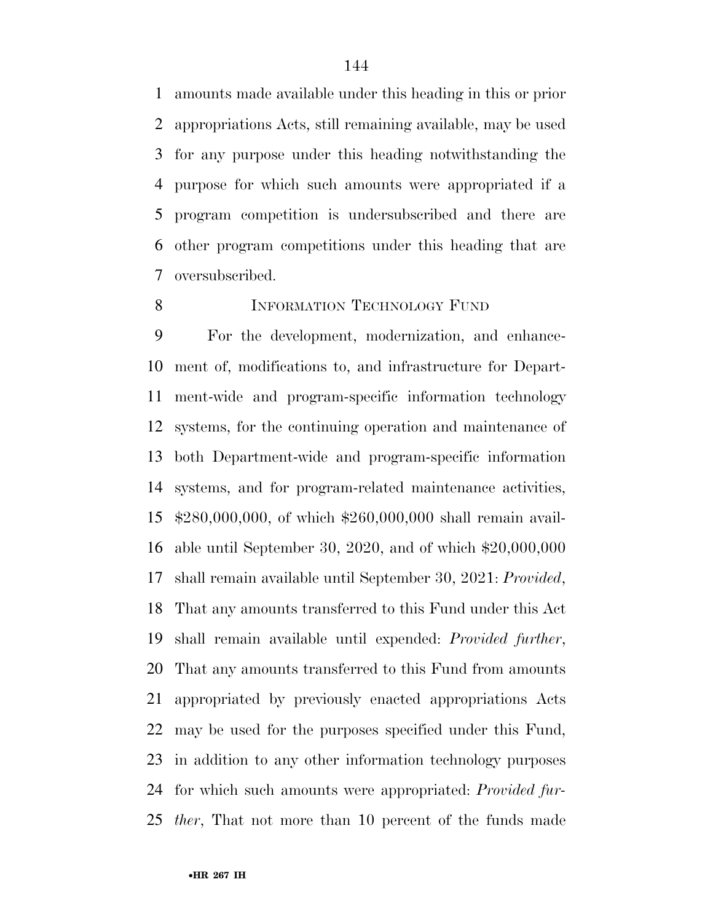amounts made available under this heading in this or prior appropriations Acts, still remaining available, may be used for any purpose under this heading notwithstanding the purpose for which such amounts were appropriated if a program competition is undersubscribed and there are other program competitions under this heading that are oversubscribed.

INFORMATION TECHNOLOGY FUND

For the development, modernization, and enhancement of, modifications to, and infrastructure for Department-wide and program-specific information technology systems, for the continuing operation and maintenance of both Department-wide and program-specific information systems, and for program-related maintenance activities, $280,000,000, of which $260,000,000 shall remain available until September 30, 2020, and of which $20,000,000 shall remain available until September 30, 2021: *Provided*, That any amounts transferred to this Fund under this Act shall remain available until expended: *Provided further*, That any amounts transferred to this Fund from amounts appropriated by previously enacted appropriations Acts may be used for the purposes specified under this Fund, in addition to any other information technology purposes for which such amounts were appropriated: *Provided further*, That not more than 10 percent of the funds made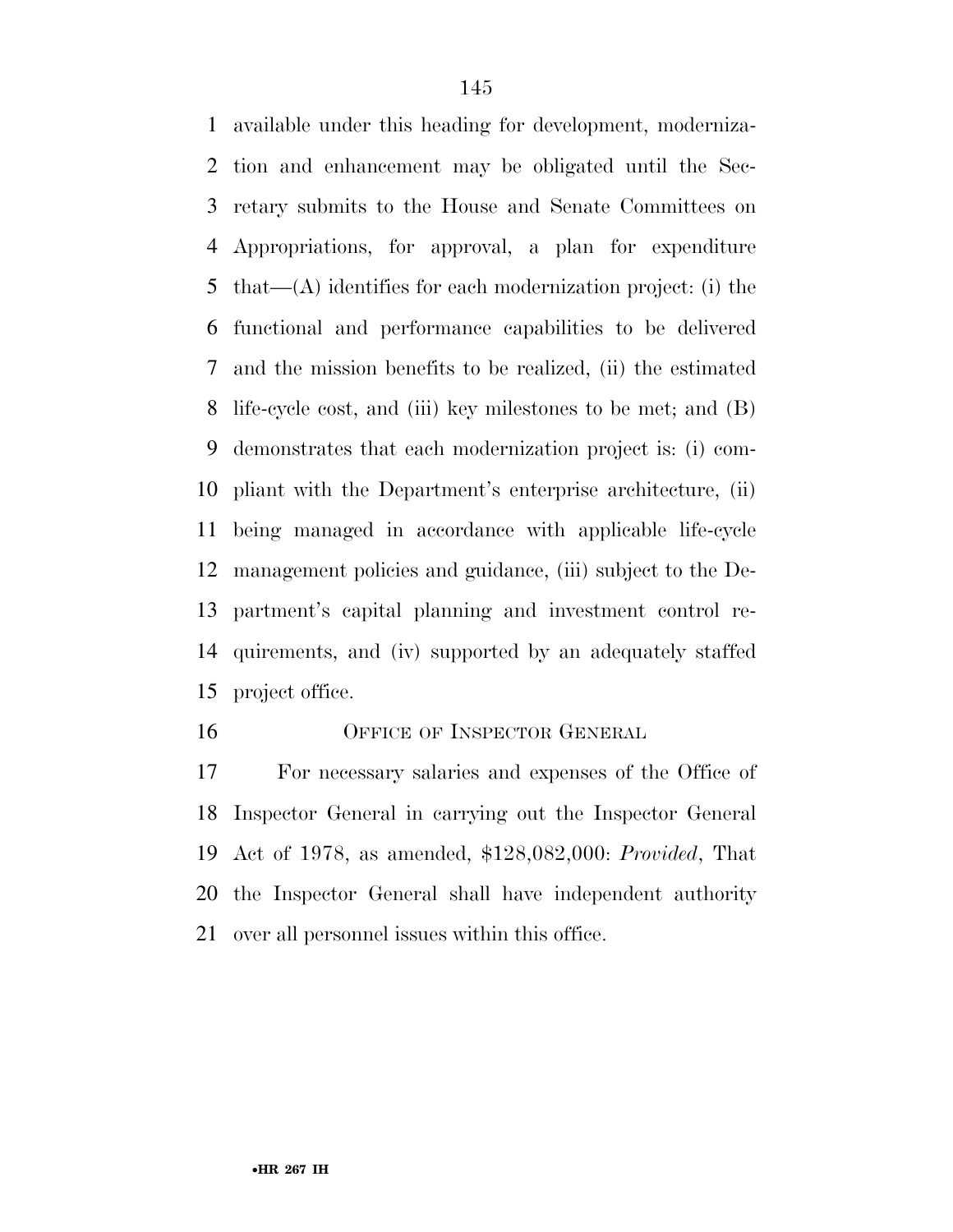available under this heading for development, modernization and enhancement may be obligated until the Secretary submits to the House and Senate Committees on Appropriations, for approval, a plan for expenditure that—(A) identifies for each modernization project: (i) the functional and performance capabilities to be delivered and the mission benefits to be realized, (ii) the estimated life-cycle cost, and (iii) key milestones to be met; and (B) demonstrates that each modernization project is: (i) compliant with the Department's enterprise architecture, (ii) being managed in accordance with applicable life-cycle management policies and guidance, (iii) subject to the Department's capital planning and investment control requirements, and (iv) supported by an adequately staffed project office.

## OFFICE OF INSPECTOR GENERAL

For necessary salaries and expenses of the Office of Inspector General in carrying out the Inspector General Act of 1978, as amended, $128,082,000: *Provided*, That the Inspector General shall have independent authority over all personnel issues within this office.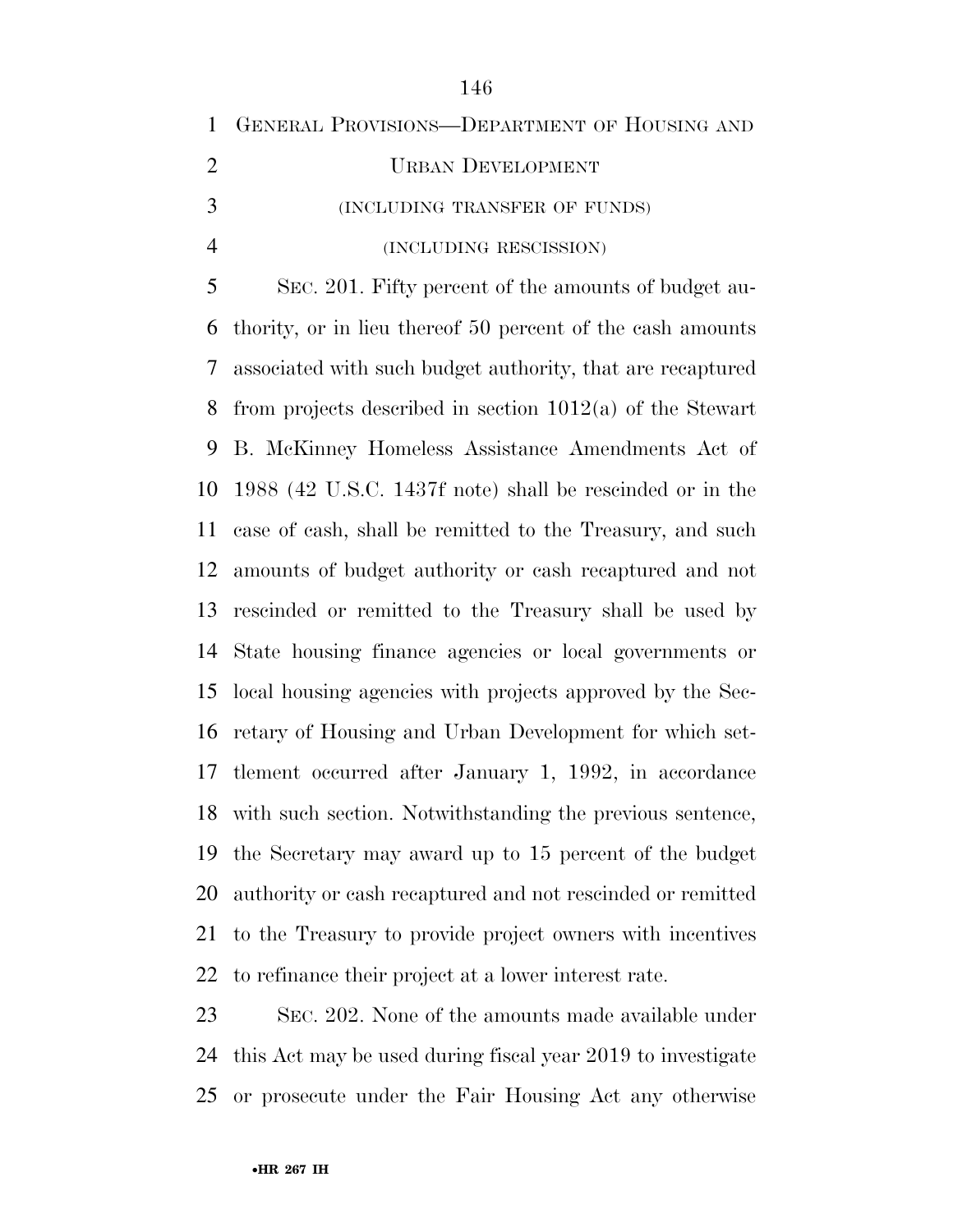## GENERAL PROVISIONS—DEPARTMENT OF HOUSING AND URBAN DEVELOPMENT

(INCLUDING TRANSFER OF FUNDS)

(INCLUDING RESCISSION)

SEC. 201. Fifty percent of the amounts of budget authority, or in lieu thereof 50 percent of the cash amounts associated with such budget authority, that are recaptured from projects described in section 1012(a) of the Stewart B. McKinney Homeless Assistance Amendments Act of 1988 (42 U.S.C. 1437f note) shall be rescinded or in the case of cash, shall be remitted to the Treasury, and such amounts of budget authority or cash recaptured and not rescinded or remitted to the Treasury shall be used by State housing finance agencies or local governments or local housing agencies with projects approved by the Secretary of Housing and Urban Development for which settlement occurred after January 1, 1992, in accordance with such section. Notwithstanding the previous sentence, the Secretary may award up to 15 percent of the budget authority or cash recaptured and not rescinded or remitted to the Treasury to provide project owners with incentives to refinance their project at a lower interest rate.

SEC. 202. None of the amounts made available under this Act may be used during fiscal year 2019 to investigate or prosecute under the Fair Housing Act any otherwise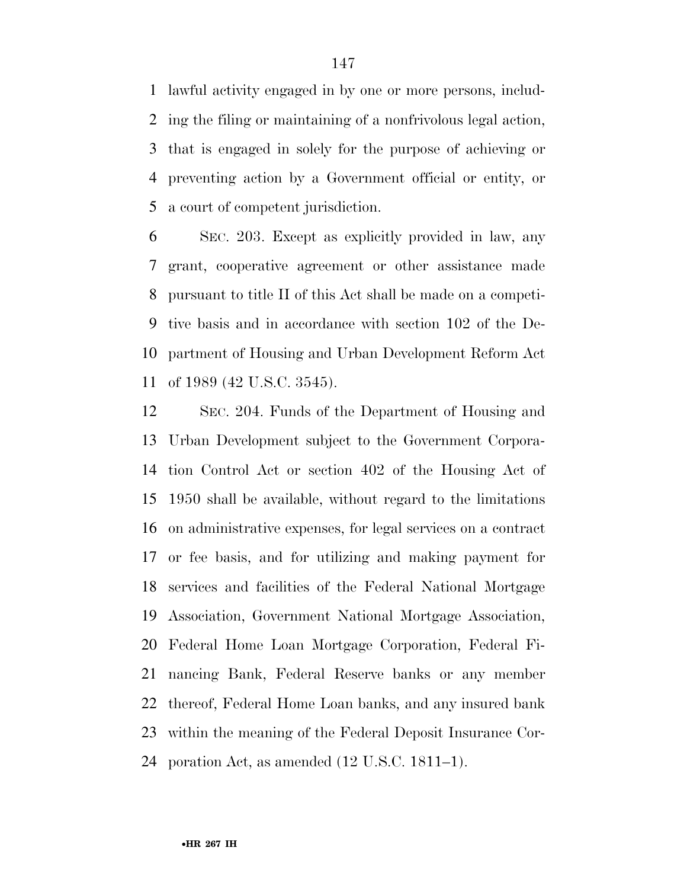lawful activity engaged in by one or more persons, including the filing or maintaining of a nonfrivolous legal action, that is engaged in solely for the purpose of achieving or preventing action by a Government official or entity, or a court of competent jurisdiction.

SEC. 203. Except as explicitly provided in law, any grant, cooperative agreement or other assistance made pursuant to title II of this Act shall be made on a competitive basis and in accordance with section 102 of the Department of Housing and Urban Development Reform Act of 1989 (42 U.S.C. 3545).

SEC. 204. Funds of the Department of Housing and Urban Development subject to the Government Corporation Control Act or section 402 of the Housing Act of 1950 shall be available, without regard to the limitations on administrative expenses, for legal services on a contract or fee basis, and for utilizing and making payment for services and facilities of the Federal National Mortgage Association, Government National Mortgage Association, Federal Home Loan Mortgage Corporation, Federal Financing Bank, Federal Reserve banks or any member thereof, Federal Home Loan banks, and any insured bank within the meaning of the Federal Deposit Insurance Corporation Act, as amended (12 U.S.C. 1811–1).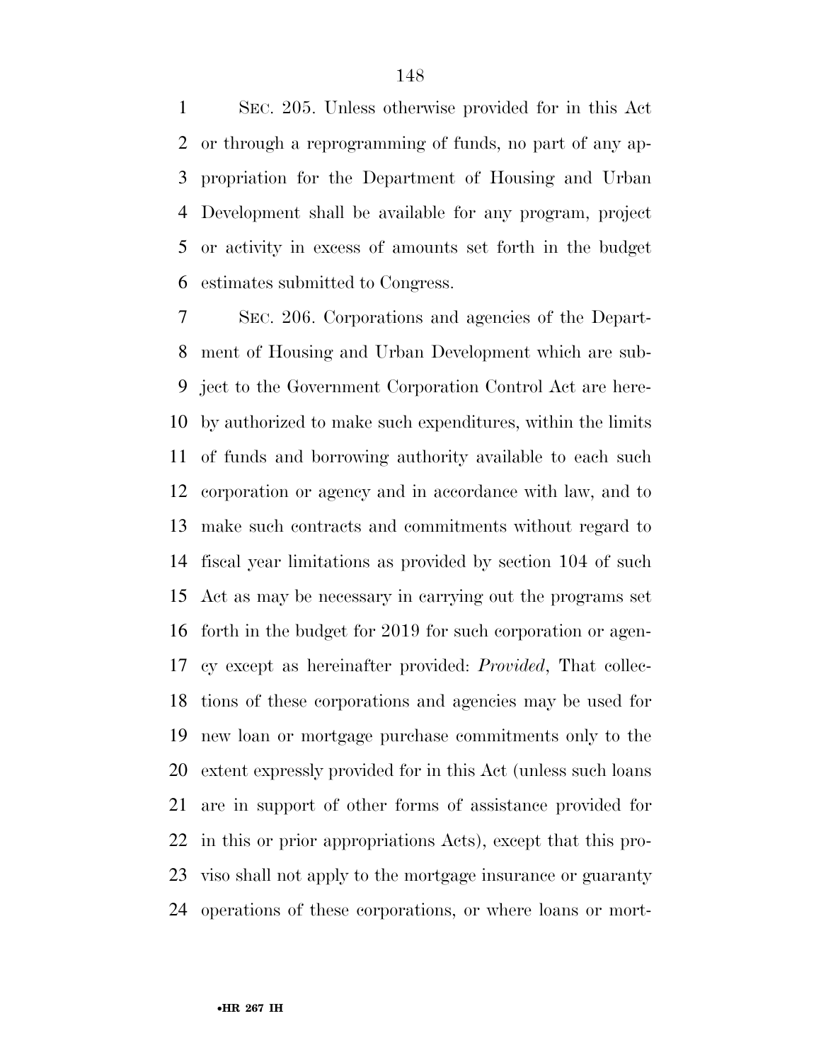SEC. 205. Unless otherwise provided for in this Act or through a reprogramming of funds, no part of any appropriation for the Department of Housing and Urban Development shall be available for any program, project or activity in excess of amounts set forth in the budget estimates submitted to Congress.

SEC. 206. Corporations and agencies of the Department of Housing and Urban Development which are subject to the Government Corporation Control Act are hereby authorized to make such expenditures, within the limits of funds and borrowing authority available to each such corporation or agency and in accordance with law, and to make such contracts and commitments without regard to fiscal year limitations as provided by section 104 of such Act as may be necessary in carrying out the programs set forth in the budget for 2019 for such corporation or agency except as hereinafter provided: *Provided*, That collections of these corporations and agencies may be used for new loan or mortgage purchase commitments only to the extent expressly provided for in this Act (unless such loans are in support of other forms of assistance provided for in this or prior appropriations Acts), except that this proviso shall not apply to the mortgage insurance or guaranty operations of these corporations, or where loans or mort-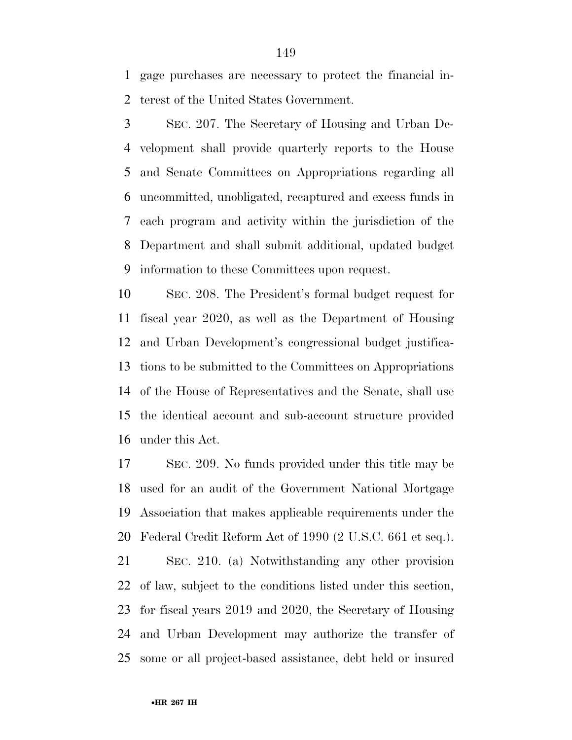gage purchases are necessary to protect the financial interest of the United States Government.

SEC. 207. The Secretary of Housing and Urban Development shall provide quarterly reports to the House and Senate Committees on Appropriations regarding all uncommitted, unobligated, recaptured and excess funds in each program and activity within the jurisdiction of the Department and shall submit additional, updated budget information to these Committees upon request.

SEC. 208. The President's formal budget request for fiscal year 2020, as well as the Department of Housing and Urban Development's congressional budget justifications to be submitted to the Committees on Appropriations of the House of Representatives and the Senate, shall use the identical account and sub-account structure provided under this Act.

SEC. 209. No funds provided under this title may be used for an audit of the Government National Mortgage Association that makes applicable requirements under the Federal Credit Reform Act of 1990 (2 U.S.C. 661 et seq.).

SEC. 210. (a) Notwithstanding any other provision of law, subject to the conditions listed under this section, for fiscal years 2019 and 2020, the Secretary of Housing and Urban Development may authorize the transfer of some or all project-based assistance, debt held or insured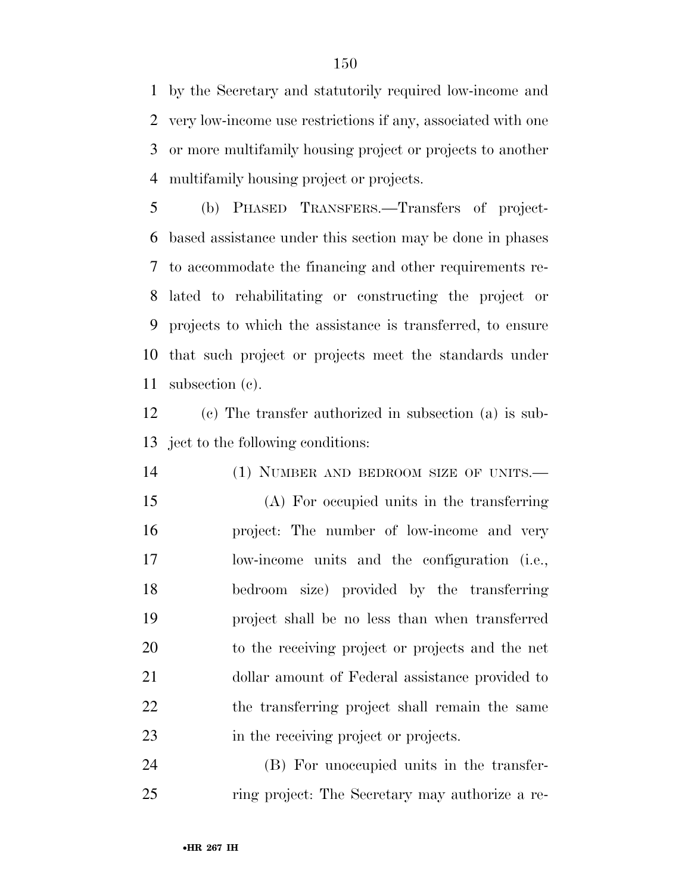by the Secretary and statutorily required low-income and very low-income use restrictions if any, associated with one or more multifamily housing project or projects to another multifamily housing project or projects.

(b) PHASED TRANSFERS.—Transfers of project-based assistance under this section may be done in phases to accommodate the financing and other requirements related to rehabilitating or constructing the project or projects to which the assistance is transferred, to ensure that such project or projects meet the standards under subsection (c).

(c) The transfer authorized in subsection (a) is subject to the following conditions:

(1) NUMBER AND BEDROOM SIZE OF UNITS.—

(A) For occupied units in the transferring project: The number of low-income and very low-income units and the configuration (i.e., bedroom size) provided by the transferring project shall be no less than when transferred to the receiving project or projects and the net dollar amount of Federal assistance provided to the transferring project shall remain the same in the receiving project or projects.

(B) For unoccupied units in the transferring project: The Secretary may authorize a re-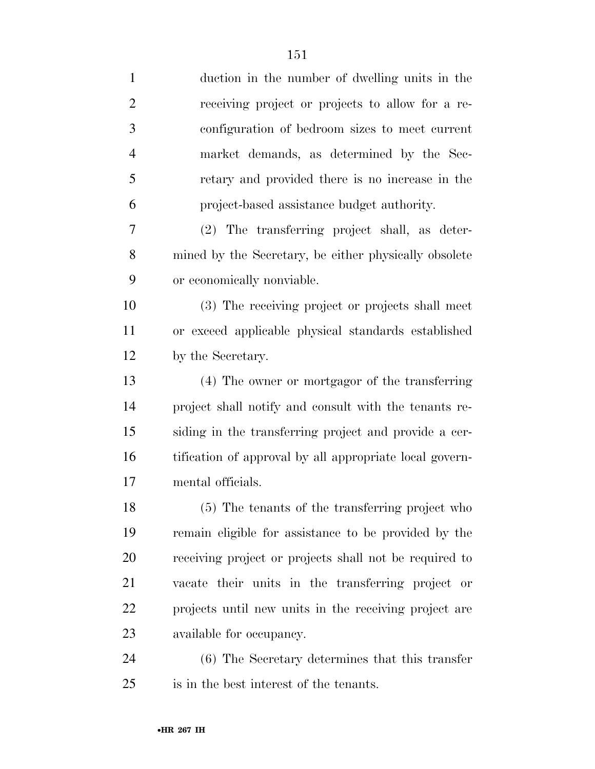duction in the number of dwelling units in the receiving project or projects to allow for a reconfiguration of bedroom sizes to meet current market demands, as determined by the Secretary and provided there is no increase in the project-based assistance budget authority.

(2) The transferring project shall, as determined by the Secretary, be either physically obsolete or economically nonviable.

(3) The receiving project or projects shall meet or exceed applicable physical standards established by the Secretary.

(4) The owner or mortgagor of the transferring project shall notify and consult with the tenants residing in the transferring project and provide a certification of approval by all appropriate local governmental officials.

(5) The tenants of the transferring project who remain eligible for assistance to be provided by the receiving project or projects shall not be required to vacate their units in the transferring project or projects until new units in the receiving project are available for occupancy.

(6) The Secretary determines that this transfer is in the best interest of the tenants.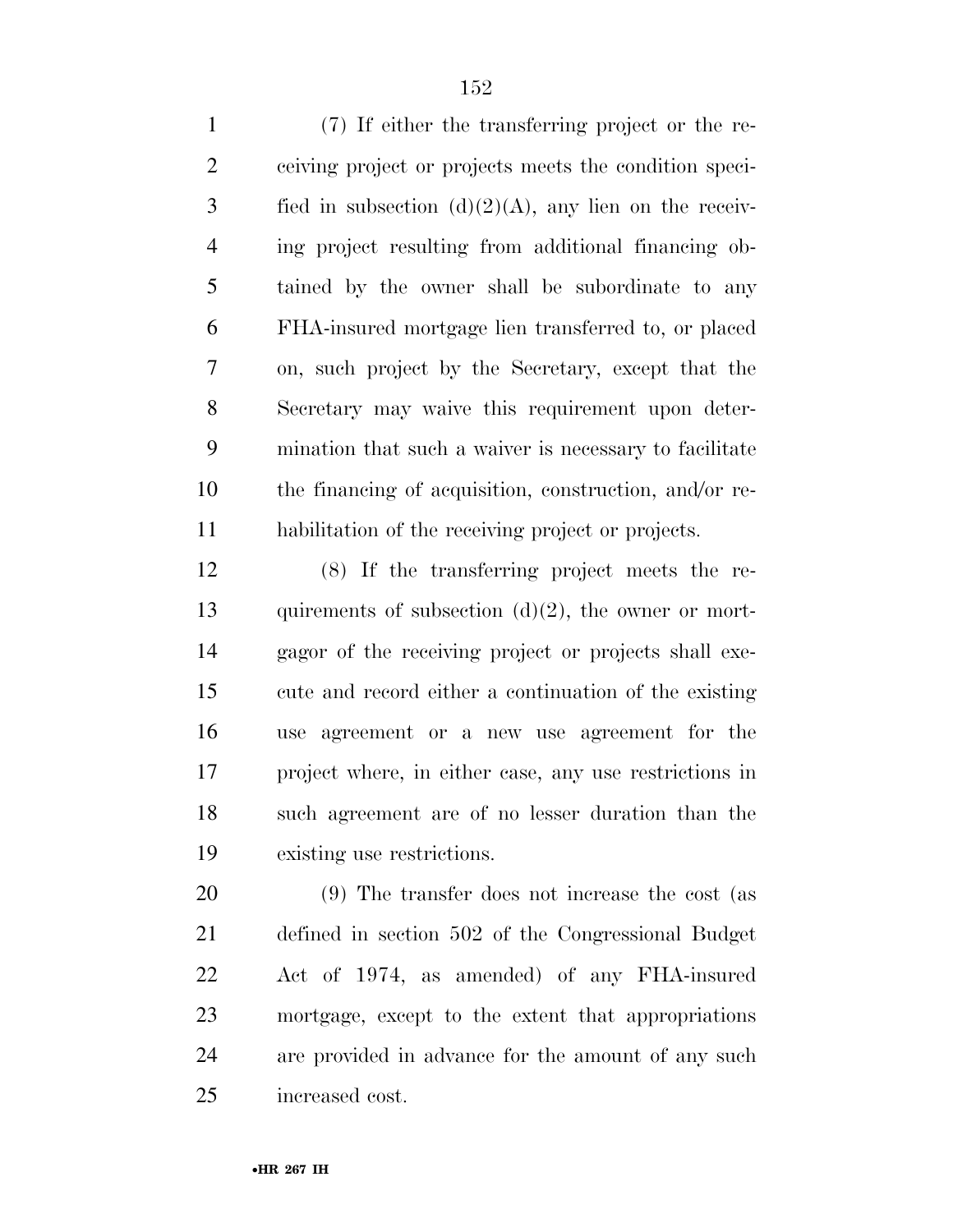(7) If either the transferring project or the receiving project or projects meets the condition specified in subsection (d)(2)(A), any lien on the receiving project resulting from additional financing obtained by the owner shall be subordinate to any FHA-insured mortgage lien transferred to, or placed on, such project by the Secretary, except that the Secretary may waive this requirement upon determination that such a waiver is necessary to facilitate the financing of acquisition, construction, and/or rehabilitation of the receiving project or projects.

(8) If the transferring project meets the requirements of subsection (d)(2), the owner or mortgagor of the receiving project or projects shall execute and record either a continuation of the existing use agreement or a new use agreement for the project where, in either case, any use restrictions in such agreement are of no lesser duration than the existing use restrictions.

(9) The transfer does not increase the cost (as defined in section 502 of the Congressional Budget Act of 1974, as amended) of any FHA-insured mortgage, except to the extent that appropriations are provided in advance for the amount of any such increased cost.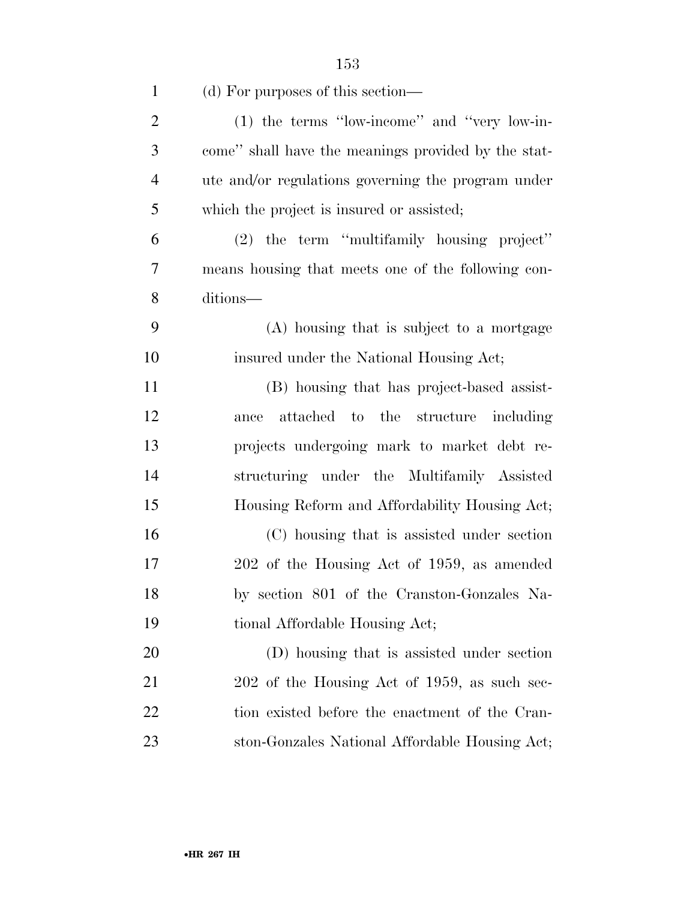(d) For purposes of this section—

(1) the terms ''low-income'' and ''very low-income'' shall have the meanings provided by the statute and/or regulations governing the program under which the project is insured or assisted;

(2) the term ''multifamily housing project'' means housing that meets one of the following conditions—

(A) housing that is subject to a mortgage insured under the National Housing Act;

(B) housing that has project-based assistance attached to the structure including projects undergoing mark to market debt restructuring under the Multifamily Assisted Housing Reform and Affordability Housing Act;

(C) housing that is assisted under section 202 of the Housing Act of 1959, as amended by section 801 of the Cranston-Gonzales National Affordable Housing Act;

(D) housing that is assisted under section 202 of the Housing Act of 1959, as such section existed before the enactment of the Cranston-Gonzales National Affordable Housing Act;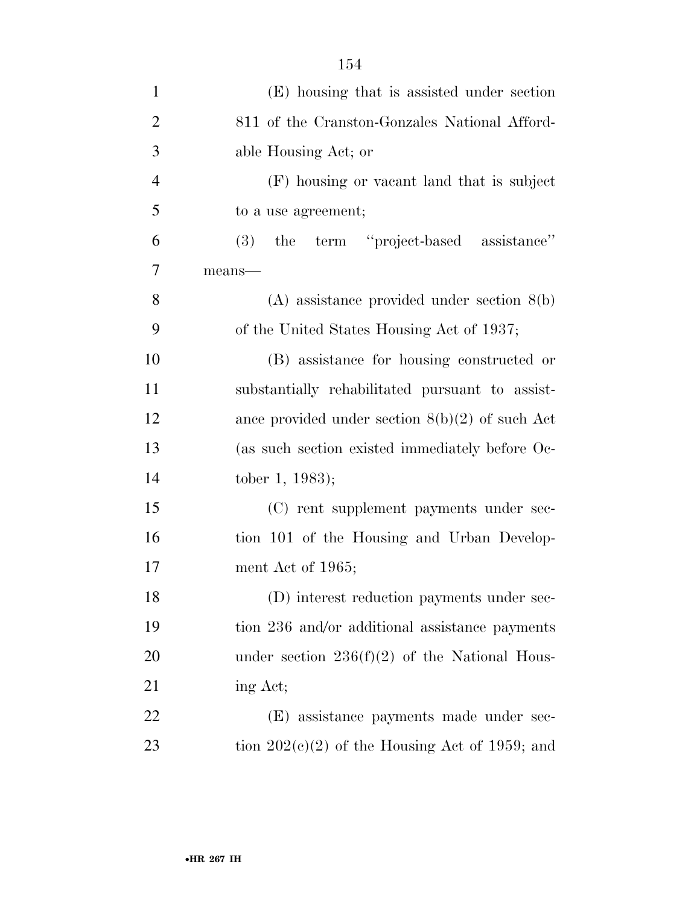(E) housing that is assisted under section 811 of the Cranston-Gonzales National Affordable Housing Act; or

(F) housing or vacant land that is subject to a use agreement;

(3) the term "project-based assistance" means—

(A) assistance provided under section 8(b) of the United States Housing Act of 1937;

(B) assistance for housing constructed or substantially rehabilitated pursuant to assistance provided under section 8(b)(2) of such Act (as such section existed immediately before October 1, 1983);

(C) rent supplement payments under section 101 of the Housing and Urban Development Act of 1965;

(D) interest reduction payments under section 236 and/or additional assistance payments under section 236(f)(2) of the National Housing Act;

(E) assistance payments made under section 202(c)(2) of the Housing Act of 1959; and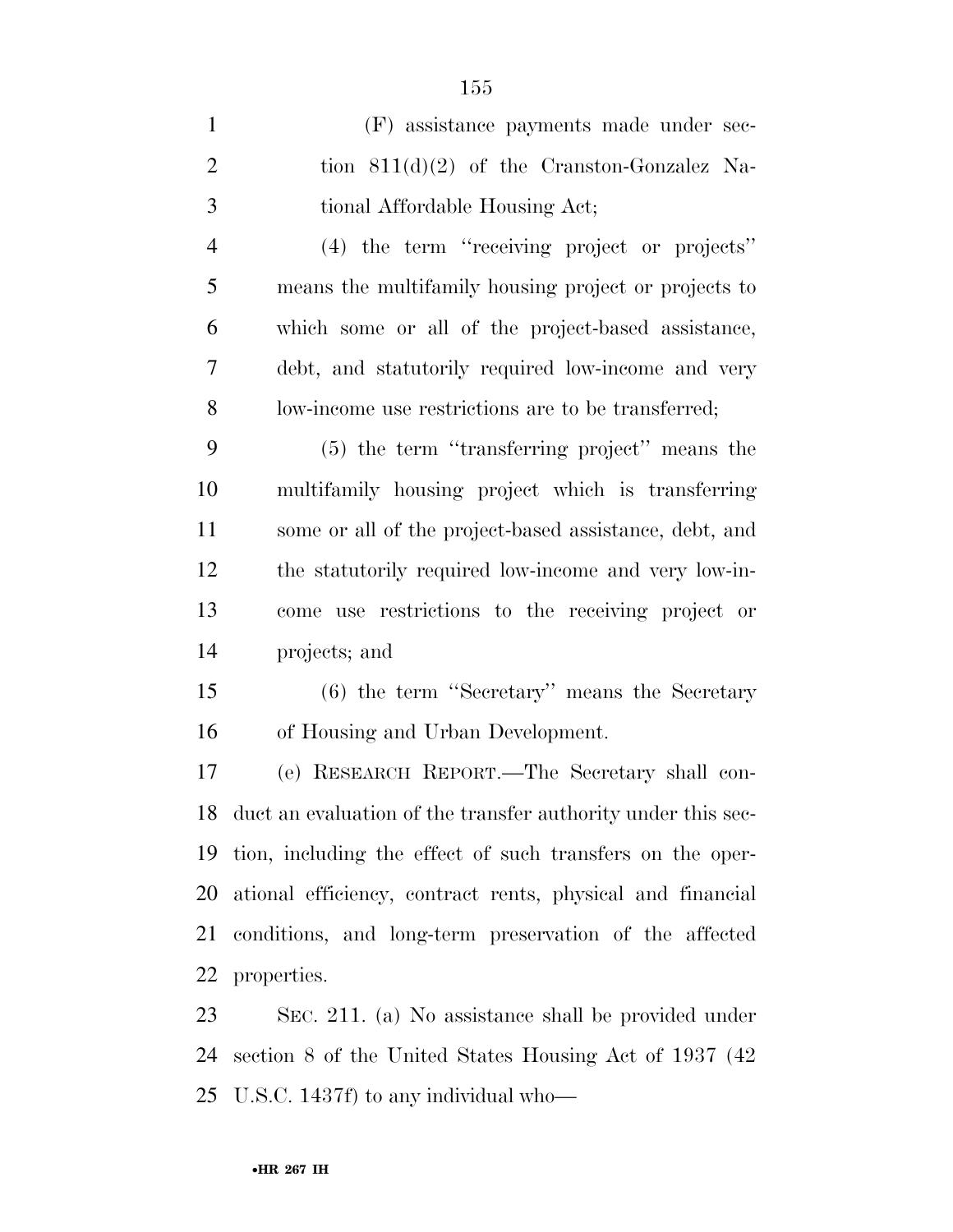(F) assistance payments made under section 811(d)(2) of the Cranston-Gonzalez National Affordable Housing Act;

(4) the term ''receiving project or projects'' means the multifamily housing project or projects to which some or all of the project-based assistance, debt, and statutorily required low-income and very low-income use restrictions are to be transferred;

(5) the term ''transferring project'' means the multifamily housing project which is transferring some or all of the project-based assistance, debt, and the statutorily required low-income and very low-income use restrictions to the receiving project or projects; and

(6) the term ''Secretary'' means the Secretary of Housing and Urban Development.

(e) RESEARCH REPORT.—The Secretary shall conduct an evaluation of the transfer authority under this section, including the effect of such transfers on the operational efficiency, contract rents, physical and financial conditions, and long-term preservation of the affected properties.

SEC. 211. (a) No assistance shall be provided under section 8 of the United States Housing Act of 1937 (42 U.S.C. 1437f) to any individual who—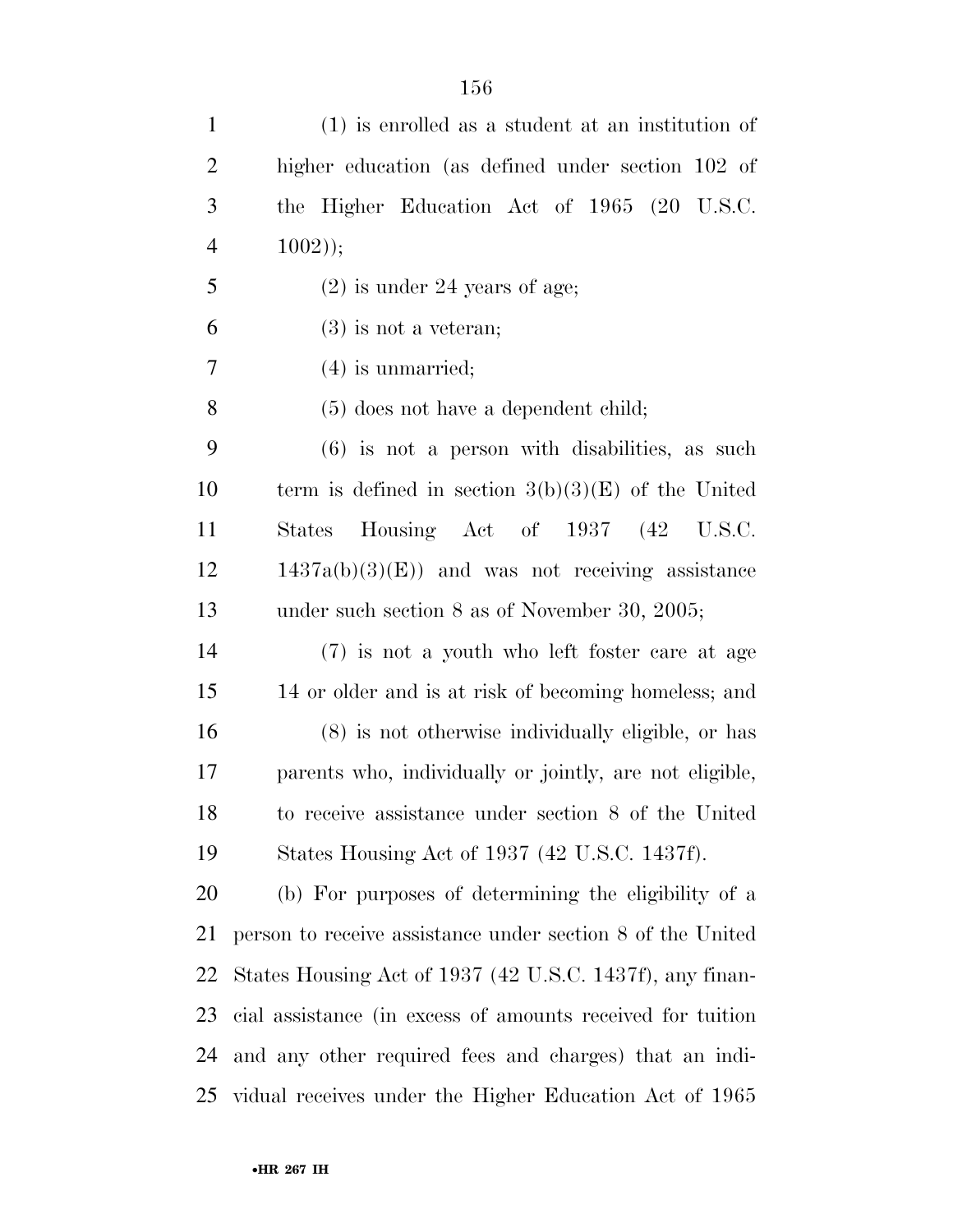(1) is enrolled as a student at an institution of higher education (as defined under section 102 of the Higher Education Act of 1965 (20 U.S.C. 1002));

(2) is under 24 years of age;

(3) is not a veteran;

(4) is unmarried;

(5) does not have a dependent child;

(6) is not a person with disabilities, as such term is defined in section 3(b)(3)(E) of the United States Housing Act of 1937 (42 U.S.C. 1437a(b)(3)(E)) and was not receiving assistance under such section 8 as of November 30, 2005;

(7) is not a youth who left foster care at age 14 or older and is at risk of becoming homeless; and

(8) is not otherwise individually eligible, or has parents who, individually or jointly, are not eligible, to receive assistance under section 8 of the United States Housing Act of 1937 (42 U.S.C. 1437f).

(b) For purposes of determining the eligibility of a person to receive assistance under section 8 of the United States Housing Act of 1937 (42 U.S.C. 1437f), any financial assistance (in excess of amounts received for tuition and any other required fees and charges) that an individual receives under the Higher Education Act of 1965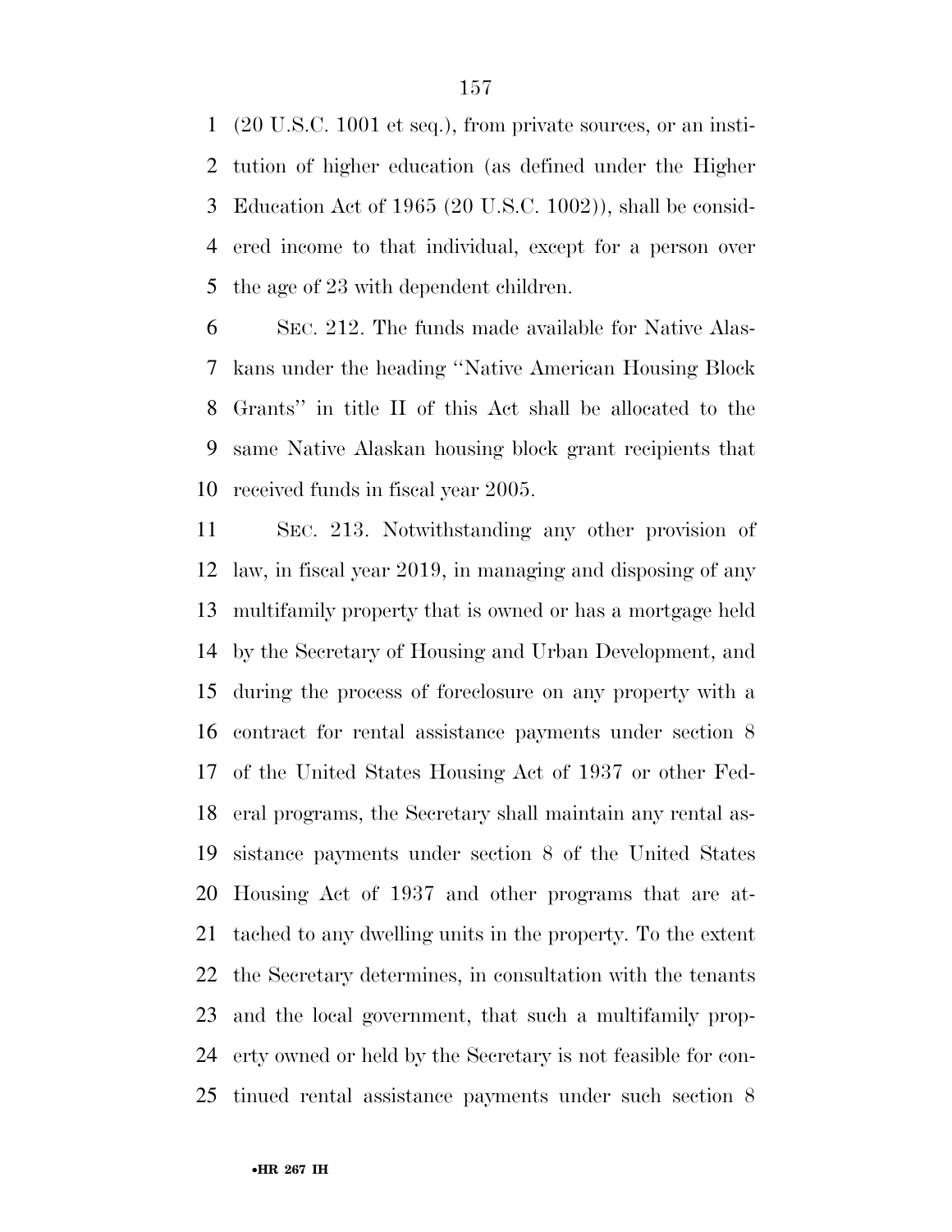(20 U.S.C. 1001 et seq.), from private sources, or an institution of higher education (as defined under the Higher Education Act of 1965 (20 U.S.C. 1002)), shall be considered income to that individual, except for a person over the age of 23 with dependent children.

SEC. 212. The funds made available for Native Alaskans under the heading ''Native American Housing Block Grants'' in title II of this Act shall be allocated to the same Native Alaskan housing block grant recipients that received funds in fiscal year 2005.

SEC. 213. Notwithstanding any other provision of law, in fiscal year 2019, in managing and disposing of any multifamily property that is owned or has a mortgage held by the Secretary of Housing and Urban Development, and during the process of foreclosure on any property with a contract for rental assistance payments under section 8 of the United States Housing Act of 1937 or other Federal programs, the Secretary shall maintain any rental assistance payments under section 8 of the United States Housing Act of 1937 and other programs that are attached to any dwelling units in the property. To the extent the Secretary determines, in consultation with the tenants and the local government, that such a multifamily property owned or held by the Secretary is not feasible for continued rental assistance payments under such section 8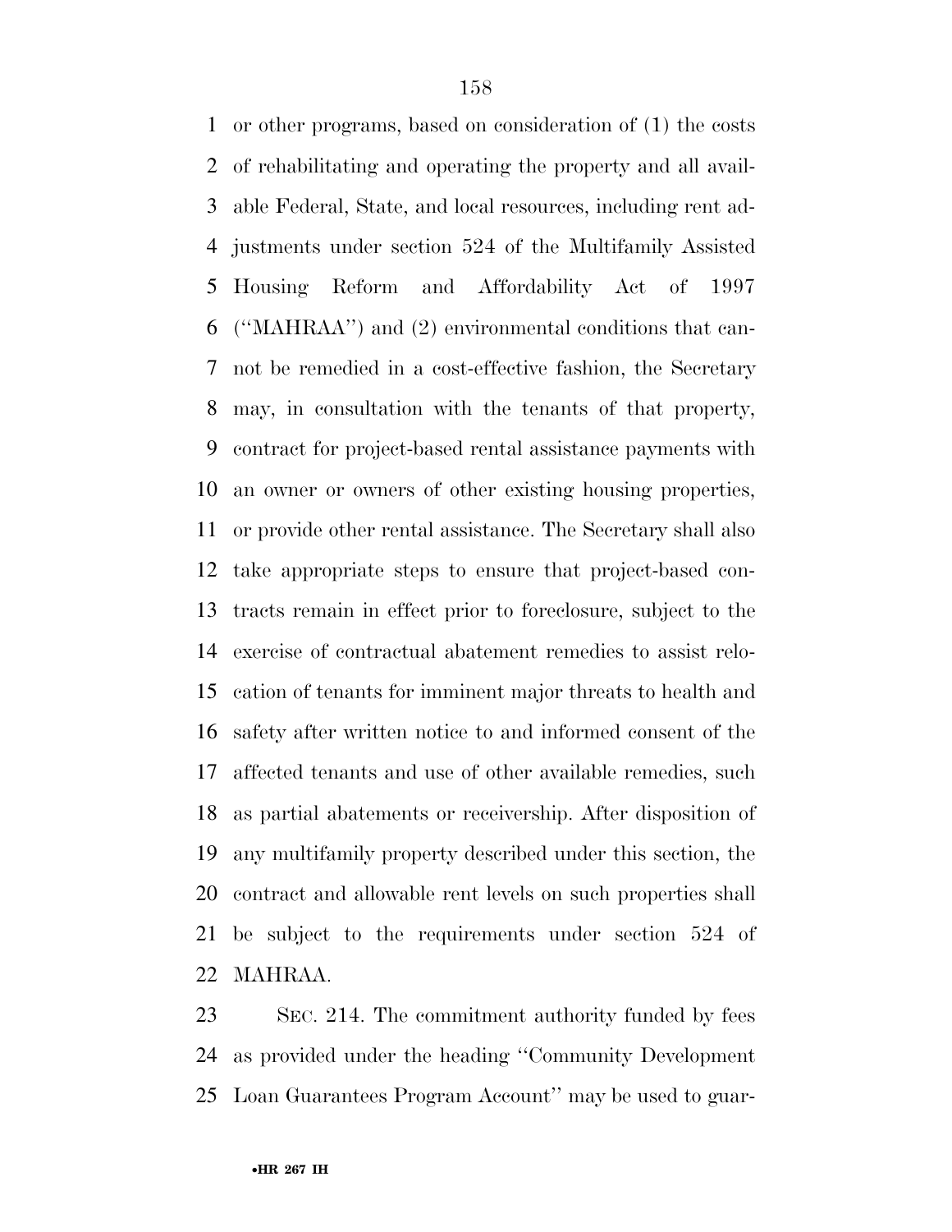or other programs, based on consideration of (1) the costs of rehabilitating and operating the property and all available Federal, State, and local resources, including rent adjustments under section 524 of the Multifamily Assisted Housing Reform and Affordability Act of 1997 (''MAHRAA'') and (2) environmental conditions that cannot be remedied in a cost-effective fashion, the Secretary may, in consultation with the tenants of that property, contract for project-based rental assistance payments with an owner or owners of other existing housing properties, or provide other rental assistance. The Secretary shall also take appropriate steps to ensure that project-based contracts remain in effect prior to foreclosure, subject to the exercise of contractual abatement remedies to assist relocation of tenants for imminent major threats to health and safety after written notice to and informed consent of the affected tenants and use of other available remedies, such as partial abatements or receivership. After disposition of any multifamily property described under this section, the contract and allowable rent levels on such properties shall be subject to the requirements under section 524 of MAHRAA.

SEC. 214. The commitment authority funded by fees as provided under the heading ''Community Development Loan Guarantees Program Account'' may be used to guar-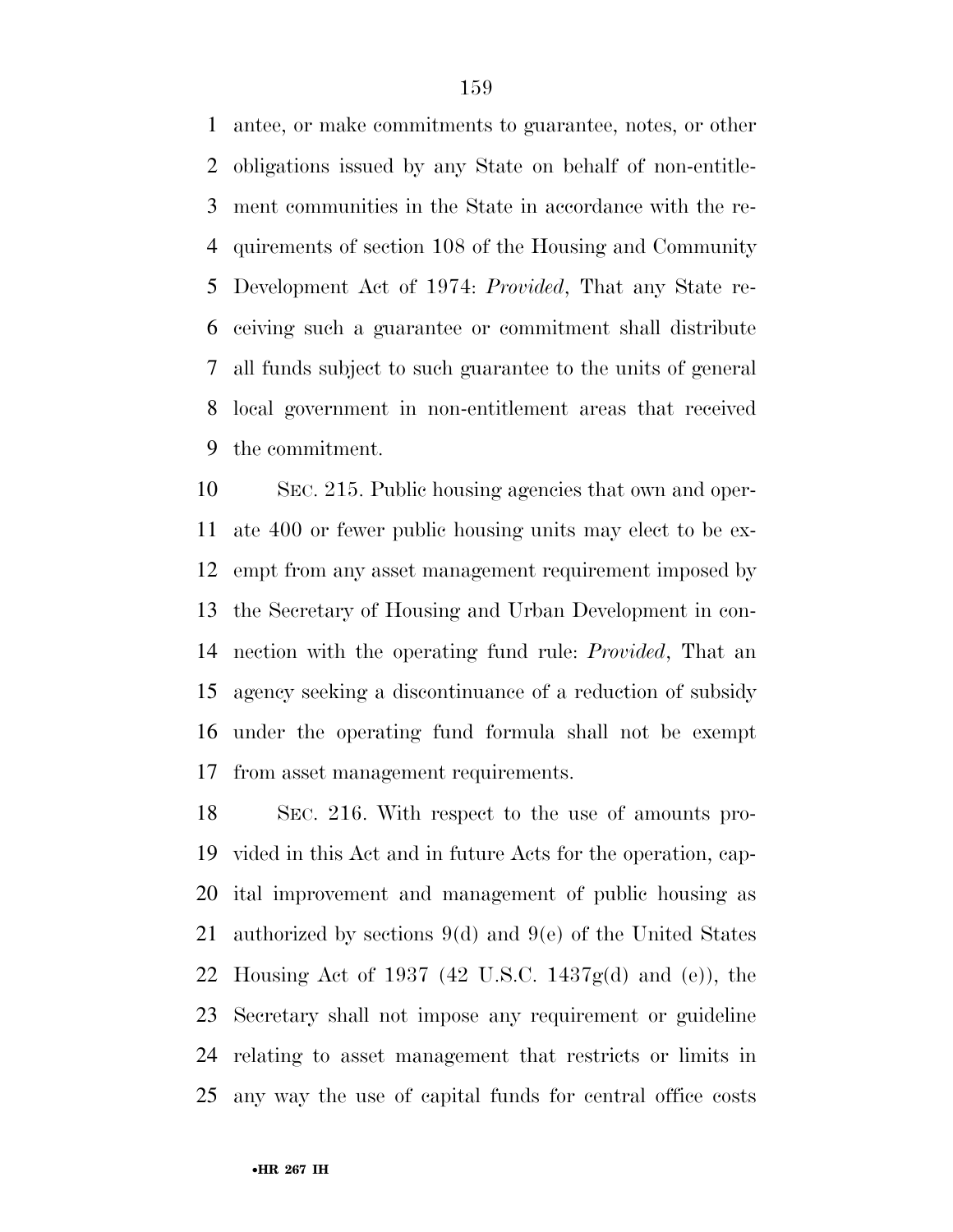antee, or make commitments to guarantee, notes, or other obligations issued by any State on behalf of non-entitlement communities in the State in accordance with the requirements of section 108 of the Housing and Community Development Act of 1974: *Provided*, That any State receiving such a guarantee or commitment shall distribute all funds subject to such guarantee to the units of general local government in non-entitlement areas that received the commitment.

SEC. 215. Public housing agencies that own and operate 400 or fewer public housing units may elect to be exempt from any asset management requirement imposed by the Secretary of Housing and Urban Development in connection with the operating fund rule: *Provided*, That an agency seeking a discontinuance of a reduction of subsidy under the operating fund formula shall not be exempt from asset management requirements.

SEC. 216. With respect to the use of amounts provided in this Act and in future Acts for the operation, capital improvement and management of public housing as authorized by sections 9(d) and 9(e) of the United States Housing Act of 1937 (42 U.S.C. 1437g(d) and (e)), the Secretary shall not impose any requirement or guideline relating to asset management that restricts or limits in any way the use of capital funds for central office costs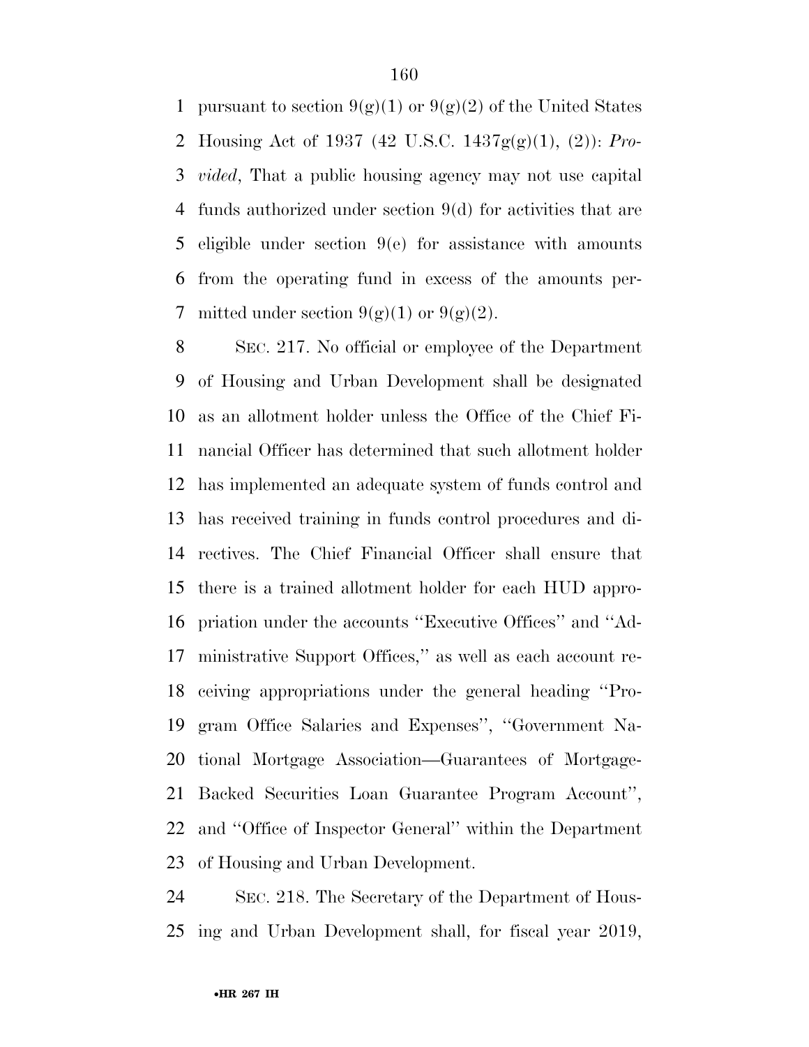pursuant to section 9(g)(1) or 9(g)(2) of the United States Housing Act of 1937 (42 U.S.C. 1437g(g)(1), (2)): *Provided*, That a public housing agency may not use capital funds authorized under section 9(d) for activities that are eligible under section 9(e) for assistance with amounts from the operating fund in excess of the amounts permitted under section 9(g)(1) or 9(g)(2).

SEC. 217. No official or employee of the Department of Housing and Urban Development shall be designated as an allotment holder unless the Office of the Chief Financial Officer has determined that such allotment holder has implemented an adequate system of funds control and has received training in funds control procedures and directives. The Chief Financial Officer shall ensure that there is a trained allotment holder for each HUD appropriation under the accounts ''Executive Offices'' and ''Administrative Support Offices,'' as well as each account receiving appropriations under the general heading ''Program Office Salaries and Expenses'', ''Government National Mortgage Association—Guarantees of Mortgage-Backed Securities Loan Guarantee Program Account'', and ''Office of Inspector General'' within the Department of Housing and Urban Development.

SEC. 218. The Secretary of the Department of Housing and Urban Development shall, for fiscal year 2019,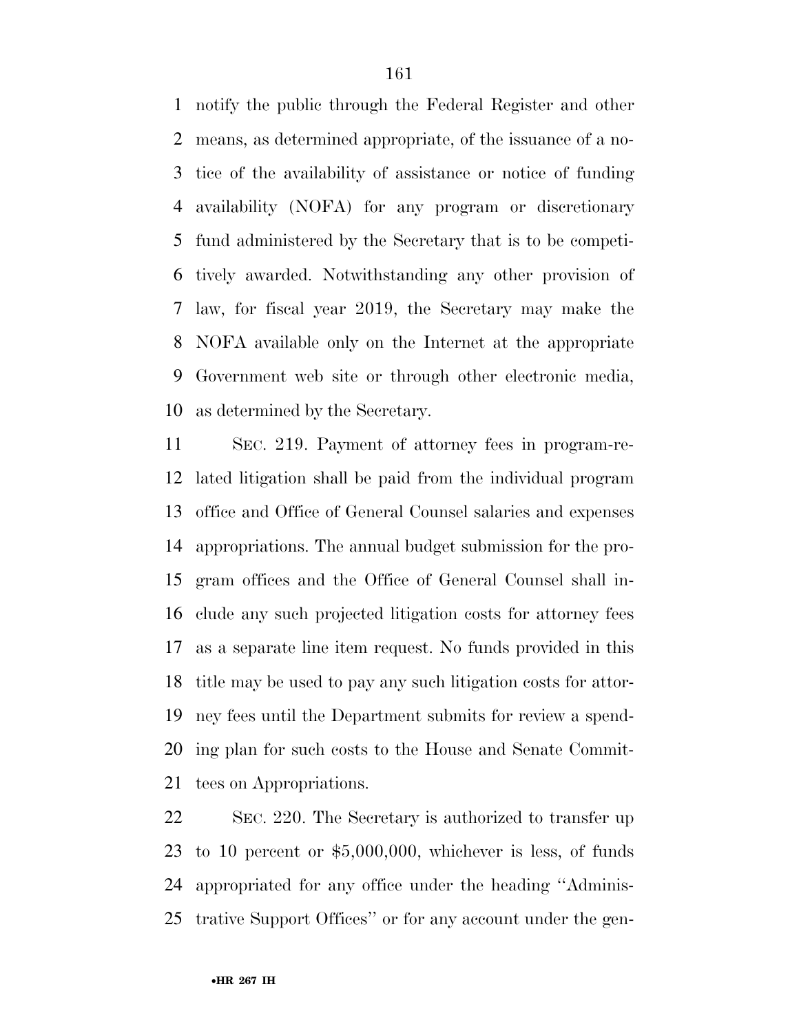notify the public through the Federal Register and other means, as determined appropriate, of the issuance of a notice of the availability of assistance or notice of funding availability (NOFA) for any program or discretionary fund administered by the Secretary that is to be competitively awarded. Notwithstanding any other provision of law, for fiscal year 2019, the Secretary may make the NOFA available only on the Internet at the appropriate Government web site or through other electronic media, as determined by the Secretary.

SEC. 219. Payment of attorney fees in program-related litigation shall be paid from the individual program office and Office of General Counsel salaries and expenses appropriations. The annual budget submission for the program offices and the Office of General Counsel shall include any such projected litigation costs for attorney fees as a separate line item request. No funds provided in this title may be used to pay any such litigation costs for attorney fees until the Department submits for review a spending plan for such costs to the House and Senate Committees on Appropriations.

SEC. 220. The Secretary is authorized to transfer up to 10 percent or $5,000,000, whichever is less, of funds appropriated for any office under the heading ''Administrative Support Offices'' or for any account under the gen-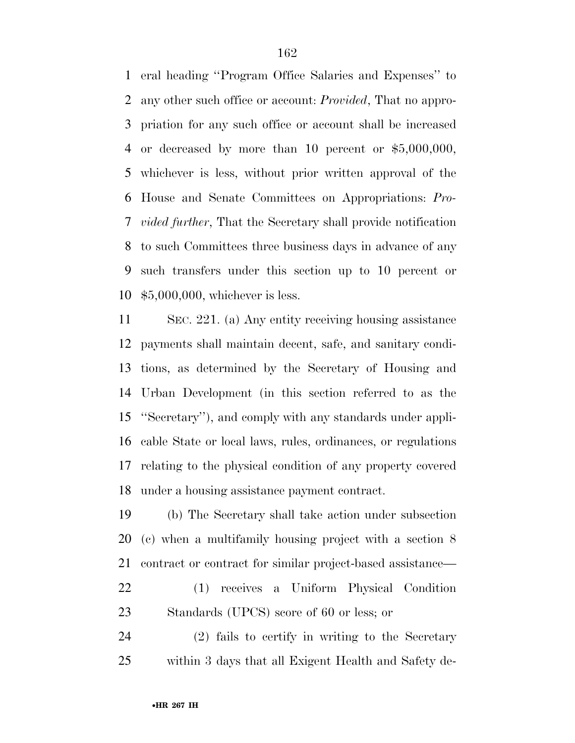eral heading ''Program Office Salaries and Expenses'' to any other such office or account: *Provided*, That no appropriation for any such office or account shall be increased or decreased by more than 10 percent or $5,000,000, whichever is less, without prior written approval of the House and Senate Committees on Appropriations: *Provided further*, That the Secretary shall provide notification to such Committees three business days in advance of any such transfers under this section up to 10 percent or $5,000,000, whichever is less.

SEC. 221. (a) Any entity receiving housing assistance payments shall maintain decent, safe, and sanitary conditions, as determined by the Secretary of Housing and Urban Development (in this section referred to as the ''Secretary''), and comply with any standards under applicable State or local laws, rules, ordinances, or regulations relating to the physical condition of any property covered under a housing assistance payment contract.

(b) The Secretary shall take action under subsection (c) when a multifamily housing project with a section 8 contract or contract for similar project-based assistance—

(1) receives a Uniform Physical Condition Standards (UPCS) score of 60 or less; or

(2) fails to certify in writing to the Secretary within 3 days that all Exigent Health and Safety de-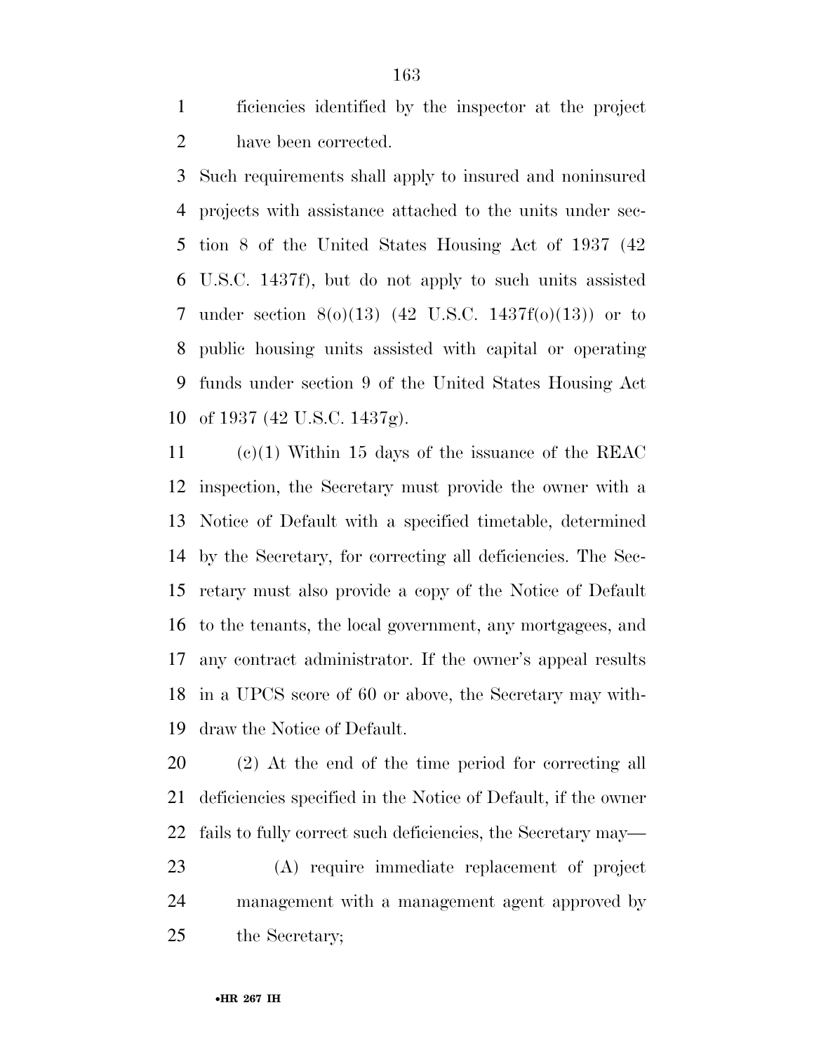ficiencies identified by the inspector at the project have been corrected.

Such requirements shall apply to insured and noninsured projects with assistance attached to the units under section 8 of the United States Housing Act of 1937 (42 U.S.C. 1437f), but do not apply to such units assisted under section 8(o)(13) (42 U.S.C. 1437f(o)(13)) or to public housing units assisted with capital or operating funds under section 9 of the United States Housing Act of 1937 (42 U.S.C. 1437g).

(c)(1) Within 15 days of the issuance of the REAC inspection, the Secretary must provide the owner with a Notice of Default with a specified timetable, determined by the Secretary, for correcting all deficiencies. The Secretary must also provide a copy of the Notice of Default to the tenants, the local government, any mortgagees, and any contract administrator. If the owner's appeal results in a UPCS score of 60 or above, the Secretary may withdraw the Notice of Default.

(2) At the end of the time period for correcting all deficiencies specified in the Notice of Default, if the owner fails to fully correct such deficiencies, the Secretary may—

(A) require immediate replacement of project management with a management agent approved by the Secretary;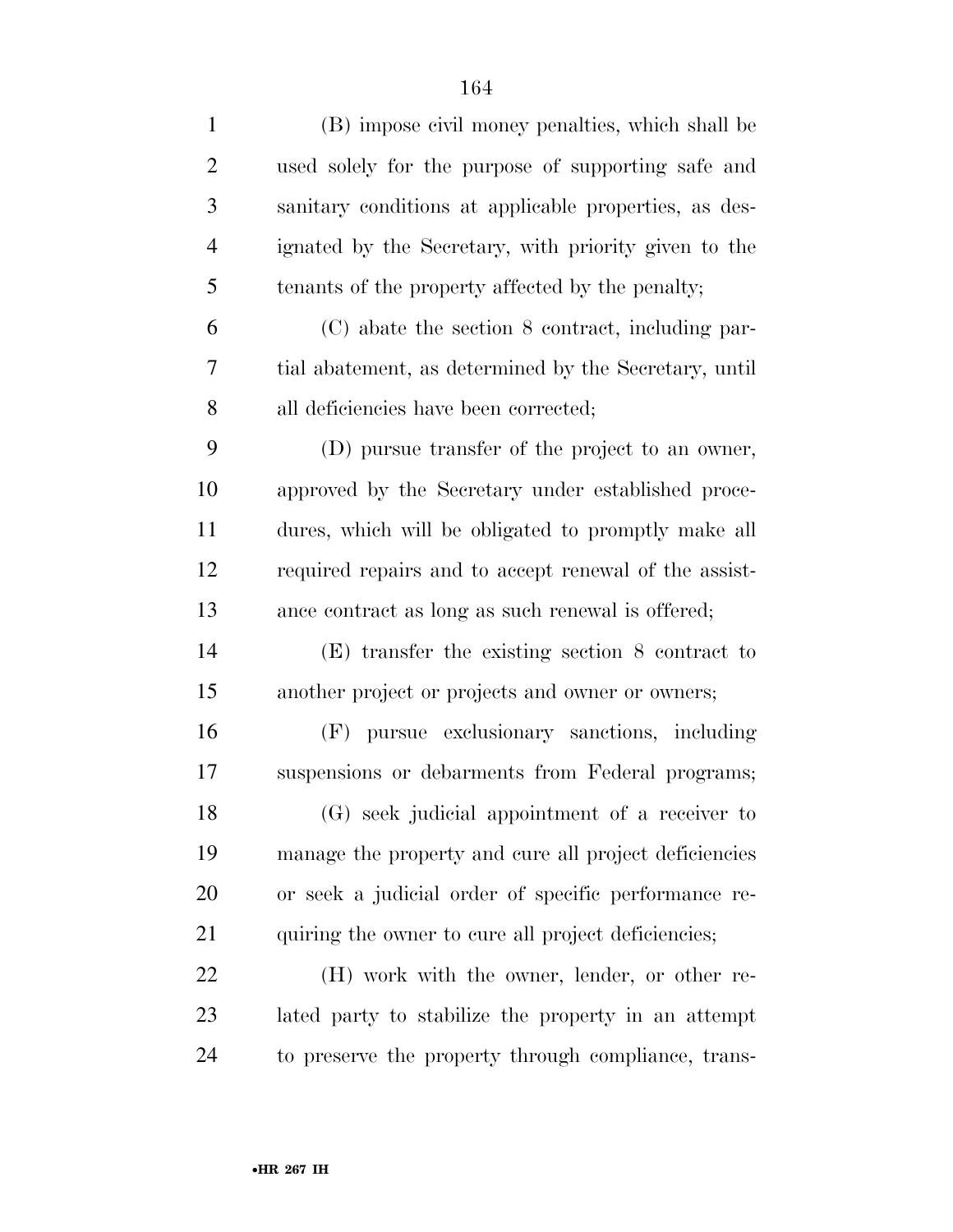(B) impose civil money penalties, which shall be used solely for the purpose of supporting safe and sanitary conditions at applicable properties, as designated by the Secretary, with priority given to the tenants of the property affected by the penalty;

(C) abate the section 8 contract, including partial abatement, as determined by the Secretary, until all deficiencies have been corrected;

(D) pursue transfer of the project to an owner, approved by the Secretary under established procedures, which will be obligated to promptly make all required repairs and to accept renewal of the assistance contract as long as such renewal is offered;

(E) transfer the existing section 8 contract to another project or projects and owner or owners;

(F) pursue exclusionary sanctions, including suspensions or debarments from Federal programs;

(G) seek judicial appointment of a receiver to manage the property and cure all project deficiencies or seek a judicial order of specific performance requiring the owner to cure all project deficiencies;

(H) work with the owner, lender, or other related party to stabilize the property in an attempt to preserve the property through compliance, trans-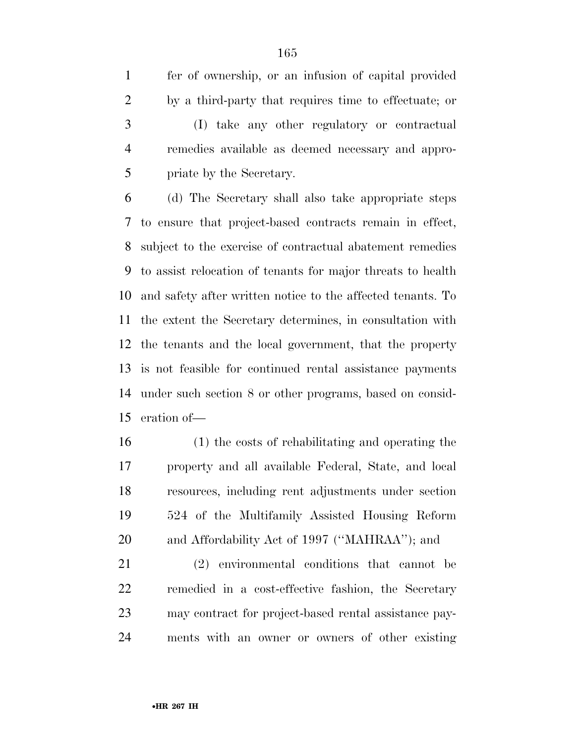fer of ownership, or an infusion of capital provided by a third-party that requires time to effectuate; or

(I) take any other regulatory or contractual remedies available as deemed necessary and appropriate by the Secretary.

(d) The Secretary shall also take appropriate steps to ensure that project-based contracts remain in effect, subject to the exercise of contractual abatement remedies to assist relocation of tenants for major threats to health and safety after written notice to the affected tenants. To the extent the Secretary determines, in consultation with the tenants and the local government, that the property is not feasible for continued rental assistance payments under such section 8 or other programs, based on consideration of—

(1) the costs of rehabilitating and operating the property and all available Federal, State, and local resources, including rent adjustments under section 524 of the Multifamily Assisted Housing Reform and Affordability Act of 1997 (''MAHRAA''); and

(2) environmental conditions that cannot be remedied in a cost-effective fashion, the Secretary may contract for project-based rental assistance payments with an owner or owners of other existing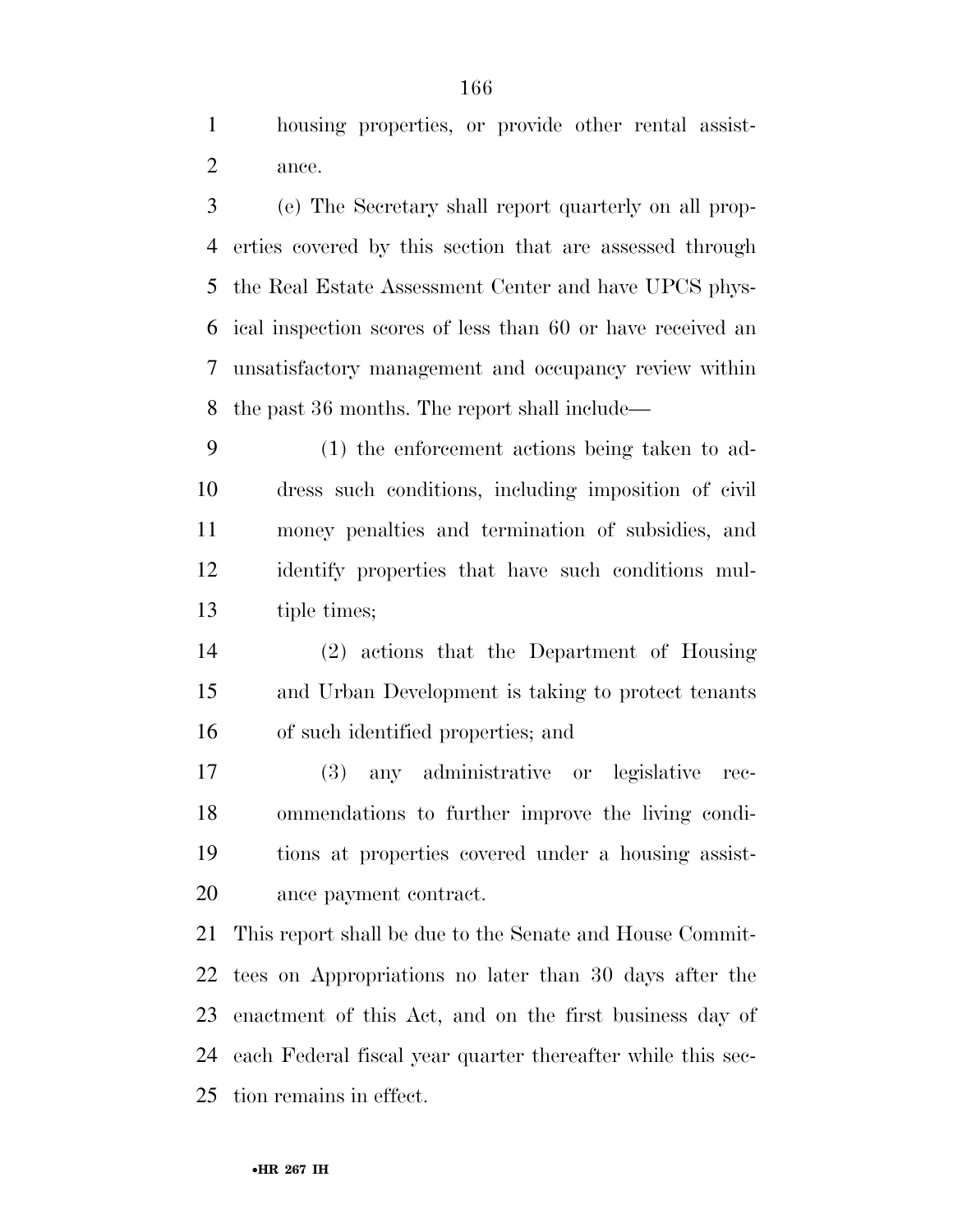housing properties, or provide other rental assistance.

(e) The Secretary shall report quarterly on all properties covered by this section that are assessed through the Real Estate Assessment Center and have UPCS physical inspection scores of less than 60 or have received an unsatisfactory management and occupancy review within the past 36 months. The report shall include—

(1) the enforcement actions being taken to address such conditions, including imposition of civil money penalties and termination of subsidies, and identify properties that have such conditions multiple times;

(2) actions that the Department of Housing and Urban Development is taking to protect tenants of such identified properties; and

(3) any administrative or legislative recommendations to further improve the living conditions at properties covered under a housing assistance payment contract.

This report shall be due to the Senate and House Committees on Appropriations no later than 30 days after the enactment of this Act, and on the first business day of each Federal fiscal year quarter thereafter while this section remains in effect.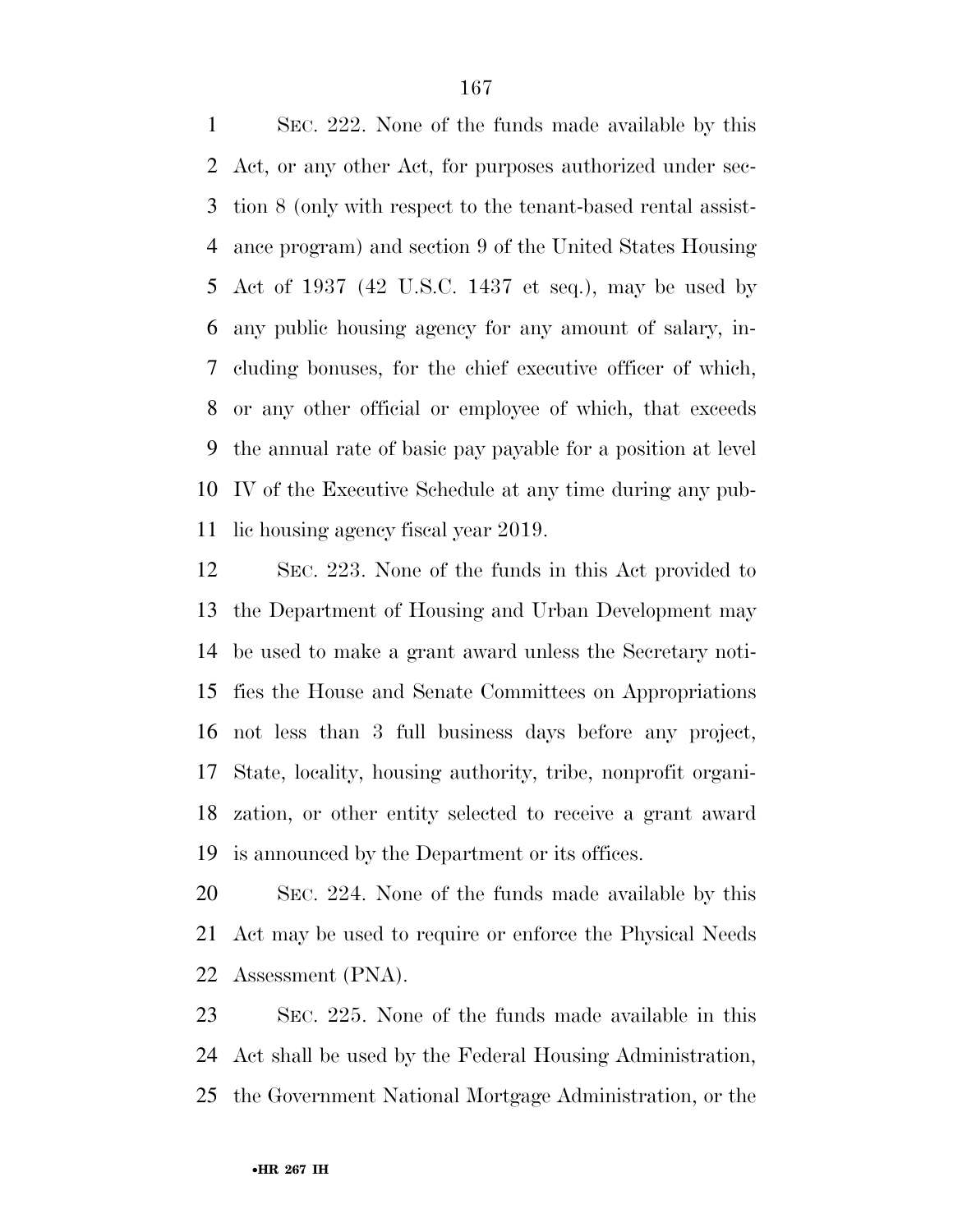SEC. 222. None of the funds made available by this Act, or any other Act, for purposes authorized under section 8 (only with respect to the tenant-based rental assistance program) and section 9 of the United States Housing Act of 1937 (42 U.S.C. 1437 et seq.), may be used by any public housing agency for any amount of salary, including bonuses, for the chief executive officer of which, or any other official or employee of which, that exceeds the annual rate of basic pay payable for a position at level IV of the Executive Schedule at any time during any public housing agency fiscal year 2019.

SEC. 223. None of the funds in this Act provided to the Department of Housing and Urban Development may be used to make a grant award unless the Secretary notifies the House and Senate Committees on Appropriations not less than 3 full business days before any project, State, locality, housing authority, tribe, nonprofit organization, or other entity selected to receive a grant award is announced by the Department or its offices.

SEC. 224. None of the funds made available by this Act may be used to require or enforce the Physical Needs Assessment (PNA).

SEC. 225. None of the funds made available in this Act shall be used by the Federal Housing Administration, the Government National Mortgage Administration, or the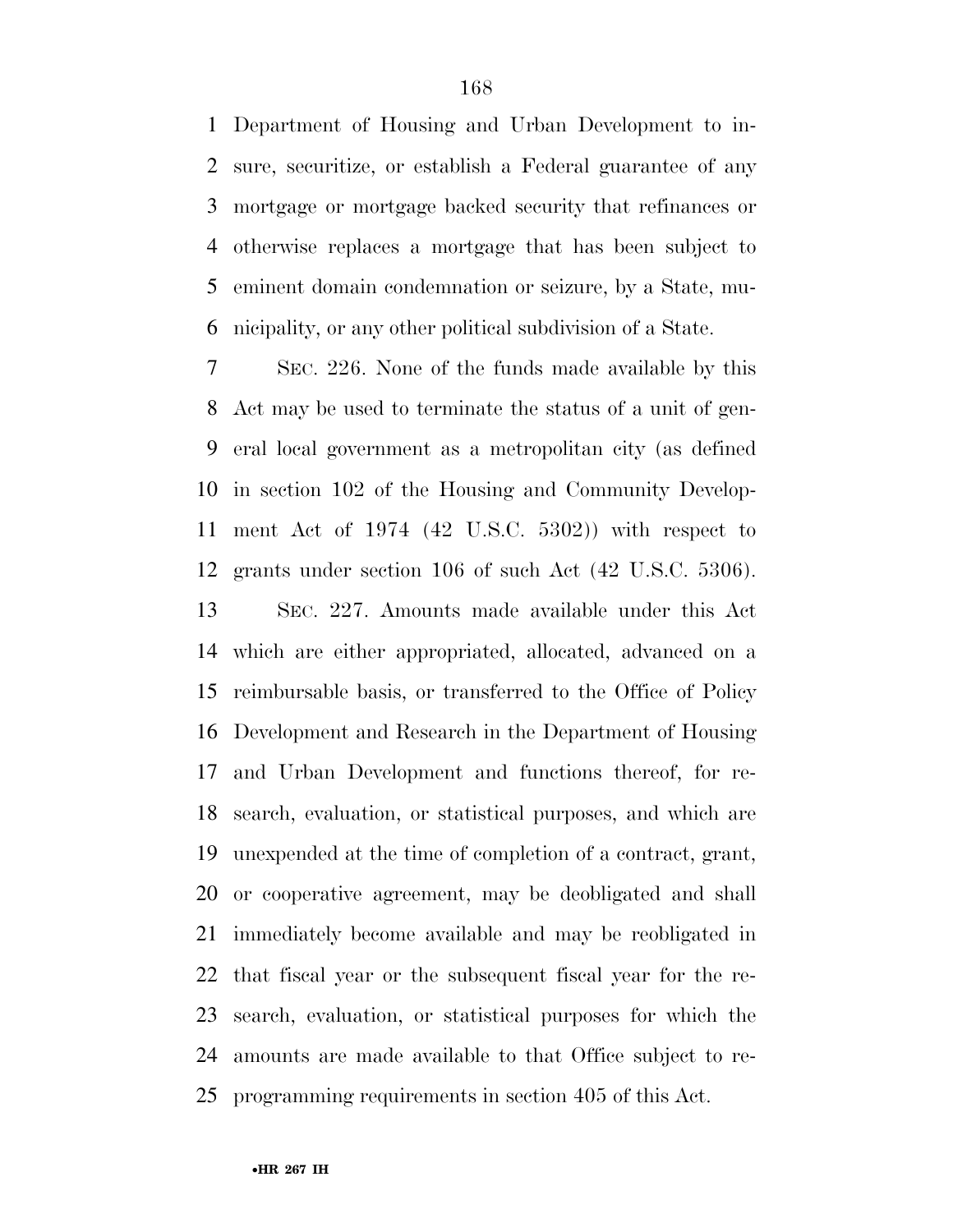Department of Housing and Urban Development to insure, securitize, or establish a Federal guarantee of any mortgage or mortgage backed security that refinances or otherwise replaces a mortgage that has been subject to eminent domain condemnation or seizure, by a State, municipality, or any other political subdivision of a State.

SEC. 226. None of the funds made available by this Act may be used to terminate the status of a unit of general local government as a metropolitan city (as defined in section 102 of the Housing and Community Development Act of 1974 (42 U.S.C. 5302)) with respect to grants under section 106 of such Act (42 U.S.C. 5306).

SEC. 227. Amounts made available under this Act which are either appropriated, allocated, advanced on a reimbursable basis, or transferred to the Office of Policy Development and Research in the Department of Housing and Urban Development and functions thereof, for research, evaluation, or statistical purposes, and which are unexpended at the time of completion of a contract, grant, or cooperative agreement, may be deobligated and shall immediately become available and may be reobligated in that fiscal year or the subsequent fiscal year for the research, evaluation, or statistical purposes for which the amounts are made available to that Office subject to reprogramming requirements in section 405 of this Act.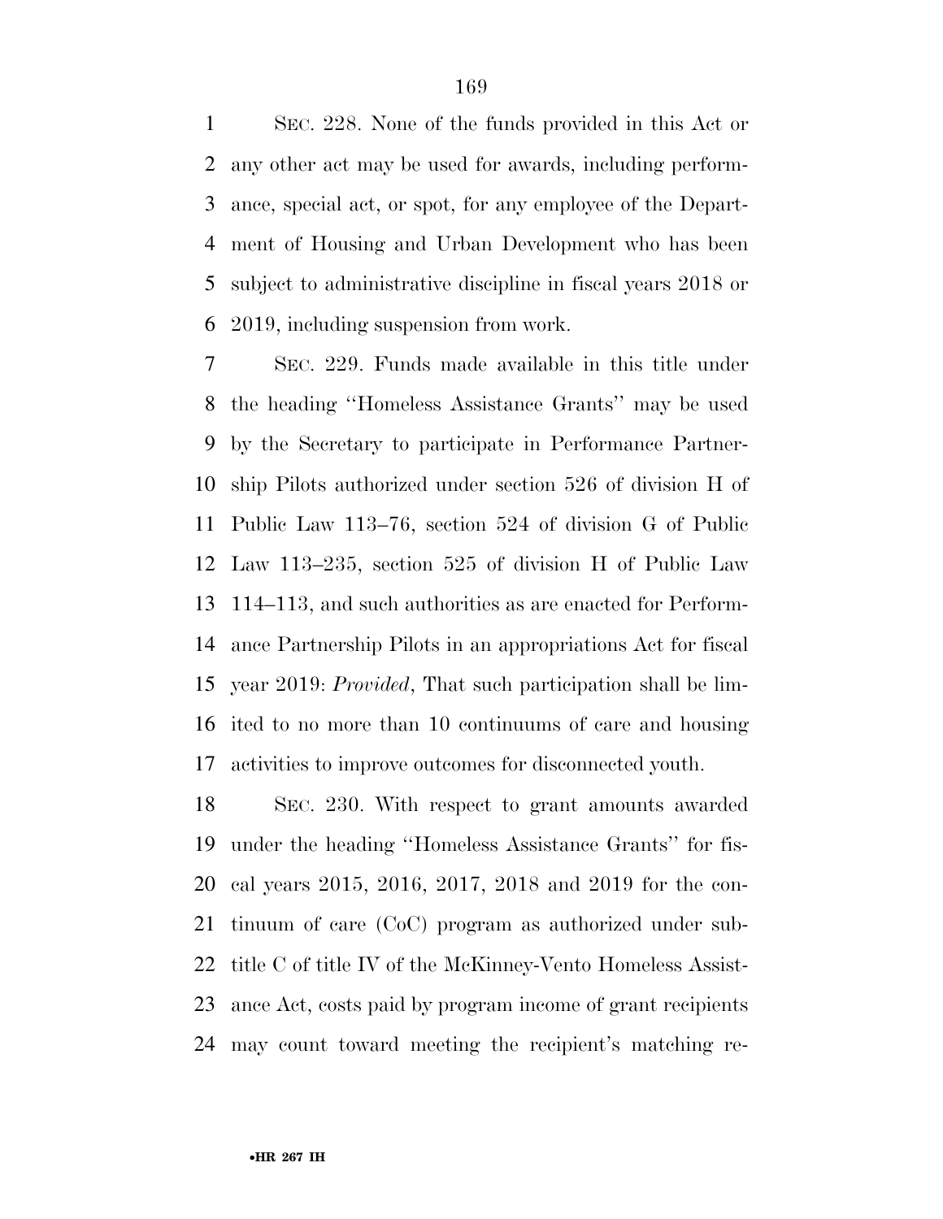SEC. 228. None of the funds provided in this Act or any other act may be used for awards, including performance, special act, or spot, for any employee of the Department of Housing and Urban Development who has been subject to administrative discipline in fiscal years 2018 or 2019, including suspension from work.

SEC. 229. Funds made available in this title under the heading ''Homeless Assistance Grants'' may be used by the Secretary to participate in Performance Partnership Pilots authorized under section 526 of division H of Public Law 113–76, section 524 of division G of Public Law 113–235, section 525 of division H of Public Law 114–113, and such authorities as are enacted for Performance Partnership Pilots in an appropriations Act for fiscal year 2019: *Provided*, That such participation shall be limited to no more than 10 continuums of care and housing activities to improve outcomes for disconnected youth.

SEC. 230. With respect to grant amounts awarded under the heading ''Homeless Assistance Grants'' for fiscal years 2015, 2016, 2017, 2018 and 2019 for the continuum of care (CoC) program as authorized under subtitle C of title IV of the McKinney-Vento Homeless Assistance Act, costs paid by program income of grant recipients may count toward meeting the recipient's matching re-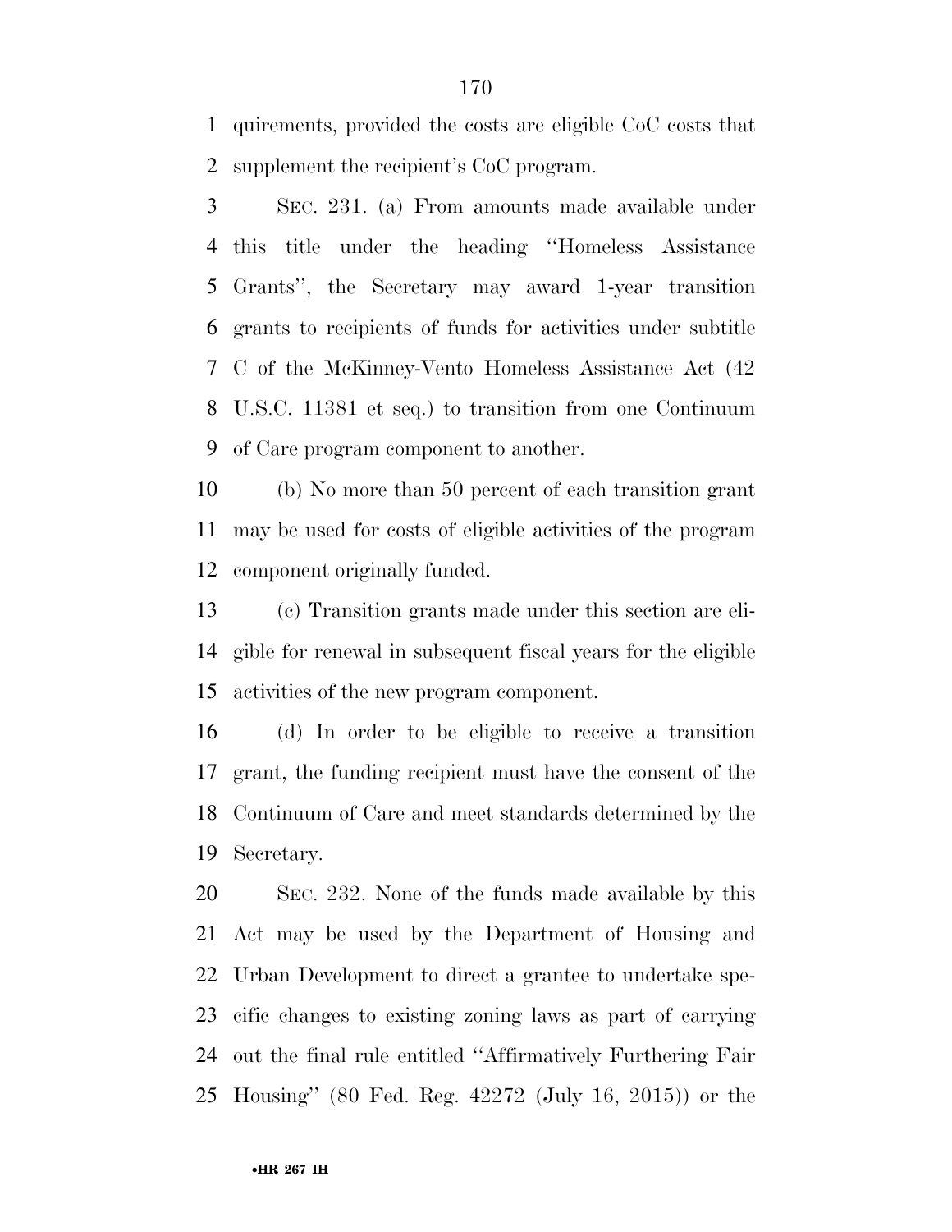quirements, provided the costs are eligible CoC costs that supplement the recipient's CoC program.

SEC. 231. (a) From amounts made available under this title under the heading ''Homeless Assistance Grants'', the Secretary may award 1-year transition grants to recipients of funds for activities under subtitle C of the McKinney-Vento Homeless Assistance Act (42 U.S.C. 11381 et seq.) to transition from one Continuum of Care program component to another.

(b) No more than 50 percent of each transition grant may be used for costs of eligible activities of the program component originally funded.

(c) Transition grants made under this section are eligible for renewal in subsequent fiscal years for the eligible activities of the new program component.

(d) In order to be eligible to receive a transition grant, the funding recipient must have the consent of the Continuum of Care and meet standards determined by the Secretary.

SEC. 232. None of the funds made available by this Act may be used by the Department of Housing and Urban Development to direct a grantee to undertake specific changes to existing zoning laws as part of carrying out the final rule entitled ''Affirmatively Furthering Fair Housing'' (80 Fed. Reg. 42272 (July 16, 2015)) or the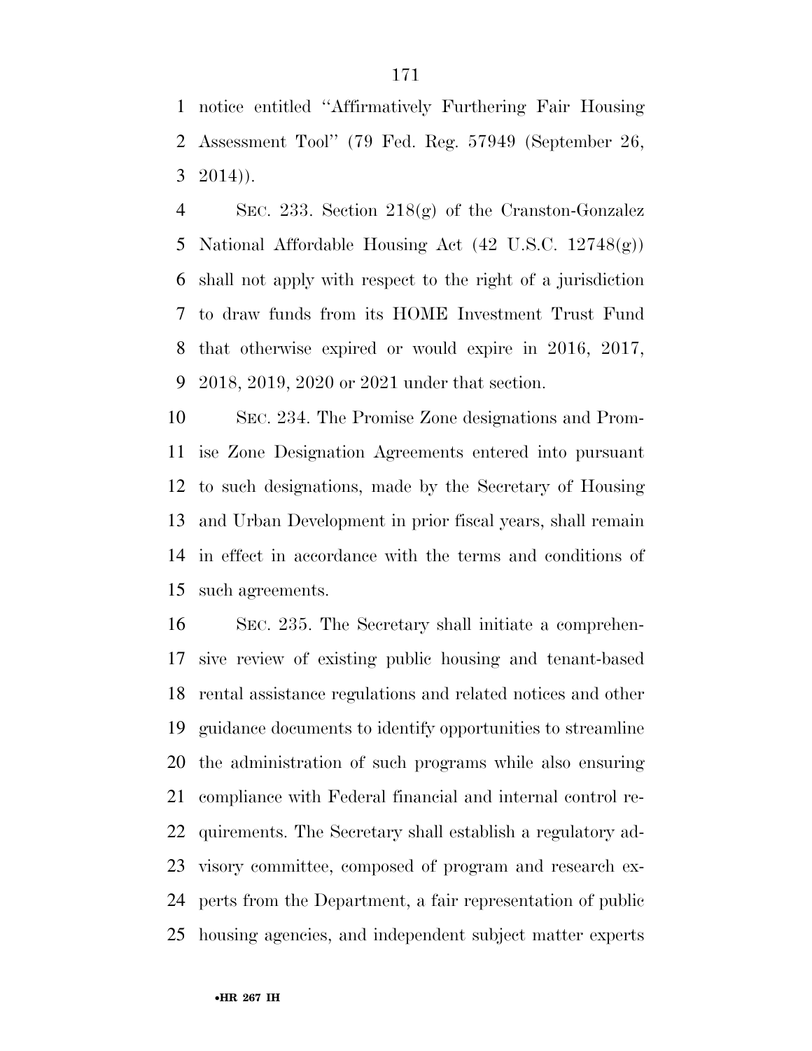notice entitled ''Affirmatively Furthering Fair Housing Assessment Tool'' (79 Fed. Reg. 57949 (September 26, 2014)).

SEC. 233. Section 218(g) of the Cranston-Gonzalez National Affordable Housing Act (42 U.S.C. 12748(g)) shall not apply with respect to the right of a jurisdiction to draw funds from its HOME Investment Trust Fund that otherwise expired or would expire in 2016, 2017, 2018, 2019, 2020 or 2021 under that section.

SEC. 234. The Promise Zone designations and Promise Zone Designation Agreements entered into pursuant to such designations, made by the Secretary of Housing and Urban Development in prior fiscal years, shall remain in effect in accordance with the terms and conditions of such agreements.

SEC. 235. The Secretary shall initiate a comprehensive review of existing public housing and tenant-based rental assistance regulations and related notices and other guidance documents to identify opportunities to streamline the administration of such programs while also ensuring compliance with Federal financial and internal control requirements. The Secretary shall establish a regulatory advisory committee, composed of program and research experts from the Department, a fair representation of public housing agencies, and independent subject matter experts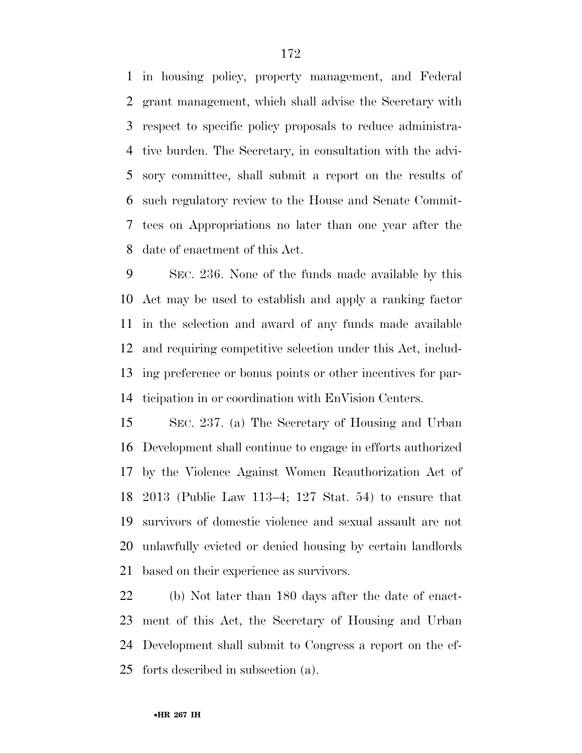in housing policy, property management, and Federal grant management, which shall advise the Secretary with respect to specific policy proposals to reduce administrative burden. The Secretary, in consultation with the advisory committee, shall submit a report on the results of such regulatory review to the House and Senate Committees on Appropriations no later than one year after the date of enactment of this Act.

SEC. 236. None of the funds made available by this Act may be used to establish and apply a ranking factor in the selection and award of any funds made available and requiring competitive selection under this Act, including preference or bonus points or other incentives for participation in or coordination with EnVision Centers.

SEC. 237. (a) The Secretary of Housing and Urban Development shall continue to engage in efforts authorized by the Violence Against Women Reauthorization Act of 2013 (Public Law 113–4; 127 Stat. 54) to ensure that survivors of domestic violence and sexual assault are not unlawfully evicted or denied housing by certain landlords based on their experience as survivors.

(b) Not later than 180 days after the date of enactment of this Act, the Secretary of Housing and Urban Development shall submit to Congress a report on the efforts described in subsection (a).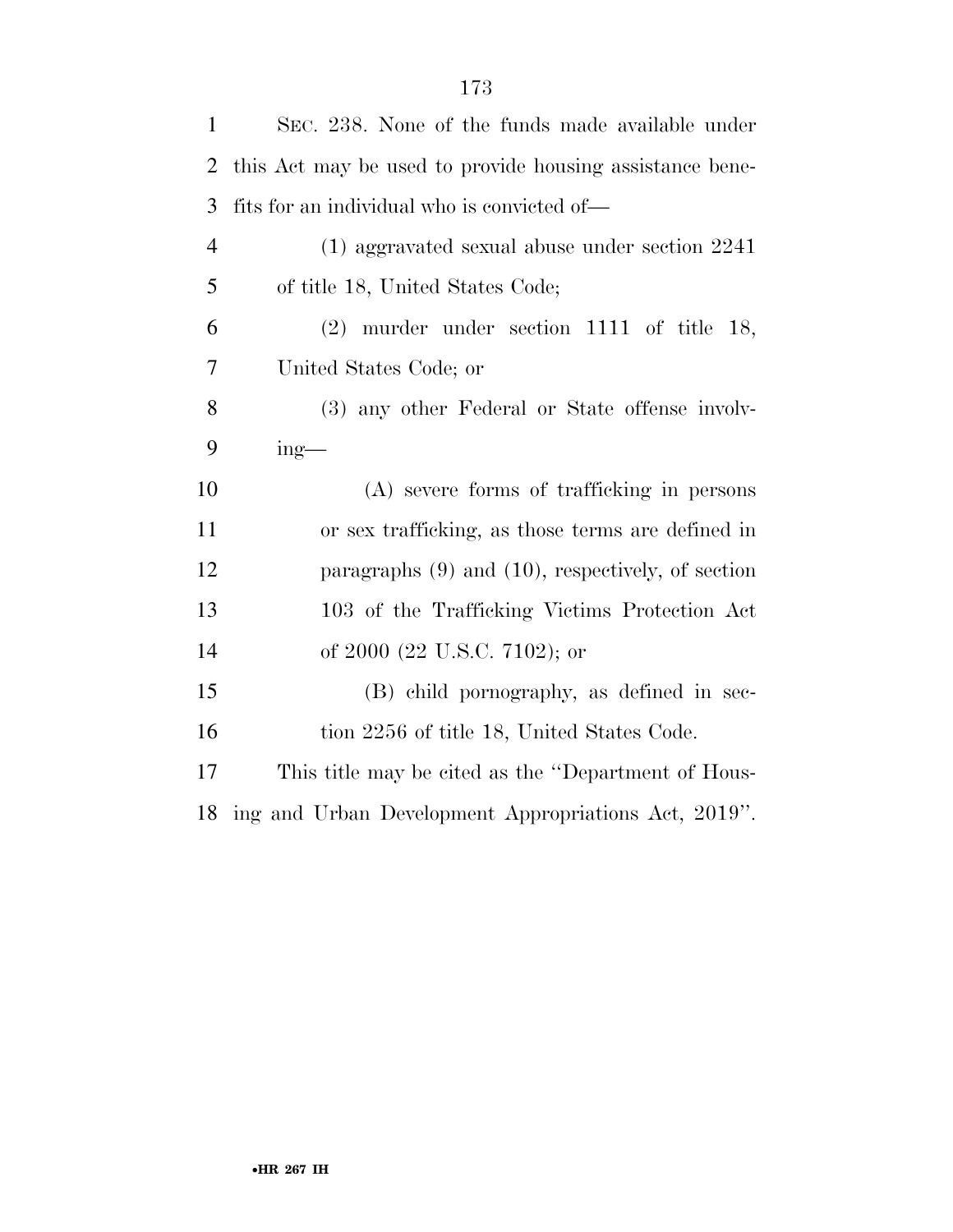SEC. 238. None of the funds made available under this Act may be used to provide housing assistance benefits for an individual who is convicted of—

(1) aggravated sexual abuse under section 2241 of title 18, United States Code;

(2) murder under section 1111 of title 18, United States Code; or

(3) any other Federal or State offense involving—

(A) severe forms of trafficking in persons or sex trafficking, as those terms are defined in paragraphs (9) and (10), respectively, of section 103 of the Trafficking Victims Protection Act of 2000 (22 U.S.C. 7102); or

(B) child pornography, as defined in section 2256 of title 18, United States Code.

This title may be cited as the ''Department of Housing and Urban Development Appropriations Act, 2019''.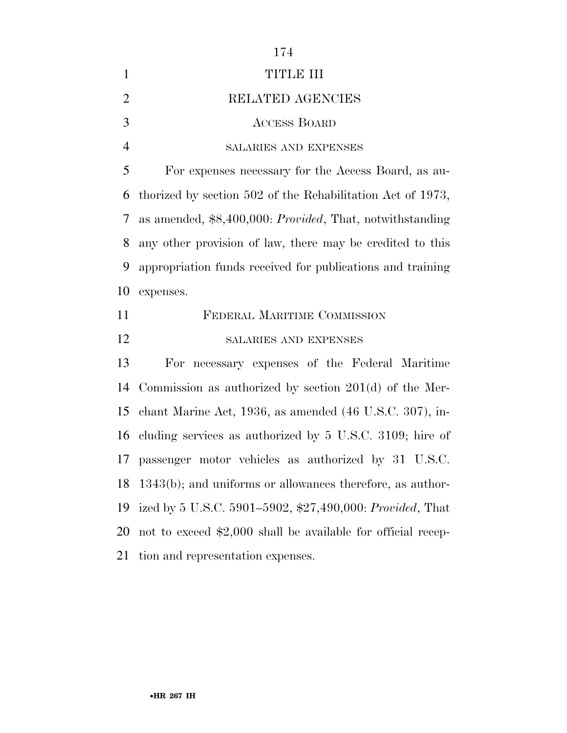# TITLE III

## RELATED AGENCIES

### ACCESS BOARD

#### SALARIES AND EXPENSES

For expenses necessary for the Access Board, as authorized by section 502 of the Rehabilitation Act of 1973, as amended, $8,400,000: *Provided*, That, notwithstanding any other provision of law, there may be credited to this appropriation funds received for publications and training expenses.

### FEDERAL MARITIME COMMISSION

#### SALARIES AND EXPENSES

For necessary expenses of the Federal Maritime Commission as authorized by section 201(d) of the Merchant Marine Act, 1936, as amended (46 U.S.C. 307), including services as authorized by 5 U.S.C. 3109; hire of passenger motor vehicles as authorized by 31 U.S.C. 1343(b); and uniforms or allowances therefore, as authorized by 5 U.S.C. 5901–5902, $27,490,000: *Provided*, That not to exceed $2,000 shall be available for official reception and representation expenses.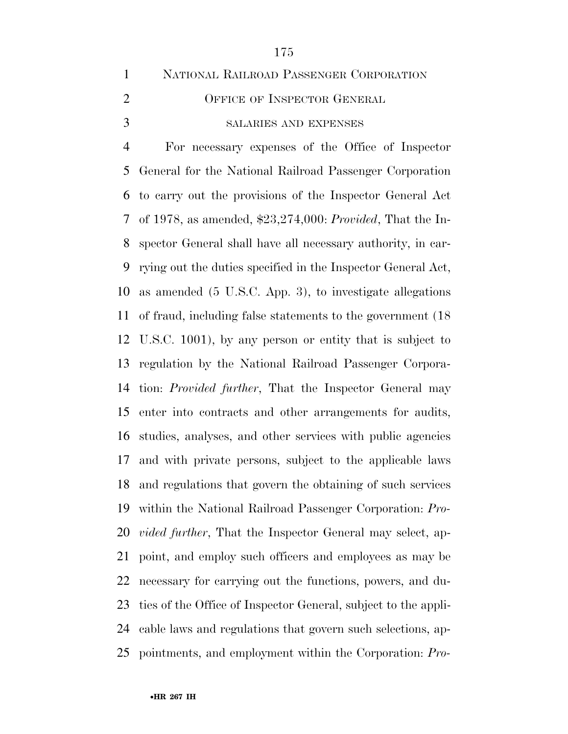NATIONAL RAILROAD PASSENGER CORPORATION

OFFICE OF INSPECTOR GENERAL

SALARIES AND EXPENSES

For necessary expenses of the Office of Inspector General for the National Railroad Passenger Corporation to carry out the provisions of the Inspector General Act of 1978, as amended, $23,274,000: *Provided*, That the Inspector General shall have all necessary authority, in carrying out the duties specified in the Inspector General Act, as amended (5 U.S.C. App. 3), to investigate allegations of fraud, including false statements to the government (18 U.S.C. 1001), by any person or entity that is subject to regulation by the National Railroad Passenger Corporation: *Provided further*, That the Inspector General may enter into contracts and other arrangements for audits, studies, analyses, and other services with public agencies and with private persons, subject to the applicable laws and regulations that govern the obtaining of such services within the National Railroad Passenger Corporation: *Provided further*, That the Inspector General may select, appoint, and employ such officers and employees as may be necessary for carrying out the functions, powers, and duties of the Office of Inspector General, subject to the applicable laws and regulations that govern such selections, appointments, and employment within the Corporation: *Pro-*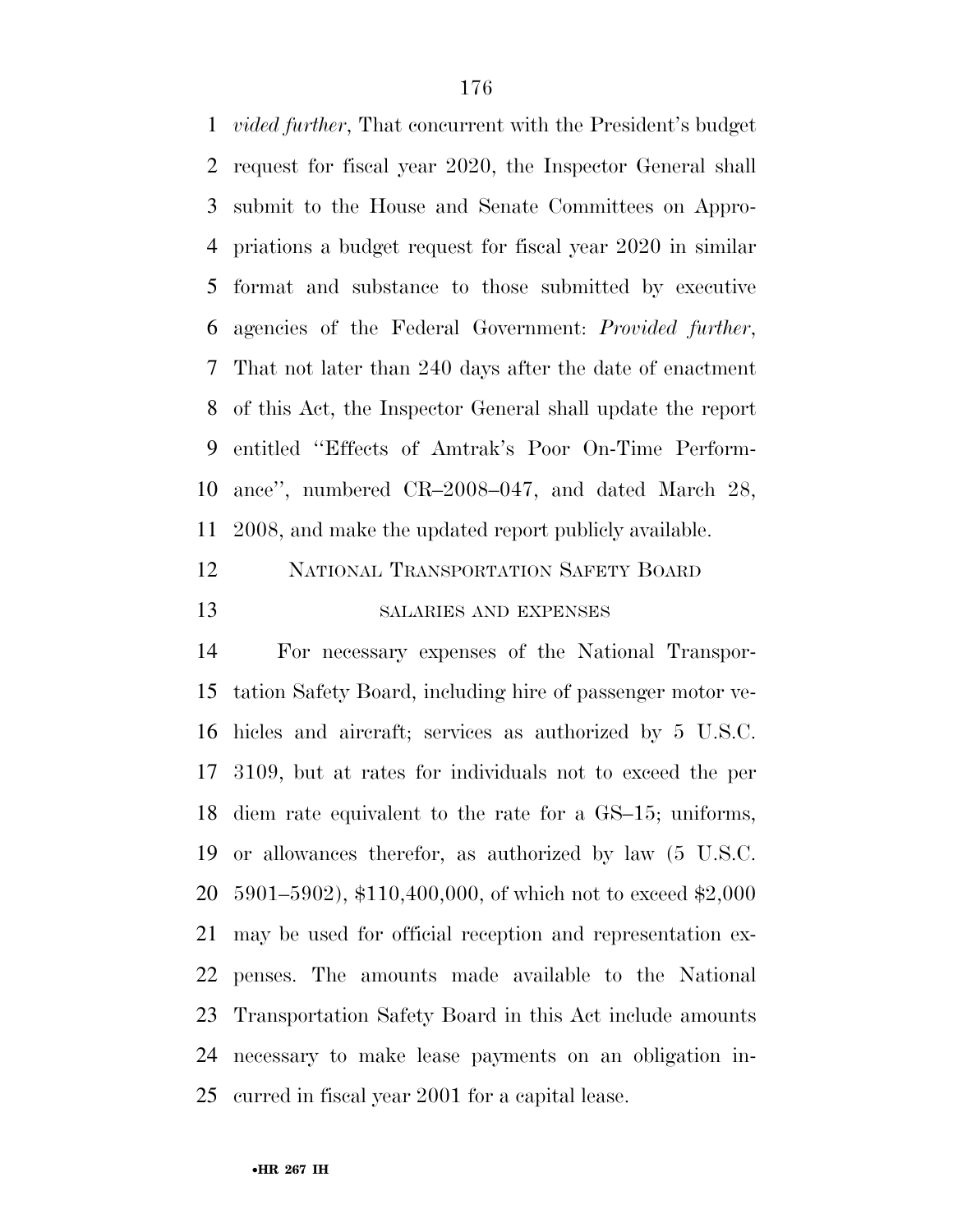*vided further*, That concurrent with the President's budget request for fiscal year 2020, the Inspector General shall submit to the House and Senate Committees on Appropriations a budget request for fiscal year 2020 in similar format and substance to those submitted by executive agencies of the Federal Government: *Provided further*, That not later than 240 days after the date of enactment of this Act, the Inspector General shall update the report entitled ''Effects of Amtrak's Poor On-Time Performance'', numbered CR–2008–047, and dated March 28, 2008, and make the updated report publicly available.

NATIONAL TRANSPORTATION SAFETY BOARD

SALARIES AND EXPENSES

For necessary expenses of the National Transportation Safety Board, including hire of passenger motor vehicles and aircraft; services as authorized by 5 U.S.C. 3109, but at rates for individuals not to exceed the per diem rate equivalent to the rate for a GS–15; uniforms, or allowances therefor, as authorized by law (5 U.S.C. 5901–5902), $110,400,000, of which not to exceed $2,000 may be used for official reception and representation expenses. The amounts made available to the National Transportation Safety Board in this Act include amounts necessary to make lease payments on an obligation incurred in fiscal year 2001 for a capital lease.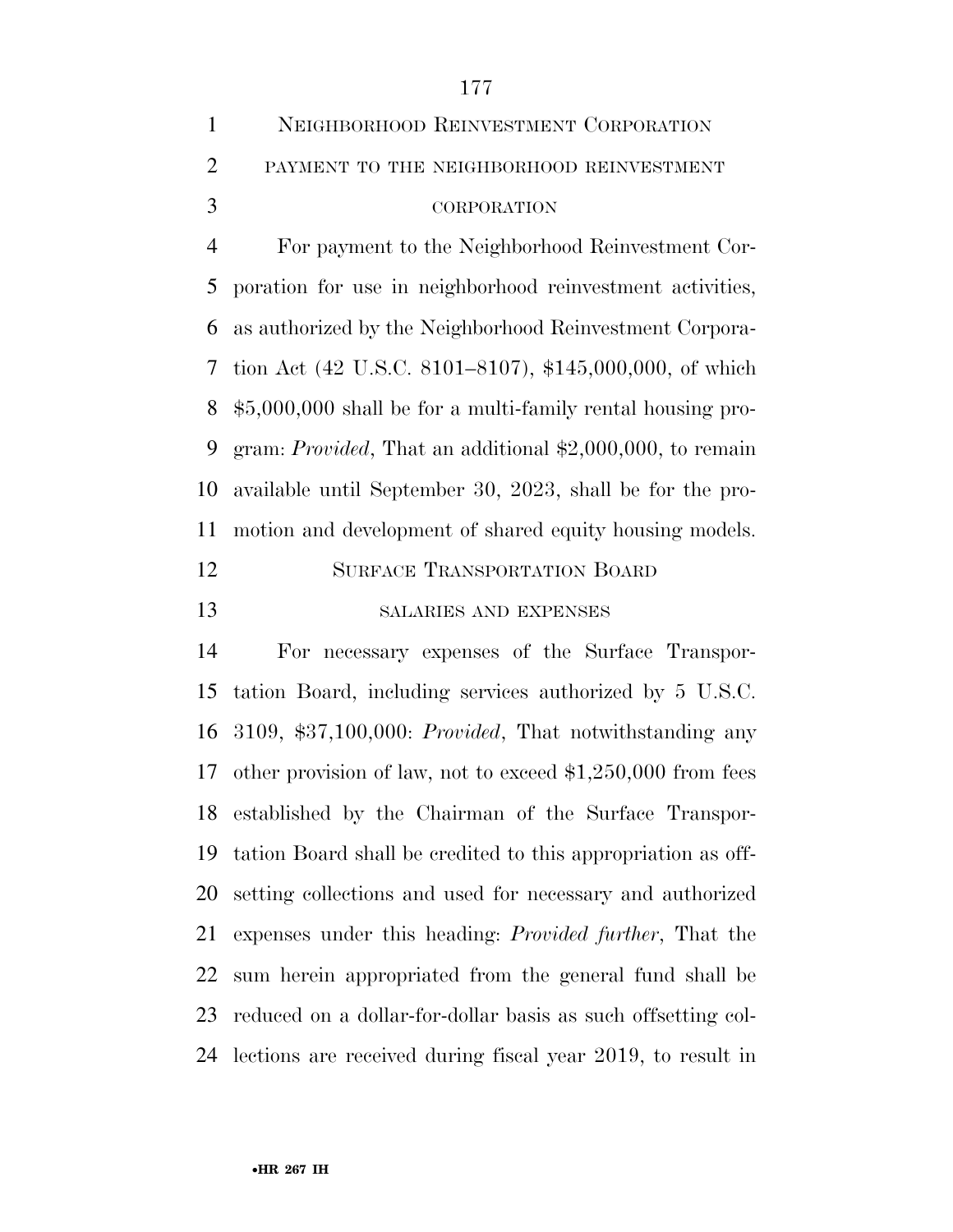NEIGHBORHOOD REINVESTMENT CORPORATION

PAYMENT TO THE NEIGHBORHOOD REINVESTMENT CORPORATION

For payment to the Neighborhood Reinvestment Corporation for use in neighborhood reinvestment activities, as authorized by the Neighborhood Reinvestment Corporation Act (42 U.S.C. 8101–8107), $145,000,000, of which $5,000,000 shall be for a multi-family rental housing program: *Provided*, That an additional $2,000,000, to remain available until September 30, 2023, shall be for the promotion and development of shared equity housing models.

SURFACE TRANSPORTATION BOARD

SALARIES AND EXPENSES

For necessary expenses of the Surface Transportation Board, including services authorized by 5 U.S.C. 3109, $37,100,000: *Provided*, That notwithstanding any other provision of law, not to exceed $1,250,000 from fees established by the Chairman of the Surface Transportation Board shall be credited to this appropriation as offsetting collections and used for necessary and authorized expenses under this heading: *Provided further*, That the sum herein appropriated from the general fund shall be reduced on a dollar-for-dollar basis as such offsetting collections are received during fiscal year 2019, to result in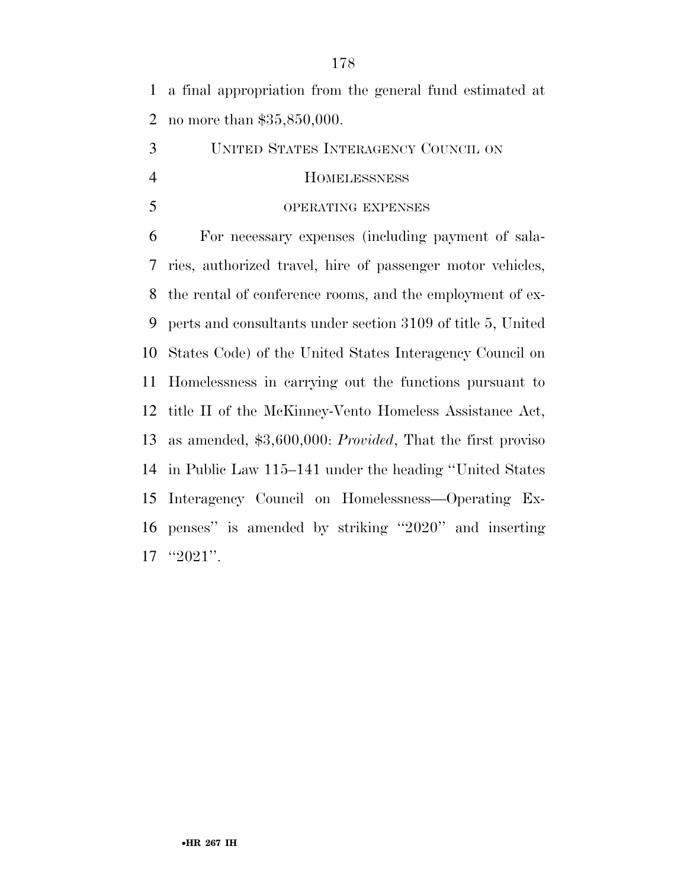a final appropriation from the general fund estimated at no more than $35,850,000.

## UNITED STATES INTERAGENCY COUNCIL ON HOMELESSNESS

### OPERATING EXPENSES

For necessary expenses (including payment of salaries, authorized travel, hire of passenger motor vehicles, the rental of conference rooms, and the employment of experts and consultants under section 3109 of title 5, United States Code) of the United States Interagency Council on Homelessness in carrying out the functions pursuant to title II of the McKinney-Vento Homeless Assistance Act, as amended, $3,600,000: *Provided*, That the first proviso in Public Law 115–141 under the heading ''United States Interagency Council on Homelessness—Operating Expenses'' is amended by striking ''2020'' and inserting ''2021''.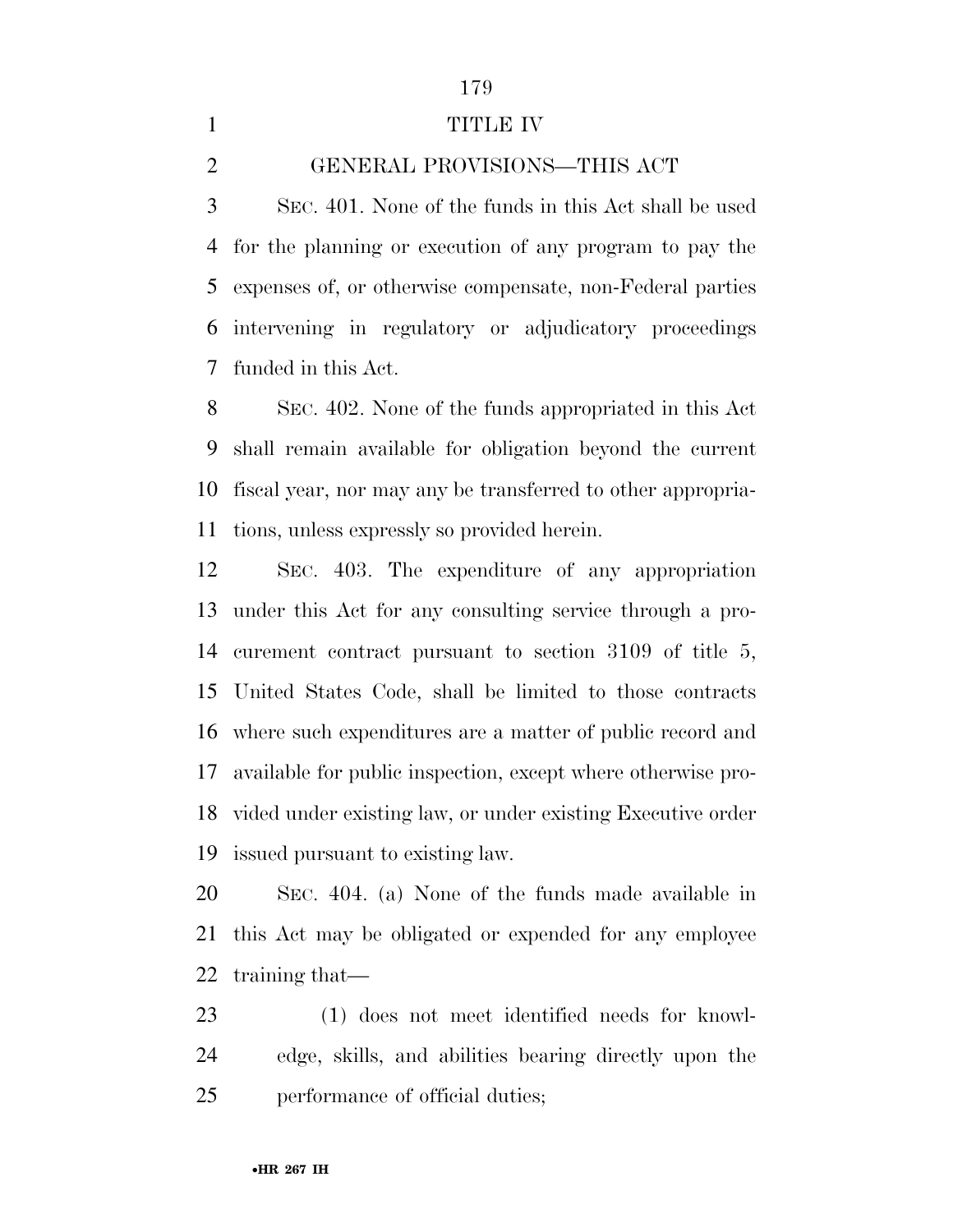# TITLE IV

## GENERAL PROVISIONS—THIS ACT

SEC. 401. None of the funds in this Act shall be used for the planning or execution of any program to pay the expenses of, or otherwise compensate, non-Federal parties intervening in regulatory or adjudicatory proceedings funded in this Act.

SEC. 402. None of the funds appropriated in this Act shall remain available for obligation beyond the current fiscal year, nor may any be transferred to other appropriations, unless expressly so provided herein.

SEC. 403. The expenditure of any appropriation under this Act for any consulting service through a procurement contract pursuant to section 3109 of title 5, United States Code, shall be limited to those contracts where such expenditures are a matter of public record and available for public inspection, except where otherwise provided under existing law, or under existing Executive order issued pursuant to existing law.

SEC. 404. (a) None of the funds made available in this Act may be obligated or expended for any employee training that—

(1) does not meet identified needs for knowledge, skills, and abilities bearing directly upon the performance of official duties;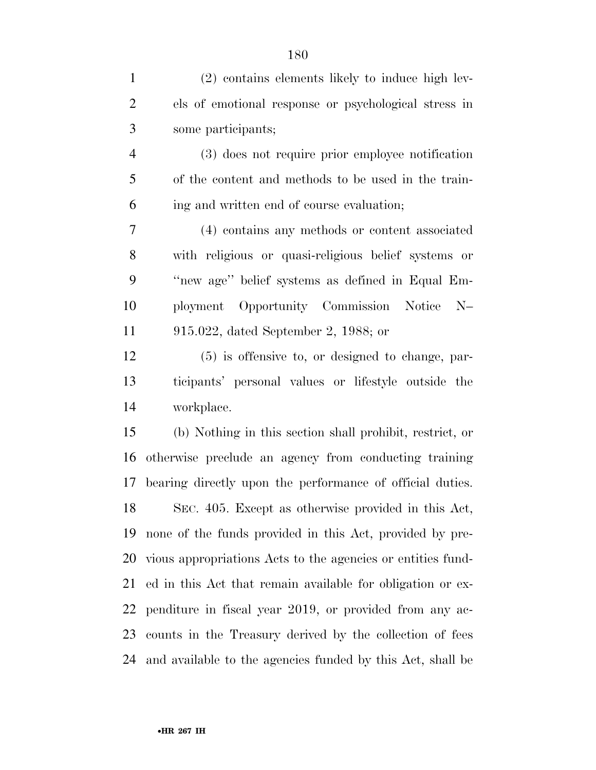(2) contains elements likely to induce high levels of emotional response or psychological stress in some participants;

(3) does not require prior employee notification of the content and methods to be used in the training and written end of course evaluation;

(4) contains any methods or content associated with religious or quasi-religious belief systems or "new age" belief systems as defined in Equal Employment Opportunity Commission Notice N–915.022, dated September 2, 1988; or

(5) is offensive to, or designed to change, participants' personal values or lifestyle outside the workplace.

(b) Nothing in this section shall prohibit, restrict, or otherwise preclude an agency from conducting training bearing directly upon the performance of official duties.

SEC. 405. Except as otherwise provided in this Act, none of the funds provided in this Act, provided by previous appropriations Acts to the agencies or entities funded in this Act that remain available for obligation or expenditure in fiscal year 2019, or provided from any accounts in the Treasury derived by the collection of fees and available to the agencies funded by this Act, shall be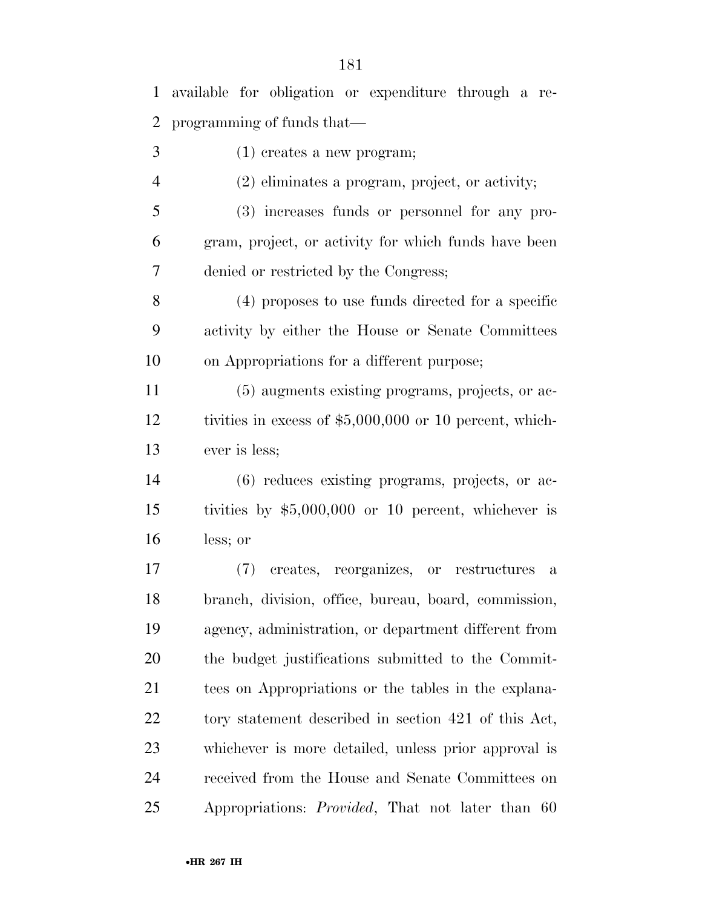available for obligation or expenditure through a reprogramming of funds that—

(1) creates a new program;

(2) eliminates a program, project, or activity;

(3) increases funds or personnel for any program, project, or activity for which funds have been denied or restricted by the Congress;

(4) proposes to use funds directed for a specific activity by either the House or Senate Committees on Appropriations for a different purpose;

(5) augments existing programs, projects, or activities in excess of $5,000,000 or 10 percent, whichever is less;

(6) reduces existing programs, projects, or activities by $5,000,000 or 10 percent, whichever is less; or

(7) creates, reorganizes, or restructures a branch, division, office, bureau, board, commission, agency, administration, or department different from the budget justifications submitted to the Committees on Appropriations or the tables in the explanatory statement described in section 421 of this Act, whichever is more detailed, unless prior approval is received from the House and Senate Committees on Appropriations: *Provided*, That not later than 60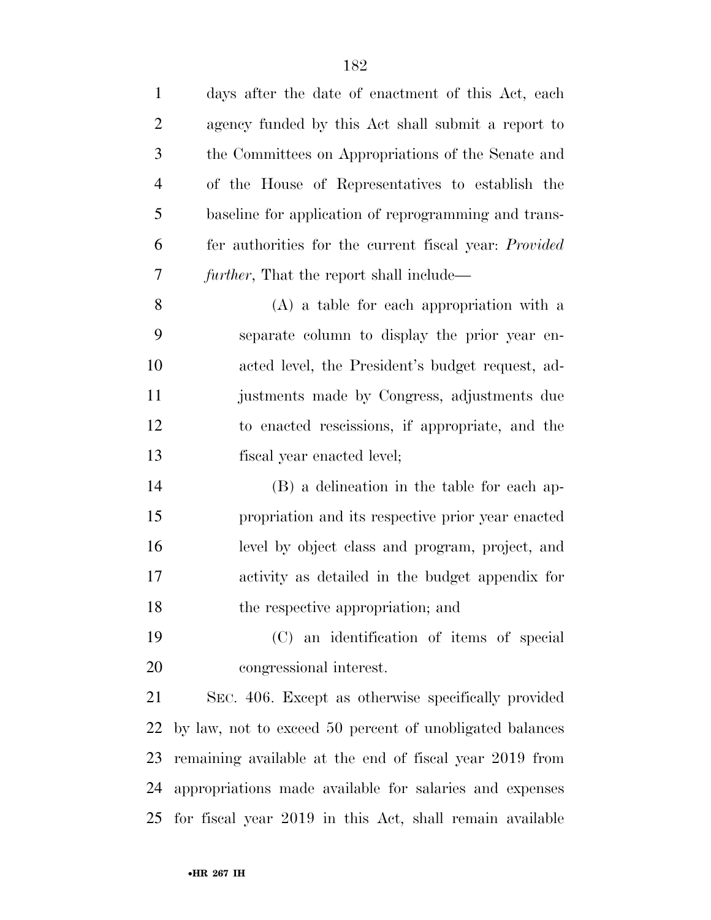days after the date of enactment of this Act, each agency funded by this Act shall submit a report to the Committees on Appropriations of the Senate and of the House of Representatives to establish the baseline for application of reprogramming and transfer authorities for the current fiscal year: *Provided further*, That the report shall include—

(A) a table for each appropriation with a separate column to display the prior year enacted level, the President's budget request, adjustments made by Congress, adjustments due to enacted rescissions, if appropriate, and the fiscal year enacted level;

(B) a delineation in the table for each appropriation and its respective prior year enacted level by object class and program, project, and activity as detailed in the budget appendix for the respective appropriation; and

(C) an identification of items of special congressional interest.

SEC. 406. Except as otherwise specifically provided by law, not to exceed 50 percent of unobligated balances remaining available at the end of fiscal year 2019 from appropriations made available for salaries and expenses for fiscal year 2019 in this Act, shall remain available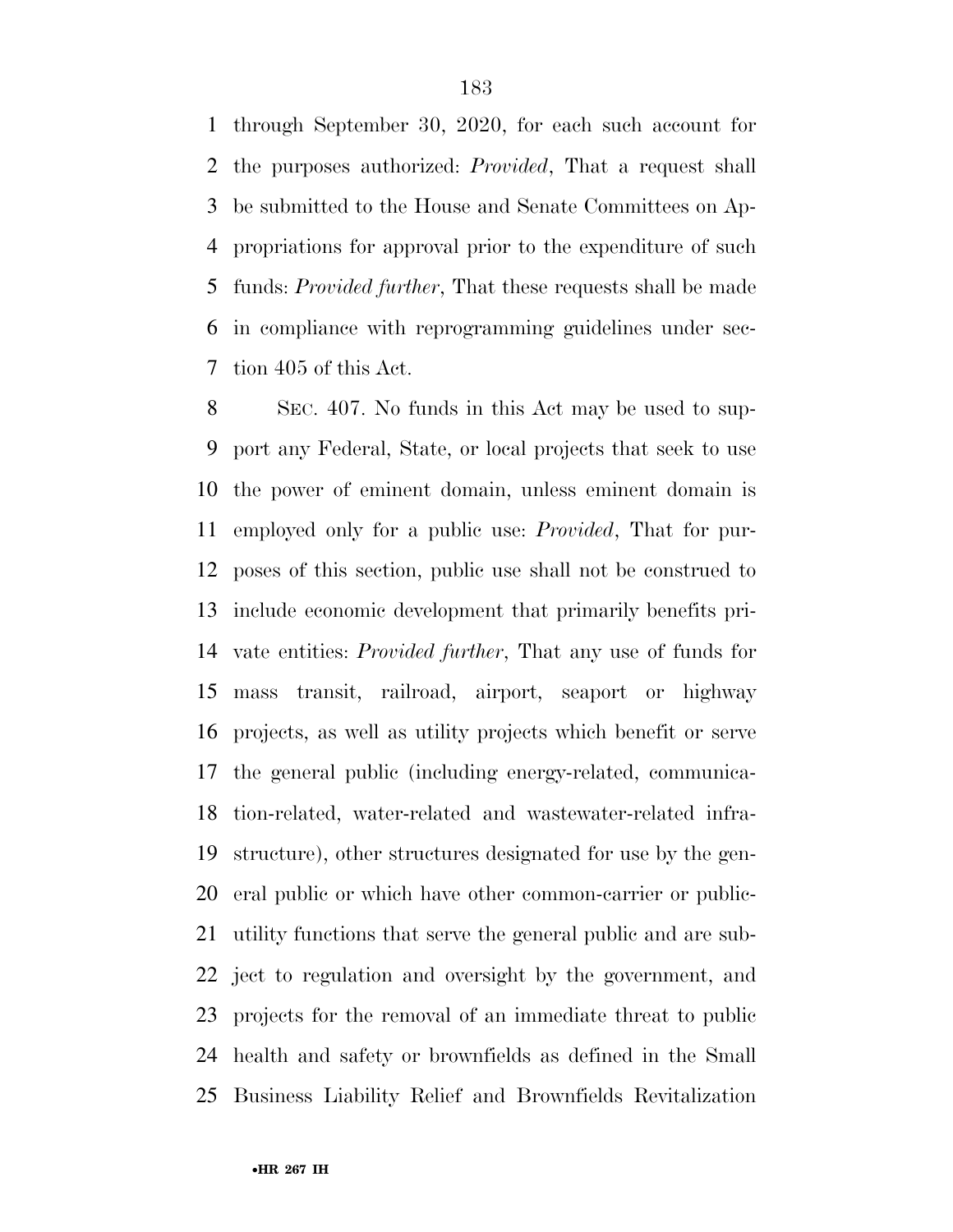through September 30, 2020, for each such account for the purposes authorized: *Provided*, That a request shall be submitted to the House and Senate Committees on Appropriations for approval prior to the expenditure of such funds: *Provided further*, That these requests shall be made in compliance with reprogramming guidelines under section 405 of this Act.

SEC. 407. No funds in this Act may be used to support any Federal, State, or local projects that seek to use the power of eminent domain, unless eminent domain is employed only for a public use: *Provided*, That for purposes of this section, public use shall not be construed to include economic development that primarily benefits private entities: *Provided further*, That any use of funds for mass transit, railroad, airport, seaport or highway projects, as well as utility projects which benefit or serve the general public (including energy-related, communication-related, water-related and wastewater-related infrastructure), other structures designated for use by the general public or which have other common-carrier or public-utility functions that serve the general public and are subject to regulation and oversight by the government, and projects for the removal of an immediate threat to public health and safety or brownfields as defined in the Small Business Liability Relief and Brownfields Revitalization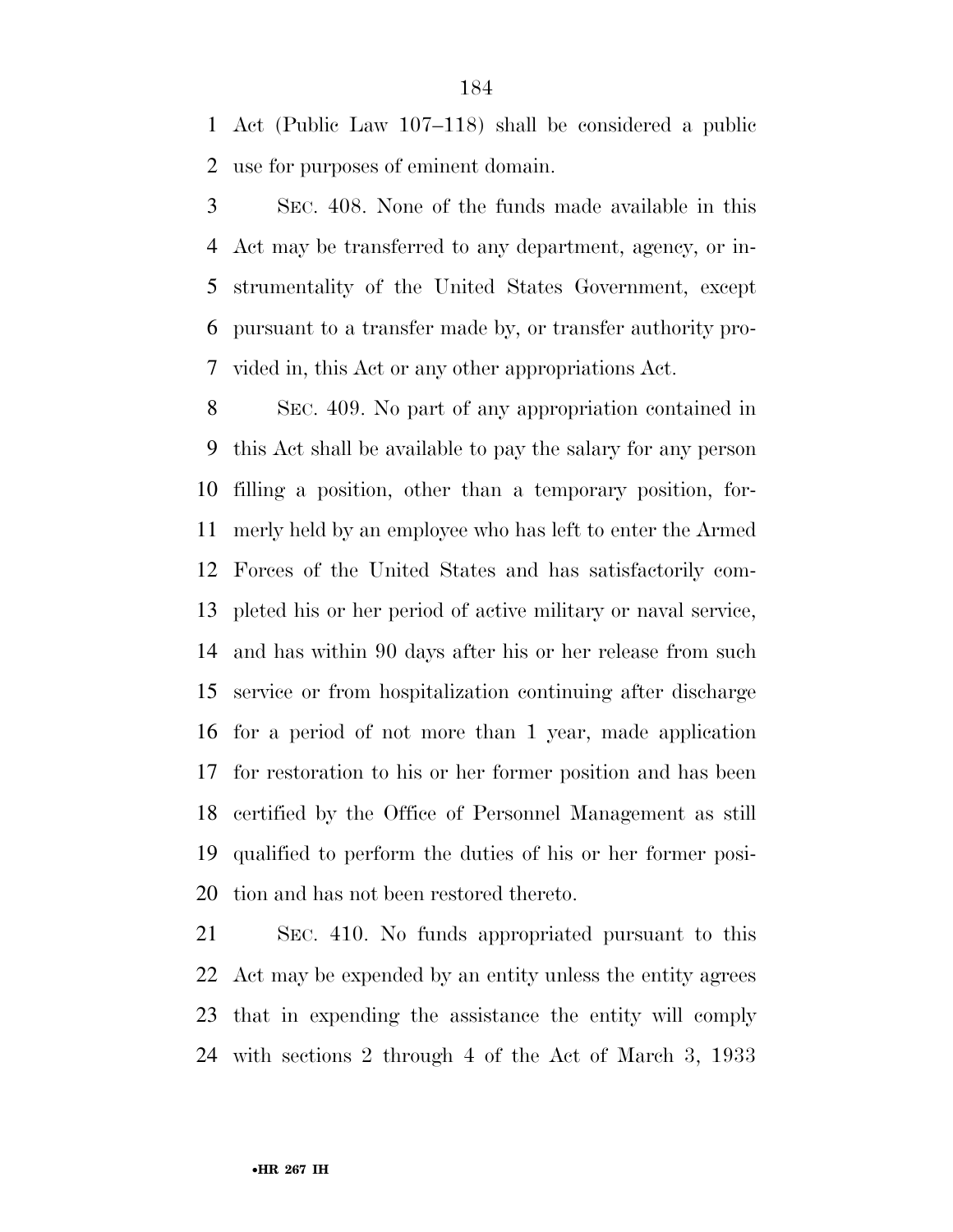Act (Public Law 107–118) shall be considered a public use for purposes of eminent domain.

SEC. 408. None of the funds made available in this Act may be transferred to any department, agency, or instrumentality of the United States Government, except pursuant to a transfer made by, or transfer authority provided in, this Act or any other appropriations Act.

SEC. 409. No part of any appropriation contained in this Act shall be available to pay the salary for any person filling a position, other than a temporary position, formerly held by an employee who has left to enter the Armed Forces of the United States and has satisfactorily completed his or her period of active military or naval service, and has within 90 days after his or her release from such service or from hospitalization continuing after discharge for a period of not more than 1 year, made application for restoration to his or her former position and has been certified by the Office of Personnel Management as still qualified to perform the duties of his or her former position and has not been restored thereto.

SEC. 410. No funds appropriated pursuant to this Act may be expended by an entity unless the entity agrees that in expending the assistance the entity will comply with sections 2 through 4 of the Act of March 3, 1933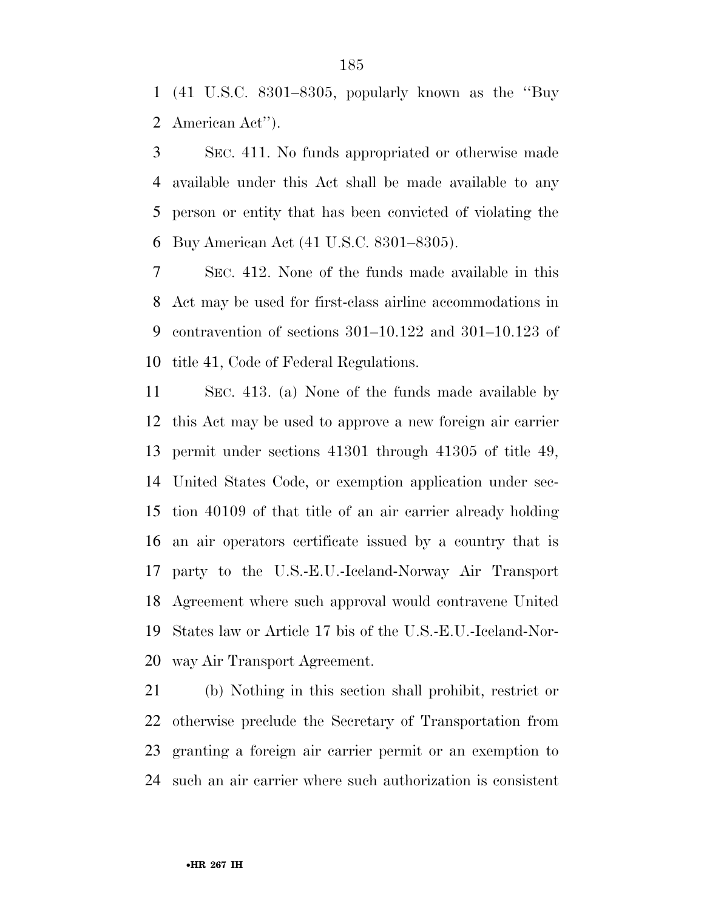(41 U.S.C. 8301–8305, popularly known as the ''Buy American Act'').

SEC. 411. No funds appropriated or otherwise made available under this Act shall be made available to any person or entity that has been convicted of violating the Buy American Act (41 U.S.C. 8301–8305).

SEC. 412. None of the funds made available in this Act may be used for first-class airline accommodations in contravention of sections 301–10.122 and 301–10.123 of title 41, Code of Federal Regulations.

SEC. 413. (a) None of the funds made available by this Act may be used to approve a new foreign air carrier permit under sections 41301 through 41305 of title 49, United States Code, or exemption application under section 40109 of that title of an air carrier already holding an air operators certificate issued by a country that is party to the U.S.-E.U.-Iceland-Norway Air Transport Agreement where such approval would contravene United States law or Article 17 bis of the U.S.-E.U.-Iceland-Norway Air Transport Agreement.

(b) Nothing in this section shall prohibit, restrict or otherwise preclude the Secretary of Transportation from granting a foreign air carrier permit or an exemption to such an air carrier where such authorization is consistent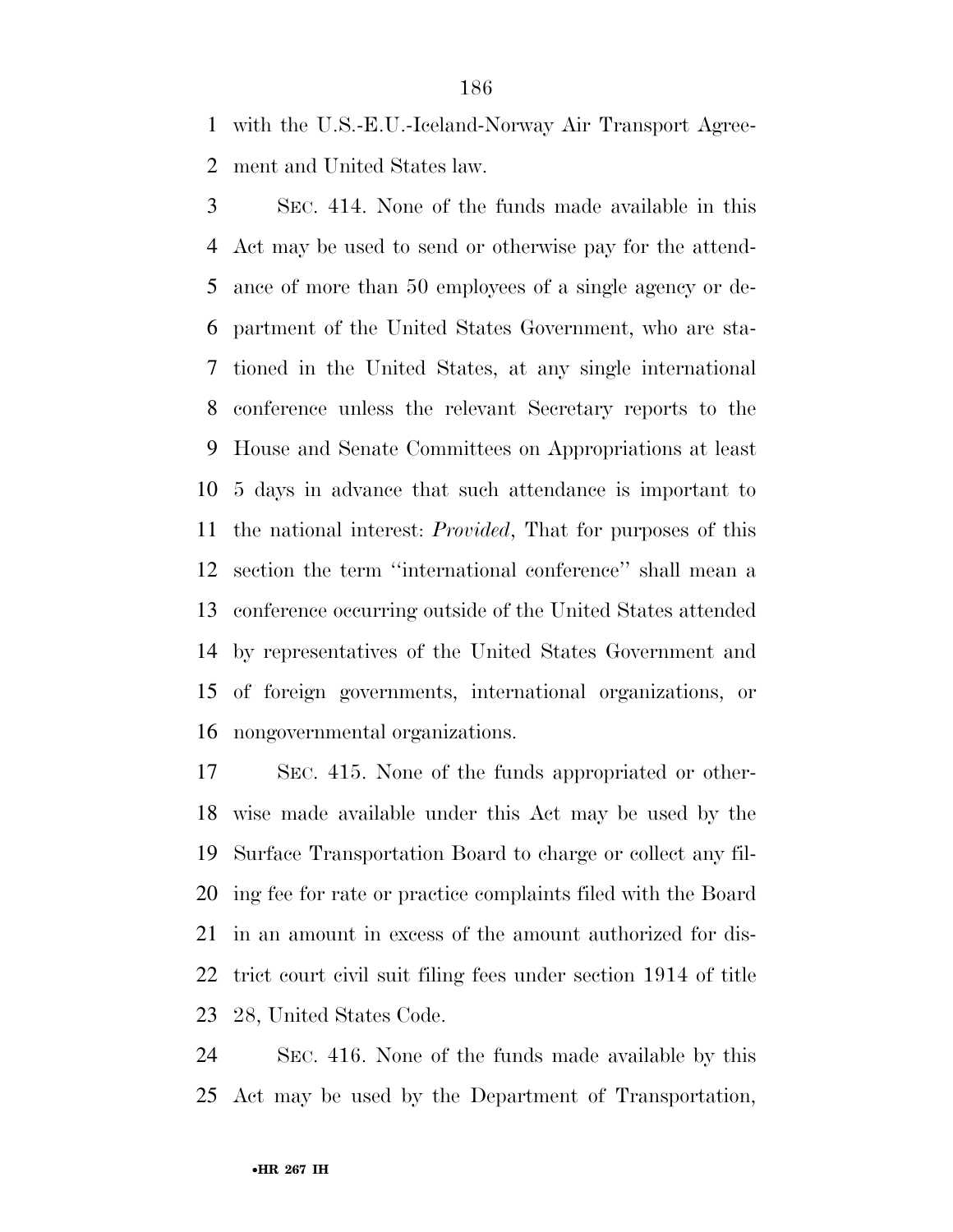with the U.S.-E.U.-Iceland-Norway Air Transport Agreement and United States law.

SEC. 414. None of the funds made available in this Act may be used to send or otherwise pay for the attendance of more than 50 employees of a single agency or department of the United States Government, who are stationed in the United States, at any single international conference unless the relevant Secretary reports to the House and Senate Committees on Appropriations at least 5 days in advance that such attendance is important to the national interest: *Provided*, That for purposes of this section the term ''international conference'' shall mean a conference occurring outside of the United States attended by representatives of the United States Government and of foreign governments, international organizations, or nongovernmental organizations.

SEC. 415. None of the funds appropriated or otherwise made available under this Act may be used by the Surface Transportation Board to charge or collect any filing fee for rate or practice complaints filed with the Board in an amount in excess of the amount authorized for district court civil suit filing fees under section 1914 of title 28, United States Code.

SEC. 416. None of the funds made available by this Act may be used by the Department of Transportation,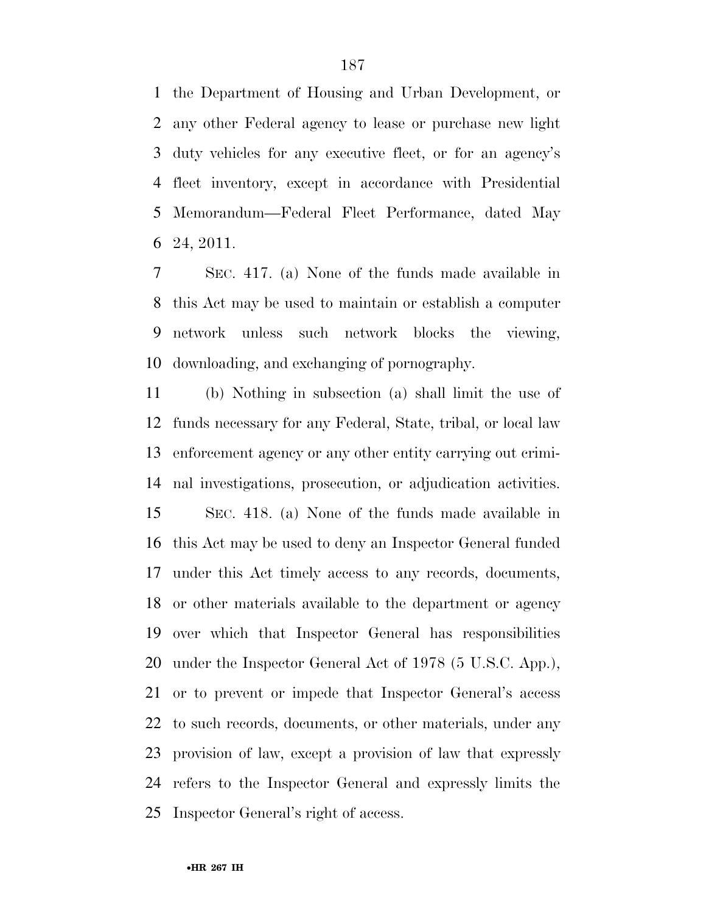the Department of Housing and Urban Development, or any other Federal agency to lease or purchase new light duty vehicles for any executive fleet, or for an agency's fleet inventory, except in accordance with Presidential Memorandum—Federal Fleet Performance, dated May 24, 2011.

SEC. 417. (a) None of the funds made available in this Act may be used to maintain or establish a computer network unless such network blocks the viewing, downloading, and exchanging of pornography.

(b) Nothing in subsection (a) shall limit the use of funds necessary for any Federal, State, tribal, or local law enforcement agency or any other entity carrying out criminal investigations, prosecution, or adjudication activities.

SEC. 418. (a) None of the funds made available in this Act may be used to deny an Inspector General funded under this Act timely access to any records, documents, or other materials available to the department or agency over which that Inspector General has responsibilities under the Inspector General Act of 1978 (5 U.S.C. App.), or to prevent or impede that Inspector General's access to such records, documents, or other materials, under any provision of law, except a provision of law that expressly refers to the Inspector General and expressly limits the Inspector General's right of access.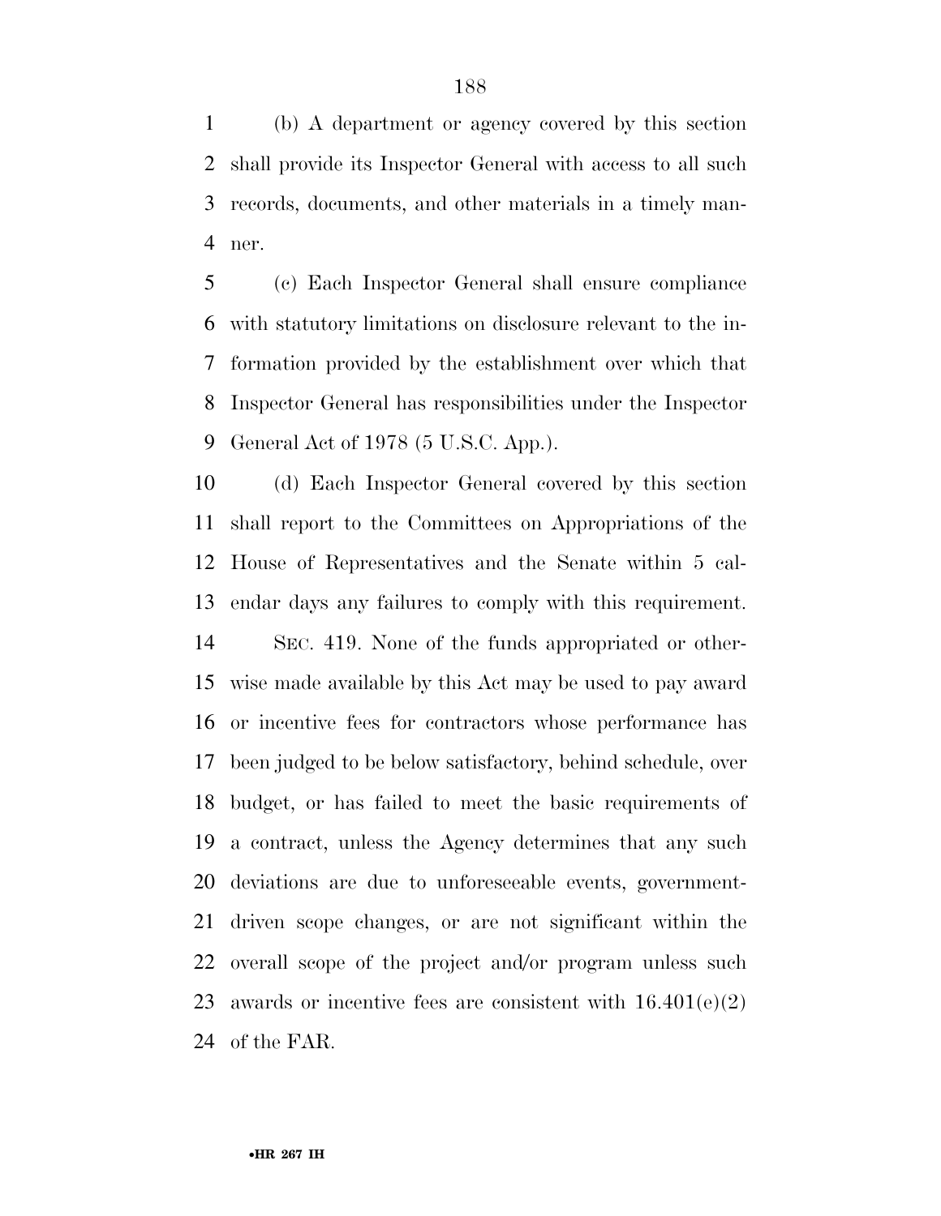(b) A department or agency covered by this section shall provide its Inspector General with access to all such records, documents, and other materials in a timely manner.

(c) Each Inspector General shall ensure compliance with statutory limitations on disclosure relevant to the information provided by the establishment over which that Inspector General has responsibilities under the Inspector General Act of 1978 (5 U.S.C. App.).

(d) Each Inspector General covered by this section shall report to the Committees on Appropriations of the House of Representatives and the Senate within 5 calendar days any failures to comply with this requirement.

SEC. 419. None of the funds appropriated or otherwise made available by this Act may be used to pay award or incentive fees for contractors whose performance has been judged to be below satisfactory, behind schedule, over budget, or has failed to meet the basic requirements of a contract, unless the Agency determines that any such deviations are due to unforeseeable events, government-driven scope changes, or are not significant within the overall scope of the project and/or program unless such awards or incentive fees are consistent with 16.401(e)(2) of the FAR.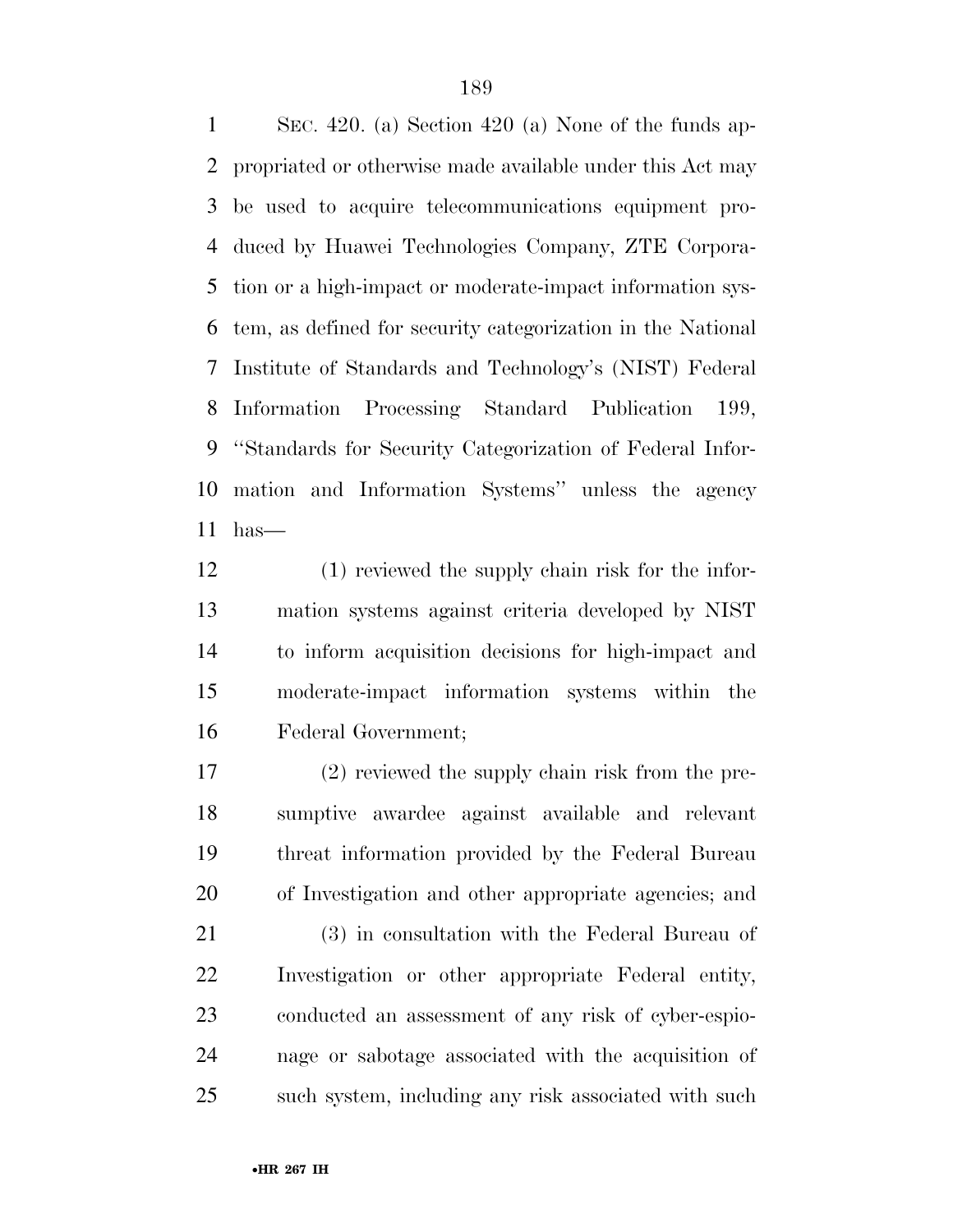SEC. 420. (a) Section 420 (a) None of the funds appropriated or otherwise made available under this Act may be used to acquire telecommunications equipment produced by Huawei Technologies Company, ZTE Corporation or a high-impact or moderate-impact information system, as defined for security categorization in the National Institute of Standards and Technology's (NIST) Federal Information Processing Standard Publication 199, ''Standards for Security Categorization of Federal Information and Information Systems'' unless the agency has—

(1) reviewed the supply chain risk for the information systems against criteria developed by NIST to inform acquisition decisions for high-impact and moderate-impact information systems within the Federal Government;

(2) reviewed the supply chain risk from the presumptive awardee against available and relevant threat information provided by the Federal Bureau of Investigation and other appropriate agencies; and

(3) in consultation with the Federal Bureau of Investigation or other appropriate Federal entity, conducted an assessment of any risk of cyber-espionage or sabotage associated with the acquisition of such system, including any risk associated with such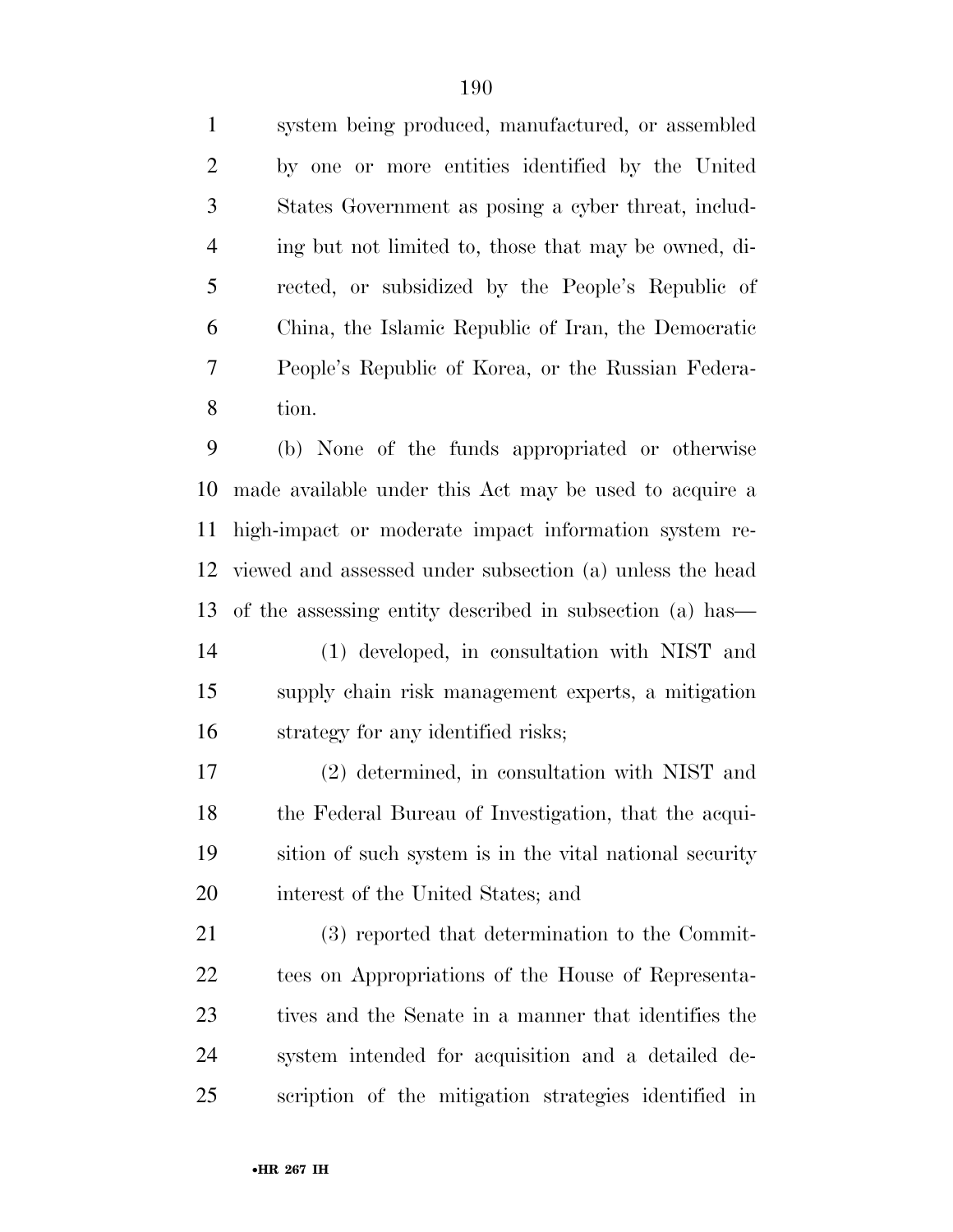system being produced, manufactured, or assembled by one or more entities identified by the United States Government as posing a cyber threat, including but not limited to, those that may be owned, directed, or subsidized by the People's Republic of China, the Islamic Republic of Iran, the Democratic People's Republic of Korea, or the Russian Federation.

(b) None of the funds appropriated or otherwise made available under this Act may be used to acquire a high-impact or moderate impact information system reviewed and assessed under subsection (a) unless the head of the assessing entity described in subsection (a) has—

(1) developed, in consultation with NIST and supply chain risk management experts, a mitigation strategy for any identified risks;

(2) determined, in consultation with NIST and the Federal Bureau of Investigation, that the acquisition of such system is in the vital national security interest of the United States; and

(3) reported that determination to the Committees on Appropriations of the House of Representatives and the Senate in a manner that identifies the system intended for acquisition and a detailed description of the mitigation strategies identified in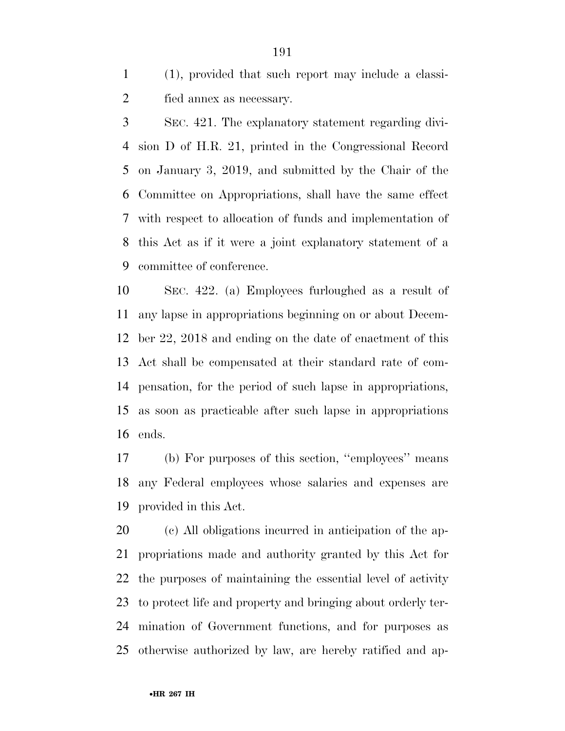(1), provided that such report may include a classified annex as necessary.

SEC. 421. The explanatory statement regarding division D of H.R. 21, printed in the Congressional Record on January 3, 2019, and submitted by the Chair of the Committee on Appropriations, shall have the same effect with respect to allocation of funds and implementation of this Act as if it were a joint explanatory statement of a committee of conference.

SEC. 422. (a) Employees furloughed as a result of any lapse in appropriations beginning on or about December 22, 2018 and ending on the date of enactment of this Act shall be compensated at their standard rate of compensation, for the period of such lapse in appropriations, as soon as practicable after such lapse in appropriations ends.

(b) For purposes of this section, ''employees'' means any Federal employees whose salaries and expenses are provided in this Act.

(c) All obligations incurred in anticipation of the appropriations made and authority granted by this Act for the purposes of maintaining the essential level of activity to protect life and property and bringing about orderly termination of Government functions, and for purposes as otherwise authorized by law, are hereby ratified and ap-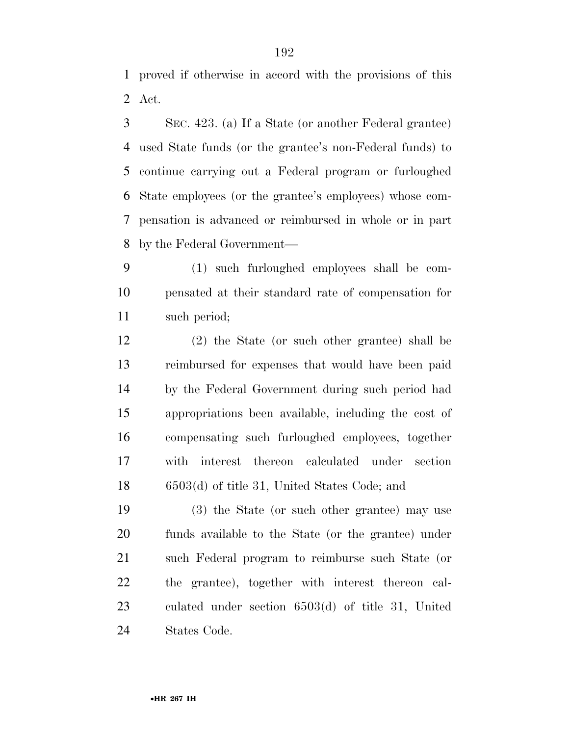proved if otherwise in accord with the provisions of this Act.

SEC. 423. (a) If a State (or another Federal grantee) used State funds (or the grantee's non-Federal funds) to continue carrying out a Federal program or furloughed State employees (or the grantee's employees) whose compensation is advanced or reimbursed in whole or in part by the Federal Government—

(1) such furloughed employees shall be compensated at their standard rate of compensation for such period;

(2) the State (or such other grantee) shall be reimbursed for expenses that would have been paid by the Federal Government during such period had appropriations been available, including the cost of compensating such furloughed employees, together with interest thereon calculated under section 6503(d) of title 31, United States Code; and

(3) the State (or such other grantee) may use funds available to the State (or the grantee) under such Federal program to reimburse such State (or the grantee), together with interest thereon calculated under section 6503(d) of title 31, United States Code.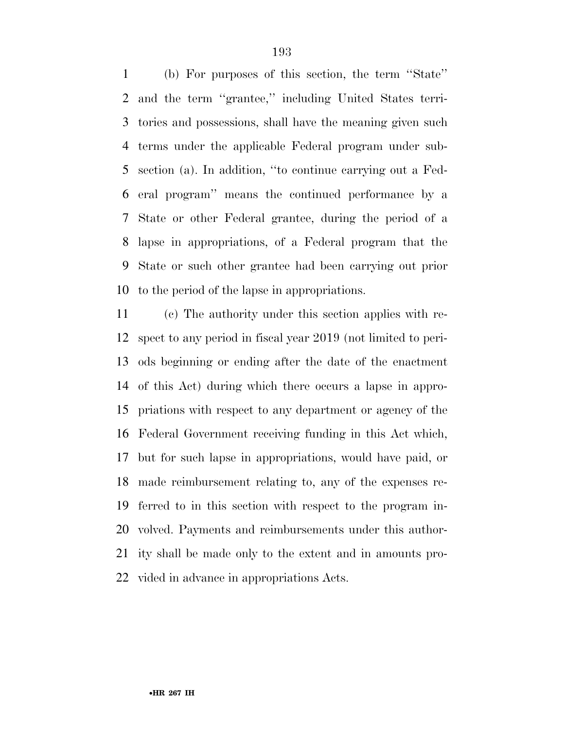(b) For purposes of this section, the term ''State'' and the term ''grantee,'' including United States territories and possessions, shall have the meaning given such terms under the applicable Federal program under subsection (a). In addition, ''to continue carrying out a Federal program'' means the continued performance by a State or other Federal grantee, during the period of a lapse in appropriations, of a Federal program that the State or such other grantee had been carrying out prior to the period of the lapse in appropriations.

(c) The authority under this section applies with respect to any period in fiscal year 2019 (not limited to periods beginning or ending after the date of the enactment of this Act) during which there occurs a lapse in appropriations with respect to any department or agency of the Federal Government receiving funding in this Act which, but for such lapse in appropriations, would have paid, or made reimbursement relating to, any of the expenses referred to in this section with respect to the program involved. Payments and reimbursements under this authority shall be made only to the extent and in amounts provided in advance in appropriations Acts.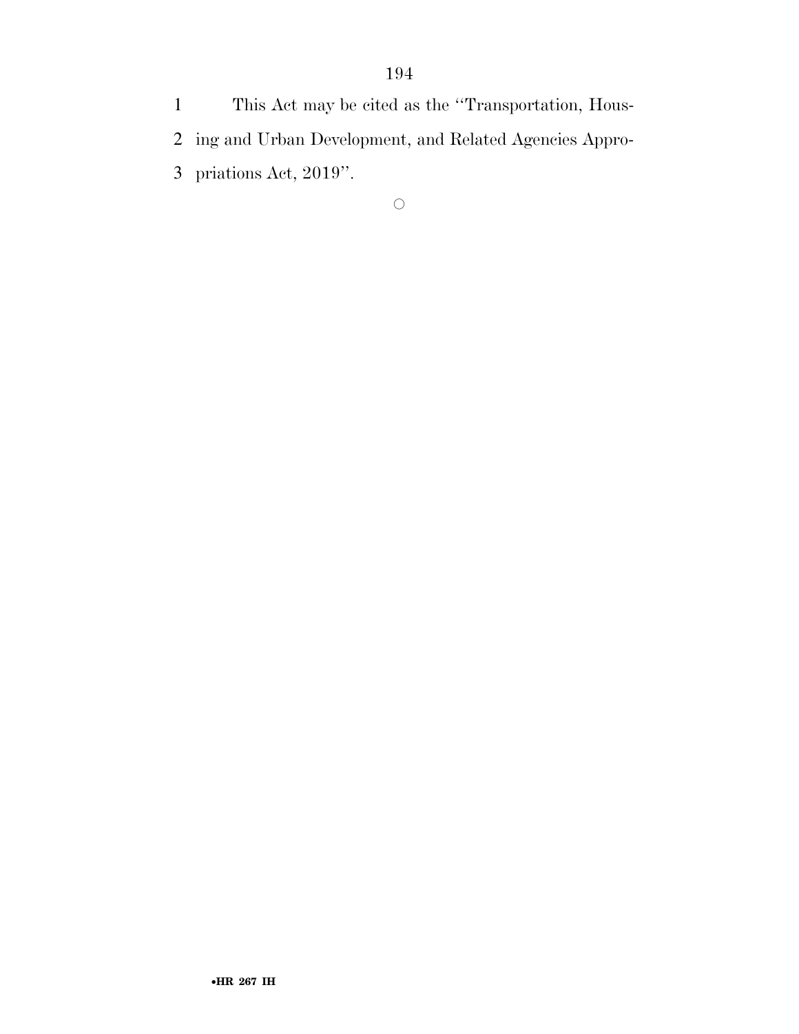This Act may be cited as the "Transportation, Housing and Urban Development, and Related Agencies Appropriations Act, 2019".